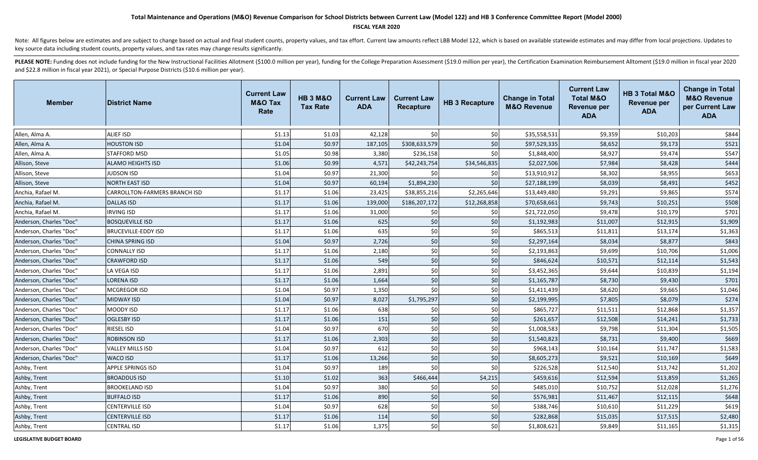# Total Maintenance and Operations (M&O) Revenue Comparison for School Districts between Current Law (Model 122) and HB 3 Conference Committee Report (Model 2000)

**FISCAL YEAR 2020**

Note: All figures below are estimates and are subject to change based on actual and final student counts, property values, and tax effort. Current law amounts reflect LBB Model 122, which is based on available statewide estimates and may differ from local projections. Updates to key source data including student counts, property values, and tax rates may change results significantly.

**PLEASE NOTE:** Funding does not include funding for the New Instructional Facilities Allotment ($100.0 million per year), funding for the College Preparation Assessment ($19.0 million per year), the Certification Examination Reimbursement Alltoment ($19.0 million in fiscal year 2020 and $22.8 million in fiscal year 2021), or Special Purpose Districts ($10.6 million per year).

| Member | District Name | Current Law M&O Tax Rate | HB 3 M&O Tax Rate | Current Law ADA | Current Law Recapture | HB 3 Recapture | Change in Total M&O Revenue | Current Law Total M&O Revenue per ADA | HB 3 Total M&O Revenue per ADA | Change in Total M&O Revenue per Current Law ADA |
|---|---|---|---|---|---|---|---|---|---|---|
| Allen, Alma A. | ALIEF ISD | $1.13 | $1.03 | 42,128 | $0 | $0 | $35,558,531 | $9,359 | $10,203 | $844 |
| Allen, Alma A. | HOUSTON ISD | $1.04 | $0.97 | 187,105 | $308,633,579 | $0 | $97,529,335 | $8,652 | $9,173 | $521 |
| Allen, Alma A. | STAFFORD MSD | $1.05 | $0.98 | 3,380 | $236,158 | $0 | $1,848,400 | $8,927 | $9,474 | $547 |
| Allison, Steve | ALAMO HEIGHTS ISD | $1.06 | $0.99 | 4,571 | $42,243,754 | $34,546,835 | $2,027,506 | $7,984 | $8,428 | $444 |
| Allison, Steve | JUDSON ISD | $1.04 | $0.97 | 21,300 | $0 | $0 | $13,910,912 | $8,302 | $8,955 | $653 |
| Allison, Steve | NORTH EAST ISD | $1.04 | $0.97 | 60,194 | $1,894,230 | $0 | $27,188,199 | $8,039 | $8,491 | $452 |
| Anchia, Rafael M. | CARROLLTON-FARMERS BRANCH ISD | $1.17 | $1.06 | 23,425 | $38,855,216 | $2,265,646 | $13,449,480 | $9,291 | $9,865 | $574 |
| Anchia, Rafael M. | DALLAS ISD | $1.17 | $1.06 | 139,000 | $186,207,172 | $12,268,858 | $70,658,661 | $9,743 | $10,251 | $508 |
| Anchia, Rafael M. | IRVING ISD | $1.17 | $1.06 | 31,000 | $0 | $0 | $21,722,050 | $9,478 | $10,179 | $701 |
| Anderson, Charles "Doc" | BOSQUEVILLE ISD | $1.17 | $1.06 | 625 | $0 | $0 | $1,192,983 | $11,007 | $12,915 | $1,909 |
| Anderson, Charles "Doc" | BRUCEVILLE-EDDY ISD | $1.17 | $1.06 | 635 | $0 | $0 | $865,513 | $11,811 | $13,174 | $1,363 |
| Anderson, Charles "Doc" | CHINA SPRING ISD | $1.04 | $0.97 | 2,726 | $0 | $0 | $2,297,164 | $8,034 | $8,877 | $843 |
| Anderson, Charles "Doc" | CONNALLY ISD | $1.17 | $1.06 | 2,180 | $0 | $0 | $2,193,863 | $9,699 | $10,706 | $1,006 |
| Anderson, Charles "Doc" | CRAWFORD ISD | $1.17 | $1.06 | 549 | $0 | $0 | $846,624 | $10,571 | $12,114 | $1,543 |
| Anderson, Charles "Doc" | LA VEGA ISD | $1.17 | $1.06 | 2,891 | $0 | $0 | $3,452,365 | $9,644 | $10,839 | $1,194 |
| Anderson, Charles "Doc" | LORENA ISD | $1.17 | $1.06 | 1,664 | $0 | $0 | $1,165,787 | $8,730 | $9,430 | $701 |
| Anderson, Charles "Doc" | MCGREGOR ISD | $1.04 | $0.97 | 1,350 | $0 | $0 | $1,411,439 | $8,620 | $9,665 | $1,046 |
| Anderson, Charles "Doc" | MIDWAY ISD | $1.04 | $0.97 | 8,027 | $1,795,297 | $0 | $2,199,995 | $7,805 | $8,079 | $274 |
| Anderson, Charles "Doc" | MOODY ISD | $1.17 | $1.06 | 638 | $0 | $0 | $865,727 | $11,511 | $12,868 | $1,357 |
| Anderson, Charles "Doc" | OGLESBY ISD | $1.17 | $1.06 | 151 | $0 | $0 | $261,657 | $12,508 | $14,241 | $1,733 |
| Anderson, Charles "Doc" | RIESEL ISD | $1.04 | $0.97 | 670 | $0 | $0 | $1,008,583 | $9,798 | $11,304 | $1,505 |
| Anderson, Charles "Doc" | ROBINSON ISD | $1.17 | $1.06 | 2,303 | $0 | $0 | $1,540,823 | $8,731 | $9,400 | $669 |
| Anderson, Charles "Doc" | VALLEY MILLS ISD | $1.04 | $0.97 | 612 | $0 | $0 | $968,143 | $10,164 | $11,747 | $1,583 |
| Anderson, Charles "Doc" | WACO ISD | $1.17 | $1.06 | 13,266 | $0 | $0 | $8,605,273 | $9,521 | $10,169 | $649 |
| Ashby, Trent | APPLE SPRINGS ISD | $1.04 | $0.97 | 189 | $0 | $0 | $226,528 | $12,540 | $13,742 | $1,202 |
| Ashby, Trent | BROADDUS ISD | $1.10 | $1.02 | 363 | $466,444 | $4,215 | $459,616 | $12,594 | $13,859 | $1,265 |
| Ashby, Trent | BROOKELAND ISD | $1.04 | $0.97 | 380 | $0 | $0 | $485,010 | $10,752 | $12,028 | $1,276 |
| Ashby, Trent | BUFFALO ISD | $1.17 | $1.06 | 890 | $0 | $0 | $576,981 | $11,467 | $12,115 | $648 |
| Ashby, Trent | CENTERVILLE ISD | $1.04 | $0.97 | 628 | $0 | $0 | $388,746 | $10,610 | $11,229 | $619 |
| Ashby, Trent | CENTERVILLE ISD | $1.17 | $1.06 | 114 | $0 | $0 | $282,868 | $15,035 | $17,515 | $2,480 |
| Ashby, Trent | CENTRAL ISD | $1.17 | $1.06 | 1,375 | $0 | $0 | $1,808,621 | $9,849 | $11,165 | $1,315 |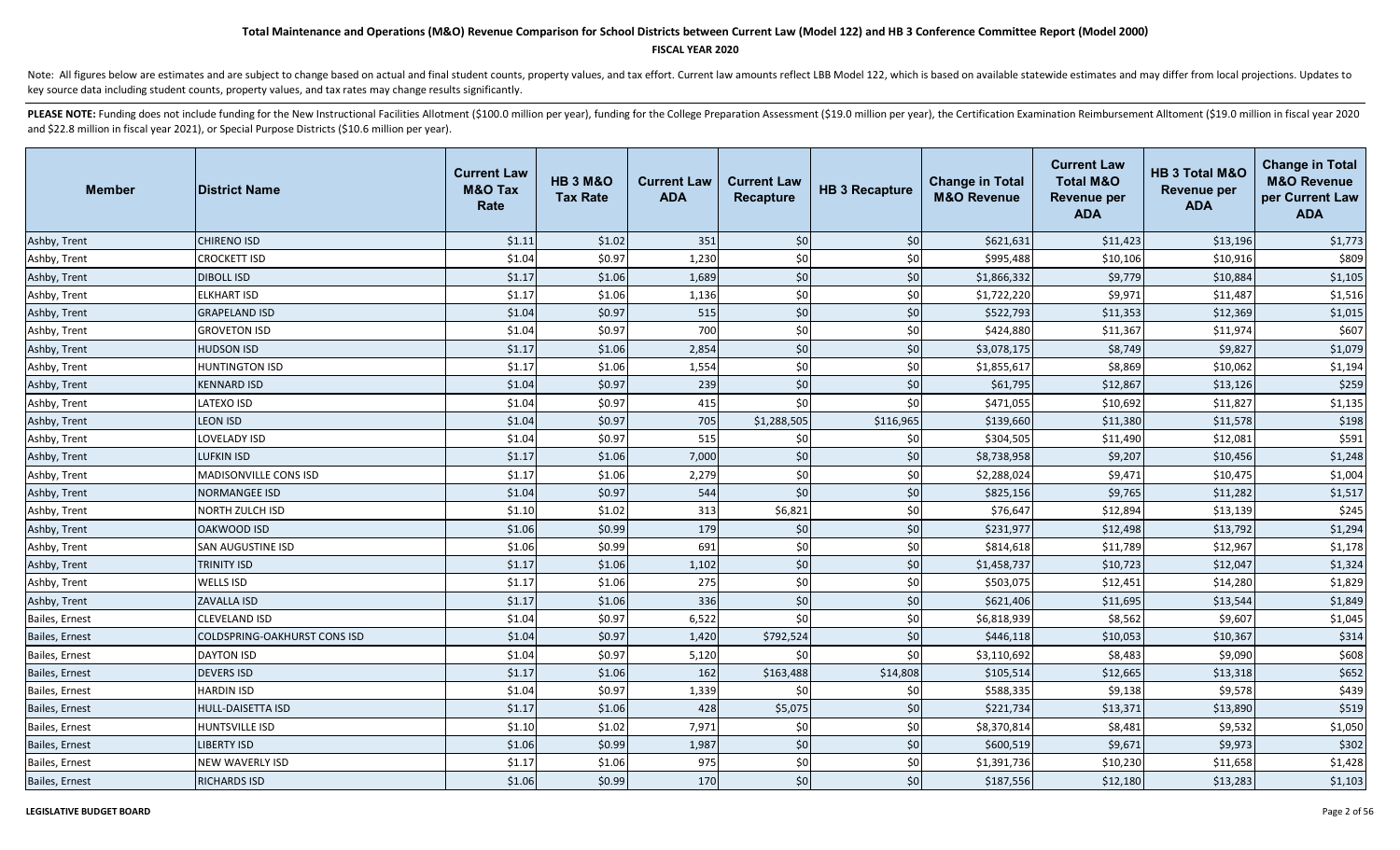# Total Maintenance and Operations (M&O) Revenue Comparison for School Districts between Current Law (Model 122) and HB 3 Conference Committee Report (Model 2000)

**FISCAL YEAR 2020**

Note: All figures below are estimates and are subject to change based on actual and final student counts, property values, and tax effort. Current law amounts reflect LBB Model 122, which is based on available statewide estimates and may differ from local projections. Updates to key source data including student counts, property values, and tax rates may change results significantly.

**PLEASE NOTE:** Funding does not include funding for the New Instructional Facilities Allotment ($100.0 million per year), funding for the College Preparation Assessment ($19.0 million per year), the Certification Examination Reimbursement Allotment ($19.0 million in fiscal year 2020 and $22.8 million in fiscal year 2021), or Special Purpose Districts ($10.6 million per year).

| Member | District Name | Current Law M&O Tax Rate | HB 3 M&O Tax Rate | Current Law ADA | Current Law Recapture | HB 3 Recapture | Change in Total M&O Revenue | Current Law Total M&O Revenue per ADA | HB 3 Total M&O Revenue per ADA | Change in Total M&O Revenue per Current Law ADA |
|---|---|---|---|---|---|---|---|---|---|---|
| Ashby, Trent | CHIRENO ISD | $1.11 | $1.02 | 351 | $0 | $0 | $621,631 | $11,423 | $13,196 | $1,773 |
| Ashby, Trent | CROCKETT ISD | $1.04 | $0.97 | 1,230 | $0 | $0 | $995,488 | $10,106 | $10,916 | $809 |
| Ashby, Trent | DIBOLL ISD | $1.17 | $1.06 | 1,689 | $0 | $0 | $1,866,332 | $9,779 | $10,884 | $1,105 |
| Ashby, Trent | ELKHART ISD | $1.17 | $1.06 | 1,136 | $0 | $0 | $1,722,220 | $9,971 | $11,487 | $1,516 |
| Ashby, Trent | GRAPELAND ISD | $1.04 | $0.97 | 515 | $0 | $0 | $522,793 | $11,353 | $12,369 | $1,015 |
| Ashby, Trent | GROVETON ISD | $1.04 | $0.97 | 700 | $0 | $0 | $424,880 | $11,367 | $11,974 | $607 |
| Ashby, Trent | HUDSON ISD | $1.17 | $1.06 | 2,854 | $0 | $0 | $3,078,175 | $8,749 | $9,827 | $1,079 |
| Ashby, Trent | HUNTINGTON ISD | $1.17 | $1.06 | 1,554 | $0 | $0 | $1,855,617 | $8,869 | $10,062 | $1,194 |
| Ashby, Trent | KENNARD ISD | $1.04 | $0.97 | 239 | $0 | $0 | $61,795 | $12,867 | $13,126 | $259 |
| Ashby, Trent | LATEXO ISD | $1.04 | $0.97 | 415 | $0 | $0 | $471,055 | $10,692 | $11,827 | $1,135 |
| Ashby, Trent | LEON ISD | $1.04 | $0.97 | 705 | $1,288,505 | $116,965 | $139,660 | $11,380 | $11,578 | $198 |
| Ashby, Trent | LOVELADY ISD | $1.04 | $0.97 | 515 | $0 | $0 | $304,505 | $11,490 | $12,081 | $591 |
| Ashby, Trent | LUFKIN ISD | $1.17 | $1.06 | 7,000 | $0 | $0 | $8,738,958 | $9,207 | $10,456 | $1,248 |
| Ashby, Trent | MADISONVILLE CONS ISD | $1.17 | $1.06 | 2,279 | $0 | $0 | $2,288,024 | $9,471 | $10,475 | $1,004 |
| Ashby, Trent | NORMANGEE ISD | $1.04 | $0.97 | 544 | $0 | $0 | $825,156 | $9,765 | $11,282 | $1,517 |
| Ashby, Trent | NORTH ZULCH ISD | $1.10 | $1.02 | 313 | $6,821 | $0 | $76,647 | $12,894 | $13,139 | $245 |
| Ashby, Trent | OAKWOOD ISD | $1.06 | $0.99 | 179 | $0 | $0 | $231,977 | $12,498 | $13,792 | $1,294 |
| Ashby, Trent | SAN AUGUSTINE ISD | $1.06 | $0.99 | 691 | $0 | $0 | $814,618 | $11,789 | $12,967 | $1,178 |
| Ashby, Trent | TRINITY ISD | $1.17 | $1.06 | 1,102 | $0 | $0 | $1,458,737 | $10,723 | $12,047 | $1,324 |
| Ashby, Trent | WELLS ISD | $1.17 | $1.06 | 275 | $0 | $0 | $503,075 | $12,451 | $14,280 | $1,829 |
| Ashby, Trent | ZAVALLA ISD | $1.17 | $1.06 | 336 | $0 | $0 | $621,406 | $11,695 | $13,544 | $1,849 |
| Bailes, Ernest | CLEVELAND ISD | $1.04 | $0.97 | 6,522 | $0 | $0 | $6,818,939 | $8,562 | $9,607 | $1,045 |
| Bailes, Ernest | COLDSPRING-OAKHURST CONS ISD | $1.04 | $0.97 | 1,420 | $792,524 | $0 | $446,118 | $10,053 | $10,367 | $314 |
| Bailes, Ernest | DAYTON ISD | $1.04 | $0.97 | 5,120 | $0 | $0 | $3,110,692 | $8,483 | $9,090 | $608 |
| Bailes, Ernest | DEVERS ISD | $1.17 | $1.06 | 162 | $163,488 | $14,808 | $105,514 | $12,665 | $13,318 | $652 |
| Bailes, Ernest | HARDIN ISD | $1.04 | $0.97 | 1,339 | $0 | $0 | $588,335 | $9,138 | $9,578 | $439 |
| Bailes, Ernest | HULL-DAISETTA ISD | $1.17 | $1.06 | 428 | $5,075 | $0 | $221,734 | $13,371 | $13,890 | $519 |
| Bailes, Ernest | HUNTSVILLE ISD | $1.10 | $1.02 | 7,971 | $0 | $0 | $8,370,814 | $8,481 | $9,532 | $1,050 |
| Bailes, Ernest | LIBERTY ISD | $1.06 | $0.99 | 1,987 | $0 | $0 | $600,519 | $9,671 | $9,973 | $302 |
| Bailes, Ernest | NEW WAVERLY ISD | $1.17 | $1.06 | 975 | $0 | $0 | $1,391,736 | $10,230 | $11,658 | $1,428 |
| Bailes, Ernest | RICHARDS ISD | $1.06 | $0.99 | 170 | $0 | $0 | $187,556 | $12,180 | $13,283 | $1,103 |

**LEGISLATIVE BUDGET BOARD**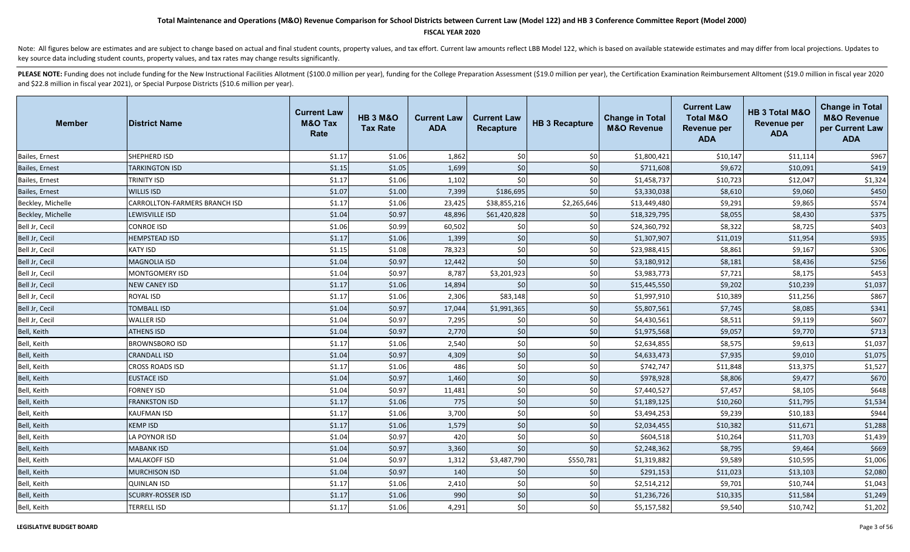# Total Maintenance and Operations (M&O) Revenue Comparison for School Districts between Current Law (Model 122) and HB 3 Conference Committee Report (Model 2000)

**FISCAL YEAR 2020**

Note: All figures below are estimates and are subject to change based on actual and final student counts, property values, and tax effort. Current law amounts reflect LBB Model 122, which is based on available statewide estimates and may differ from local projections. Updates to key source data including student counts, property values, and tax rates may change results significantly.

**PLEASE NOTE:** Funding does not include funding for the New Instructional Facilities Allotment ($100.0 million per year), funding for the College Preparation Assessment ($19.0 million per year), the Certification Examination Reimbursement Alltoment ($19.0 million in fiscal year 2020 and $22.8 million in fiscal year 2021), or Special Purpose Districts ($10.6 million per year).

| Member | District Name | Current Law M&O Tax Rate | HB 3 M&O Tax Rate | Current Law ADA | Current Law Recapture | HB 3 Recapture | Change in Total M&O Revenue | Current Law Total M&O Revenue per ADA | HB 3 Total M&O Revenue per ADA | Change in Total M&O Revenue per Current Law ADA |
|---|---|---|---|---|---|---|---|---|---|---|
| Bailes, Ernest | SHEPHERD ISD | $1.17 | $1.06 | 1,862 | $0 | $0 | $1,800,421 | $10,147 | $11,114 | $967 |
| Bailes, Ernest | TARKINGTON ISD | $1.15 | $1.05 | 1,699 | $0 | $0 | $711,608 | $9,672 | $10,091 | $419 |
| Bailes, Ernest | TRINITY ISD | $1.17 | $1.06 | 1,102 | $0 | $0 | $1,458,737 | $10,723 | $12,047 | $1,324 |
| Bailes, Ernest | WILLIS ISD | $1.07 | $1.00 | 7,399 | $186,695 | $0 | $3,330,038 | $8,610 | $9,060 | $450 |
| Beckley, Michelle | CARROLLTON-FARMERS BRANCH ISD | $1.17 | $1.06 | 23,425 | $38,855,216 | $2,265,646 | $13,449,480 | $9,291 | $9,865 | $574 |
| Beckley, Michelle | LEWISVILLE ISD | $1.04 | $0.97 | 48,896 | $61,420,828 | $0 | $18,329,795 | $8,055 | $8,430 | $375 |
| Bell Jr, Cecil | CONROE ISD | $1.06 | $0.99 | 60,502 | $0 | $0 | $24,360,792 | $8,322 | $8,725 | $403 |
| Bell Jr, Cecil | HEMPSTEAD ISD | $1.17 | $1.06 | 1,399 | $0 | $0 | $1,307,907 | $11,019 | $11,954 | $935 |
| Bell Jr, Cecil | KATY ISD | $1.15 | $1.08 | 78,323 | $0 | $0 | $23,988,415 | $8,861 | $9,167 | $306 |
| Bell Jr, Cecil | MAGNOLIA ISD | $1.04 | $0.97 | 12,442 | $0 | $0 | $3,180,912 | $8,181 | $8,436 | $256 |
| Bell Jr, Cecil | MONTGOMERY ISD | $1.04 | $0.97 | 8,787 | $3,201,923 | $0 | $3,983,773 | $7,721 | $8,175 | $453 |
| Bell Jr, Cecil | NEW CANEY ISD | $1.17 | $1.06 | 14,894 | $0 | $0 | $15,445,550 | $9,202 | $10,239 | $1,037 |
| Bell Jr, Cecil | ROYAL ISD | $1.17 | $1.06 | 2,306 | $83,148 | $0 | $1,997,910 | $10,389 | $11,256 | $867 |
| Bell Jr, Cecil | TOMBALL ISD | $1.04 | $0.97 | 17,044 | $1,991,365 | $0 | $5,807,561 | $7,745 | $8,085 | $341 |
| Bell Jr, Cecil | WALLER ISD | $1.04 | $0.97 | 7,295 | $0 | $0 | $4,430,561 | $8,511 | $9,119 | $607 |
| Bell, Keith | ATHENS ISD | $1.04 | $0.97 | 2,770 | $0 | $0 | $1,975,568 | $9,057 | $9,770 | $713 |
| Bell, Keith | BROWNSBORO ISD | $1.17 | $1.06 | 2,540 | $0 | $0 | $2,634,855 | $8,575 | $9,613 | $1,037 |
| Bell, Keith | CRANDALL ISD | $1.04 | $0.97 | 4,309 | $0 | $0 | $4,633,473 | $7,935 | $9,010 | $1,075 |
| Bell, Keith | CROSS ROADS ISD | $1.17 | $1.06 | 486 | $0 | $0 | $742,747 | $11,848 | $13,375 | $1,527 |
| Bell, Keith | EUSTACE ISD | $1.04 | $0.97 | 1,460 | $0 | $0 | $978,928 | $8,806 | $9,477 | $670 |
| Bell, Keith | FORNEY ISD | $1.04 | $0.97 | 11,481 | $0 | $0 | $7,440,527 | $7,457 | $8,105 | $648 |
| Bell, Keith | FRANKSTON ISD | $1.17 | $1.06 | 775 | $0 | $0 | $1,189,125 | $10,260 | $11,795 | $1,534 |
| Bell, Keith | KAUFMAN ISD | $1.17 | $1.06 | 3,700 | $0 | $0 | $3,494,253 | $9,239 | $10,183 | $944 |
| Bell, Keith | KEMP ISD | $1.17 | $1.06 | 1,579 | $0 | $0 | $2,034,455 | $10,382 | $11,671 | $1,288 |
| Bell, Keith | LA POYNOR ISD | $1.04 | $0.97 | 420 | $0 | $0 | $604,518 | $10,264 | $11,703 | $1,439 |
| Bell, Keith | MABANK ISD | $1.04 | $0.97 | 3,360 | $0 | $0 | $2,248,362 | $8,795 | $9,464 | $669 |
| Bell, Keith | MALAKOFF ISD | $1.04 | $0.97 | 1,312 | $3,487,790 | $550,781 | $1,319,882 | $9,589 | $10,595 | $1,006 |
| Bell, Keith | MURCHISON ISD | $1.04 | $0.97 | 140 | $0 | $0 | $291,153 | $11,023 | $13,103 | $2,080 |
| Bell, Keith | QUINLAN ISD | $1.17 | $1.06 | 2,410 | $0 | $0 | $2,514,212 | $9,701 | $10,744 | $1,043 |
| Bell, Keith | SCURRY-ROSSER ISD | $1.17 | $1.06 | 990 | $0 | $0 | $1,236,726 | $10,335 | $11,584 | $1,249 |
| Bell, Keith | TERRELL ISD | $1.17 | $1.06 | 4,291 | $0 | $0 | $5,157,582 | $9,540 | $10,742 | $1,202 |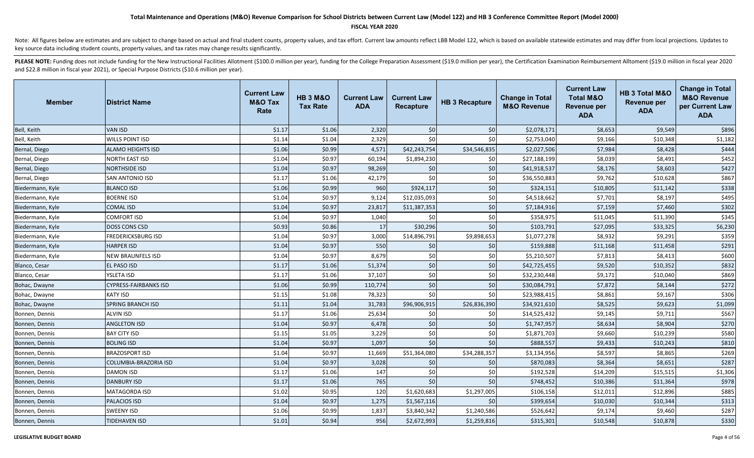# Total Maintenance and Operations (M&O) Revenue Comparison for School Districts between Current Law (Model 122) and HB 3 Conference Committee Report (Model 2000)

**FISCAL YEAR 2020**

Note: All figures below are estimates and are subject to change based on actual and final student counts, property values, and tax effort. Current law amounts reflect LBB Model 122, which is based on available statewide estimates and may differ from local projections. Updates to key source data including student counts, property values, and tax rates may change results significantly.

**PLEASE NOTE:** Funding does not include funding for the New Instructional Facilities Allotment ($100.0 million per year), funding for the College Preparation Assessment ($19.0 million per year), the Certification Examination Reimbursement Alltoment ($19.0 million in fiscal year 2020 and $22.8 million in fiscal year 2021), or Special Purpose Districts ($10.6 million per year).

| Member | District Name | Current Law M&O Tax Rate | HB 3 M&O Tax Rate | Current Law ADA | Current Law Recapture | HB 3 Recapture | Change in Total M&O Revenue | Current Law Total M&O Revenue per ADA | HB 3 Total M&O Revenue per ADA | Change in Total M&O Revenue per Current Law ADA |
|---|---|---|---|---|---|---|---|---|---|---|
| Bell, Keith | VAN ISD | $1.17 | $1.06 | 2,320 | $0 | $0 | $2,078,171 | $8,653 | $9,549 | $896 |
| Bell, Keith | WILLS POINT ISD | $1.14 | $1.04 | 2,329 | $0 | $0 | $2,753,040 | $9,166 | $10,348 | $1,182 |
| Bernal, Diego | ALAMO HEIGHTS ISD | $1.06 | $0.99 | 4,571 | $42,243,754 | $34,546,835 | $2,027,506 | $7,984 | $8,428 | $444 |
| Bernal, Diego | NORTH EAST ISD | $1.04 | $0.97 | 60,194 | $1,894,230 | $0 | $27,188,199 | $8,039 | $8,491 | $452 |
| Bernal, Diego | NORTHSIDE ISD | $1.04 | $0.97 | 98,269 | $0 | $0 | $41,918,537 | $8,176 | $8,603 | $427 |
| Bernal, Diego | SAN ANTONIO ISD | $1.17 | $1.06 | 42,179 | $0 | $0 | $36,550,883 | $9,762 | $10,628 | $867 |
| Biedermann, Kyle | BLANCO ISD | $1.06 | $0.99 | 960 | $924,117 | $0 | $324,151 | $10,805 | $11,142 | $338 |
| Biedermann, Kyle | BOERNE ISD | $1.04 | $0.97 | 9,124 | $12,035,093 | $0 | $4,518,662 | $7,701 | $8,197 | $495 |
| Biedermann, Kyle | COMAL ISD | $1.04 | $0.97 | 23,817 | $11,387,353 | $0 | $7,184,916 | $7,159 | $7,460 | $302 |
| Biedermann, Kyle | COMFORT ISD | $1.04 | $0.97 | 1,040 | $0 | $0 | $358,975 | $11,045 | $11,390 | $345 |
| Biedermann, Kyle | DOSS CONS CSD | $0.93 | $0.86 | 17 | $30,296 | $0 | $103,791 | $27,095 | $33,325 | $6,230 |
| Biedermann, Kyle | FREDERICKSBURG ISD | $1.04 | $0.97 | 3,000 | $14,896,791 | $9,898,653 | $1,077,278 | $8,932 | $9,291 | $359 |
| Biedermann, Kyle | HARPER ISD | $1.04 | $0.97 | 550 | $0 | $0 | $159,888 | $11,168 | $11,458 | $291 |
| Biedermann, Kyle | NEW BRAUNFELS ISD | $1.04 | $0.97 | 8,679 | $0 | $0 | $5,210,507 | $7,813 | $8,413 | $600 |
| Blanco, Cesar | EL PASO ISD | $1.17 | $1.06 | 51,374 | $0 | $0 | $42,725,455 | $9,520 | $10,352 | $832 |
| Blanco, Cesar | YSLETA ISD | $1.17 | $1.06 | 37,107 | $0 | $0 | $32,230,448 | $9,171 | $10,040 | $869 |
| Bohac, Dwayne | CYPRESS-FAIRBANKS ISD | $1.06 | $0.99 | 110,774 | $0 | $0 | $30,084,791 | $7,872 | $8,144 | $272 |
| Bohac, Dwayne | KATY ISD | $1.15 | $1.08 | 78,323 | $0 | $0 | $23,988,415 | $8,861 | $9,167 | $306 |
| Bohac, Dwayne | SPRING BRANCH ISD | $1.11 | $1.04 | 31,783 | $96,906,915 | $26,836,390 | $34,921,610 | $8,525 | $9,623 | $1,099 |
| Bonnen, Dennis | ALVIN ISD | $1.17 | $1.06 | 25,634 | $0 | $0 | $14,525,432 | $9,145 | $9,711 | $567 |
| Bonnen, Dennis | ANGLETON ISD | $1.04 | $0.97 | 6,478 | $0 | $0 | $1,747,957 | $8,634 | $8,904 | $270 |
| Bonnen, Dennis | BAY CITY ISD | $1.15 | $1.05 | 3,229 | $0 | $0 | $1,871,703 | $9,660 | $10,239 | $580 |
| Bonnen, Dennis | BOLING ISD | $1.04 | $0.97 | 1,097 | $0 | $0 | $888,557 | $9,433 | $10,243 | $810 |
| Bonnen, Dennis | BRAZOSPORT ISD | $1.04 | $0.97 | 11,669 | $51,364,080 | $34,288,357 | $3,134,956 | $8,597 | $8,865 | $269 |
| Bonnen, Dennis | COLUMBIA-BRAZORIA ISD | $1.04 | $0.97 | 3,028 | $0 | $0 | $870,083 | $8,364 | $8,651 | $287 |
| Bonnen, Dennis | DAMON ISD | $1.17 | $1.06 | 147 | $0 | $0 | $192,528 | $14,209 | $15,515 | $1,306 |
| Bonnen, Dennis | DANBURY ISD | $1.17 | $1.06 | 765 | $0 | $0 | $748,452 | $10,386 | $11,364 | $978 |
| Bonnen, Dennis | MATAGORDA ISD | $1.02 | $0.95 | 120 | $1,620,683 | $1,297,005 | $106,158 | $12,011 | $12,896 | $885 |
| Bonnen, Dennis | PALACIOS ISD | $1.04 | $0.97 | 1,275 | $1,567,116 | $0 | $399,654 | $10,030 | $10,344 | $313 |
| Bonnen, Dennis | SWEENY ISD | $1.06 | $0.99 | 1,837 | $3,840,342 | $1,240,586 | $526,642 | $9,174 | $9,460 | $287 |
| Bonnen, Dennis | TIDEHAVEN ISD | $1.01 | $0.94 | 956 | $2,672,993 | $1,259,816 | $315,301 | $10,548 | $10,878 | $330 |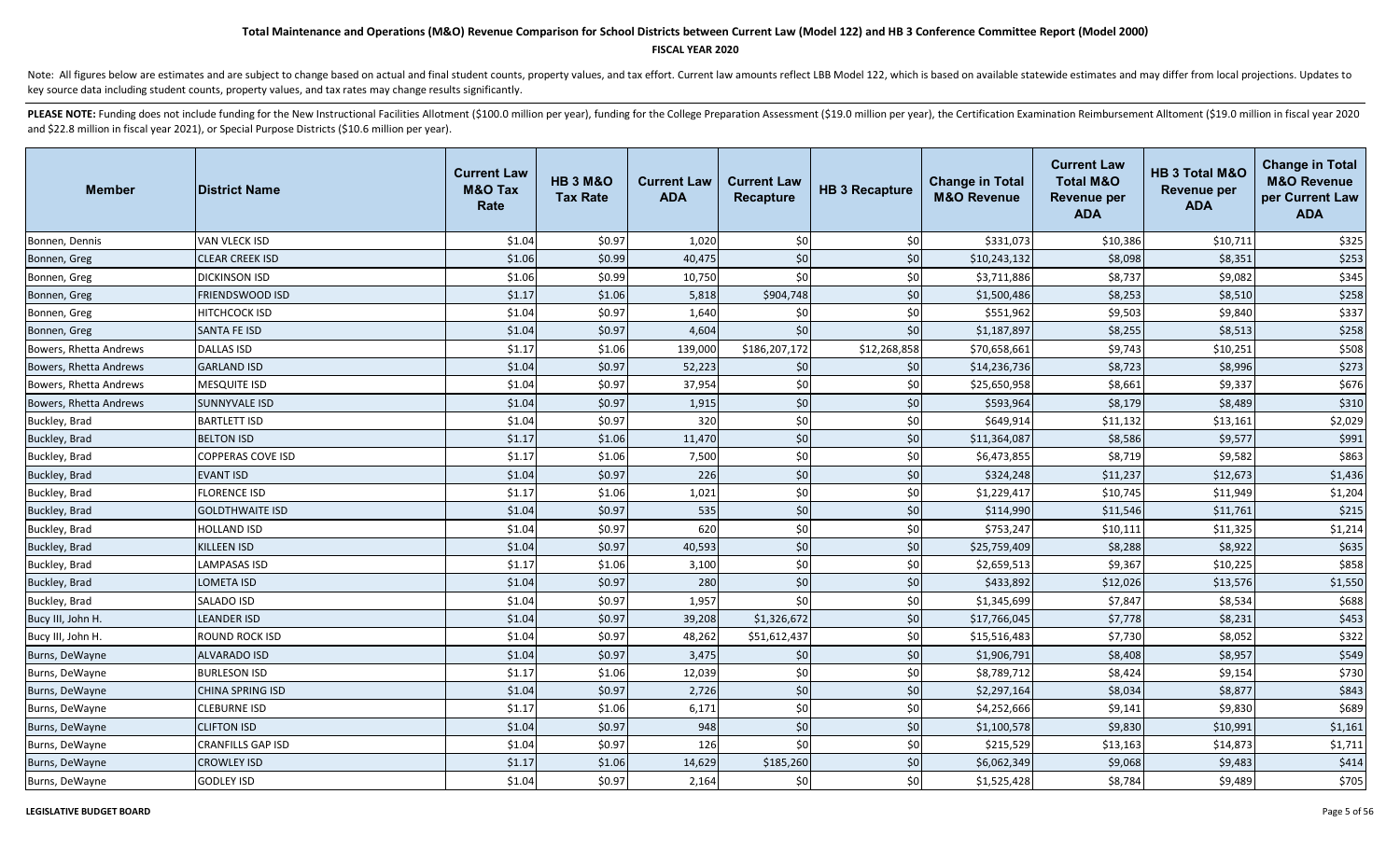# Total Maintenance and Operations (M&O) Revenue Comparison for School Districts between Current Law (Model 122) and HB 3 Conference Committee Report (Model 2000)

**FISCAL YEAR 2020**

Note: All figures below are estimates and are subject to change based on actual and final student counts, property values, and tax effort. Current law amounts reflect LBB Model 122, which is based on available statewide estimates and may differ from local projections. Updates to key source data including student counts, property values, and tax rates may change results significantly.

**PLEASE NOTE:** Funding does not include funding for the New Instructional Facilities Allotment ($100.0 million per year), funding for the College Preparation Assessment ($19.0 million per year), the Certification Examination Reimbursement Allotment ($19.0 million in fiscal year 2020 and $22.8 million in fiscal year 2021), or Special Purpose Districts ($10.6 million per year).

| Member | District Name | Current Law M&O Tax Rate | HB 3 M&O Tax Rate | Current Law ADA | Current Law Recapture | HB 3 Recapture | Change in Total M&O Revenue | Current Law Total M&O Revenue per ADA | HB 3 Total M&O Revenue per ADA | Change in Total M&O Revenue per Current Law ADA |
|---|---|---|---|---|---|---|---|---|---|---|
| Bonnen, Dennis | VAN VLECK ISD | $1.04 | $0.97 | 1,020 | $0 | $0 | $331,073 | $10,386 | $10,711 | $325 |
| Bonnen, Greg | CLEAR CREEK ISD | $1.06 | $0.99 | 40,475 | $0 | $0 | $10,243,132 | $8,098 | $8,351 | $253 |
| Bonnen, Greg | DICKINSON ISD | $1.06 | $0.99 | 10,750 | $0 | $0 | $3,711,886 | $8,737 | $9,082 | $345 |
| Bonnen, Greg | FRIENDSWOOD ISD | $1.17 | $1.06 | 5,818 | $904,748 | $0 | $1,500,486 | $8,253 | $8,510 | $258 |
| Bonnen, Greg | HITCHCOCK ISD | $1.04 | $0.97 | 1,640 | $0 | $0 | $551,962 | $9,503 | $9,840 | $337 |
| Bonnen, Greg | SANTA FE ISD | $1.04 | $0.97 | 4,604 | $0 | $0 | $1,187,897 | $8,255 | $8,513 | $258 |
| Bowers, Rhetta Andrews | DALLAS ISD | $1.17 | $1.06 | 139,000 | $186,207,172 | $12,268,858 | $70,658,661 | $9,743 | $10,251 | $508 |
| Bowers, Rhetta Andrews | GARLAND ISD | $1.04 | $0.97 | 52,223 | $0 | $0 | $14,236,736 | $8,723 | $8,996 | $273 |
| Bowers, Rhetta Andrews | MESQUITE ISD | $1.04 | $0.97 | 37,954 | $0 | $0 | $25,650,958 | $8,661 | $9,337 | $676 |
| Bowers, Rhetta Andrews | SUNNYVALE ISD | $1.04 | $0.97 | 1,915 | $0 | $0 | $593,964 | $8,179 | $8,489 | $310 |
| Buckley, Brad | BARTLETT ISD | $1.04 | $0.97 | 320 | $0 | $0 | $649,914 | $11,132 | $13,161 | $2,029 |
| Buckley, Brad | BELTON ISD | $1.17 | $1.06 | 11,470 | $0 | $0 | $11,364,087 | $8,586 | $9,577 | $991 |
| Buckley, Brad | COPPERAS COVE ISD | $1.17 | $1.06 | 7,500 | $0 | $0 | $6,473,855 | $8,719 | $9,582 | $863 |
| Buckley, Brad | EVANT ISD | $1.04 | $0.97 | 226 | $0 | $0 | $324,248 | $11,237 | $12,673 | $1,436 |
| Buckley, Brad | FLORENCE ISD | $1.17 | $1.06 | 1,021 | $0 | $0 | $1,229,417 | $10,745 | $11,949 | $1,204 |
| Buckley, Brad | GOLDTHWAITE ISD | $1.04 | $0.97 | 535 | $0 | $0 | $114,990 | $11,546 | $11,761 | $215 |
| Buckley, Brad | HOLLAND ISD | $1.04 | $0.97 | 620 | $0 | $0 | $753,247 | $10,111 | $11,325 | $1,214 |
| Buckley, Brad | KILLEEN ISD | $1.04 | $0.97 | 40,593 | $0 | $0 | $25,759,409 | $8,288 | $8,922 | $635 |
| Buckley, Brad | LAMPASAS ISD | $1.17 | $1.06 | 3,100 | $0 | $0 | $2,659,513 | $9,367 | $10,225 | $858 |
| Buckley, Brad | LOMETA ISD | $1.04 | $0.97 | 280 | $0 | $0 | $433,892 | $12,026 | $13,576 | $1,550 |
| Buckley, Brad | SALADO ISD | $1.04 | $0.97 | 1,957 | $0 | $0 | $1,345,699 | $7,847 | $8,534 | $688 |
| Bucy III, John H. | LEANDER ISD | $1.04 | $0.97 | 39,208 | $1,326,672 | $0 | $17,766,045 | $7,778 | $8,231 | $453 |
| Bucy III, John H. | ROUND ROCK ISD | $1.04 | $0.97 | 48,262 | $51,612,437 | $0 | $15,516,483 | $7,730 | $8,052 | $322 |
| Burns, DeWayne | ALVARADO ISD | $1.04 | $0.97 | 3,475 | $0 | $0 | $1,906,791 | $8,408 | $8,957 | $549 |
| Burns, DeWayne | BURLESON ISD | $1.17 | $1.06 | 12,039 | $0 | $0 | $8,789,712 | $8,424 | $9,154 | $730 |
| Burns, DeWayne | CHINA SPRING ISD | $1.04 | $0.97 | 2,726 | $0 | $0 | $2,297,164 | $8,034 | $8,877 | $843 |
| Burns, DeWayne | CLEBURNE ISD | $1.17 | $1.06 | 6,171 | $0 | $0 | $4,252,666 | $9,141 | $9,830 | $689 |
| Burns, DeWayne | CLIFTON ISD | $1.04 | $0.97 | 948 | $0 | $0 | $1,100,578 | $9,830 | $10,991 | $1,161 |
| Burns, DeWayne | CRANFILLS GAP ISD | $1.04 | $0.97 | 126 | $0 | $0 | $215,529 | $13,163 | $14,873 | $1,711 |
| Burns, DeWayne | CROWLEY ISD | $1.17 | $1.06 | 14,629 | $185,260 | $0 | $6,062,349 | $9,068 | $9,483 | $414 |
| Burns, DeWayne | GODLEY ISD | $1.04 | $0.97 | 2,164 | $0 | $0 | $1,525,428 | $8,784 | $9,489 | $705 |

**LEGISLATIVE BUDGET BOARD**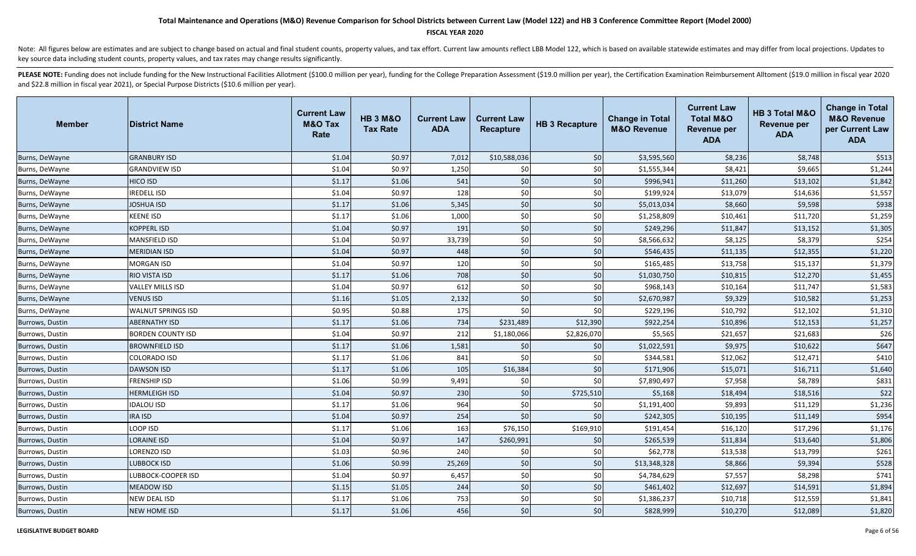# Total Maintenance and Operations (M&O) Revenue Comparison for School Districts between Current Law (Model 122) and HB 3 Conference Committee Report (Model 2000)

**FISCAL YEAR 2020**

Note: All figures below are estimates and are subject to change based on actual and final student counts, property values, and tax effort. Current law amounts reflect LBB Model 122, which is based on available statewide estimates and may differ from local projections. Updates to key source data including student counts, property values, and tax rates may change results significantly.

**PLEASE NOTE:** Funding does not include funding for the New Instructional Facilities Allotment ($100.0 million per year), funding for the College Preparation Assessment ($19.0 million per year), the Certification Examination Reimbursement Alltoment ($19.0 million in fiscal year 2020 and $22.8 million in fiscal year 2021), or Special Purpose Districts ($10.6 million per year).

| Member | District Name | Current Law M&O Tax Rate | HB 3 M&O Tax Rate | Current Law ADA | Current Law Recapture | HB 3 Recapture | Change in Total M&O Revenue | Current Law Total M&O Revenue per ADA | HB 3 Total M&O Revenue per ADA | Change in Total M&O Revenue per Current Law ADA |
|---|---|---|---|---|---|---|---|---|---|---|
| Burns, DeWayne | GRANBURY ISD | $1.04 | $0.97 | 7,012 | $10,588,036 | $0 | $3,595,560 | $8,236 | $8,748 | $513 |
| Burns, DeWayne | GRANDVIEW ISD | $1.04 | $0.97 | 1,250 | $0 | $0 | $1,555,344 | $8,421 | $9,665 | $1,244 |
| Burns, DeWayne | HICO ISD | $1.17 | $1.06 | 541 | $0 | $0 | $996,941 | $11,260 | $13,102 | $1,842 |
| Burns, DeWayne | IREDELL ISD | $1.04 | $0.97 | 128 | $0 | $0 | $199,924 | $13,079 | $14,636 | $1,557 |
| Burns, DeWayne | JOSHUA ISD | $1.17 | $1.06 | 5,345 | $0 | $0 | $5,013,034 | $8,660 | $9,598 | $938 |
| Burns, DeWayne | KEENE ISD | $1.17 | $1.06 | 1,000 | $0 | $0 | $1,258,809 | $10,461 | $11,720 | $1,259 |
| Burns, DeWayne | KOPPERL ISD | $1.04 | $0.97 | 191 | $0 | $0 | $249,296 | $11,847 | $13,152 | $1,305 |
| Burns, DeWayne | MANSFIELD ISD | $1.04 | $0.97 | 33,739 | $0 | $0 | $8,566,632 | $8,125 | $8,379 | $254 |
| Burns, DeWayne | MERIDIAN ISD | $1.04 | $0.97 | 448 | $0 | $0 | $546,435 | $11,135 | $12,355 | $1,220 |
| Burns, DeWayne | MORGAN ISD | $1.04 | $0.97 | 120 | $0 | $0 | $165,485 | $13,758 | $15,137 | $1,379 |
| Burns, DeWayne | RIO VISTA ISD | $1.17 | $1.06 | 708 | $0 | $0 | $1,030,750 | $10,815 | $12,270 | $1,455 |
| Burns, DeWayne | VALLEY MILLS ISD | $1.04 | $0.97 | 612 | $0 | $0 | $968,143 | $10,164 | $11,747 | $1,583 |
| Burns, DeWayne | VENUS ISD | $1.16 | $1.05 | 2,132 | $0 | $0 | $2,670,987 | $9,329 | $10,582 | $1,253 |
| Burns, DeWayne | WALNUT SPRINGS ISD | $0.95 | $0.88 | 175 | $0 | $0 | $229,196 | $10,792 | $12,102 | $1,310 |
| Burrows, Dustin | ABERNATHY ISD | $1.17 | $1.06 | 734 | $231,489 | $12,390 | $922,254 | $10,896 | $12,153 | $1,257 |
| Burrows, Dustin | BORDEN COUNTY ISD | $1.04 | $0.97 | 212 | $1,180,066 | $2,826,070 | $5,565 | $21,657 | $21,683 | $26 |
| Burrows, Dustin | BROWNFIELD ISD | $1.17 | $1.06 | 1,581 | $0 | $0 | $1,022,591 | $9,975 | $10,622 | $647 |
| Burrows, Dustin | COLORADO ISD | $1.17 | $1.06 | 841 | $0 | $0 | $344,581 | $12,062 | $12,471 | $410 |
| Burrows, Dustin | DAWSON ISD | $1.17 | $1.06 | 105 | $16,384 | $0 | $171,906 | $15,071 | $16,711 | $1,640 |
| Burrows, Dustin | FRENSHIP ISD | $1.06 | $0.99 | 9,491 | $0 | $0 | $7,890,497 | $7,958 | $8,789 | $831 |
| Burrows, Dustin | HERMLEIGH ISD | $1.04 | $0.97 | 230 | $0 | $725,510 | $5,168 | $18,494 | $18,516 | $22 |
| Burrows, Dustin | IDALOU ISD | $1.17 | $1.06 | 964 | $0 | $0 | $1,191,400 | $9,893 | $11,129 | $1,236 |
| Burrows, Dustin | IRA ISD | $1.04 | $0.97 | 254 | $0 | $0 | $242,305 | $10,195 | $11,149 | $954 |
| Burrows, Dustin | LOOP ISD | $1.17 | $1.06 | 163 | $76,150 | $169,910 | $191,454 | $16,120 | $17,296 | $1,176 |
| Burrows, Dustin | LORAINE ISD | $1.04 | $0.97 | 147 | $260,991 | $0 | $265,539 | $11,834 | $13,640 | $1,806 |
| Burrows, Dustin | LORENZO ISD | $1.03 | $0.96 | 240 | $0 | $0 | $62,778 | $13,538 | $13,799 | $261 |
| Burrows, Dustin | LUBBOCK ISD | $1.06 | $0.99 | 25,269 | $0 | $0 | $13,348,328 | $8,866 | $9,394 | $528 |
| Burrows, Dustin | LUBBOCK-COOPER ISD | $1.04 | $0.97 | 6,457 | $0 | $0 | $4,784,629 | $7,557 | $8,298 | $741 |
| Burrows, Dustin | MEADOW ISD | $1.15 | $1.05 | 244 | $0 | $0 | $461,402 | $12,697 | $14,591 | $1,894 |
| Burrows, Dustin | NEW DEAL ISD | $1.17 | $1.06 | 753 | $0 | $0 | $1,386,237 | $10,718 | $12,559 | $1,841 |
| Burrows, Dustin | NEW HOME ISD | $1.17 | $1.06 | 456 | $0 | $0 | $828,999 | $10,270 | $12,089 | $1,820 |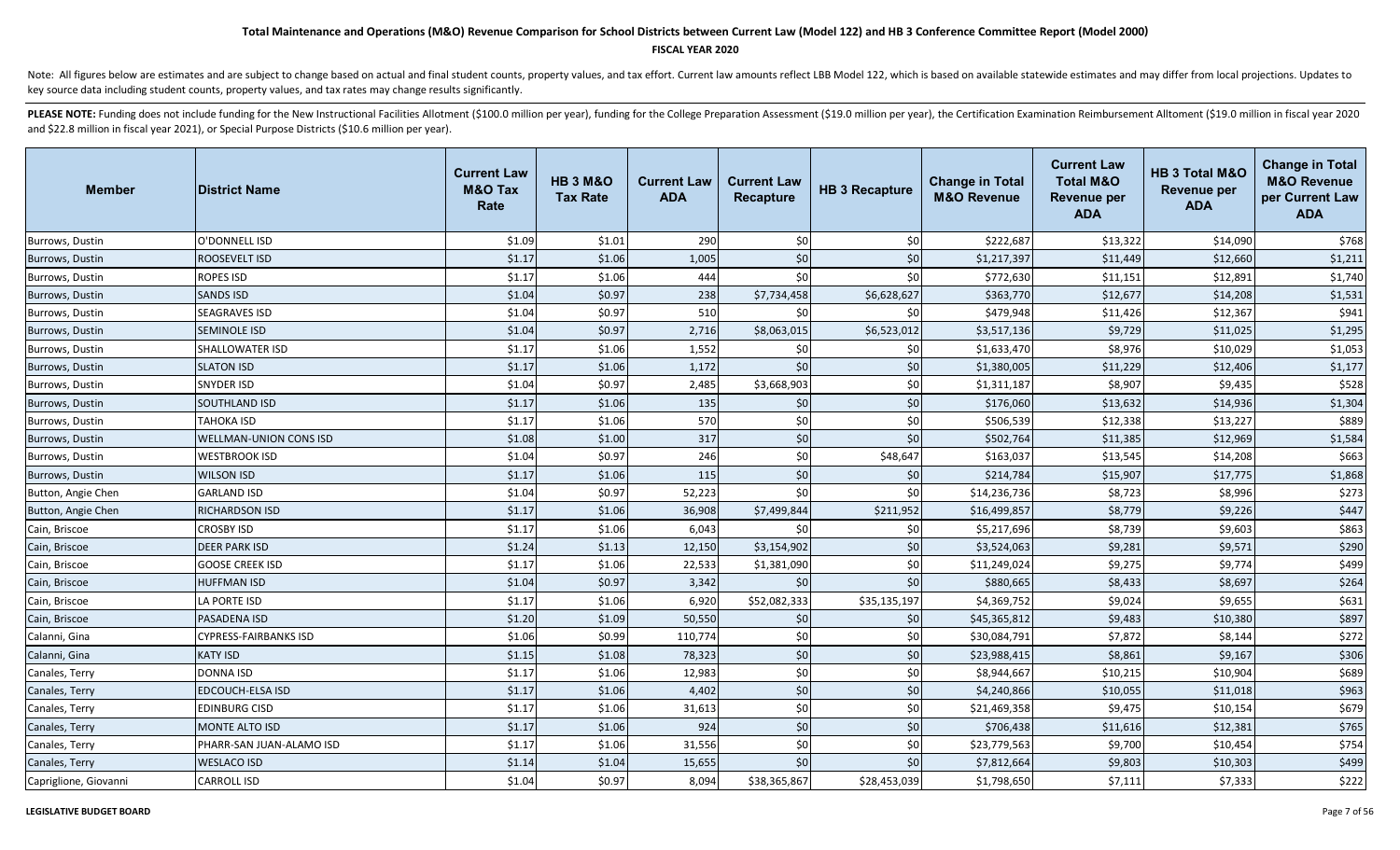# Total Maintenance and Operations (M&O) Revenue Comparison for School Districts between Current Law (Model 122) and HB 3 Conference Committee Report (Model 2000)

**FISCAL YEAR 2020**

Note: All figures below are estimates and are subject to change based on actual and final student counts, property values, and tax effort. Current law amounts reflect LBB Model 122, which is based on available statewide estimates and may differ from local projections. Updates to key source data including student counts, property values, and tax rates may change results significantly.

PLEASE NOTE: Funding does not include funding for the New Instructional Facilities Allotment ($100.0 million per year), funding for the College Preparation Assessment ($19.0 million per year), the Certification Examination Reimbursement Alltoment ($19.0 million in fiscal year 2020 and $22.8 million in fiscal year 2021), or Special Purpose Districts ($10.6 million per year).

| Member | District Name | Current Law M&O Tax Rate | HB 3 M&O Tax Rate | Current Law ADA | Current Law Recapture | HB 3 Recapture | Change in Total M&O Revenue | Current Law Total M&O Revenue per ADA | HB 3 Total M&O Revenue per ADA | Change in Total M&O Revenue per Current Law ADA |
|---|---|---|---|---|---|---|---|---|---|---|
| Burrows, Dustin | O'DONNELL ISD | $1.09 | $1.01 | 290 | $0 | $0 | $222,687 | $13,322 | $14,090 | $768 |
| Burrows, Dustin | ROOSEVELT ISD | $1.17 | $1.06 | 1,005 | $0 | $0 | $1,217,397 | $11,449 | $12,660 | $1,211 |
| Burrows, Dustin | ROPES ISD | $1.17 | $1.06 | 444 | $0 | $0 | $772,630 | $11,151 | $12,891 | $1,740 |
| Burrows, Dustin | SANDS ISD | $1.04 | $0.97 | 238 | $7,734,458 | $6,628,627 | $363,770 | $12,677 | $14,208 | $1,531 |
| Burrows, Dustin | SEAGRAVES ISD | $1.04 | $0.97 | 510 | $0 | $0 | $479,948 | $11,426 | $12,367 | $941 |
| Burrows, Dustin | SEMINOLE ISD | $1.04 | $0.97 | 2,716 | $8,063,015 | $6,523,012 | $3,517,136 | $9,729 | $11,025 | $1,295 |
| Burrows, Dustin | SHALLOWATER ISD | $1.17 | $1.06 | 1,552 | $0 | $0 | $1,633,470 | $8,976 | $10,029 | $1,053 |
| Burrows, Dustin | SLATON ISD | $1.17 | $1.06 | 1,172 | $0 | $0 | $1,380,005 | $11,229 | $12,406 | $1,177 |
| Burrows, Dustin | SNYDER ISD | $1.04 | $0.97 | 2,485 | $3,668,903 | $0 | $1,311,187 | $8,907 | $9,435 | $528 |
| Burrows, Dustin | SOUTHLAND ISD | $1.17 | $1.06 | 135 | $0 | $0 | $176,060 | $13,632 | $14,936 | $1,304 |
| Burrows, Dustin | TAHOKA ISD | $1.17 | $1.06 | 570 | $0 | $0 | $506,539 | $12,338 | $13,227 | $889 |
| Burrows, Dustin | WELLMAN-UNION CONS ISD | $1.08 | $1.00 | 317 | $0 | $0 | $502,764 | $11,385 | $12,969 | $1,584 |
| Burrows, Dustin | WESTBROOK ISD | $1.04 | $0.97 | 246 | $0 | $48,647 | $163,037 | $13,545 | $14,208 | $663 |
| Burrows, Dustin | WILSON ISD | $1.17 | $1.06 | 115 | $0 | $0 | $214,784 | $15,907 | $17,775 | $1,868 |
| Button, Angie Chen | GARLAND ISD | $1.04 | $0.97 | 52,223 | $0 | $0 | $14,236,736 | $8,723 | $8,996 | $273 |
| Button, Angie Chen | RICHARDSON ISD | $1.17 | $1.06 | 36,908 | $7,499,844 | $211,952 | $16,499,857 | $8,779 | $9,226 | $447 |
| Cain, Briscoe | CROSBY ISD | $1.17 | $1.06 | 6,043 | $0 | $0 | $5,217,696 | $8,739 | $9,603 | $863 |
| Cain, Briscoe | DEER PARK ISD | $1.24 | $1.13 | 12,150 | $3,154,902 | $0 | $3,524,063 | $9,281 | $9,571 | $290 |
| Cain, Briscoe | GOOSE CREEK ISD | $1.17 | $1.06 | 22,533 | $1,381,090 | $0 | $11,249,024 | $9,275 | $9,774 | $499 |
| Cain, Briscoe | HUFFMAN ISD | $1.04 | $0.97 | 3,342 | $0 | $0 | $880,665 | $8,433 | $8,697 | $264 |
| Cain, Briscoe | LA PORTE ISD | $1.17 | $1.06 | 6,920 | $52,082,333 | $35,135,197 | $4,369,752 | $9,024 | $9,655 | $631 |
| Cain, Briscoe | PASADENA ISD | $1.20 | $1.09 | 50,550 | $0 | $0 | $45,365,812 | $9,483 | $10,380 | $897 |
| Calanni, Gina | CYPRESS-FAIRBANKS ISD | $1.06 | $0.99 | 110,774 | $0 | $0 | $30,084,791 | $7,872 | $8,144 | $272 |
| Calanni, Gina | KATY ISD | $1.15 | $1.08 | 78,323 | $0 | $0 | $23,988,415 | $8,861 | $9,167 | $306 |
| Canales, Terry | DONNA ISD | $1.17 | $1.06 | 12,983 | $0 | $0 | $8,944,667 | $10,215 | $10,904 | $689 |
| Canales, Terry | EDCOUCH-ELSA ISD | $1.17 | $1.06 | 4,402 | $0 | $0 | $4,240,866 | $10,055 | $11,018 | $963 |
| Canales, Terry | EDINBURG CISD | $1.17 | $1.06 | 31,613 | $0 | $0 | $21,469,358 | $9,475 | $10,154 | $679 |
| Canales, Terry | MONTE ALTO ISD | $1.17 | $1.06 | 924 | $0 | $0 | $706,438 | $11,616 | $12,381 | $765 |
| Canales, Terry | PHARR-SAN JUAN-ALAMO ISD | $1.17 | $1.06 | 31,556 | $0 | $0 | $23,779,563 | $9,700 | $10,454 | $754 |
| Canales, Terry | WESLACO ISD | $1.14 | $1.04 | 15,655 | $0 | $0 | $7,812,664 | $9,803 | $10,303 | $499 |
| Capriglione, Giovanni | CARROLL ISD | $1.04 | $0.97 | 8,094 | $38,365,867 | $28,453,039 | $1,798,650 | $7,111 | $7,333 | $222 |

LEGISLATIVE BUDGET BOARD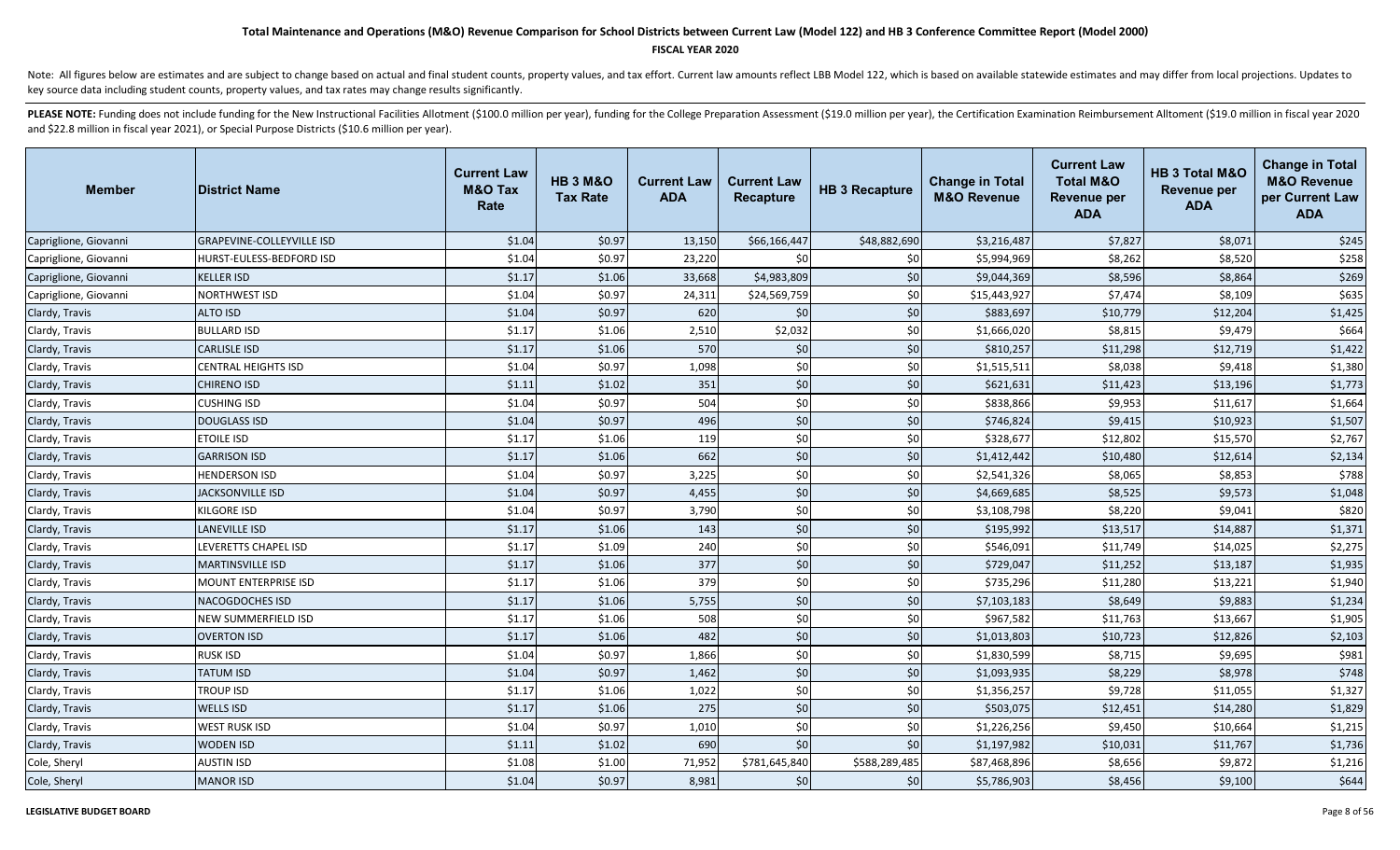# Total Maintenance and Operations (M&O) Revenue Comparison for School Districts between Current Law (Model 122) and HB 3 Conference Committee Report (Model 2000)

**FISCAL YEAR 2020**

Note: All figures below are estimates and are subject to change based on actual and final student counts, property values, and tax effort. Current law amounts reflect LBB Model 122, which is based on available statewide estimates and may differ from local projections. Updates to key source data including student counts, property values, and tax rates may change results significantly.

**PLEASE NOTE:** Funding does not include funding for the New Instructional Facilities Allotment ($100.0 million per year), funding for the College Preparation Assessment ($19.0 million per year), the Certification Examination Reimbursement Alltoment ($19.0 million in fiscal year 2020 and $22.8 million in fiscal year 2021), or Special Purpose Districts ($10.6 million per year).

| Member | District Name | Current Law M&O Tax Rate | HB 3 M&O Tax Rate | Current Law ADA | Current Law Recapture | HB 3 Recapture | Change in Total M&O Revenue | Current Law Total M&O Revenue per ADA | HB 3 Total M&O Revenue per ADA | Change in Total M&O Revenue per Current Law ADA |
|---|---|---|---|---|---|---|---|---|---|---|
| Capriglione, Giovanni | GRAPEVINE-COLLEYVILLE ISD | $1.04 | $0.97 | 13,150 | $66,166,447 | $48,882,690 | $3,216,487 | $7,827 | $8,071 | $245 |
| Capriglione, Giovanni | HURST-EULESS-BEDFORD ISD | $1.04 | $0.97 | 23,220 | $0 | $0 | $5,994,969 | $8,262 | $8,520 | $258 |
| Capriglione, Giovanni | KELLER ISD | $1.17 | $1.06 | 33,668 | $4,983,809 | $0 | $9,044,369 | $8,596 | $8,864 | $269 |
| Capriglione, Giovanni | NORTHWEST ISD | $1.04 | $0.97 | 24,311 | $24,569,759 | $0 | $15,443,927 | $7,474 | $8,109 | $635 |
| Clardy, Travis | ALTO ISD | $1.04 | $0.97 | 620 | $0 | $0 | $883,697 | $10,779 | $12,204 | $1,425 |
| Clardy, Travis | BULLARD ISD | $1.17 | $1.06 | 2,510 | $2,032 | $0 | $1,666,020 | $8,815 | $9,479 | $664 |
| Clardy, Travis | CARLISLE ISD | $1.17 | $1.06 | 570 | $0 | $0 | $810,257 | $11,298 | $12,719 | $1,422 |
| Clardy, Travis | CENTRAL HEIGHTS ISD | $1.04 | $0.97 | 1,098 | $0 | $0 | $1,515,511 | $8,038 | $9,418 | $1,380 |
| Clardy, Travis | CHIRENO ISD | $1.11 | $1.02 | 351 | $0 | $0 | $621,631 | $11,423 | $13,196 | $1,773 |
| Clardy, Travis | CUSHING ISD | $1.04 | $0.97 | 504 | $0 | $0 | $838,866 | $9,953 | $11,617 | $1,664 |
| Clardy, Travis | DOUGLASS ISD | $1.04 | $0.97 | 496 | $0 | $0 | $746,824 | $9,415 | $10,923 | $1,507 |
| Clardy, Travis | ETOILE ISD | $1.17 | $1.06 | 119 | $0 | $0 | $328,677 | $12,802 | $15,570 | $2,767 |
| Clardy, Travis | GARRISON ISD | $1.17 | $1.06 | 662 | $0 | $0 | $1,412,442 | $10,480 | $12,614 | $2,134 |
| Clardy, Travis | HENDERSON ISD | $1.04 | $0.97 | 3,225 | $0 | $0 | $2,541,326 | $8,065 | $8,853 | $788 |
| Clardy, Travis | JACKSONVILLE ISD | $1.04 | $0.97 | 4,455 | $0 | $0 | $4,669,685 | $8,525 | $9,573 | $1,048 |
| Clardy, Travis | KILGORE ISD | $1.04 | $0.97 | 3,790 | $0 | $0 | $3,108,798 | $8,220 | $9,041 | $820 |
| Clardy, Travis | LANEVILLE ISD | $1.17 | $1.06 | 143 | $0 | $0 | $195,992 | $13,517 | $14,887 | $1,371 |
| Clardy, Travis | LEVERETTS CHAPEL ISD | $1.17 | $1.09 | 240 | $0 | $0 | $546,091 | $11,749 | $14,025 | $2,275 |
| Clardy, Travis | MARTINSVILLE ISD | $1.17 | $1.06 | 377 | $0 | $0 | $729,047 | $11,252 | $13,187 | $1,935 |
| Clardy, Travis | MOUNT ENTERPRISE ISD | $1.17 | $1.06 | 379 | $0 | $0 | $735,296 | $11,280 | $13,221 | $1,940 |
| Clardy, Travis | NACOGDOCHES ISD | $1.17 | $1.06 | 5,755 | $0 | $0 | $7,103,183 | $8,649 | $9,883 | $1,234 |
| Clardy, Travis | NEW SUMMERFIELD ISD | $1.17 | $1.06 | 508 | $0 | $0 | $967,582 | $11,763 | $13,667 | $1,905 |
| Clardy, Travis | OVERTON ISD | $1.17 | $1.06 | 482 | $0 | $0 | $1,013,803 | $10,723 | $12,826 | $2,103 |
| Clardy, Travis | RUSK ISD | $1.04 | $0.97 | 1,866 | $0 | $0 | $1,830,599 | $8,715 | $9,695 | $981 |
| Clardy, Travis | TATUM ISD | $1.04 | $0.97 | 1,462 | $0 | $0 | $1,093,935 | $8,229 | $8,978 | $748 |
| Clardy, Travis | TROUP ISD | $1.17 | $1.06 | 1,022 | $0 | $0 | $1,356,257 | $9,728 | $11,055 | $1,327 |
| Clardy, Travis | WELLS ISD | $1.17 | $1.06 | 275 | $0 | $0 | $503,075 | $12,451 | $14,280 | $1,829 |
| Clardy, Travis | WEST RUSK ISD | $1.04 | $0.97 | 1,010 | $0 | $0 | $1,226,256 | $9,450 | $10,664 | $1,215 |
| Clardy, Travis | WODEN ISD | $1.11 | $1.02 | 690 | $0 | $0 | $1,197,982 | $10,031 | $11,767 | $1,736 |
| Cole, Sheryl | AUSTIN ISD | $1.08 | $1.00 | 71,952 | $781,645,840 | $588,289,485 | $87,468,896 | $8,656 | $9,872 | $1,216 |
| Cole, Sheryl | MANOR ISD | $1.04 | $0.97 | 8,981 | $0 | $0 | $5,786,903 | $8,456 | $9,100 | $644 |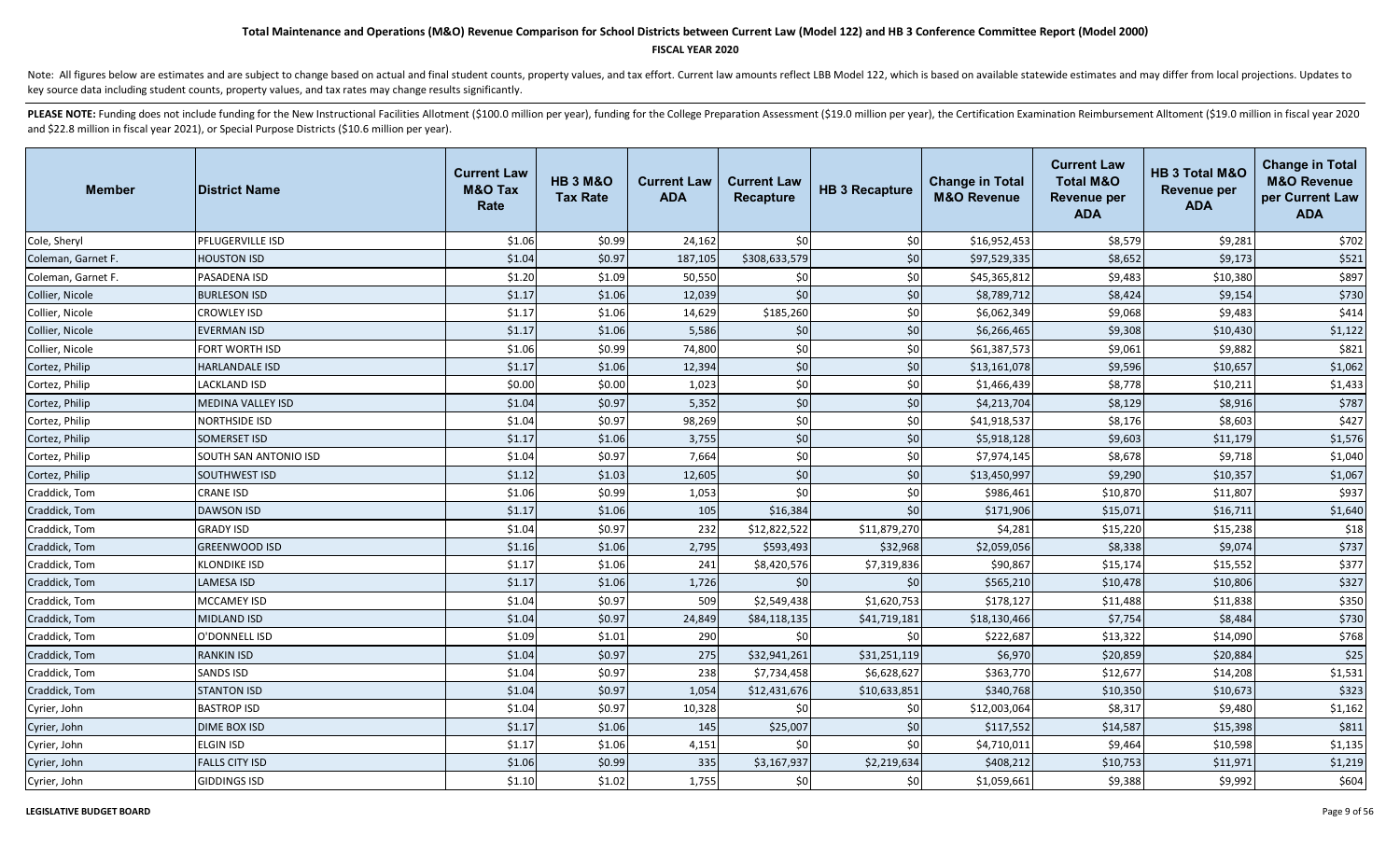# Total Maintenance and Operations (M&O) Revenue Comparison for School Districts between Current Law (Model 122) and HB 3 Conference Committee Report (Model 2000)

**FISCAL YEAR 2020**

Note: All figures below are estimates and are subject to change based on actual and final student counts, property values, and tax effort. Current law amounts reflect LBB Model 122, which is based on available statewide estimates and may differ from local projections. Updates to key source data including student counts, property values, and tax rates may change results significantly.

**PLEASE NOTE:** Funding does not include funding for the New Instructional Facilities Allotment ($100.0 million per year), funding for the College Preparation Assessment ($19.0 million per year), the Certification Examination Reimbursement Alltoment ($19.0 million in fiscal year 2020 and $22.8 million in fiscal year 2021), or Special Purpose Districts ($10.6 million per year).

| Member | District Name | Current Law M&O Tax Rate | HB 3 M&O Tax Rate | Current Law ADA | Current Law Recapture | HB 3 Recapture | Change in Total M&O Revenue | Current Law Total M&O Revenue per ADA | HB 3 Total M&O Revenue per ADA | Change in Total M&O Revenue per Current Law ADA |
|---|---|---|---|---|---|---|---|---|---|---|
| Cole, Sheryl | PFLUGERVILLE ISD | $1.06 | $0.99 | 24,162 | $0 | $0 | $16,952,453 | $8,579 | $9,281 | $702 |
| Coleman, Garnet F. | HOUSTON ISD | $1.04 | $0.97 | 187,105 | $308,633,579 | $0 | $97,529,335 | $8,652 | $9,173 | $521 |
| Coleman, Garnet F. | PASADENA ISD | $1.20 | $1.09 | 50,550 | $0 | $0 | $45,365,812 | $9,483 | $10,380 | $897 |
| Collier, Nicole | BURLESON ISD | $1.17 | $1.06 | 12,039 | $0 | $0 | $8,789,712 | $8,424 | $9,154 | $730 |
| Collier, Nicole | CROWLEY ISD | $1.17 | $1.06 | 14,629 | $185,260 | $0 | $6,062,349 | $9,068 | $9,483 | $414 |
| Collier, Nicole | EVERMAN ISD | $1.17 | $1.06 | 5,586 | $0 | $0 | $6,266,465 | $9,308 | $10,430 | $1,122 |
| Collier, Nicole | FORT WORTH ISD | $1.06 | $0.99 | 74,800 | $0 | $0 | $61,387,573 | $9,061 | $9,882 | $821 |
| Cortez, Philip | HARLANDALE ISD | $1.17 | $1.06 | 12,394 | $0 | $0 | $13,161,078 | $9,596 | $10,657 | $1,062 |
| Cortez, Philip | LACKLAND ISD | $0.00 | $0.00 | 1,023 | $0 | $0 | $1,466,439 | $8,778 | $10,211 | $1,433 |
| Cortez, Philip | MEDINA VALLEY ISD | $1.04 | $0.97 | 5,352 | $0 | $0 | $4,213,704 | $8,129 | $8,916 | $787 |
| Cortez, Philip | NORTHSIDE ISD | $1.04 | $0.97 | 98,269 | $0 | $0 | $41,918,537 | $8,176 | $8,603 | $427 |
| Cortez, Philip | SOMERSET ISD | $1.17 | $1.06 | 3,755 | $0 | $0 | $5,918,128 | $9,603 | $11,179 | $1,576 |
| Cortez, Philip | SOUTH SAN ANTONIO ISD | $1.04 | $0.97 | 7,664 | $0 | $0 | $7,974,145 | $8,678 | $9,718 | $1,040 |
| Cortez, Philip | SOUTHWEST ISD | $1.12 | $1.03 | 12,605 | $0 | $0 | $13,450,997 | $9,290 | $10,357 | $1,067 |
| Craddick, Tom | CRANE ISD | $1.06 | $0.99 | 1,053 | $0 | $0 | $986,461 | $10,870 | $11,807 | $937 |
| Craddick, Tom | DAWSON ISD | $1.17 | $1.06 | 105 | $16,384 | $0 | $171,906 | $15,071 | $16,711 | $1,640 |
| Craddick, Tom | GRADY ISD | $1.04 | $0.97 | 232 | $12,822,522 | $11,879,270 | $4,281 | $15,220 | $15,238 | $18 |
| Craddick, Tom | GREENWOOD ISD | $1.16 | $1.06 | 2,795 | $593,493 | $32,968 | $2,059,056 | $8,338 | $9,074 | $737 |
| Craddick, Tom | KLONDIKE ISD | $1.17 | $1.06 | 241 | $8,420,576 | $7,319,836 | $90,867 | $15,174 | $15,552 | $377 |
| Craddick, Tom | LAMESA ISD | $1.17 | $1.06 | 1,726 | $0 | $0 | $565,210 | $10,478 | $10,806 | $327 |
| Craddick, Tom | MCCAMEY ISD | $1.04 | $0.97 | 509 | $2,549,438 | $1,620,753 | $178,127 | $11,488 | $11,838 | $350 |
| Craddick, Tom | MIDLAND ISD | $1.04 | $0.97 | 24,849 | $84,118,135 | $41,719,181 | $18,130,466 | $7,754 | $8,484 | $730 |
| Craddick, Tom | O'DONNELL ISD | $1.09 | $1.01 | 290 | $0 | $0 | $222,687 | $13,322 | $14,090 | $768 |
| Craddick, Tom | RANKIN ISD | $1.04 | $0.97 | 275 | $32,941,261 | $31,251,119 | $6,970 | $20,859 | $20,884 | $25 |
| Craddick, Tom | SANDS ISD | $1.04 | $0.97 | 238 | $7,734,458 | $6,628,627 | $363,770 | $12,677 | $14,208 | $1,531 |
| Craddick, Tom | STANTON ISD | $1.04 | $0.97 | 1,054 | $12,431,676 | $10,633,851 | $340,768 | $10,350 | $10,673 | $323 |
| Cyrier, John | BASTROP ISD | $1.04 | $0.97 | 10,328 | $0 | $0 | $12,003,064 | $8,317 | $9,480 | $1,162 |
| Cyrier, John | DIME BOX ISD | $1.17 | $1.06 | 145 | $25,007 | $0 | $117,552 | $14,587 | $15,398 | $811 |
| Cyrier, John | ELGIN ISD | $1.17 | $1.06 | 4,151 | $0 | $0 | $4,710,011 | $9,464 | $10,598 | $1,135 |
| Cyrier, John | FALLS CITY ISD | $1.06 | $0.99 | 335 | $3,167,937 | $2,219,634 | $408,212 | $10,753 | $11,971 | $1,219 |
| Cyrier, John | GIDDINGS ISD | $1.10 | $1.02 | 1,755 | $0 | $0 | $1,059,661 | $9,388 | $9,992 | $604 |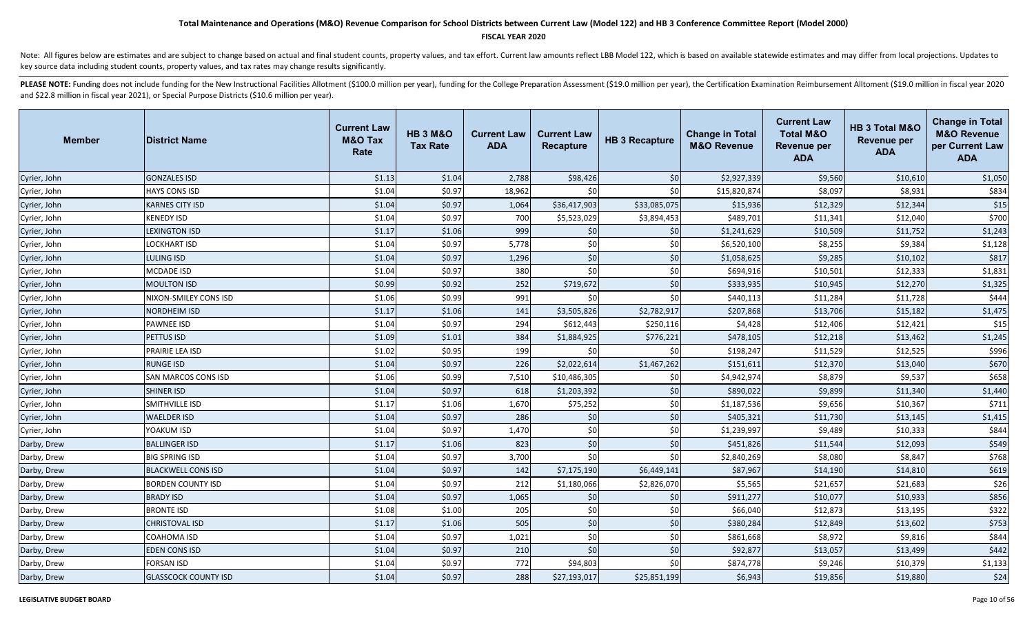**Total Maintenance and Operations (M&O) Revenue Comparison for School Districts between Current Law (Model 122) and HB 3 Conference Committee Report (Model 2000)**

**FISCAL YEAR 2020**

Note: All figures below are estimates and are subject to change based on actual and final student counts, property values, and tax effort. Current law amounts reflect LBB Model 122, which is based on available statewide estimates and may differ from local projections. Updates to key source data including student counts, property values, and tax rates may change results significantly.

**PLEASE NOTE:** Funding does not include funding for the New Instructional Facilities Allotment ($100.0 million per year), funding for the College Preparation Assessment ($19.0 million per year), the Certification Examination Reimbursement Allotment ($19.0 million in fiscal year 2020 and $22.8 million in fiscal year 2021), or Special Purpose Districts ($10.6 million per year).

| Member | District Name | Current Law M&O Tax Rate | HB 3 M&O Tax Rate | Current Law ADA | Current Law Recapture | HB 3 Recapture | Change in Total M&O Revenue | Current Law Total M&O Revenue per ADA | HB 3 Total M&O Revenue per ADA | Change in Total M&O Revenue per Current Law ADA |
|---|---|---|---|---|---|---|---|---|---|---|
| Cyrier, John | GONZALES ISD | $1.13 | $1.04 | 2,788 | $98,426 | $0 | $2,927,339 | $9,560 | $10,610 | $1,050 |
| Cyrier, John | HAYS CONS ISD | $1.04 | $0.97 | 18,962 | $0 | $0 | $15,820,874 | $8,097 | $8,931 | $834 |
| Cyrier, John | KARNES CITY ISD | $1.04 | $0.97 | 1,064 | $36,417,903 | $33,085,075 | $15,936 | $12,329 | $12,344 | $15 |
| Cyrier, John | KENEDY ISD | $1.04 | $0.97 | 700 | $5,523,029 | $3,894,453 | $489,701 | $11,341 | $12,040 | $700 |
| Cyrier, John | LEXINGTON ISD | $1.17 | $1.06 | 999 | $0 | $0 | $1,241,629 | $10,509 | $11,752 | $1,243 |
| Cyrier, John | LOCKHART ISD | $1.04 | $0.97 | 5,778 | $0 | $0 | $6,520,100 | $8,255 | $9,384 | $1,128 |
| Cyrier, John | LULING ISD | $1.04 | $0.97 | 1,296 | $0 | $0 | $1,058,625 | $9,285 | $10,102 | $817 |
| Cyrier, John | MCDADE ISD | $1.04 | $0.97 | 380 | $0 | $0 | $694,916 | $10,501 | $12,333 | $1,831 |
| Cyrier, John | MOULTON ISD | $0.99 | $0.92 | 252 | $719,672 | $0 | $333,935 | $10,945 | $12,270 | $1,325 |
| Cyrier, John | NIXON-SMILEY CONS ISD | $1.06 | $0.99 | 991 | $0 | $0 | $440,113 | $11,284 | $11,728 | $444 |
| Cyrier, John | NORDHEIM ISD | $1.17 | $1.06 | 141 | $3,505,826 | $2,782,917 | $207,868 | $13,706 | $15,182 | $1,475 |
| Cyrier, John | PAWNEE ISD | $1.04 | $0.97 | 294 | $612,443 | $250,116 | $4,428 | $12,406 | $12,421 | $15 |
| Cyrier, John | PETTUS ISD | $1.09 | $1.01 | 384 | $1,884,925 | $776,221 | $478,105 | $12,218 | $13,462 | $1,245 |
| Cyrier, John | PRAIRIE LEA ISD | $1.02 | $0.95 | 199 | $0 | $0 | $198,247 | $11,529 | $12,525 | $996 |
| Cyrier, John | RUNGE ISD | $1.04 | $0.97 | 226 | $2,022,614 | $1,467,262 | $151,611 | $12,370 | $13,040 | $670 |
| Cyrier, John | SAN MARCOS CONS ISD | $1.06 | $0.99 | 7,510 | $10,486,305 | $0 | $4,942,974 | $8,879 | $9,537 | $658 |
| Cyrier, John | SHINER ISD | $1.04 | $0.97 | 618 | $1,203,392 | $0 | $890,022 | $9,899 | $11,340 | $1,440 |
| Cyrier, John | SMITHVILLE ISD | $1.17 | $1.06 | 1,670 | $75,252 | $0 | $1,187,536 | $9,656 | $10,367 | $711 |
| Cyrier, John | WAELDER ISD | $1.04 | $0.97 | 286 | $0 | $0 | $405,321 | $11,730 | $13,145 | $1,415 |
| Cyrier, John | YOAKUM ISD | $1.04 | $0.97 | 1,470 | $0 | $0 | $1,239,997 | $9,489 | $10,333 | $844 |
| Darby, Drew | BALLINGER ISD | $1.17 | $1.06 | 823 | $0 | $0 | $451,826 | $11,544 | $12,093 | $549 |
| Darby, Drew | BIG SPRING ISD | $1.04 | $0.97 | 3,700 | $0 | $0 | $2,840,269 | $8,080 | $8,847 | $768 |
| Darby, Drew | BLACKWELL CONS ISD | $1.04 | $0.97 | 142 | $7,175,190 | $6,449,141 | $87,967 | $14,190 | $14,810 | $619 |
| Darby, Drew | BORDEN COUNTY ISD | $1.04 | $0.97 | 212 | $1,180,066 | $2,826,070 | $5,565 | $21,657 | $21,683 | $26 |
| Darby, Drew | BRADY ISD | $1.04 | $0.97 | 1,065 | $0 | $0 | $911,277 | $10,077 | $10,933 | $856 |
| Darby, Drew | BRONTE ISD | $1.08 | $1.00 | 205 | $0 | $0 | $66,040 | $12,873 | $13,195 | $322 |
| Darby, Drew | CHRISTOVAL ISD | $1.17 | $1.06 | 505 | $0 | $0 | $380,284 | $12,849 | $13,602 | $753 |
| Darby, Drew | COAHOMA ISD | $1.04 | $0.97 | 1,021 | $0 | $0 | $861,668 | $8,972 | $9,816 | $844 |
| Darby, Drew | EDEN CONS ISD | $1.04 | $0.97 | 210 | $0 | $0 | $92,877 | $13,057 | $13,499 | $442 |
| Darby, Drew | FORSAN ISD | $1.04 | $0.97 | 772 | $94,803 | $0 | $874,778 | $9,246 | $10,379 | $1,133 |
| Darby, Drew | GLASSCOCK COUNTY ISD | $1.04 | $0.97 | 288 | $27,193,017 | $25,851,199 | $6,943 | $19,856 | $19,880 | $24 |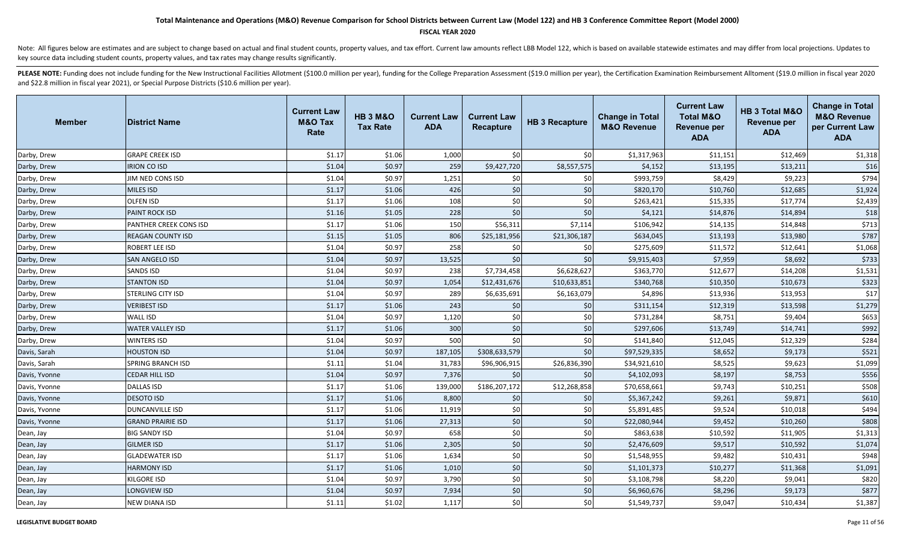# Total Maintenance and Operations (M&O) Revenue Comparison for School Districts between Current Law (Model 122) and HB 3 Conference Committee Report (Model 2000)

**FISCAL YEAR 2020**

Note: All figures below are estimates and are subject to change based on actual and final student counts, property values, and tax effort. Current law amounts reflect LBB Model 122, which is based on available statewide estimates and may differ from local projections. Updates to key source data including student counts, property values, and tax rates may change results significantly.

**PLEASE NOTE:** Funding does not include funding for the New Instructional Facilities Allotment ($100.0 million per year), funding for the College Preparation Assessment ($19.0 million per year), the Certification Examination Reimbursement Alltoment ($19.0 million in fiscal year 2020 and $22.8 million in fiscal year 2021), or Special Purpose Districts ($10.6 million per year).

| Member | District Name | Current Law M&O Tax Rate | HB 3 M&O Tax Rate | Current Law ADA | Current Law Recapture | HB 3 Recapture | Change in Total M&O Revenue | Current Law Total M&O Revenue per ADA | HB 3 Total M&O Revenue per ADA | Change in Total M&O Revenue per Current Law ADA |
|---|---|---|---|---|---|---|---|---|---|---|
| Darby, Drew | GRAPE CREEK ISD | $1.17 | $1.06 | 1,000 | $0 | $0 | $1,317,963 | $11,151 | $12,469 | $1,318 |
| Darby, Drew | IRION CO ISD | $1.04 | $0.97 | 259 | $9,427,720 | $8,557,575 | $4,152 | $13,195 | $13,211 | $16 |
| Darby, Drew | JIM NED CONS ISD | $1.04 | $0.97 | 1,251 | $0 | $0 | $993,759 | $8,429 | $9,223 | $794 |
| Darby, Drew | MILES ISD | $1.17 | $1.06 | 426 | $0 | $0 | $820,170 | $10,760 | $12,685 | $1,924 |
| Darby, Drew | OLFEN ISD | $1.17 | $1.06 | 108 | $0 | $0 | $263,421 | $15,335 | $17,774 | $2,439 |
| Darby, Drew | PAINT ROCK ISD | $1.16 | $1.05 | 228 | $0 | $0 | $4,121 | $14,876 | $14,894 | $18 |
| Darby, Drew | PANTHER CREEK CONS ISD | $1.17 | $1.06 | 150 | $56,311 | $7,114 | $106,942 | $14,135 | $14,848 | $713 |
| Darby, Drew | REAGAN COUNTY ISD | $1.15 | $1.05 | 806 | $25,181,956 | $21,306,187 | $634,045 | $13,193 | $13,980 | $787 |
| Darby, Drew | ROBERT LEE ISD | $1.04 | $0.97 | 258 | $0 | $0 | $275,609 | $11,572 | $12,641 | $1,068 |
| Darby, Drew | SAN ANGELO ISD | $1.04 | $0.97 | 13,525 | $0 | $0 | $9,915,403 | $7,959 | $8,692 | $733 |
| Darby, Drew | SANDS ISD | $1.04 | $0.97 | 238 | $7,734,458 | $6,628,627 | $363,770 | $12,677 | $14,208 | $1,531 |
| Darby, Drew | STANTON ISD | $1.04 | $0.97 | 1,054 | $12,431,676 | $10,633,851 | $340,768 | $10,350 | $10,673 | $323 |
| Darby, Drew | STERLING CITY ISD | $1.04 | $0.97 | 289 | $6,635,691 | $6,163,079 | $4,896 | $13,936 | $13,953 | $17 |
| Darby, Drew | VERIBEST ISD | $1.17 | $1.06 | 243 | $0 | $0 | $311,154 | $12,319 | $13,598 | $1,279 |
| Darby, Drew | WALL ISD | $1.04 | $0.97 | 1,120 | $0 | $0 | $731,284 | $8,751 | $9,404 | $653 |
| Darby, Drew | WATER VALLEY ISD | $1.17 | $1.06 | 300 | $0 | $0 | $297,606 | $13,749 | $14,741 | $992 |
| Darby, Drew | WINTERS ISD | $1.04 | $0.97 | 500 | $0 | $0 | $141,840 | $12,045 | $12,329 | $284 |
| Davis, Sarah | HOUSTON ISD | $1.04 | $0.97 | 187,105 | $308,633,579 | $0 | $97,529,335 | $8,652 | $9,173 | $521 |
| Davis, Sarah | SPRING BRANCH ISD | $1.11 | $1.04 | 31,783 | $96,906,915 | $26,836,390 | $34,921,610 | $8,525 | $9,623 | $1,099 |
| Davis, Yvonne | CEDAR HILL ISD | $1.04 | $0.97 | 7,376 | $0 | $0 | $4,102,093 | $8,197 | $8,753 | $556 |
| Davis, Yvonne | DALLAS ISD | $1.17 | $1.06 | 139,000 | $186,207,172 | $12,268,858 | $70,658,661 | $9,743 | $10,251 | $508 |
| Davis, Yvonne | DESOTO ISD | $1.17 | $1.06 | 8,800 | $0 | $0 | $5,367,242 | $9,261 | $9,871 | $610 |
| Davis, Yvonne | DUNCANVILLE ISD | $1.17 | $1.06 | 11,919 | $0 | $0 | $5,891,485 | $9,524 | $10,018 | $494 |
| Davis, Yvonne | GRAND PRAIRIE ISD | $1.17 | $1.06 | 27,313 | $0 | $0 | $22,080,944 | $9,452 | $10,260 | $808 |
| Dean, Jay | BIG SANDY ISD | $1.04 | $0.97 | 658 | $0 | $0 | $863,638 | $10,592 | $11,905 | $1,313 |
| Dean, Jay | GILMER ISD | $1.17 | $1.06 | 2,305 | $0 | $0 | $2,476,609 | $9,517 | $10,592 | $1,074 |
| Dean, Jay | GLADEWATER ISD | $1.17 | $1.06 | 1,634 | $0 | $0 | $1,548,955 | $9,482 | $10,431 | $948 |
| Dean, Jay | HARMONY ISD | $1.17 | $1.06 | 1,010 | $0 | $0 | $1,101,373 | $10,277 | $11,368 | $1,091 |
| Dean, Jay | KILGORE ISD | $1.04 | $0.97 | 3,790 | $0 | $0 | $3,108,798 | $8,220 | $9,041 | $820 |
| Dean, Jay | LONGVIEW ISD | $1.04 | $0.97 | 7,934 | $0 | $0 | $6,960,676 | $8,296 | $9,173 | $877 |
| Dean, Jay | NEW DIANA ISD | $1.11 | $1.02 | 1,117 | $0 | $0 | $1,549,737 | $9,047 | $10,434 | $1,387 |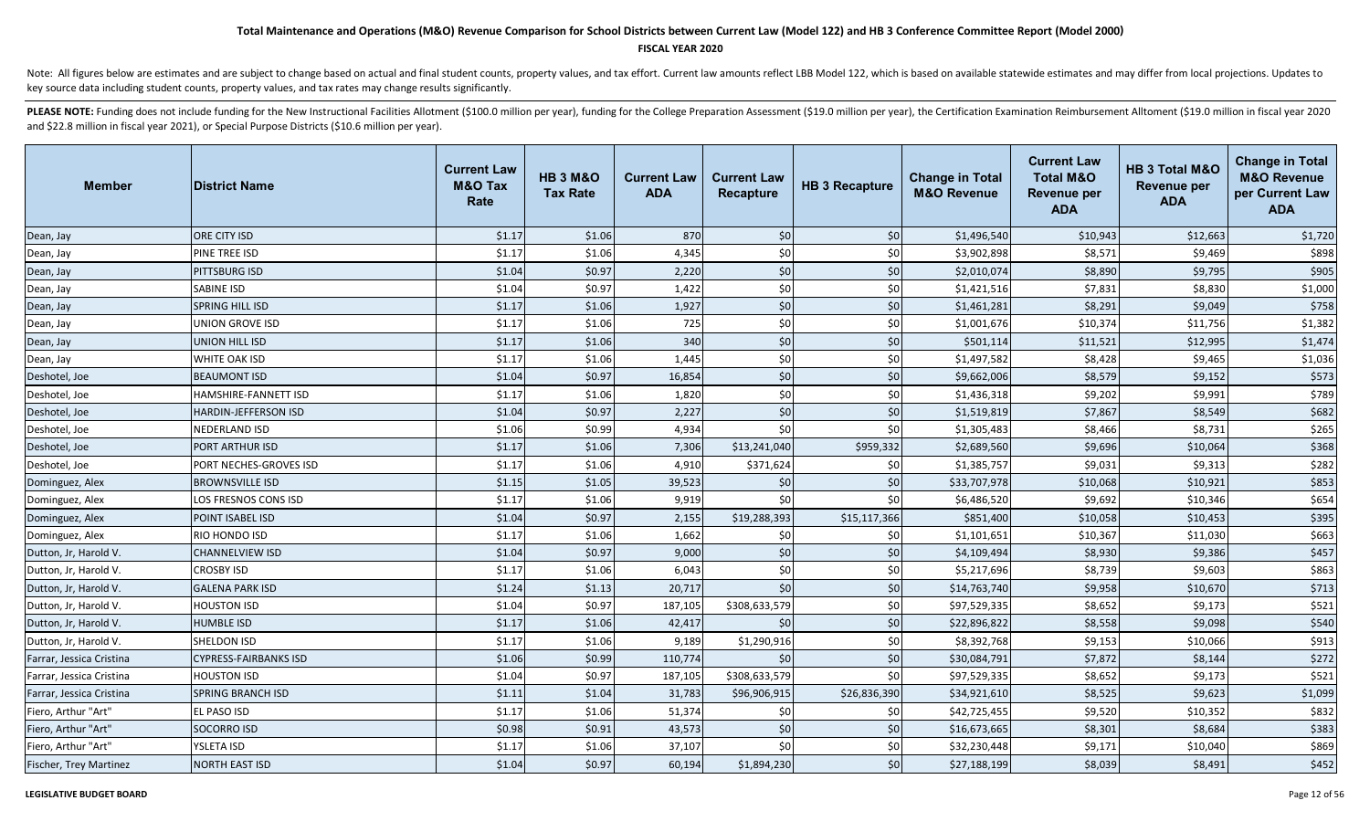# Total Maintenance and Operations (M&O) Revenue Comparison for School Districts between Current Law (Model 122) and HB 3 Conference Committee Report (Model 2000)

**FISCAL YEAR 2020**

Note: All figures below are estimates and are subject to change based on actual and final student counts, property values, and tax effort. Current law amounts reflect LBB Model 122, which is based on available statewide estimates and may differ from local projections. Updates to key source data including student counts, property values, and tax rates may change results significantly.

**PLEASE NOTE:** Funding does not include funding for the New Instructional Facilities Allotment ($100.0 million per year), funding for the College Preparation Assessment ($19.0 million per year), the Certification Examination Reimbursement Alltoment ($19.0 million in fiscal year 2020 and $22.8 million in fiscal year 2021), or Special Purpose Districts ($10.6 million per year).

| Member | District Name | Current Law M&O Tax Rate | HB 3 M&O Tax Rate | Current Law ADA | Current Law Recapture | HB 3 Recapture | Change in Total M&O Revenue | Current Law Total M&O Revenue per ADA | HB 3 Total M&O Revenue per ADA | Change in Total M&O Revenue per Current Law ADA |
|---|---|---|---|---|---|---|---|---|---|---|
| Dean, Jay | ORE CITY ISD | $1.17 | $1.06 | 870 | $0 | $0 | $1,496,540 | $10,943 | $12,663 | $1,720 |
| Dean, Jay | PINE TREE ISD | $1.17 | $1.06 | 4,345 | $0 | $0 | $3,902,898 | $8,571 | $9,469 | $898 |
| Dean, Jay | PITTSBURG ISD | $1.04 | $0.97 | 2,220 | $0 | $0 | $2,010,074 | $8,890 | $9,795 | $905 |
| Dean, Jay | SABINE ISD | $1.04 | $0.97 | 1,422 | $0 | $0 | $1,421,516 | $7,831 | $8,830 | $1,000 |
| Dean, Jay | SPRING HILL ISD | $1.17 | $1.06 | 1,927 | $0 | $0 | $1,461,281 | $8,291 | $9,049 | $758 |
| Dean, Jay | UNION GROVE ISD | $1.17 | $1.06 | 725 | $0 | $0 | $1,001,676 | $10,374 | $11,756 | $1,382 |
| Dean, Jay | UNION HILL ISD | $1.17 | $1.06 | 340 | $0 | $0 | $501,114 | $11,521 | $12,995 | $1,474 |
| Dean, Jay | WHITE OAK ISD | $1.17 | $1.06 | 1,445 | $0 | $0 | $1,497,582 | $8,428 | $9,465 | $1,036 |
| Deshotel, Joe | BEAUMONT ISD | $1.04 | $0.97 | 16,854 | $0 | $0 | $9,662,006 | $8,579 | $9,152 | $573 |
| Deshotel, Joe | HAMSHIRE-FANNETT ISD | $1.17 | $1.06 | 1,820 | $0 | $0 | $1,436,318 | $9,202 | $9,991 | $789 |
| Deshotel, Joe | HARDIN-JEFFERSON ISD | $1.04 | $0.97 | 2,227 | $0 | $0 | $1,519,819 | $7,867 | $8,549 | $682 |
| Deshotel, Joe | NEDERLAND ISD | $1.06 | $0.99 | 4,934 | $0 | $0 | $1,305,483 | $8,466 | $8,731 | $265 |
| Deshotel, Joe | PORT ARTHUR ISD | $1.17 | $1.06 | 7,306 | $13,241,040 | $959,332 | $2,689,560 | $9,696 | $10,064 | $368 |
| Deshotel, Joe | PORT NECHES-GROVES ISD | $1.17 | $1.06 | 4,910 | $371,624 | $0 | $1,385,757 | $9,031 | $9,313 | $282 |
| Dominguez, Alex | BROWNSVILLE ISD | $1.15 | $1.05 | 39,523 | $0 | $0 | $33,707,978 | $10,068 | $10,921 | $853 |
| Dominguez, Alex | LOS FRESNOS CONS ISD | $1.17 | $1.06 | 9,919 | $0 | $0 | $6,486,520 | $9,692 | $10,346 | $654 |
| Dominguez, Alex | POINT ISABEL ISD | $1.04 | $0.97 | 2,155 | $19,288,393 | $15,117,366 | $851,400 | $10,058 | $10,453 | $395 |
| Dominguez, Alex | RIO HONDO ISD | $1.17 | $1.06 | 1,662 | $0 | $0 | $1,101,651 | $10,367 | $11,030 | $663 |
| Dutton, Jr, Harold V. | CHANNELVIEW ISD | $1.04 | $0.97 | 9,000 | $0 | $0 | $4,109,494 | $8,930 | $9,386 | $457 |
| Dutton, Jr, Harold V. | CROSBY ISD | $1.17 | $1.06 | 6,043 | $0 | $0 | $5,217,696 | $8,739 | $9,603 | $863 |
| Dutton, Jr, Harold V. | GALENA PARK ISD | $1.24 | $1.13 | 20,717 | $0 | $0 | $14,763,740 | $9,958 | $10,670 | $713 |
| Dutton, Jr, Harold V. | HOUSTON ISD | $1.04 | $0.97 | 187,105 | $308,633,579 | $0 | $97,529,335 | $8,652 | $9,173 | $521 |
| Dutton, Jr, Harold V. | HUMBLE ISD | $1.17 | $1.06 | 42,417 | $0 | $0 | $22,896,822 | $8,558 | $9,098 | $540 |
| Dutton, Jr, Harold V. | SHELDON ISD | $1.17 | $1.06 | 9,189 | $1,290,916 | $0 | $8,392,768 | $9,153 | $10,066 | $913 |
| Farrar, Jessica Cristina | CYPRESS-FAIRBANKS ISD | $1.06 | $0.99 | 110,774 | $0 | $0 | $30,084,791 | $7,872 | $8,144 | $272 |
| Farrar, Jessica Cristina | HOUSTON ISD | $1.04 | $0.97 | 187,105 | $308,633,579 | $0 | $97,529,335 | $8,652 | $9,173 | $521 |
| Farrar, Jessica Cristina | SPRING BRANCH ISD | $1.11 | $1.04 | 31,783 | $96,906,915 | $26,836,390 | $34,921,610 | $8,525 | $9,623 | $1,099 |
| Fiero, Arthur "Art" | EL PASO ISD | $1.17 | $1.06 | 51,374 | $0 | $0 | $42,725,455 | $9,520 | $10,352 | $832 |
| Fiero, Arthur "Art" | SOCORRO ISD | $0.98 | $0.91 | 43,573 | $0 | $0 | $16,673,665 | $8,301 | $8,684 | $383 |
| Fiero, Arthur "Art" | YSLETA ISD | $1.17 | $1.06 | 37,107 | $0 | $0 | $32,230,448 | $9,171 | $10,040 | $869 |
| Fischer, Trey Martinez | NORTH EAST ISD | $1.04 | $0.97 | 60,194 | $1,894,230 | $0 | $27,188,199 | $8,039 | $8,491 | $452 |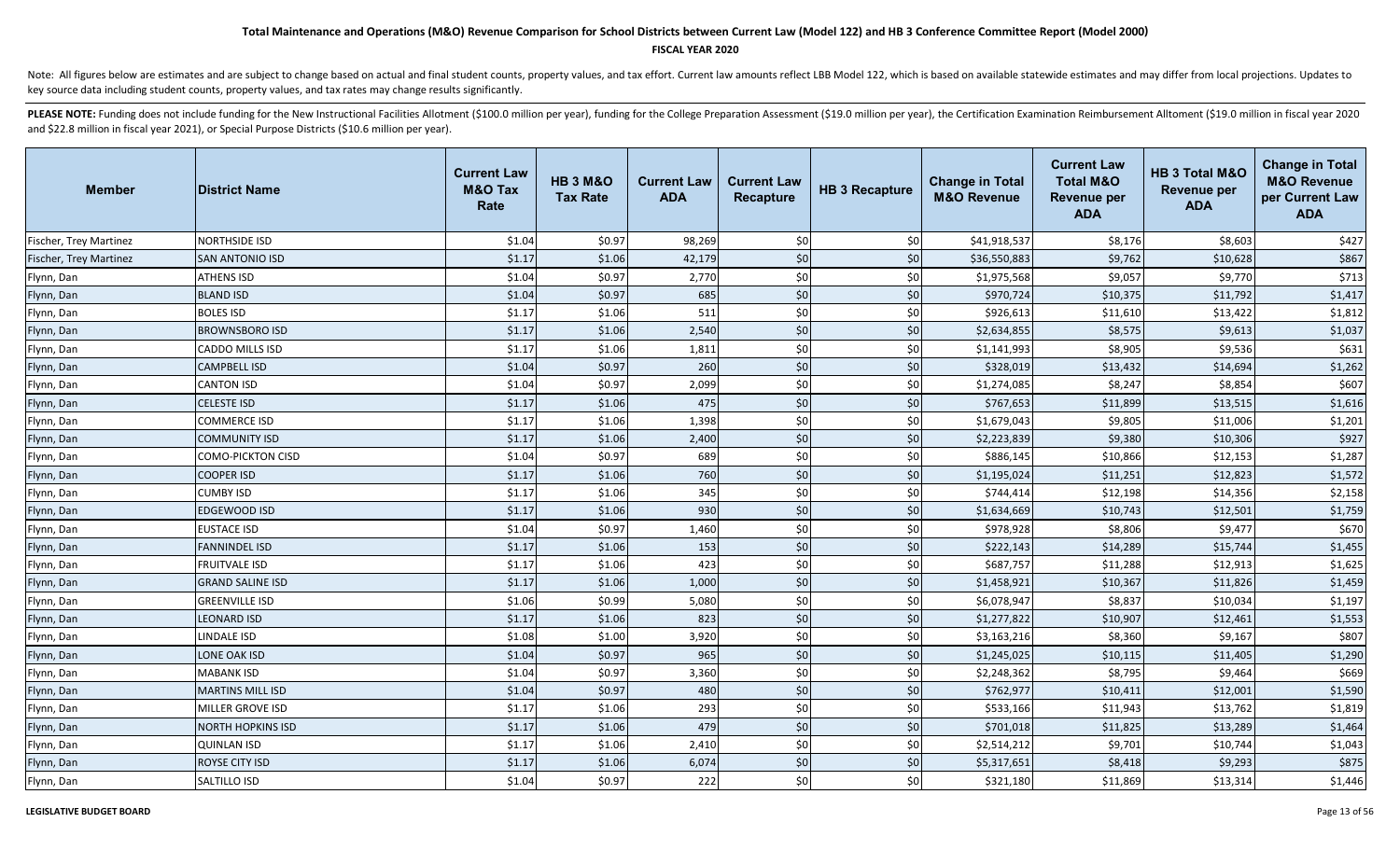# Total Maintenance and Operations (M&O) Revenue Comparison for School Districts between Current Law (Model 122) and HB 3 Conference Committee Report (Model 2000)

**FISCAL YEAR 2020**

Note: All figures below are estimates and are subject to change based on actual and final student counts, property values, and tax effort. Current law amounts reflect LBB Model 122, which is based on available statewide estimates and may differ from local projections. Updates to key source data including student counts, property values, and tax rates may change results significantly.

**PLEASE NOTE:** Funding does not include funding for the New Instructional Facilities Allotment ($100.0 million per year), funding for the College Preparation Assessment ($19.0 million per year), the Certification Examination Reimbursement Alltoment ($19.0 million in fiscal year 2020 and $22.8 million in fiscal year 2021), or Special Purpose Districts ($10.6 million per year).

| Member | District Name | Current Law M&O Tax Rate | HB 3 M&O Tax Rate | Current Law ADA | Current Law Recapture | HB 3 Recapture | Change in Total M&O Revenue | Current Law Total M&O Revenue per ADA | HB 3 Total M&O Revenue per ADA | Change in Total M&O Revenue per Current Law ADA |
|---|---|---|---|---|---|---|---|---|---|---|
| Fischer, Trey Martinez | NORTHSIDE ISD | $1.04 | $0.97 | 98,269 | $0 | $0 | $41,918,537 | $8,176 | $8,603 | $427 |
| Fischer, Trey Martinez | SAN ANTONIO ISD | $1.17 | $1.06 | 42,179 | $0 | $0 | $36,550,883 | $9,762 | $10,628 | $867 |
| Flynn, Dan | ATHENS ISD | $1.04 | $0.97 | 2,770 | $0 | $0 | $1,975,568 | $9,057 | $9,770 | $713 |
| Flynn, Dan | BLAND ISD | $1.04 | $0.97 | 685 | $0 | $0 | $970,724 | $10,375 | $11,792 | $1,417 |
| Flynn, Dan | BOLES ISD | $1.17 | $1.06 | 511 | $0 | $0 | $926,613 | $11,610 | $13,422 | $1,812 |
| Flynn, Dan | BROWNSBORO ISD | $1.17 | $1.06 | 2,540 | $0 | $0 | $2,634,855 | $8,575 | $9,613 | $1,037 |
| Flynn, Dan | CADDO MILLS ISD | $1.17 | $1.06 | 1,811 | $0 | $0 | $1,141,993 | $8,905 | $9,536 | $631 |
| Flynn, Dan | CAMPBELL ISD | $1.04 | $0.97 | 260 | $0 | $0 | $328,019 | $13,432 | $14,694 | $1,262 |
| Flynn, Dan | CANTON ISD | $1.04 | $0.97 | 2,099 | $0 | $0 | $1,274,085 | $8,247 | $8,854 | $607 |
| Flynn, Dan | CELESTE ISD | $1.17 | $1.06 | 475 | $0 | $0 | $767,653 | $11,899 | $13,515 | $1,616 |
| Flynn, Dan | COMMERCE ISD | $1.17 | $1.06 | 1,398 | $0 | $0 | $1,679,043 | $9,805 | $11,006 | $1,201 |
| Flynn, Dan | COMMUNITY ISD | $1.17 | $1.06 | 2,400 | $0 | $0 | $2,223,839 | $9,380 | $10,306 | $927 |
| Flynn, Dan | COMO-PICKTON CISD | $1.04 | $0.97 | 689 | $0 | $0 | $886,145 | $10,866 | $12,153 | $1,287 |
| Flynn, Dan | COOPER ISD | $1.17 | $1.06 | 760 | $0 | $0 | $1,195,024 | $11,251 | $12,823 | $1,572 |
| Flynn, Dan | CUMBY ISD | $1.17 | $1.06 | 345 | $0 | $0 | $744,414 | $12,198 | $14,356 | $2,158 |
| Flynn, Dan | EDGEWOOD ISD | $1.17 | $1.06 | 930 | $0 | $0 | $1,634,669 | $10,743 | $12,501 | $1,759 |
| Flynn, Dan | EUSTACE ISD | $1.04 | $0.97 | 1,460 | $0 | $0 | $978,928 | $8,806 | $9,477 | $670 |
| Flynn, Dan | FANNINDEL ISD | $1.17 | $1.06 | 153 | $0 | $0 | $222,143 | $14,289 | $15,744 | $1,455 |
| Flynn, Dan | FRUITVALE ISD | $1.17 | $1.06 | 423 | $0 | $0 | $687,757 | $11,288 | $12,913 | $1,625 |
| Flynn, Dan | GRAND SALINE ISD | $1.17 | $1.06 | 1,000 | $0 | $0 | $1,458,921 | $10,367 | $11,826 | $1,459 |
| Flynn, Dan | GREENVILLE ISD | $1.06 | $0.99 | 5,080 | $0 | $0 | $6,078,947 | $8,837 | $10,034 | $1,197 |
| Flynn, Dan | LEONARD ISD | $1.17 | $1.06 | 823 | $0 | $0 | $1,277,822 | $10,907 | $12,461 | $1,553 |
| Flynn, Dan | LINDALE ISD | $1.08 | $1.00 | 3,920 | $0 | $0 | $3,163,216 | $8,360 | $9,167 | $807 |
| Flynn, Dan | LONE OAK ISD | $1.04 | $0.97 | 965 | $0 | $0 | $1,245,025 | $10,115 | $11,405 | $1,290 |
| Flynn, Dan | MABANK ISD | $1.04 | $0.97 | 3,360 | $0 | $0 | $2,248,362 | $8,795 | $9,464 | $669 |
| Flynn, Dan | MARTINS MILL ISD | $1.04 | $0.97 | 480 | $0 | $0 | $762,977 | $10,411 | $12,001 | $1,590 |
| Flynn, Dan | MILLER GROVE ISD | $1.17 | $1.06 | 293 | $0 | $0 | $533,166 | $11,943 | $13,762 | $1,819 |
| Flynn, Dan | NORTH HOPKINS ISD | $1.17 | $1.06 | 479 | $0 | $0 | $701,018 | $11,825 | $13,289 | $1,464 |
| Flynn, Dan | QUINLAN ISD | $1.17 | $1.06 | 2,410 | $0 | $0 | $2,514,212 | $9,701 | $10,744 | $1,043 |
| Flynn, Dan | ROYSE CITY ISD | $1.17 | $1.06 | 6,074 | $0 | $0 | $5,317,651 | $8,418 | $9,293 | $875 |
| Flynn, Dan | SALTILLO ISD | $1.04 | $0.97 | 222 | $0 | $0 | $321,180 | $11,869 | $13,314 | $1,446 |

**LEGISLATIVE BUDGET BOARD**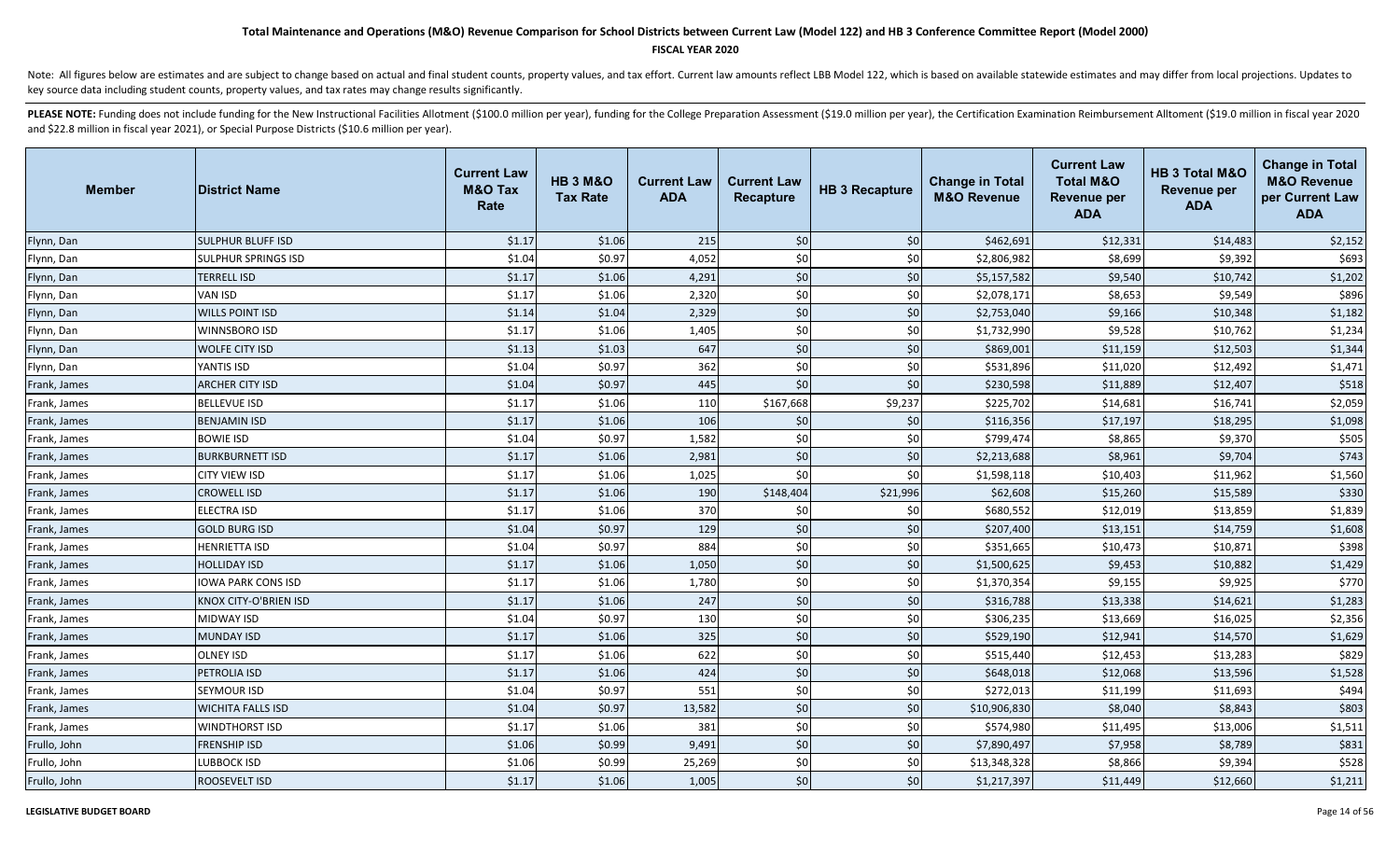# Total Maintenance and Operations (M&O) Revenue Comparison for School Districts between Current Law (Model 122) and HB 3 Conference Committee Report (Model 2000)

**FISCAL YEAR 2020**

Note: All figures below are estimates and are subject to change based on actual and final student counts, property values, and tax effort. Current law amounts reflect LBB Model 122, which is based on available statewide estimates and may differ from local projections. Updates to key source data including student counts, property values, and tax rates may change results significantly.

**PLEASE NOTE:** Funding does not include funding for the New Instructional Facilities Allotment ($100.0 million per year), funding for the College Preparation Assessment ($19.0 million per year), the Certification Examination Reimbursement Allotment ($19.0 million in fiscal year 2020 and $22.8 million in fiscal year 2021), or Special Purpose Districts ($10.6 million per year).

| Member | District Name | Current Law M&O Tax Rate | HB 3 M&O Tax Rate | Current Law ADA | Current Law Recapture | HB 3 Recapture | Change in Total M&O Revenue | Current Law Total M&O Revenue per ADA | HB 3 Total M&O Revenue per ADA | Change in Total M&O Revenue per Current Law ADA |
|---|---|---|---|---|---|---|---|---|---|---|
| Flynn, Dan | SULPHUR BLUFF ISD | $1.17 | $1.06 | 215 | $0 | $0 | $462,691 | $12,331 | $14,483 | $2,152 |
| Flynn, Dan | SULPHUR SPRINGS ISD | $1.04 | $0.97 | 4,052 | $0 | $0 | $2,806,982 | $8,699 | $9,392 | $693 |
| Flynn, Dan | TERRELL ISD | $1.17 | $1.06 | 4,291 | $0 | $0 | $5,157,582 | $9,540 | $10,742 | $1,202 |
| Flynn, Dan | VAN ISD | $1.17 | $1.06 | 2,320 | $0 | $0 | $2,078,171 | $8,653 | $9,549 | $896 |
| Flynn, Dan | WILLS POINT ISD | $1.14 | $1.04 | 2,329 | $0 | $0 | $2,753,040 | $9,166 | $10,348 | $1,182 |
| Flynn, Dan | WINNSBORO ISD | $1.17 | $1.06 | 1,405 | $0 | $0 | $1,732,990 | $9,528 | $10,762 | $1,234 |
| Flynn, Dan | WOLFE CITY ISD | $1.13 | $1.03 | 647 | $0 | $0 | $869,001 | $11,159 | $12,503 | $1,344 |
| Flynn, Dan | YANTIS ISD | $1.04 | $0.97 | 362 | $0 | $0 | $531,896 | $11,020 | $12,492 | $1,471 |
| Frank, James | ARCHER CITY ISD | $1.04 | $0.97 | 445 | $0 | $0 | $230,598 | $11,889 | $12,407 | $518 |
| Frank, James | BELLEVUE ISD | $1.17 | $1.06 | 110 | $167,668 | $9,237 | $225,702 | $14,681 | $16,741 | $2,059 |
| Frank, James | BENJAMIN ISD | $1.17 | $1.06 | 106 | $0 | $0 | $116,356 | $17,197 | $18,295 | $1,098 |
| Frank, James | BOWIE ISD | $1.04 | $0.97 | 1,582 | $0 | $0 | $799,474 | $8,865 | $9,370 | $505 |
| Frank, James | BURKBURNETT ISD | $1.17 | $1.06 | 2,981 | $0 | $0 | $2,213,688 | $8,961 | $9,704 | $743 |
| Frank, James | CITY VIEW ISD | $1.17 | $1.06 | 1,025 | $0 | $0 | $1,598,118 | $10,403 | $11,962 | $1,560 |
| Frank, James | CROWELL ISD | $1.17 | $1.06 | 190 | $148,404 | $21,996 | $62,608 | $15,260 | $15,589 | $330 |
| Frank, James | ELECTRA ISD | $1.17 | $1.06 | 370 | $0 | $0 | $680,552 | $12,019 | $13,859 | $1,839 |
| Frank, James | GOLD BURG ISD | $1.04 | $0.97 | 129 | $0 | $0 | $207,400 | $13,151 | $14,759 | $1,608 |
| Frank, James | HENRIETTA ISD | $1.04 | $0.97 | 884 | $0 | $0 | $351,665 | $10,473 | $10,871 | $398 |
| Frank, James | HOLLIDAY ISD | $1.17 | $1.06 | 1,050 | $0 | $0 | $1,500,625 | $9,453 | $10,882 | $1,429 |
| Frank, James | IOWA PARK CONS ISD | $1.17 | $1.06 | 1,780 | $0 | $0 | $1,370,354 | $9,155 | $9,925 | $770 |
| Frank, James | KNOX CITY-O'BRIEN ISD | $1.17 | $1.06 | 247 | $0 | $0 | $316,788 | $13,338 | $14,621 | $1,283 |
| Frank, James | MIDWAY ISD | $1.04 | $0.97 | 130 | $0 | $0 | $306,235 | $13,669 | $16,025 | $2,356 |
| Frank, James | MUNDAY ISD | $1.17 | $1.06 | 325 | $0 | $0 | $529,190 | $12,941 | $14,570 | $1,629 |
| Frank, James | OLNEY ISD | $1.17 | $1.06 | 622 | $0 | $0 | $515,440 | $12,453 | $13,283 | $829 |
| Frank, James | PETROLIA ISD | $1.17 | $1.06 | 424 | $0 | $0 | $648,018 | $12,068 | $13,596 | $1,528 |
| Frank, James | SEYMOUR ISD | $1.04 | $0.97 | 551 | $0 | $0 | $272,013 | $11,199 | $11,693 | $494 |
| Frank, James | WICHITA FALLS ISD | $1.04 | $0.97 | 13,582 | $0 | $0 | $10,906,830 | $8,040 | $8,843 | $803 |
| Frank, James | WINDTHORST ISD | $1.17 | $1.06 | 381 | $0 | $0 | $574,980 | $11,495 | $13,006 | $1,511 |
| Frullo, John | FRENSHIP ISD | $1.06 | $0.99 | 9,491 | $0 | $0 | $7,890,497 | $7,958 | $8,789 | $831 |
| Frullo, John | LUBBOCK ISD | $1.06 | $0.99 | 25,269 | $0 | $0 | $13,348,328 | $8,866 | $9,394 | $528 |
| Frullo, John | ROOSEVELT ISD | $1.17 | $1.06 | 1,005 | $0 | $0 | $1,217,397 | $11,449 | $12,660 | $1,211 |

**LEGISLATIVE BUDGET BOARD**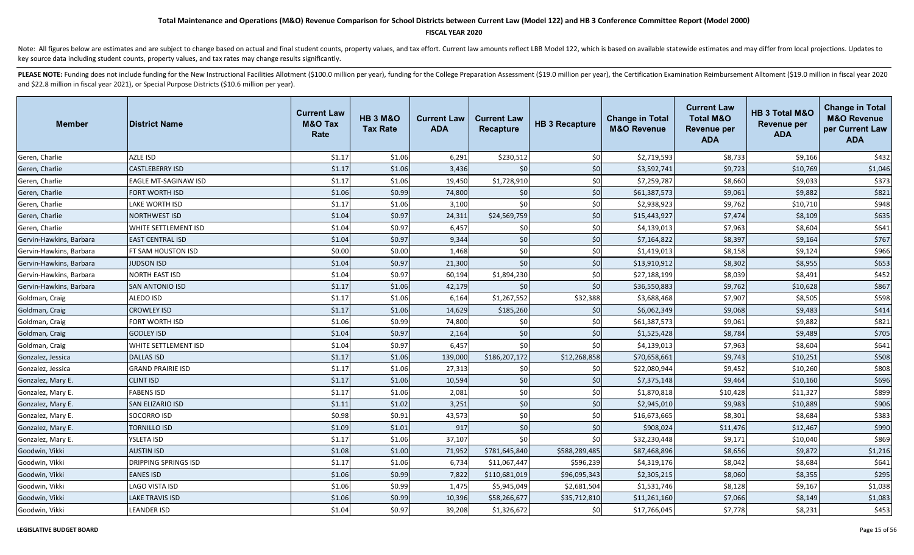# Total Maintenance and Operations (M&O) Revenue Comparison for School Districts between Current Law (Model 122) and HB 3 Conference Committee Report (Model 2000)

**FISCAL YEAR 2020**

Note: All figures below are estimates and are subject to change based on actual and final student counts, property values, and tax effort. Current law amounts reflect LBB Model 122, which is based on available statewide estimates and may differ from local projections. Updates to key source data including student counts, property values, and tax rates may change results significantly.

**PLEASE NOTE:** Funding does not include funding for the New Instructional Facilities Allotment ($100.0 million per year), funding for the College Preparation Assessment ($19.0 million per year), the Certification Examination Reimbursement Alltoment ($19.0 million in fiscal year 2020 and $22.8 million in fiscal year 2021), or Special Purpose Districts ($10.6 million per year).

| Member | District Name | Current Law M&O Tax Rate | HB 3 M&O Tax Rate | Current Law ADA | Current Law Recapture | HB 3 Recapture | Change in Total M&O Revenue | Current Law Total M&O Revenue per ADA | HB 3 Total M&O Revenue per ADA | Change in Total M&O Revenue per Current Law ADA |
|---|---|---|---|---|---|---|---|---|---|---|
| Geren, Charlie | AZLE ISD | $1.17 | $1.06 | 6,291 | $230,512 | $0 | $2,719,593 | $8,733 | $9,166 | $432 |
| Geren, Charlie | CASTLEBERRY ISD | $1.17 | $1.06 | 3,436 | $0 | $0 | $3,592,741 | $9,723 | $10,769 | $1,046 |
| Geren, Charlie | EAGLE MT-SAGINAW ISD | $1.17 | $1.06 | 19,450 | $1,728,910 | $0 | $7,259,787 | $8,660 | $9,033 | $373 |
| Geren, Charlie | FORT WORTH ISD | $1.06 | $0.99 | 74,800 | $0 | $0 | $61,387,573 | $9,061 | $9,882 | $821 |
| Geren, Charlie | LAKE WORTH ISD | $1.17 | $1.06 | 3,100 | $0 | $0 | $2,938,923 | $9,762 | $10,710 | $948 |
| Geren, Charlie | NORTHWEST ISD | $1.04 | $0.97 | 24,311 | $24,569,759 | $0 | $15,443,927 | $7,474 | $8,109 | $635 |
| Geren, Charlie | WHITE SETTLEMENT ISD | $1.04 | $0.97 | 6,457 | $0 | $0 | $4,139,013 | $7,963 | $8,604 | $641 |
| Gervin-Hawkins, Barbara | EAST CENTRAL ISD | $1.04 | $0.97 | 9,344 | $0 | $0 | $7,164,822 | $8,397 | $9,164 | $767 |
| Gervin-Hawkins, Barbara | FT SAM HOUSTON ISD | $0.00 | $0.00 | 1,468 | $0 | $0 | $1,419,013 | $8,158 | $9,124 | $966 |
| Gervin-Hawkins, Barbara | JUDSON ISD | $1.04 | $0.97 | 21,300 | $0 | $0 | $13,910,912 | $8,302 | $8,955 | $653 |
| Gervin-Hawkins, Barbara | NORTH EAST ISD | $1.04 | $0.97 | 60,194 | $1,894,230 | $0 | $27,188,199 | $8,039 | $8,491 | $452 |
| Gervin-Hawkins, Barbara | SAN ANTONIO ISD | $1.17 | $1.06 | 42,179 | $0 | $0 | $36,550,883 | $9,762 | $10,628 | $867 |
| Goldman, Craig | ALEDO ISD | $1.17 | $1.06 | 6,164 | $1,267,552 | $32,388 | $3,688,468 | $7,907 | $8,505 | $598 |
| Goldman, Craig | CROWLEY ISD | $1.17 | $1.06 | 14,629 | $185,260 | $0 | $6,062,349 | $9,068 | $9,483 | $414 |
| Goldman, Craig | FORT WORTH ISD | $1.06 | $0.99 | 74,800 | $0 | $0 | $61,387,573 | $9,061 | $9,882 | $821 |
| Goldman, Craig | GODLEY ISD | $1.04 | $0.97 | 2,164 | $0 | $0 | $1,525,428 | $8,784 | $9,489 | $705 |
| Goldman, Craig | WHITE SETTLEMENT ISD | $1.04 | $0.97 | 6,457 | $0 | $0 | $4,139,013 | $7,963 | $8,604 | $641 |
| Gonzalez, Jessica | DALLAS ISD | $1.17 | $1.06 | 139,000 | $186,207,172 | $12,268,858 | $70,658,661 | $9,743 | $10,251 | $508 |
| Gonzalez, Jessica | GRAND PRAIRIE ISD | $1.17 | $1.06 | 27,313 | $0 | $0 | $22,080,944 | $9,452 | $10,260 | $808 |
| Gonzalez, Mary E. | CLINT ISD | $1.17 | $1.06 | 10,594 | $0 | $0 | $7,375,148 | $9,464 | $10,160 | $696 |
| Gonzalez, Mary E. | FABENS ISD | $1.17 | $1.06 | 2,081 | $0 | $0 | $1,870,818 | $10,428 | $11,327 | $899 |
| Gonzalez, Mary E. | SAN ELIZARIO ISD | $1.11 | $1.02 | 3,251 | $0 | $0 | $2,945,010 | $9,983 | $10,889 | $906 |
| Gonzalez, Mary E. | SOCORRO ISD | $0.98 | $0.91 | 43,573 | $0 | $0 | $16,673,665 | $8,301 | $8,684 | $383 |
| Gonzalez, Mary E. | TORNILLO ISD | $1.09 | $1.01 | 917 | $0 | $0 | $908,024 | $11,476 | $12,467 | $990 |
| Gonzalez, Mary E. | YSLETA ISD | $1.17 | $1.06 | 37,107 | $0 | $0 | $32,230,448 | $9,171 | $10,040 | $869 |
| Goodwin, Vikki | AUSTIN ISD | $1.08 | $1.00 | 71,952 | $781,645,840 | $588,289,485 | $87,468,896 | $8,656 | $9,872 | $1,216 |
| Goodwin, Vikki | DRIPPING SPRINGS ISD | $1.17 | $1.06 | 6,734 | $11,067,447 | $596,239 | $4,319,176 | $8,042 | $8,684 | $641 |
| Goodwin, Vikki | EANES ISD | $1.06 | $0.99 | 7,822 | $110,681,019 | $96,095,343 | $2,305,215 | $8,060 | $8,355 | $295 |
| Goodwin, Vikki | LAGO VISTA ISD | $1.06 | $0.99 | 1,475 | $5,945,049 | $2,681,504 | $1,531,746 | $8,128 | $9,167 | $1,038 |
| Goodwin, Vikki | LAKE TRAVIS ISD | $1.06 | $0.99 | 10,396 | $58,266,677 | $35,712,810 | $11,261,160 | $7,066 | $8,149 | $1,083 |
| Goodwin, Vikki | LEANDER ISD | $1.04 | $0.97 | 39,208 | $1,326,672 | $0 | $17,766,045 | $7,778 | $8,231 | $453 |

**LEGISLATIVE BUDGET BOARD**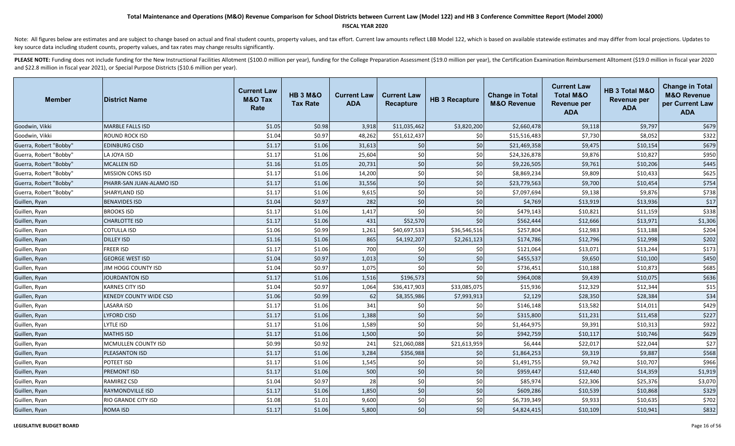# Total Maintenance and Operations (M&O) Revenue Comparison for School Districts between Current Law (Model 122) and HB 3 Conference Committee Report (Model 2000)

**FISCAL YEAR 2020**

Note: All figures below are estimates and are subject to change based on actual and final student counts, property values, and tax effort. Current law amounts reflect LBB Model 122, which is based on available statewide estimates and may differ from local projections. Updates to key source data including student counts, property values, and tax rates may change results significantly.

**PLEASE NOTE:** Funding does not include funding for the New Instructional Facilities Allotment ($100.0 million per year), funding for the College Preparation Assessment ($19.0 million per year), the Certification Examination Reimbursement Alltoment ($19.0 million in fiscal year 2020 and $22.8 million in fiscal year 2021), or Special Purpose Districts ($10.6 million per year).

| Member | District Name | Current Law M&O Tax Rate | HB 3 M&O Tax Rate | Current Law ADA | Current Law Recapture | HB 3 Recapture | Change in Total M&O Revenue | Current Law Total M&O Revenue per ADA | HB 3 Total M&O Revenue per ADA | Change in Total M&O Revenue per Current Law ADA |
|---|---|---|---|---|---|---|---|---|---|---|
| Goodwin, Vikki | MARBLE FALLS ISD | $1.05 | $0.98 | 3,918 | $11,035,462 | $3,820,200 | $2,660,478 | $9,118 | $9,797 | $679 |
| Goodwin, Vikki | ROUND ROCK ISD | $1.04 | $0.97 | 48,262 | $51,612,437 | $0 | $15,516,483 | $7,730 | $8,052 | $322 |
| Guerra, Robert "Bobby" | EDINBURG CISD | $1.17 | $1.06 | 31,613 | $0 | $0 | $21,469,358 | $9,475 | $10,154 | $679 |
| Guerra, Robert "Bobby" | LA JOYA ISD | $1.17 | $1.06 | 25,604 | $0 | $0 | $24,326,878 | $9,876 | $10,827 | $950 |
| Guerra, Robert "Bobby" | MCALLEN ISD | $1.16 | $1.05 | 20,731 | $0 | $0 | $9,226,505 | $9,761 | $10,206 | $445 |
| Guerra, Robert "Bobby" | MISSION CONS ISD | $1.17 | $1.06 | 14,200 | $0 | $0 | $8,869,234 | $9,809 | $10,433 | $625 |
| Guerra, Robert "Bobby" | PHARR-SAN JUAN-ALAMO ISD | $1.17 | $1.06 | 31,556 | $0 | $0 | $23,779,563 | $9,700 | $10,454 | $754 |
| Guerra, Robert "Bobby" | SHARYLAND ISD | $1.17 | $1.06 | 9,615 | $0 | $0 | $7,097,694 | $9,138 | $9,876 | $738 |
| Guillen, Ryan | BENAVIDES ISD | $1.04 | $0.97 | 282 | $0 | $0 | $4,769 | $13,919 | $13,936 | $17 |
| Guillen, Ryan | BROOKS ISD | $1.17 | $1.06 | 1,417 | $0 | $0 | $479,143 | $10,821 | $11,159 | $338 |
| Guillen, Ryan | CHARLOTTE ISD | $1.17 | $1.06 | 431 | $52,570 | $0 | $562,444 | $12,666 | $13,971 | $1,306 |
| Guillen, Ryan | COTULLA ISD | $1.06 | $0.99 | 1,261 | $40,697,533 | $36,546,516 | $257,804 | $12,983 | $13,188 | $204 |
| Guillen, Ryan | DILLEY ISD | $1.16 | $1.06 | 865 | $4,192,207 | $2,261,123 | $174,786 | $12,796 | $12,998 | $202 |
| Guillen, Ryan | FREER ISD | $1.17 | $1.06 | 700 | $0 | $0 | $121,064 | $13,071 | $13,244 | $173 |
| Guillen, Ryan | GEORGE WEST ISD | $1.04 | $0.97 | 1,013 | $0 | $0 | $455,537 | $9,650 | $10,100 | $450 |
| Guillen, Ryan | JIM HOGG COUNTY ISD | $1.04 | $0.97 | 1,075 | $0 | $0 | $736,451 | $10,188 | $10,873 | $685 |
| Guillen, Ryan | JOURDANTON ISD | $1.17 | $1.06 | 1,516 | $196,573 | $0 | $964,008 | $9,439 | $10,075 | $636 |
| Guillen, Ryan | KARNES CITY ISD | $1.04 | $0.97 | 1,064 | $36,417,903 | $33,085,075 | $15,936 | $12,329 | $12,344 | $15 |
| Guillen, Ryan | KENEDY COUNTY WIDE CSD | $1.06 | $0.99 | 62 | $8,355,986 | $7,993,913 | $2,129 | $28,350 | $28,384 | $34 |
| Guillen, Ryan | LASARA ISD | $1.17 | $1.06 | 341 | $0 | $0 | $146,148 | $13,582 | $14,011 | $429 |
| Guillen, Ryan | LYFORD CISD | $1.17 | $1.06 | 1,388 | $0 | $0 | $315,800 | $11,231 | $11,458 | $227 |
| Guillen, Ryan | LYTLE ISD | $1.17 | $1.06 | 1,589 | $0 | $0 | $1,464,975 | $9,391 | $10,313 | $922 |
| Guillen, Ryan | MATHIS ISD | $1.17 | $1.06 | 1,500 | $0 | $0 | $942,759 | $10,117 | $10,746 | $629 |
| Guillen, Ryan | MCMULLEN COUNTY ISD | $0.99 | $0.92 | 241 | $21,060,088 | $21,613,959 | $6,444 | $22,017 | $22,044 | $27 |
| Guillen, Ryan | PLEASANTON ISD | $1.17 | $1.06 | 3,284 | $356,988 | $0 | $1,864,253 | $9,319 | $9,887 | $568 |
| Guillen, Ryan | POTEET ISD | $1.17 | $1.06 | 1,545 | $0 | $0 | $1,491,755 | $9,742 | $10,707 | $966 |
| Guillen, Ryan | PREMONT ISD | $1.17 | $1.06 | 500 | $0 | $0 | $959,447 | $12,440 | $14,359 | $1,919 |
| Guillen, Ryan | RAMIREZ CSD | $1.04 | $0.97 | 28 | $0 | $0 | $85,974 | $22,306 | $25,376 | $3,070 |
| Guillen, Ryan | RAYMONDVILLE ISD | $1.17 | $1.06 | 1,850 | $0 | $0 | $609,286 | $10,539 | $10,868 | $329 |
| Guillen, Ryan | RIO GRANDE CITY ISD | $1.08 | $1.01 | 9,600 | $0 | $0 | $6,739,349 | $9,933 | $10,635 | $702 |
| Guillen, Ryan | ROMA ISD | $1.17 | $1.06 | 5,800 | $0 | $0 | $4,824,415 | $10,109 | $10,941 | $832 |

**LEGISLATIVE BUDGET BOARD**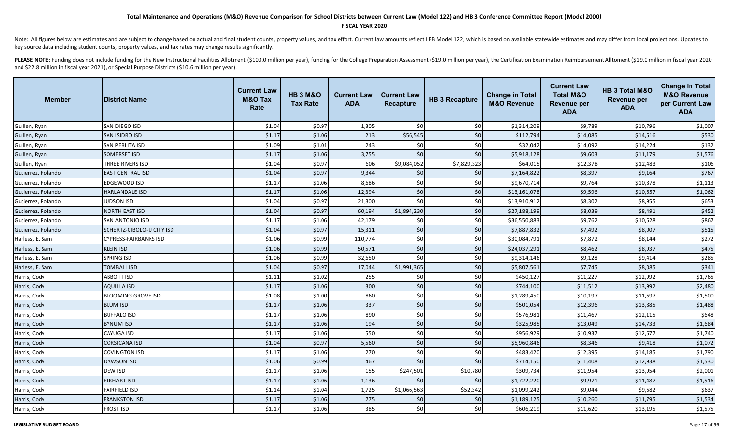# Total Maintenance and Operations (M&O) Revenue Comparison for School Districts between Current Law (Model 122) and HB 3 Conference Committee Report (Model 2000)

**FISCAL YEAR 2020**

Note: All figures below are estimates and are subject to change based on actual and final student counts, property values, and tax effort. Current law amounts reflect LBB Model 122, which is based on available statewide estimates and may differ from local projections. Updates to key source data including student counts, property values, and tax rates may change results significantly.

**PLEASE NOTE:** Funding does not include funding for the New Instructional Facilities Allotment ($100.0 million per year), funding for the College Preparation Assessment ($19.0 million per year), the Certification Examination Reimbursement Alltoment ($19.0 million in fiscal year 2020 and $22.8 million in fiscal year 2021), or Special Purpose Districts ($10.6 million per year).

| Member | District Name | Current Law M&O Tax Rate | HB 3 M&O Tax Rate | Current Law ADA | Current Law Recapture | HB 3 Recapture | Change in Total M&O Revenue | Current Law Total M&O Revenue per ADA | HB 3 Total M&O Revenue per ADA | Change in Total M&O Revenue per Current Law ADA |
|---|---|---|---|---|---|---|---|---|---|---|
| Guillen, Ryan | SAN DIEGO ISD | $1.04 | $0.97 | 1,305 | $0 | $0 | $1,314,209 | $9,789 | $10,796 | $1,007 |
| Guillen, Ryan | SAN ISIDRO ISD | $1.17 | $1.06 | 213 | $56,545 | $0 | $112,794 | $14,085 | $14,616 | $530 |
| Guillen, Ryan | SAN PERLITA ISD | $1.09 | $1.01 | 243 | $0 | $0 | $32,042 | $14,092 | $14,224 | $132 |
| Guillen, Ryan | SOMERSET ISD | $1.17 | $1.06 | 3,755 | $0 | $0 | $5,918,128 | $9,603 | $11,179 | $1,576 |
| Guillen, Ryan | THREE RIVERS ISD | $1.04 | $0.97 | 606 | $9,084,052 | $7,829,323 | $64,015 | $12,378 | $12,483 | $106 |
| Gutierrez, Rolando | EAST CENTRAL ISD | $1.04 | $0.97 | 9,344 | $0 | $0 | $7,164,822 | $8,397 | $9,164 | $767 |
| Gutierrez, Rolando | EDGEWOOD ISD | $1.17 | $1.06 | 8,686 | $0 | $0 | $9,670,714 | $9,764 | $10,878 | $1,113 |
| Gutierrez, Rolando | HARLANDALE ISD | $1.17 | $1.06 | 12,394 | $0 | $0 | $13,161,078 | $9,596 | $10,657 | $1,062 |
| Gutierrez, Rolando | JUDSON ISD | $1.04 | $0.97 | 21,300 | $0 | $0 | $13,910,912 | $8,302 | $8,955 | $653 |
| Gutierrez, Rolando | NORTH EAST ISD | $1.04 | $0.97 | 60,194 | $1,894,230 | $0 | $27,188,199 | $8,039 | $8,491 | $452 |
| Gutierrez, Rolando | SAN ANTONIO ISD | $1.17 | $1.06 | 42,179 | $0 | $0 | $36,550,883 | $9,762 | $10,628 | $867 |
| Gutierrez, Rolando | SCHERTZ-CIBOLO-U CITY ISD | $1.04 | $0.97 | 15,311 | $0 | $0 | $7,887,832 | $7,492 | $8,007 | $515 |
| Harless, E. Sam | CYPRESS-FAIRBANKS ISD | $1.06 | $0.99 | 110,774 | $0 | $0 | $30,084,791 | $7,872 | $8,144 | $272 |
| Harless, E. Sam | KLEIN ISD | $1.06 | $0.99 | 50,571 | $0 | $0 | $24,037,291 | $8,462 | $8,937 | $475 |
| Harless, E. Sam | SPRING ISD | $1.06 | $0.99 | 32,650 | $0 | $0 | $9,314,146 | $9,128 | $9,414 | $285 |
| Harless, E. Sam | TOMBALL ISD | $1.04 | $0.97 | 17,044 | $1,991,365 | $0 | $5,807,561 | $7,745 | $8,085 | $341 |
| Harris, Cody | ABBOTT ISD | $1.11 | $1.02 | 255 | $0 | $0 | $450,127 | $11,227 | $12,992 | $1,765 |
| Harris, Cody | AQUILLA ISD | $1.17 | $1.06 | 300 | $0 | $0 | $744,100 | $11,512 | $13,992 | $2,480 |
| Harris, Cody | BLOOMING GROVE ISD | $1.08 | $1.00 | 860 | $0 | $0 | $1,289,450 | $10,197 | $11,697 | $1,500 |
| Harris, Cody | BLUM ISD | $1.17 | $1.06 | 337 | $0 | $0 | $501,054 | $12,396 | $13,885 | $1,488 |
| Harris, Cody | BUFFALO ISD | $1.17 | $1.06 | 890 | $0 | $0 | $576,981 | $11,467 | $12,115 | $648 |
| Harris, Cody | BYNUM ISD | $1.17 | $1.06 | 194 | $0 | $0 | $325,985 | $13,049 | $14,733 | $1,684 |
| Harris, Cody | CAYUGA ISD | $1.17 | $1.06 | 550 | $0 | $0 | $956,929 | $10,937 | $12,677 | $1,740 |
| Harris, Cody | CORSICANA ISD | $1.04 | $0.97 | 5,560 | $0 | $0 | $5,960,846 | $8,346 | $9,418 | $1,072 |
| Harris, Cody | COVINGTON ISD | $1.17 | $1.06 | 270 | $0 | $0 | $483,420 | $12,395 | $14,185 | $1,790 |
| Harris, Cody | DAWSON ISD | $1.06 | $0.99 | 467 | $0 | $0 | $714,150 | $11,408 | $12,938 | $1,530 |
| Harris, Cody | DEW ISD | $1.17 | $1.06 | 155 | $247,501 | $10,780 | $309,734 | $11,954 | $13,954 | $2,001 |
| Harris, Cody | ELKHART ISD | $1.17 | $1.06 | 1,136 | $0 | $0 | $1,722,220 | $9,971 | $11,487 | $1,516 |
| Harris, Cody | FAIRFIELD ISD | $1.14 | $1.04 | 1,725 | $1,066,563 | $52,342 | $1,099,242 | $9,044 | $9,682 | $637 |
| Harris, Cody | FRANKSTON ISD | $1.17 | $1.06 | 775 | $0 | $0 | $1,189,125 | $10,260 | $11,795 | $1,534 |
| Harris, Cody | FROST ISD | $1.17 | $1.06 | 385 | $0 | $0 | $606,219 | $11,620 | $13,195 | $1,575 |

**LEGISLATIVE BUDGET BOARD**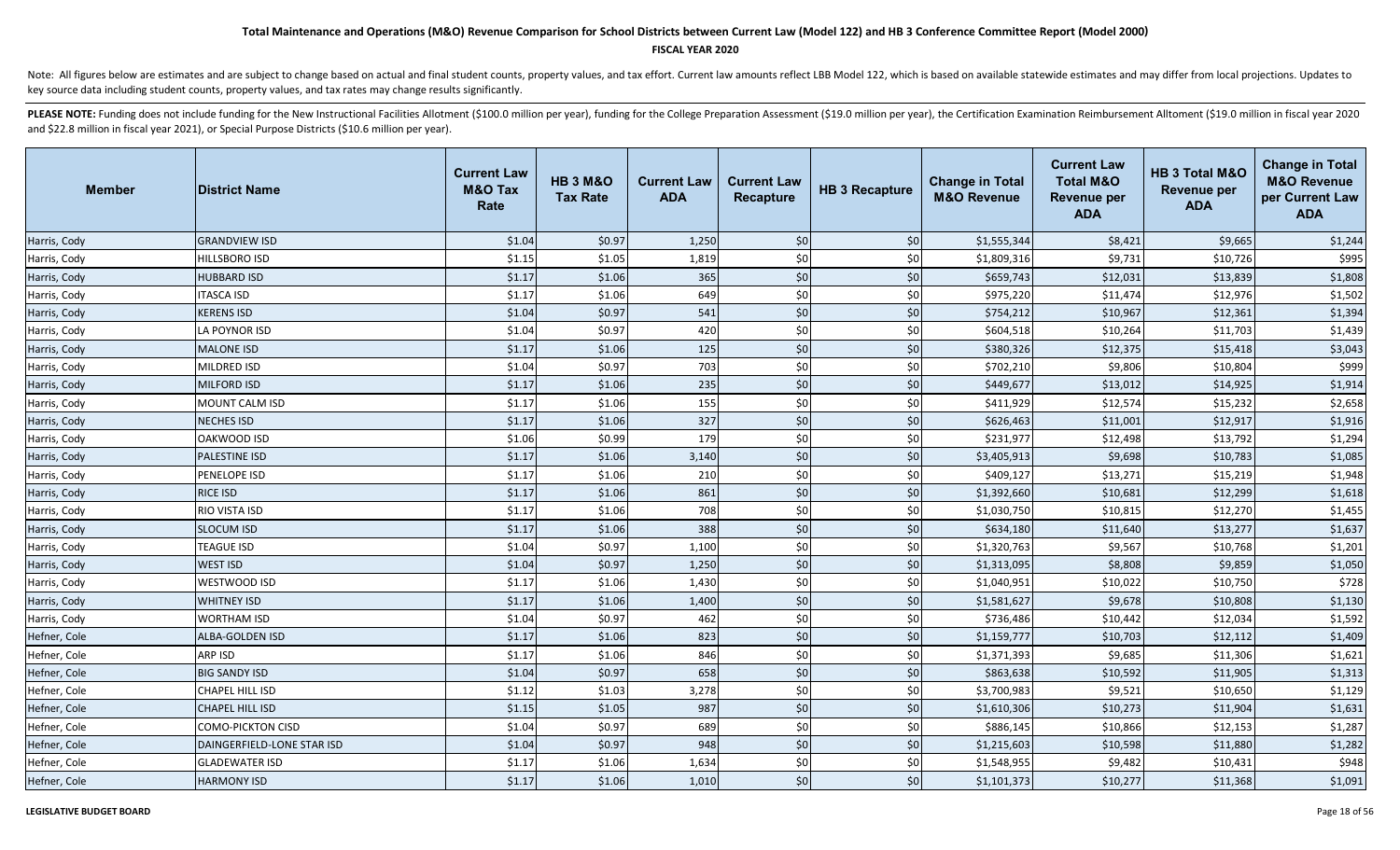# Total Maintenance and Operations (M&O) Revenue Comparison for School Districts between Current Law (Model 122) and HB 3 Conference Committee Report (Model 2000)

**FISCAL YEAR 2020**

Note: All figures below are estimates and are subject to change based on actual and final student counts, property values, and tax effort. Current law amounts reflect LBB Model 122, which is based on available statewide estimates and may differ from local projections. Updates to key source data including student counts, property values, and tax rates may change results significantly.

PLEASE NOTE: Funding does not include funding for the New Instructional Facilities Allotment ($100.0 million per year), funding for the College Preparation Assessment ($19.0 million per year), the Certification Examination Reimbursement Alltoment ($19.0 million in fiscal year 2020 and $22.8 million in fiscal year 2021), or Special Purpose Districts ($10.6 million per year).

| Member | District Name | Current Law M&O Tax Rate | HB 3 M&O Tax Rate | Current Law ADA | Current Law Recapture | HB 3 Recapture | Change in Total M&O Revenue | Current Law Total M&O Revenue per ADA | HB 3 Total M&O Revenue per ADA | Change in Total M&O Revenue per Current Law ADA |
|---|---|---|---|---|---|---|---|---|---|---|
| Harris, Cody | GRANDVIEW ISD | $1.04 | $0.97 | 1,250 | $0 | $0 | $1,555,344 | $8,421 | $9,665 | $1,244 |
| Harris, Cody | HILLSBORO ISD | $1.15 | $1.05 | 1,819 | $0 | $0 | $1,809,316 | $9,731 | $10,726 | $995 |
| Harris, Cody | HUBBARD ISD | $1.17 | $1.06 | 365 | $0 | $0 | $659,743 | $12,031 | $13,839 | $1,808 |
| Harris, Cody | ITASCA ISD | $1.17 | $1.06 | 649 | $0 | $0 | $975,220 | $11,474 | $12,976 | $1,502 |
| Harris, Cody | KERENS ISD | $1.04 | $0.97 | 541 | $0 | $0 | $754,212 | $10,967 | $12,361 | $1,394 |
| Harris, Cody | LA POYNOR ISD | $1.04 | $0.97 | 420 | $0 | $0 | $604,518 | $10,264 | $11,703 | $1,439 |
| Harris, Cody | MALONE ISD | $1.17 | $1.06 | 125 | $0 | $0 | $380,326 | $12,375 | $15,418 | $3,043 |
| Harris, Cody | MILDRED ISD | $1.04 | $0.97 | 703 | $0 | $0 | $702,210 | $9,806 | $10,804 | $999 |
| Harris, Cody | MILFORD ISD | $1.17 | $1.06 | 235 | $0 | $0 | $449,677 | $13,012 | $14,925 | $1,914 |
| Harris, Cody | MOUNT CALM ISD | $1.17 | $1.06 | 155 | $0 | $0 | $411,929 | $12,574 | $15,232 | $2,658 |
| Harris, Cody | NECHES ISD | $1.17 | $1.06 | 327 | $0 | $0 | $626,463 | $11,001 | $12,917 | $1,916 |
| Harris, Cody | OAKWOOD ISD | $1.06 | $0.99 | 179 | $0 | $0 | $231,977 | $12,498 | $13,792 | $1,294 |
| Harris, Cody | PALESTINE ISD | $1.17 | $1.06 | 3,140 | $0 | $0 | $3,405,913 | $9,698 | $10,783 | $1,085 |
| Harris, Cody | PENELOPE ISD | $1.17 | $1.06 | 210 | $0 | $0 | $409,127 | $13,271 | $15,219 | $1,948 |
| Harris, Cody | RICE ISD | $1.17 | $1.06 | 861 | $0 | $0 | $1,392,660 | $10,681 | $12,299 | $1,618 |
| Harris, Cody | RIO VISTA ISD | $1.17 | $1.06 | 708 | $0 | $0 | $1,030,750 | $10,815 | $12,270 | $1,455 |
| Harris, Cody | SLOCUM ISD | $1.17 | $1.06 | 388 | $0 | $0 | $634,180 | $11,640 | $13,277 | $1,637 |
| Harris, Cody | TEAGUE ISD | $1.04 | $0.97 | 1,100 | $0 | $0 | $1,320,763 | $9,567 | $10,768 | $1,201 |
| Harris, Cody | WEST ISD | $1.04 | $0.97 | 1,250 | $0 | $0 | $1,313,095 | $8,808 | $9,859 | $1,050 |
| Harris, Cody | WESTWOOD ISD | $1.17 | $1.06 | 1,430 | $0 | $0 | $1,040,951 | $10,022 | $10,750 | $728 |
| Harris, Cody | WHITNEY ISD | $1.17 | $1.06 | 1,400 | $0 | $0 | $1,581,627 | $9,678 | $10,808 | $1,130 |
| Harris, Cody | WORTHAM ISD | $1.04 | $0.97 | 462 | $0 | $0 | $736,486 | $10,442 | $12,034 | $1,592 |
| Hefner, Cole | ALBA-GOLDEN ISD | $1.17 | $1.06 | 823 | $0 | $0 | $1,159,777 | $10,703 | $12,112 | $1,409 |
| Hefner, Cole | ARP ISD | $1.17 | $1.06 | 846 | $0 | $0 | $1,371,393 | $9,685 | $11,306 | $1,621 |
| Hefner, Cole | BIG SANDY ISD | $1.04 | $0.97 | 658 | $0 | $0 | $863,638 | $10,592 | $11,905 | $1,313 |
| Hefner, Cole | CHAPEL HILL ISD | $1.12 | $1.03 | 3,278 | $0 | $0 | $3,700,983 | $9,521 | $10,650 | $1,129 |
| Hefner, Cole | CHAPEL HILL ISD | $1.15 | $1.05 | 987 | $0 | $0 | $1,610,306 | $10,273 | $11,904 | $1,631 |
| Hefner, Cole | COMO-PICKTON CISD | $1.04 | $0.97 | 689 | $0 | $0 | $886,145 | $10,866 | $12,153 | $1,287 |
| Hefner, Cole | DAINGERFIELD-LONE STAR ISD | $1.04 | $0.97 | 948 | $0 | $0 | $1,215,603 | $10,598 | $11,880 | $1,282 |
| Hefner, Cole | GLADEWATER ISD | $1.17 | $1.06 | 1,634 | $0 | $0 | $1,548,955 | $9,482 | $10,431 | $948 |
| Hefner, Cole | HARMONY ISD | $1.17 | $1.06 | 1,010 | $0 | $0 | $1,101,373 | $10,277 | $11,368 | $1,091 |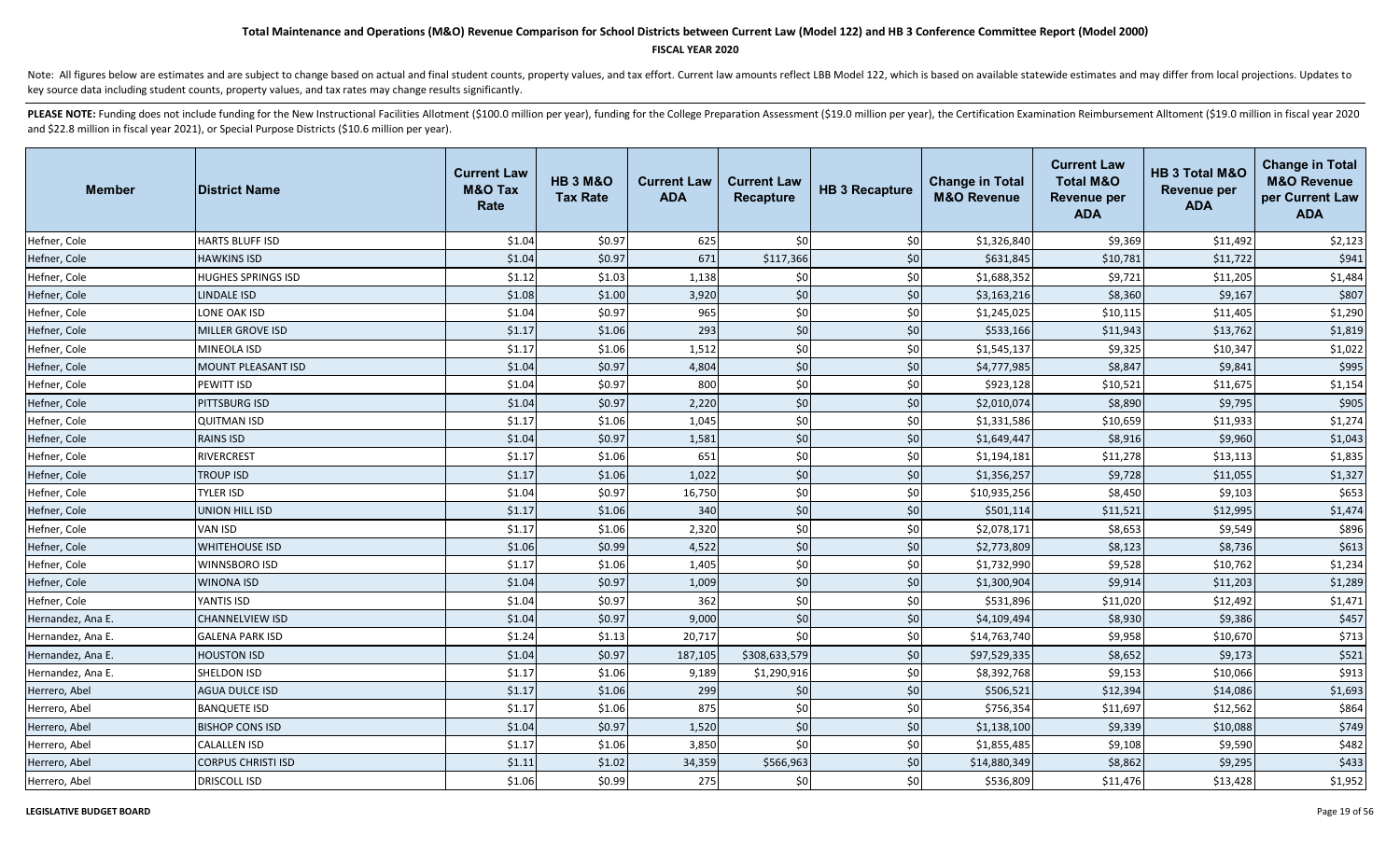# Total Maintenance and Operations (M&O) Revenue Comparison for School Districts between Current Law (Model 122) and HB 3 Conference Committee Report (Model 2000)

**FISCAL YEAR 2020**

Note: All figures below are estimates and are subject to change based on actual and final student counts, property values, and tax effort. Current law amounts reflect LBB Model 122, which is based on available statewide estimates and may differ from local projections. Updates to key source data including student counts, property values, and tax rates may change results significantly.

**PLEASE NOTE:** Funding does not include funding for the New Instructional Facilities Allotment ($100.0 million per year), funding for the College Preparation Assessment ($19.0 million per year), the Certification Examination Reimbursement Allotment ($19.0 million in fiscal year 2020 and $22.8 million in fiscal year 2021), or Special Purpose Districts ($10.6 million per year).

| Member | District Name | Current Law M&O Tax Rate | HB 3 M&O Tax Rate | Current Law ADA | Current Law Recapture | HB 3 Recapture | Change in Total M&O Revenue | Current Law Total M&O Revenue per ADA | HB 3 Total M&O Revenue per ADA | Change in Total M&O Revenue per Current Law ADA |
|---|---|---|---|---|---|---|---|---|---|---|
| Hefner, Cole | HARTS BLUFF ISD | $1.04 | $0.97 | 625 | $0 | $0 | $1,326,840 | $9,369 | $11,492 | $2,123 |
| Hefner, Cole | HAWKINS ISD | $1.04 | $0.97 | 671 | $117,366 | $0 | $631,845 | $10,781 | $11,722 | $941 |
| Hefner, Cole | HUGHES SPRINGS ISD | $1.12 | $1.03 | 1,138 | $0 | $0 | $1,688,352 | $9,721 | $11,205 | $1,484 |
| Hefner, Cole | LINDALE ISD | $1.08 | $1.00 | 3,920 | $0 | $0 | $3,163,216 | $8,360 | $9,167 | $807 |
| Hefner, Cole | LONE OAK ISD | $1.04 | $0.97 | 965 | $0 | $0 | $1,245,025 | $10,115 | $11,405 | $1,290 |
| Hefner, Cole | MILLER GROVE ISD | $1.17 | $1.06 | 293 | $0 | $0 | $533,166 | $11,943 | $13,762 | $1,819 |
| Hefner, Cole | MINEOLA ISD | $1.17 | $1.06 | 1,512 | $0 | $0 | $1,545,137 | $9,325 | $10,347 | $1,022 |
| Hefner, Cole | MOUNT PLEASANT ISD | $1.04 | $0.97 | 4,804 | $0 | $0 | $4,777,985 | $8,847 | $9,841 | $995 |
| Hefner, Cole | PEWITT ISD | $1.04 | $0.97 | 800 | $0 | $0 | $923,128 | $10,521 | $11,675 | $1,154 |
| Hefner, Cole | PITTSBURG ISD | $1.04 | $0.97 | 2,220 | $0 | $0 | $2,010,074 | $8,890 | $9,795 | $905 |
| Hefner, Cole | QUITMAN ISD | $1.17 | $1.06 | 1,045 | $0 | $0 | $1,331,586 | $10,659 | $11,933 | $1,274 |
| Hefner, Cole | RAINS ISD | $1.04 | $0.97 | 1,581 | $0 | $0 | $1,649,447 | $8,916 | $9,960 | $1,043 |
| Hefner, Cole | RIVERCREST | $1.17 | $1.06 | 651 | $0 | $0 | $1,194,181 | $11,278 | $13,113 | $1,835 |
| Hefner, Cole | TROUP ISD | $1.17 | $1.06 | 1,022 | $0 | $0 | $1,356,257 | $9,728 | $11,055 | $1,327 |
| Hefner, Cole | TYLER ISD | $1.04 | $0.97 | 16,750 | $0 | $0 | $10,935,256 | $8,450 | $9,103 | $653 |
| Hefner, Cole | UNION HILL ISD | $1.17 | $1.06 | 340 | $0 | $0 | $501,114 | $11,521 | $12,995 | $1,474 |
| Hefner, Cole | VAN ISD | $1.17 | $1.06 | 2,320 | $0 | $0 | $2,078,171 | $8,653 | $9,549 | $896 |
| Hefner, Cole | WHITEHOUSE ISD | $1.06 | $0.99 | 4,522 | $0 | $0 | $2,773,809 | $8,123 | $8,736 | $613 |
| Hefner, Cole | WINNSBORO ISD | $1.17 | $1.06 | 1,405 | $0 | $0 | $1,732,990 | $9,528 | $10,762 | $1,234 |
| Hefner, Cole | WINONA ISD | $1.04 | $0.97 | 1,009 | $0 | $0 | $1,300,904 | $9,914 | $11,203 | $1,289 |
| Hefner, Cole | YANTIS ISD | $1.04 | $0.97 | 362 | $0 | $0 | $531,896 | $11,020 | $12,492 | $1,471 |
| Hernandez, Ana E. | CHANNELVIEW ISD | $1.04 | $0.97 | 9,000 | $0 | $0 | $4,109,494 | $8,930 | $9,386 | $457 |
| Hernandez, Ana E. | GALENA PARK ISD | $1.24 | $1.13 | 20,717 | $0 | $0 | $14,763,740 | $9,958 | $10,670 | $713 |
| Hernandez, Ana E. | HOUSTON ISD | $1.04 | $0.97 | 187,105 | $308,633,579 | $0 | $97,529,335 | $8,652 | $9,173 | $521 |
| Hernandez, Ana E. | SHELDON ISD | $1.17 | $1.06 | 9,189 | $1,290,916 | $0 | $8,392,768 | $9,153 | $10,066 | $913 |
| Herrero, Abel | AGUA DULCE ISD | $1.17 | $1.06 | 299 | $0 | $0 | $506,521 | $12,394 | $14,086 | $1,693 |
| Herrero, Abel | BANQUETE ISD | $1.17 | $1.06 | 875 | $0 | $0 | $756,354 | $11,697 | $12,562 | $864 |
| Herrero, Abel | BISHOP CONS ISD | $1.04 | $0.97 | 1,520 | $0 | $0 | $1,138,100 | $9,339 | $10,088 | $749 |
| Herrero, Abel | CALALLEN ISD | $1.17 | $1.06 | 3,850 | $0 | $0 | $1,855,485 | $9,108 | $9,590 | $482 |
| Herrero, Abel | CORPUS CHRISTI ISD | $1.11 | $1.02 | 34,359 | $566,963 | $0 | $14,880,349 | $8,862 | $9,295 | $433 |
| Herrero, Abel | DRISCOLL ISD | $1.06 | $0.99 | 275 | $0 | $0 | $536,809 | $11,476 | $13,428 | $1,952 |

**LEGISLATIVE BUDGET BOARD**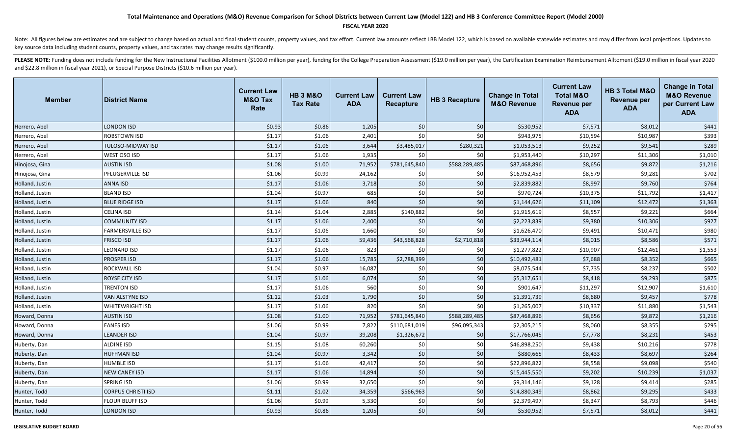# Total Maintenance and Operations (M&O) Revenue Comparison for School Districts between Current Law (Model 122) and HB 3 Conference Committee Report (Model 2000)

**FISCAL YEAR 2020**

Note: All figures below are estimates and are subject to change based on actual and final student counts, property values, and tax effort. Current law amounts reflect LBB Model 122, which is based on available statewide estimates and may differ from local projections. Updates to key source data including student counts, property values, and tax rates may change results significantly.

**PLEASE NOTE:** Funding does not include funding for the New Instructional Facilities Allotment ($100.0 million per year), funding for the College Preparation Assessment ($19.0 million per year), the Certification Examination Reimbursement Allotment ($19.0 million in fiscal year 2020 and $22.8 million in fiscal year 2021), or Special Purpose Districts ($10.6 million per year).

| Member | District Name | Current Law M&O Tax Rate | HB 3 M&O Tax Rate | Current Law ADA | Current Law Recapture | HB 3 Recapture | Change in Total M&O Revenue | Current Law Total M&O Revenue per ADA | HB 3 Total M&O Revenue per ADA | Change in Total M&O Revenue per Current Law ADA |
|---|---|---|---|---|---|---|---|---|---|---|
| Herrero, Abel | LONDON ISD | $0.93 | $0.86 | 1,205 | $0 | $0 | $530,952 | $7,571 | $8,012 | $441 |
| Herrero, Abel | ROBSTOWN ISD | $1.17 | $1.06 | 2,401 | $0 | $0 | $943,975 | $10,594 | $10,987 | $393 |
| Herrero, Abel | TULOSO-MIDWAY ISD | $1.17 | $1.06 | 3,644 | $3,485,017 | $280,321 | $1,053,513 | $9,252 | $9,541 | $289 |
| Herrero, Abel | WEST OSO ISD | $1.17 | $1.06 | 1,935 | $0 | $0 | $1,953,440 | $10,297 | $11,306 | $1,010 |
| Hinojosa, Gina | AUSTIN ISD | $1.08 | $1.00 | 71,952 | $781,645,840 | $588,289,485 | $87,468,896 | $8,656 | $9,872 | $1,216 |
| Hinojosa, Gina | PFLUGERVILLE ISD | $1.06 | $0.99 | 24,162 | $0 | $0 | $16,952,453 | $8,579 | $9,281 | $702 |
| Holland, Justin | ANNA ISD | $1.17 | $1.06 | 3,718 | $0 | $0 | $2,839,882 | $8,997 | $9,760 | $764 |
| Holland, Justin | BLAND ISD | $1.04 | $0.97 | 685 | $0 | $0 | $970,724 | $10,375 | $11,792 | $1,417 |
| Holland, Justin | BLUE RIDGE ISD | $1.17 | $1.06 | 840 | $0 | $0 | $1,144,626 | $11,109 | $12,472 | $1,363 |
| Holland, Justin | CELINA ISD | $1.14 | $1.04 | 2,885 | $140,882 | $0 | $1,915,619 | $8,557 | $9,221 | $664 |
| Holland, Justin | COMMUNITY ISD | $1.17 | $1.06 | 2,400 | $0 | $0 | $2,223,839 | $9,380 | $10,306 | $927 |
| Holland, Justin | FARMERSVILLE ISD | $1.17 | $1.06 | 1,660 | $0 | $0 | $1,626,470 | $9,491 | $10,471 | $980 |
| Holland, Justin | FRISCO ISD | $1.17 | $1.06 | 59,436 | $43,568,828 | $2,710,818 | $33,944,114 | $8,015 | $8,586 | $571 |
| Holland, Justin | LEONARD ISD | $1.17 | $1.06 | 823 | $0 | $0 | $1,277,822 | $10,907 | $12,461 | $1,553 |
| Holland, Justin | PROSPER ISD | $1.17 | $1.06 | 15,785 | $2,788,399 | $0 | $10,492,481 | $7,688 | $8,352 | $665 |
| Holland, Justin | ROCKWALL ISD | $1.04 | $0.97 | 16,087 | $0 | $0 | $8,075,544 | $7,735 | $8,237 | $502 |
| Holland, Justin | ROYSE CITY ISD | $1.17 | $1.06 | 6,074 | $0 | $0 | $5,317,651 | $8,418 | $9,293 | $875 |
| Holland, Justin | TRENTON ISD | $1.17 | $1.06 | 560 | $0 | $0 | $901,647 | $11,297 | $12,907 | $1,610 |
| Holland, Justin | VAN ALSTYNE ISD | $1.12 | $1.03 | 1,790 | $0 | $0 | $1,391,739 | $8,680 | $9,457 | $778 |
| Holland, Justin | WHITEWRIGHT ISD | $1.17 | $1.06 | 820 | $0 | $0 | $1,265,007 | $10,337 | $11,880 | $1,543 |
| Howard, Donna | AUSTIN ISD | $1.08 | $1.00 | 71,952 | $781,645,840 | $588,289,485 | $87,468,896 | $8,656 | $9,872 | $1,216 |
| Howard, Donna | EANES ISD | $1.06 | $0.99 | 7,822 | $110,681,019 | $96,095,343 | $2,305,215 | $8,060 | $8,355 | $295 |
| Howard, Donna | LEANDER ISD | $1.04 | $0.97 | 39,208 | $1,326,672 | $0 | $17,766,045 | $7,778 | $8,231 | $453 |
| Huberty, Dan | ALDINE ISD | $1.15 | $1.08 | 60,260 | $0 | $0 | $46,898,250 | $9,438 | $10,216 | $778 |
| Huberty, Dan | HUFFMAN ISD | $1.04 | $0.97 | 3,342 | $0 | $0 | $880,665 | $8,433 | $8,697 | $264 |
| Huberty, Dan | HUMBLE ISD | $1.17 | $1.06 | 42,417 | $0 | $0 | $22,896,822 | $8,558 | $9,098 | $540 |
| Huberty, Dan | NEW CANEY ISD | $1.17 | $1.06 | 14,894 | $0 | $0 | $15,445,550 | $9,202 | $10,239 | $1,037 |
| Huberty, Dan | SPRING ISD | $1.06 | $0.99 | 32,650 | $0 | $0 | $9,314,146 | $9,128 | $9,414 | $285 |
| Hunter, Todd | CORPUS CHRISTI ISD | $1.11 | $1.02 | 34,359 | $566,963 | $0 | $14,880,349 | $8,862 | $9,295 | $433 |
| Hunter, Todd | FLOUR BLUFF ISD | $1.06 | $0.99 | 5,330 | $0 | $0 | $2,379,497 | $8,347 | $8,793 | $446 |
| Hunter, Todd | LONDON ISD | $0.93 | $0.86 | 1,205 | $0 | $0 | $530,952 | $7,571 | $8,012 | $441 |

**LEGISLATIVE BUDGET BOARD**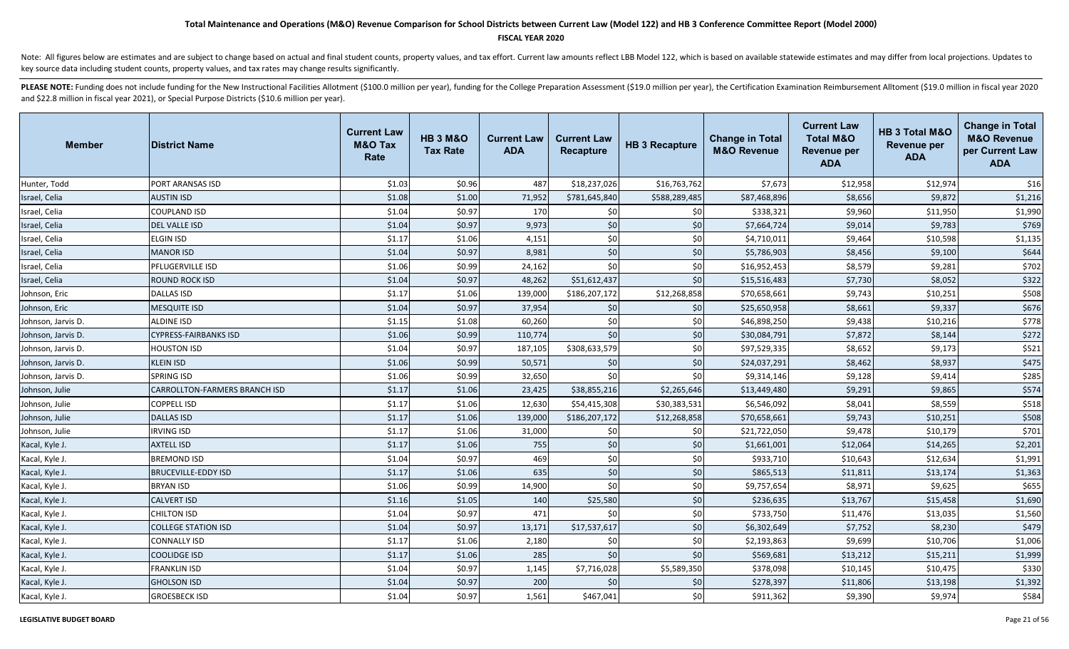# Total Maintenance and Operations (M&O) Revenue Comparison for School Districts between Current Law (Model 122) and HB 3 Conference Committee Report (Model 2000)

**FISCAL YEAR 2020**

Note: All figures below are estimates and are subject to change based on actual and final student counts, property values, and tax effort. Current law amounts reflect LBB Model 122, which is based on available statewide estimates and may differ from local projections. Updates to key source data including student counts, property values, and tax rates may change results significantly.

**PLEASE NOTE:** Funding does not include funding for the New Instructional Facilities Allotment ($100.0 million per year), funding for the College Preparation Assessment ($19.0 million per year), the Certification Examination Reimbursement Allotment ($19.0 million in fiscal year 2020 and $22.8 million in fiscal year 2021), or Special Purpose Districts ($10.6 million per year).

| Member | District Name | Current Law M&O Tax Rate | HB 3 M&O Tax Rate | Current Law ADA | Current Law Recapture | HB 3 Recapture | Change in Total M&O Revenue | Current Law Total M&O Revenue per ADA | HB 3 Total M&O Revenue per ADA | Change in Total M&O Revenue per Current Law ADA |
|---|---|---|---|---|---|---|---|---|---|---|
| Hunter, Todd | PORT ARANSAS ISD | $1.03 | $0.96 | 487 | $18,237,026 | $16,763,762 | $7,673 | $12,958 | $12,974 | $16 |
| Israel, Celia | AUSTIN ISD | $1.08 | $1.00 | 71,952 | $781,645,840 | $588,289,485 | $87,468,896 | $8,656 | $9,872 | $1,216 |
| Israel, Celia | COUPLAND ISD | $1.04 | $0.97 | 170 | $0 | $0 | $338,321 | $9,960 | $11,950 | $1,990 |
| Israel, Celia | DEL VALLE ISD | $1.04 | $0.97 | 9,973 | $0 | $0 | $7,664,724 | $9,014 | $9,783 | $769 |
| Israel, Celia | ELGIN ISD | $1.17 | $1.06 | 4,151 | $0 | $0 | $4,710,011 | $9,464 | $10,598 | $1,135 |
| Israel, Celia | MANOR ISD | $1.04 | $0.97 | 8,981 | $0 | $0 | $5,786,903 | $8,456 | $9,100 | $644 |
| Israel, Celia | PFLUGERVILLE ISD | $1.06 | $0.99 | 24,162 | $0 | $0 | $16,952,453 | $8,579 | $9,281 | $702 |
| Israel, Celia | ROUND ROCK ISD | $1.04 | $0.97 | 48,262 | $51,612,437 | $0 | $15,516,483 | $7,730 | $8,052 | $322 |
| Johnson, Eric | DALLAS ISD | $1.17 | $1.06 | 139,000 | $186,207,172 | $12,268,858 | $70,658,661 | $9,743 | $10,251 | $508 |
| Johnson, Eric | MESQUITE ISD | $1.04 | $0.97 | 37,954 | $0 | $0 | $25,650,958 | $8,661 | $9,337 | $676 |
| Johnson, Jarvis D. | ALDINE ISD | $1.15 | $1.08 | 60,260 | $0 | $0 | $46,898,250 | $9,438 | $10,216 | $778 |
| Johnson, Jarvis D. | CYPRESS-FAIRBANKS ISD | $1.06 | $0.99 | 110,774 | $0 | $0 | $30,084,791 | $7,872 | $8,144 | $272 |
| Johnson, Jarvis D. | HOUSTON ISD | $1.04 | $0.97 | 187,105 | $308,633,579 | $0 | $97,529,335 | $8,652 | $9,173 | $521 |
| Johnson, Jarvis D. | KLEIN ISD | $1.06 | $0.99 | 50,571 | $0 | $0 | $24,037,291 | $8,462 | $8,937 | $475 |
| Johnson, Jarvis D. | SPRING ISD | $1.06 | $0.99 | 32,650 | $0 | $0 | $9,314,146 | $9,128 | $9,414 | $285 |
| Johnson, Julie | CARROLLTON-FARMERS BRANCH ISD | $1.17 | $1.06 | 23,425 | $38,855,216 | $2,265,646 | $13,449,480 | $9,291 | $9,865 | $574 |
| Johnson, Julie | COPPELL ISD | $1.17 | $1.06 | 12,630 | $54,415,308 | $30,383,531 | $6,546,092 | $8,041 | $8,559 | $518 |
| Johnson, Julie | DALLAS ISD | $1.17 | $1.06 | 139,000 | $186,207,172 | $12,268,858 | $70,658,661 | $9,743 | $10,251 | $508 |
| Johnson, Julie | IRVING ISD | $1.17 | $1.06 | 31,000 | $0 | $0 | $21,722,050 | $9,478 | $10,179 | $701 |
| Kacal, Kyle J. | AXTELL ISD | $1.17 | $1.06 | 755 | $0 | $0 | $1,661,001 | $12,064 | $14,265 | $2,201 |
| Kacal, Kyle J. | BREMOND ISD | $1.04 | $0.97 | 469 | $0 | $0 | $933,710 | $10,643 | $12,634 | $1,991 |
| Kacal, Kyle J. | BRUCEVILLE-EDDY ISD | $1.17 | $1.06 | 635 | $0 | $0 | $865,513 | $11,811 | $13,174 | $1,363 |
| Kacal, Kyle J. | BRYAN ISD | $1.06 | $0.99 | 14,900 | $0 | $0 | $9,757,654 | $8,971 | $9,625 | $655 |
| Kacal, Kyle J. | CALVERT ISD | $1.16 | $1.05 | 140 | $25,580 | $0 | $236,635 | $13,767 | $15,458 | $1,690 |
| Kacal, Kyle J. | CHILTON ISD | $1.04 | $0.97 | 471 | $0 | $0 | $733,750 | $11,476 | $13,035 | $1,560 |
| Kacal, Kyle J. | COLLEGE STATION ISD | $1.04 | $0.97 | 13,171 | $17,537,617 | $0 | $6,302,649 | $7,752 | $8,230 | $479 |
| Kacal, Kyle J. | CONNALLY ISD | $1.17 | $1.06 | 2,180 | $0 | $0 | $2,193,863 | $9,699 | $10,706 | $1,006 |
| Kacal, Kyle J. | COOLIDGE ISD | $1.17 | $1.06 | 285 | $0 | $0 | $569,681 | $13,212 | $15,211 | $1,999 |
| Kacal, Kyle J. | FRANKLIN ISD | $1.04 | $0.97 | 1,145 | $7,716,028 | $5,589,350 | $378,098 | $10,145 | $10,475 | $330 |
| Kacal, Kyle J. | GHOLSON ISD | $1.04 | $0.97 | 200 | $0 | $0 | $278,397 | $11,806 | $13,198 | $1,392 |
| Kacal, Kyle J. | GROESBECK ISD | $1.04 | $0.97 | 1,561 | $467,041 | $0 | $911,362 | $9,390 | $9,974 | $584 |

**LEGISLATIVE BUDGET BOARD**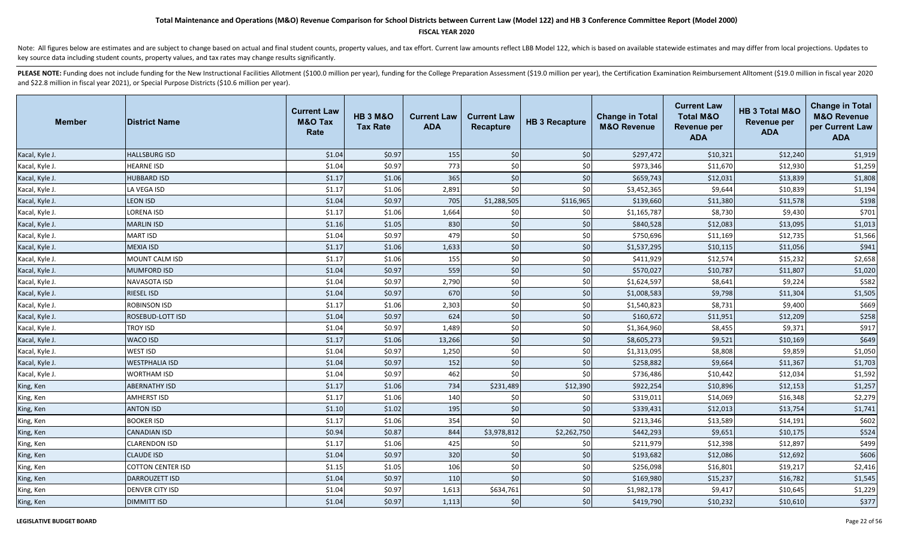# Total Maintenance and Operations (M&O) Revenue Comparison for School Districts between Current Law (Model 122) and HB 3 Conference Committee Report (Model 2000)

**FISCAL YEAR 2020**

Note: All figures below are estimates and are subject to change based on actual and final student counts, property values, and tax effort. Current law amounts reflect LBB Model 122, which is based on available statewide estimates and may differ from local projections. Updates to key source data including student counts, property values, and tax rates may change results significantly.

**PLEASE NOTE:** Funding does not include funding for the New Instructional Facilities Allotment ($100.0 million per year), funding for the College Preparation Assessment ($19.0 million per year), the Certification Examination Reimbursement Allotment ($19.0 million in fiscal year 2020 and $22.8 million in fiscal year 2021), or Special Purpose Districts ($10.6 million per year).

| Member | District Name | Current Law M&O Tax Rate | HB 3 M&O Tax Rate | Current Law ADA | Current Law Recapture | HB 3 Recapture | Change in Total M&O Revenue | Current Law Total M&O Revenue per ADA | HB 3 Total M&O Revenue per ADA | Change in Total M&O Revenue per Current Law ADA |
|---|---|---|---|---|---|---|---|---|---|---|
| Kacal, Kyle J. | HALLSBURG ISD | $1.04 | $0.97 | 155 | $0 | $0 | $297,472 | $10,321 | $12,240 | $1,919 |
| Kacal, Kyle J. | HEARNE ISD | $1.04 | $0.97 | 773 | $0 | $0 | $973,346 | $11,670 | $12,930 | $1,259 |
| Kacal, Kyle J. | HUBBARD ISD | $1.17 | $1.06 | 365 | $0 | $0 | $659,743 | $12,031 | $13,839 | $1,808 |
| Kacal, Kyle J. | LA VEGA ISD | $1.17 | $1.06 | 2,891 | $0 | $0 | $3,452,365 | $9,644 | $10,839 | $1,194 |
| Kacal, Kyle J. | LEON ISD | $1.04 | $0.97 | 705 | $1,288,505 | $116,965 | $139,660 | $11,380 | $11,578 | $198 |
| Kacal, Kyle J. | LORENA ISD | $1.17 | $1.06 | 1,664 | $0 | $0 | $1,165,787 | $8,730 | $9,430 | $701 |
| Kacal, Kyle J. | MARLIN ISD | $1.16 | $1.05 | 830 | $0 | $0 | $840,528 | $12,083 | $13,095 | $1,013 |
| Kacal, Kyle J. | MART ISD | $1.04 | $0.97 | 479 | $0 | $0 | $750,696 | $11,169 | $12,735 | $1,566 |
| Kacal, Kyle J. | MEXIA ISD | $1.17 | $1.06 | 1,633 | $0 | $0 | $1,537,295 | $10,115 | $11,056 | $941 |
| Kacal, Kyle J. | MOUNT CALM ISD | $1.17 | $1.06 | 155 | $0 | $0 | $411,929 | $12,574 | $15,232 | $2,658 |
| Kacal, Kyle J. | MUMFORD ISD | $1.04 | $0.97 | 559 | $0 | $0 | $570,027 | $10,787 | $11,807 | $1,020 |
| Kacal, Kyle J. | NAVASOTA ISD | $1.04 | $0.97 | 2,790 | $0 | $0 | $1,624,597 | $8,641 | $9,224 | $582 |
| Kacal, Kyle J. | RIESEL ISD | $1.04 | $0.97 | 670 | $0 | $0 | $1,008,583 | $9,798 | $11,304 | $1,505 |
| Kacal, Kyle J. | ROBINSON ISD | $1.17 | $1.06 | 2,303 | $0 | $0 | $1,540,823 | $8,731 | $9,400 | $669 |
| Kacal, Kyle J. | ROSEBUD-LOTT ISD | $1.04 | $0.97 | 624 | $0 | $0 | $160,672 | $11,951 | $12,209 | $258 |
| Kacal, Kyle J. | TROY ISD | $1.04 | $0.97 | 1,489 | $0 | $0 | $1,364,960 | $8,455 | $9,371 | $917 |
| Kacal, Kyle J. | WACO ISD | $1.17 | $1.06 | 13,266 | $0 | $0 | $8,605,273 | $9,521 | $10,169 | $649 |
| Kacal, Kyle J. | WEST ISD | $1.04 | $0.97 | 1,250 | $0 | $0 | $1,313,095 | $8,808 | $9,859 | $1,050 |
| Kacal, Kyle J. | WESTPHALIA ISD | $1.04 | $0.97 | 152 | $0 | $0 | $258,882 | $9,664 | $11,367 | $1,703 |
| Kacal, Kyle J. | WORTHAM ISD | $1.04 | $0.97 | 462 | $0 | $0 | $736,486 | $10,442 | $12,034 | $1,592 |
| King, Ken | ABERNATHY ISD | $1.17 | $1.06 | 734 | $231,489 | $12,390 | $922,254 | $10,896 | $12,153 | $1,257 |
| King, Ken | AMHERST ISD | $1.17 | $1.06 | 140 | $0 | $0 | $319,011 | $14,069 | $16,348 | $2,279 |
| King, Ken | ANTON ISD | $1.10 | $1.02 | 195 | $0 | $0 | $339,431 | $12,013 | $13,754 | $1,741 |
| King, Ken | BOOKER ISD | $1.17 | $1.06 | 354 | $0 | $0 | $213,346 | $13,589 | $14,191 | $602 |
| King, Ken | CANADIAN ISD | $0.94 | $0.87 | 844 | $3,978,812 | $2,262,750 | $442,293 | $9,651 | $10,175 | $524 |
| King, Ken | CLARENDON ISD | $1.17 | $1.06 | 425 | $0 | $0 | $211,979 | $12,398 | $12,897 | $499 |
| King, Ken | CLAUDE ISD | $1.04 | $0.97 | 320 | $0 | $0 | $193,682 | $12,086 | $12,692 | $606 |
| King, Ken | COTTON CENTER ISD | $1.15 | $1.05 | 106 | $0 | $0 | $256,098 | $16,801 | $19,217 | $2,416 |
| King, Ken | DARROUZETT ISD | $1.04 | $0.97 | 110 | $0 | $0 | $169,980 | $15,237 | $16,782 | $1,545 |
| King, Ken | DENVER CITY ISD | $1.04 | $0.97 | 1,613 | $634,761 | $0 | $1,982,178 | $9,417 | $10,645 | $1,229 |
| King, Ken | DIMMITT ISD | $1.04 | $0.97 | 1,113 | $0 | $0 | $419,790 | $10,232 | $10,610 | $377 |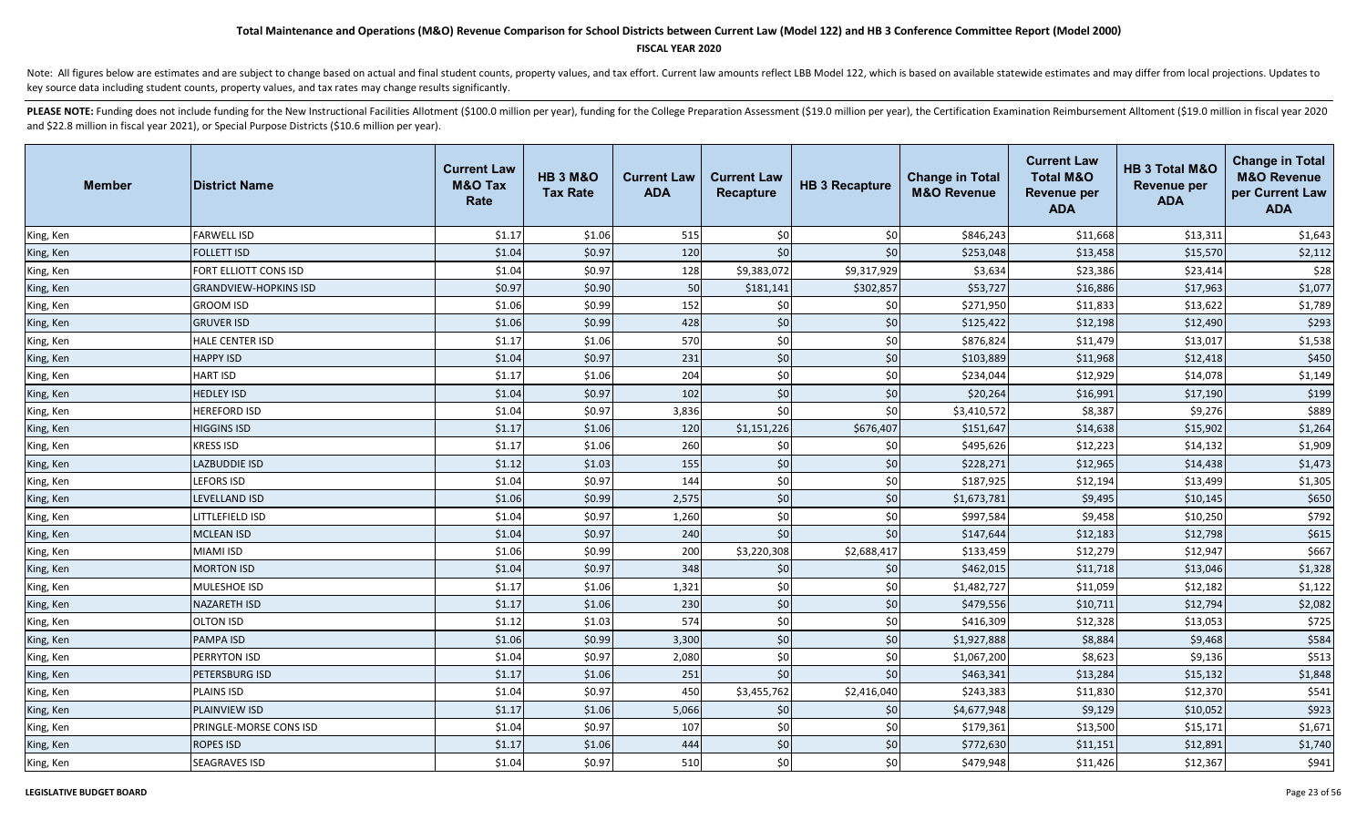# Total Maintenance and Operations (M&O) Revenue Comparison for School Districts between Current Law (Model 122) and HB 3 Conference Committee Report (Model 2000)

**FISCAL YEAR 2020**

Note: All figures below are estimates and are subject to change based on actual and final student counts, property values, and tax effort. Current law amounts reflect LBB Model 122, which is based on available statewide estimates and may differ from local projections. Updates to key source data including student counts, property values, and tax rates may change results significantly.

**PLEASE NOTE:** Funding does not include funding for the New Instructional Facilities Allotment ($100.0 million per year), funding for the College Preparation Assessment ($19.0 million per year), the Certification Examination Reimbursement Alltoment ($19.0 million in fiscal year 2020 and $22.8 million in fiscal year 2021), or Special Purpose Districts ($10.6 million per year).

| Member | District Name | Current Law M&O Tax Rate | HB 3 M&O Tax Rate | Current Law ADA | Current Law Recapture | HB 3 Recapture | Change in Total M&O Revenue | Current Law Total M&O Revenue per ADA | HB 3 Total M&O Revenue per ADA | Change in Total M&O Revenue per Current Law ADA |
|---|---|---|---|---|---|---|---|---|---|---|
| King, Ken | FARWELL ISD | $1.17 | $1.06 | 515 | $0 | $0 | $846,243 | $11,668 | $13,311 | $1,643 |
| King, Ken | FOLLETT ISD | $1.04 | $0.97 | 120 | $0 | $0 | $253,048 | $13,458 | $15,570 | $2,112 |
| King, Ken | FORT ELLIOTT CONS ISD | $1.04 | $0.97 | 128 | $9,383,072 | $9,317,929 | $3,634 | $23,386 | $23,414 | $28 |
| King, Ken | GRANDVIEW-HOPKINS ISD | $0.97 | $0.90 | 50 | $181,141 | $302,857 | $53,727 | $16,886 | $17,963 | $1,077 |
| King, Ken | GROOM ISD | $1.06 | $0.99 | 152 | $0 | $0 | $271,950 | $11,833 | $13,622 | $1,789 |
| King, Ken | GRUVER ISD | $1.06 | $0.99 | 428 | $0 | $0 | $125,422 | $12,198 | $12,490 | $293 |
| King, Ken | HALE CENTER ISD | $1.17 | $1.06 | 570 | $0 | $0 | $876,824 | $11,479 | $13,017 | $1,538 |
| King, Ken | HAPPY ISD | $1.04 | $0.97 | 231 | $0 | $0 | $103,889 | $11,968 | $12,418 | $450 |
| King, Ken | HART ISD | $1.17 | $1.06 | 204 | $0 | $0 | $234,044 | $12,929 | $14,078 | $1,149 |
| King, Ken | HEDLEY ISD | $1.04 | $0.97 | 102 | $0 | $0 | $20,264 | $16,991 | $17,190 | $199 |
| King, Ken | HEREFORD ISD | $1.04 | $0.97 | 3,836 | $0 | $0 | $3,410,572 | $8,387 | $9,276 | $889 |
| King, Ken | HIGGINS ISD | $1.17 | $1.06 | 120 | $1,151,226 | $676,407 | $151,647 | $14,638 | $15,902 | $1,264 |
| King, Ken | KRESS ISD | $1.17 | $1.06 | 260 | $0 | $0 | $495,626 | $12,223 | $14,132 | $1,909 |
| King, Ken | LAZBUDDIE ISD | $1.12 | $1.03 | 155 | $0 | $0 | $228,271 | $12,965 | $14,438 | $1,473 |
| King, Ken | LEFORS ISD | $1.04 | $0.97 | 144 | $0 | $0 | $187,925 | $12,194 | $13,499 | $1,305 |
| King, Ken | LEVELLAND ISD | $1.06 | $0.99 | 2,575 | $0 | $0 | $1,673,781 | $9,495 | $10,145 | $650 |
| King, Ken | LITTLEFIELD ISD | $1.04 | $0.97 | 1,260 | $0 | $0 | $997,584 | $9,458 | $10,250 | $792 |
| King, Ken | MCLEAN ISD | $1.04 | $0.97 | 240 | $0 | $0 | $147,644 | $12,183 | $12,798 | $615 |
| King, Ken | MIAMI ISD | $1.06 | $0.99 | 200 | $3,220,308 | $2,688,417 | $133,459 | $12,279 | $12,947 | $667 |
| King, Ken | MORTON ISD | $1.04 | $0.97 | 348 | $0 | $0 | $462,015 | $11,718 | $13,046 | $1,328 |
| King, Ken | MULESHOE ISD | $1.17 | $1.06 | 1,321 | $0 | $0 | $1,482,727 | $11,059 | $12,182 | $1,122 |
| King, Ken | NAZARETH ISD | $1.17 | $1.06 | 230 | $0 | $0 | $479,556 | $10,711 | $12,794 | $2,082 |
| King, Ken | OLTON ISD | $1.12 | $1.03 | 574 | $0 | $0 | $416,309 | $12,328 | $13,053 | $725 |
| King, Ken | PAMPA ISD | $1.06 | $0.99 | 3,300 | $0 | $0 | $1,927,888 | $8,884 | $9,468 | $584 |
| King, Ken | PERRYTON ISD | $1.04 | $0.97 | 2,080 | $0 | $0 | $1,067,200 | $8,623 | $9,136 | $513 |
| King, Ken | PETERSBURG ISD | $1.17 | $1.06 | 251 | $0 | $0 | $463,341 | $13,284 | $15,132 | $1,848 |
| King, Ken | PLAINS ISD | $1.04 | $0.97 | 450 | $3,455,762 | $2,416,040 | $243,383 | $11,830 | $12,370 | $541 |
| King, Ken | PLAINVIEW ISD | $1.17 | $1.06 | 5,066 | $0 | $0 | $4,677,948 | $9,129 | $10,052 | $923 |
| King, Ken | PRINGLE-MORSE CONS ISD | $1.04 | $0.97 | 107 | $0 | $0 | $179,361 | $13,500 | $15,171 | $1,671 |
| King, Ken | ROPES ISD | $1.17 | $1.06 | 444 | $0 | $0 | $772,630 | $11,151 | $12,891 | $1,740 |
| King, Ken | SEAGRAVES ISD | $1.04 | $0.97 | 510 | $0 | $0 | $479,948 | $11,426 | $12,367 | $941 |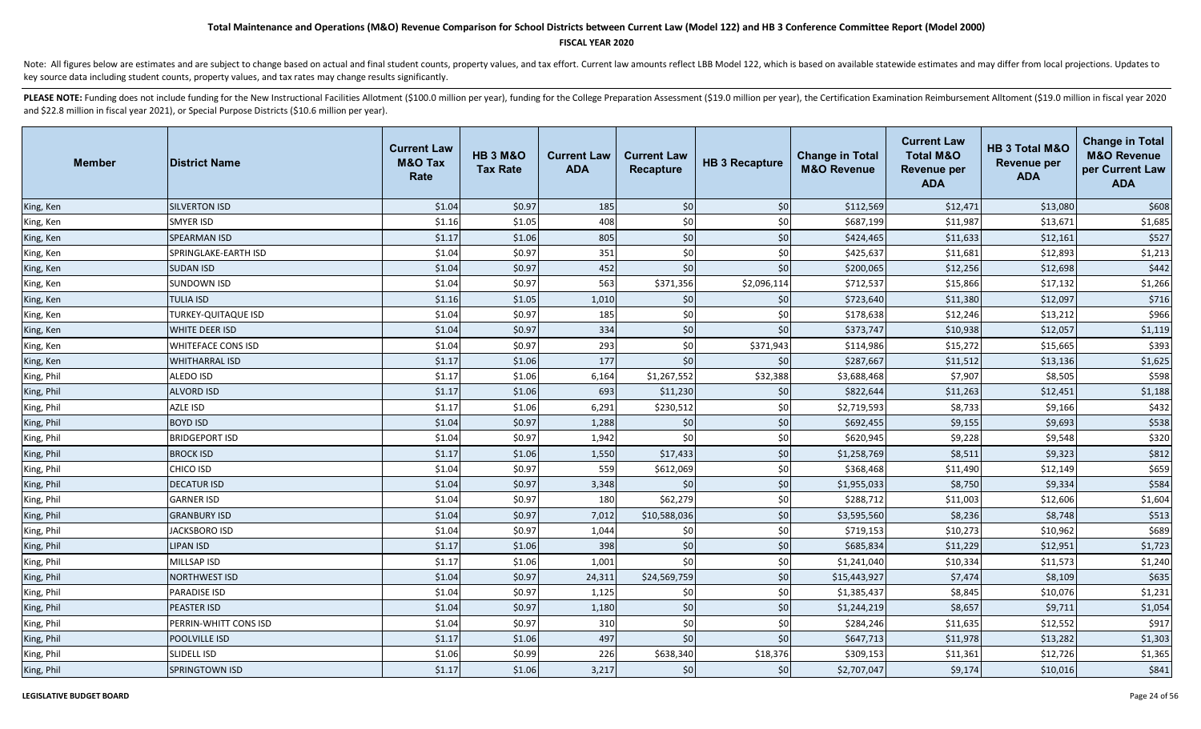# Total Maintenance and Operations (M&O) Revenue Comparison for School Districts between Current Law (Model 122) and HB 3 Conference Committee Report (Model 2000)

**FISCAL YEAR 2020**

Note: All figures below are estimates and are subject to change based on actual and final student counts, property values, and tax effort. Current law amounts reflect LBB Model 122, which is based on available statewide estimates and may differ from local projections. Updates to key source data including student counts, property values, and tax rates may change results significantly.

**PLEASE NOTE:** Funding does not include funding for the New Instructional Facilities Allotment ($100.0 million per year), funding for the College Preparation Assessment ($19.0 million per year), the Certification Examination Reimbursement Allotment ($19.0 million in fiscal year 2020 and $22.8 million in fiscal year 2021), or Special Purpose Districts ($10.6 million per year).

| Member | District Name | Current Law M&O Tax Rate | HB 3 M&O Tax Rate | Current Law ADA | Current Law Recapture | HB 3 Recapture | Change in Total M&O Revenue | Current Law Total M&O Revenue per ADA | HB 3 Total M&O Revenue per ADA | Change in Total M&O Revenue per Current Law ADA |
|---|---|---|---|---|---|---|---|---|---|---|
| King, Ken | SILVERTON ISD | $1.04 | $0.97 | 185 | $0 | $0 | $112,569 | $12,471 | $13,080 | $608 |
| King, Ken | SMYER ISD | $1.16 | $1.05 | 408 | $0 | $0 | $687,199 | $11,987 | $13,671 | $1,685 |
| King, Ken | SPEARMAN ISD | $1.17 | $1.06 | 805 | $0 | $0 | $424,465 | $11,633 | $12,161 | $527 |
| King, Ken | SPRINGLAKE-EARTH ISD | $1.04 | $0.97 | 351 | $0 | $0 | $425,637 | $11,681 | $12,893 | $1,213 |
| King, Ken | SUDAN ISD | $1.04 | $0.97 | 452 | $0 | $0 | $200,065 | $12,256 | $12,698 | $442 |
| King, Ken | SUNDOWN ISD | $1.04 | $0.97 | 563 | $371,356 | $2,096,114 | $712,537 | $15,866 | $17,132 | $1,266 |
| King, Ken | TULIA ISD | $1.16 | $1.05 | 1,010 | $0 | $0 | $723,640 | $11,380 | $12,097 | $716 |
| King, Ken | TURKEY-QUITAQUE ISD | $1.04 | $0.97 | 185 | $0 | $0 | $178,638 | $12,246 | $13,212 | $966 |
| King, Ken | WHITE DEER ISD | $1.04 | $0.97 | 334 | $0 | $0 | $373,747 | $10,938 | $12,057 | $1,119 |
| King, Ken | WHITEFACE CONS ISD | $1.04 | $0.97 | 293 | $0 | $371,943 | $114,986 | $15,272 | $15,665 | $393 |
| King, Ken | WHITHARRAL ISD | $1.17 | $1.06 | 177 | $0 | $0 | $287,667 | $11,512 | $13,136 | $1,625 |
| King, Phil | ALEDO ISD | $1.17 | $1.06 | 6,164 | $1,267,552 | $32,388 | $3,688,468 | $7,907 | $8,505 | $598 |
| King, Phil | ALVORD ISD | $1.17 | $1.06 | 693 | $11,230 | $0 | $822,644 | $11,263 | $12,451 | $1,188 |
| King, Phil | AZLE ISD | $1.17 | $1.06 | 6,291 | $230,512 | $0 | $2,719,593 | $8,733 | $9,166 | $432 |
| King, Phil | BOYD ISD | $1.04 | $0.97 | 1,288 | $0 | $0 | $692,455 | $9,155 | $9,693 | $538 |
| King, Phil | BRIDGEPORT ISD | $1.04 | $0.97 | 1,942 | $0 | $0 | $620,945 | $9,228 | $9,548 | $320 |
| King, Phil | BROCK ISD | $1.17 | $1.06 | 1,550 | $17,433 | $0 | $1,258,769 | $8,511 | $9,323 | $812 |
| King, Phil | CHICO ISD | $1.04 | $0.97 | 559 | $612,069 | $0 | $368,468 | $11,490 | $12,149 | $659 |
| King, Phil | DECATUR ISD | $1.04 | $0.97 | 3,348 | $0 | $0 | $1,955,033 | $8,750 | $9,334 | $584 |
| King, Phil | GARNER ISD | $1.04 | $0.97 | 180 | $62,279 | $0 | $288,712 | $11,003 | $12,606 | $1,604 |
| King, Phil | GRANBURY ISD | $1.04 | $0.97 | 7,012 | $10,588,036 | $0 | $3,595,560 | $8,236 | $8,748 | $513 |
| King, Phil | JACKSBORO ISD | $1.04 | $0.97 | 1,044 | $0 | $0 | $719,153 | $10,273 | $10,962 | $689 |
| King, Phil | LIPAN ISD | $1.17 | $1.06 | 398 | $0 | $0 | $685,834 | $11,229 | $12,951 | $1,723 |
| King, Phil | MILLSAP ISD | $1.17 | $1.06 | 1,001 | $0 | $0 | $1,241,040 | $10,334 | $11,573 | $1,240 |
| King, Phil | NORTHWEST ISD | $1.04 | $0.97 | 24,311 | $24,569,759 | $0 | $15,443,927 | $7,474 | $8,109 | $635 |
| King, Phil | PARADISE ISD | $1.04 | $0.97 | 1,125 | $0 | $0 | $1,385,437 | $8,845 | $10,076 | $1,231 |
| King, Phil | PEASTER ISD | $1.04 | $0.97 | 1,180 | $0 | $0 | $1,244,219 | $8,657 | $9,711 | $1,054 |
| King, Phil | PERRIN-WHITT CONS ISD | $1.04 | $0.97 | 310 | $0 | $0 | $284,246 | $11,635 | $12,552 | $917 |
| King, Phil | POOLVILLE ISD | $1.17 | $1.06 | 497 | $0 | $0 | $647,713 | $11,978 | $13,282 | $1,303 |
| King, Phil | SLIDELL ISD | $1.06 | $0.99 | 226 | $638,340 | $18,376 | $309,153 | $11,361 | $12,726 | $1,365 |
| King, Phil | SPRINGTOWN ISD | $1.17 | $1.06 | 3,217 | $0 | $0 | $2,707,047 | $9,174 | $10,016 | $841 |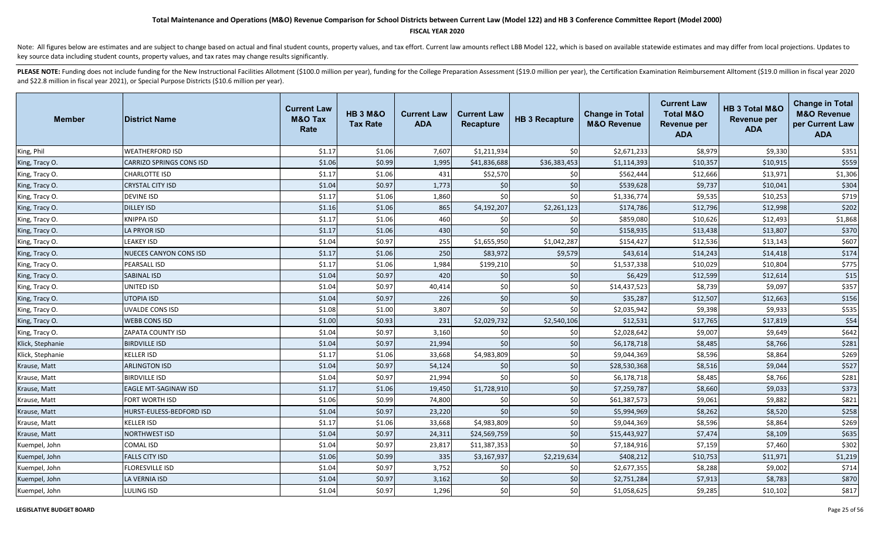# Total Maintenance and Operations (M&O) Revenue Comparison for School Districts between Current Law (Model 122) and HB 3 Conference Committee Report (Model 2000)

**FISCAL YEAR 2020**

Note: All figures below are estimates and are subject to change based on actual and final student counts, property values, and tax effort. Current law amounts reflect LBB Model 122, which is based on available statewide estimates and may differ from local projections. Updates to key source data including student counts, property values, and tax rates may change results significantly.

**PLEASE NOTE:** Funding does not include funding for the New Instructional Facilities Allotment ($100.0 million per year), funding for the College Preparation Assessment ($19.0 million per year), the Certification Examination Reimbursement Allotment ($19.0 million in fiscal year 2020 and $22.8 million in fiscal year 2021), or Special Purpose Districts ($10.6 million per year).

| Member | District Name | Current Law M&O Tax Rate | HB 3 M&O Tax Rate | Current Law ADA | Current Law Recapture | HB 3 Recapture | Change in Total M&O Revenue | Current Law Total M&O Revenue per ADA | HB 3 Total M&O Revenue per ADA | Change in Total M&O Revenue per Current Law ADA |
|---|---|---|---|---|---|---|---|---|---|---|
| King, Phil | WEATHERFORD ISD | $1.17 | $1.06 | 7,607 | $1,211,934 | $0 | $2,671,233 | $8,979 | $9,330 | $351 |
| King, Tracy O. | CARRIZO SPRINGS CONS ISD | $1.06 | $0.99 | 1,995 | $41,836,688 | $36,383,453 | $1,114,393 | $10,357 | $10,915 | $559 |
| King, Tracy O. | CHARLOTTE ISD | $1.17 | $1.06 | 431 | $52,570 | $0 | $562,444 | $12,666 | $13,971 | $1,306 |
| King, Tracy O. | CRYSTAL CITY ISD | $1.04 | $0.97 | 1,773 | $0 | $0 | $539,628 | $9,737 | $10,041 | $304 |
| King, Tracy O. | DEVINE ISD | $1.17 | $1.06 | 1,860 | $0 | $0 | $1,336,774 | $9,535 | $10,253 | $719 |
| King, Tracy O. | DILLEY ISD | $1.16 | $1.06 | 865 | $4,192,207 | $2,261,123 | $174,786 | $12,796 | $12,998 | $202 |
| King, Tracy O. | KNIPPA ISD | $1.17 | $1.06 | 460 | $0 | $0 | $859,080 | $10,626 | $12,493 | $1,868 |
| King, Tracy O. | LA PRYOR ISD | $1.17 | $1.06 | 430 | $0 | $0 | $158,935 | $13,438 | $13,807 | $370 |
| King, Tracy O. | LEAKEY ISD | $1.04 | $0.97 | 255 | $1,655,950 | $1,042,287 | $154,427 | $12,536 | $13,143 | $607 |
| King, Tracy O. | NUECES CANYON CONS ISD | $1.17 | $1.06 | 250 | $83,972 | $9,579 | $43,614 | $14,243 | $14,418 | $174 |
| King, Tracy O. | PEARSALL ISD | $1.17 | $1.06 | 1,984 | $199,210 | $0 | $1,537,338 | $10,029 | $10,804 | $775 |
| King, Tracy O. | SABINAL ISD | $1.04 | $0.97 | 420 | $0 | $0 | $6,429 | $12,599 | $12,614 | $15 |
| King, Tracy O. | UNITED ISD | $1.04 | $0.97 | 40,414 | $0 | $0 | $14,437,523 | $8,739 | $9,097 | $357 |
| King, Tracy O. | UTOPIA ISD | $1.04 | $0.97 | 226 | $0 | $0 | $35,287 | $12,507 | $12,663 | $156 |
| King, Tracy O. | UVALDE CONS ISD | $1.08 | $1.00 | 3,807 | $0 | $0 | $2,035,942 | $9,398 | $9,933 | $535 |
| King, Tracy O. | WEBB CONS ISD | $1.00 | $0.93 | 231 | $2,029,732 | $2,540,106 | $12,531 | $17,765 | $17,819 | $54 |
| King, Tracy O. | ZAPATA COUNTY ISD | $1.04 | $0.97 | 3,160 | $0 | $0 | $2,028,642 | $9,007 | $9,649 | $642 |
| Klick, Stephanie | BIRDVILLE ISD | $1.04 | $0.97 | 21,994 | $0 | $0 | $6,178,718 | $8,485 | $8,766 | $281 |
| Klick, Stephanie | KELLER ISD | $1.17 | $1.06 | 33,668 | $4,983,809 | $0 | $9,044,369 | $8,596 | $8,864 | $269 |
| Krause, Matt | ARLINGTON ISD | $1.04 | $0.97 | 54,124 | $0 | $0 | $28,530,368 | $8,516 | $9,044 | $527 |
| Krause, Matt | BIRDVILLE ISD | $1.04 | $0.97 | 21,994 | $0 | $0 | $6,178,718 | $8,485 | $8,766 | $281 |
| Krause, Matt | EAGLE MT-SAGINAW ISD | $1.17 | $1.06 | 19,450 | $1,728,910 | $0 | $7,259,787 | $8,660 | $9,033 | $373 |
| Krause, Matt | FORT WORTH ISD | $1.06 | $0.99 | 74,800 | $0 | $0 | $61,387,573 | $9,061 | $9,882 | $821 |
| Krause, Matt | HURST-EULESS-BEDFORD ISD | $1.04 | $0.97 | 23,220 | $0 | $0 | $5,994,969 | $8,262 | $8,520 | $258 |
| Krause, Matt | KELLER ISD | $1.17 | $1.06 | 33,668 | $4,983,809 | $0 | $9,044,369 | $8,596 | $8,864 | $269 |
| Krause, Matt | NORTHWEST ISD | $1.04 | $0.97 | 24,311 | $24,569,759 | $0 | $15,443,927 | $7,474 | $8,109 | $635 |
| Kuempel, John | COMAL ISD | $1.04 | $0.97 | 23,817 | $11,387,353 | $0 | $7,184,916 | $7,159 | $7,460 | $302 |
| Kuempel, John | FALLS CITY ISD | $1.06 | $0.99 | 335 | $3,167,937 | $2,219,634 | $408,212 | $10,753 | $11,971 | $1,219 |
| Kuempel, John | FLORESVILLE ISD | $1.04 | $0.97 | 3,752 | $0 | $0 | $2,677,355 | $8,288 | $9,002 | $714 |
| Kuempel, John | LA VERNIA ISD | $1.04 | $0.97 | 3,162 | $0 | $0 | $2,751,284 | $7,913 | $8,783 | $870 |
| Kuempel, John | LULING ISD | $1.04 | $0.97 | 1,296 | $0 | $0 | $1,058,625 | $9,285 | $10,102 | $817 |

LEGISLATIVE BUDGET BOARD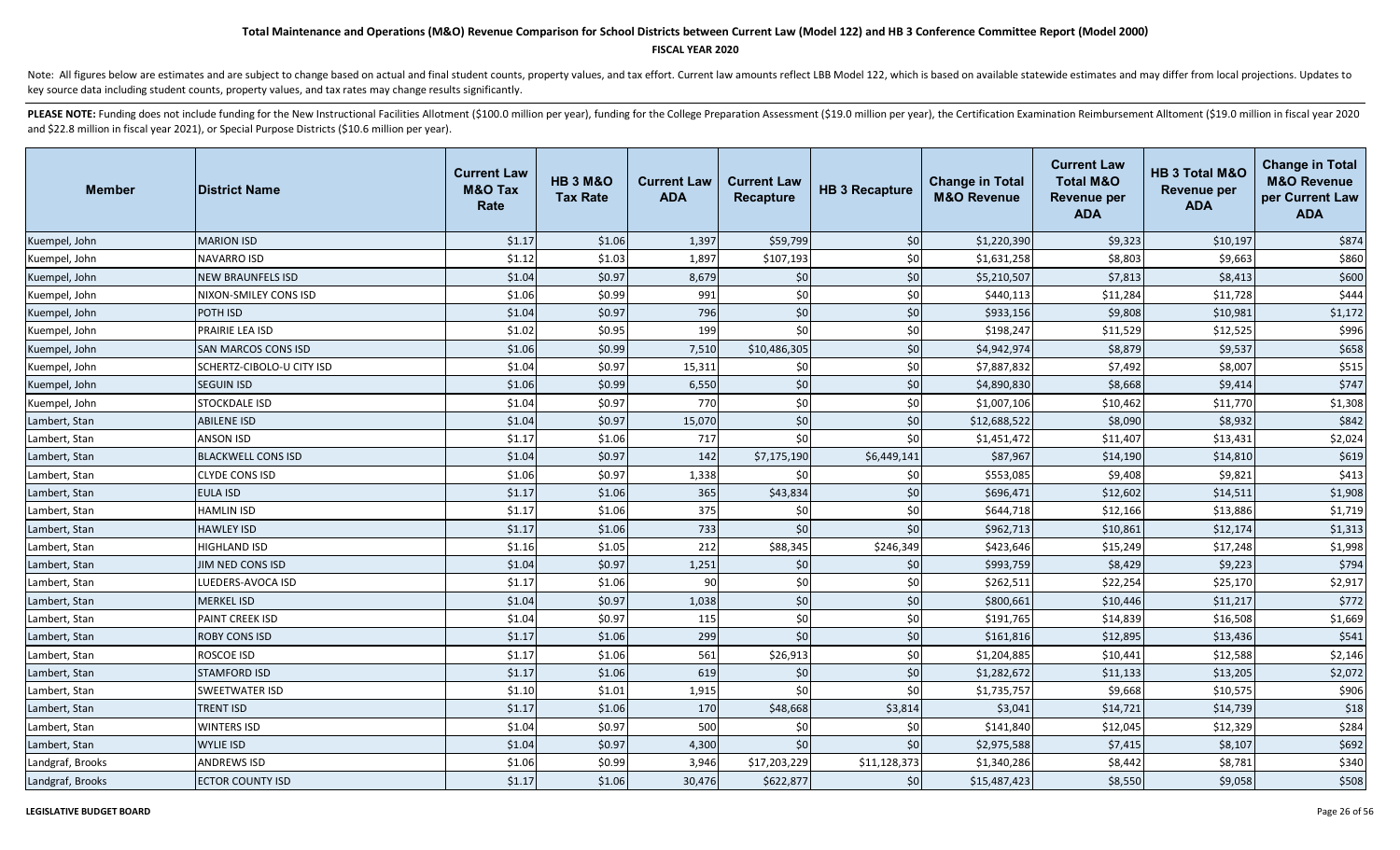# Total Maintenance and Operations (M&O) Revenue Comparison for School Districts between Current Law (Model 122) and HB 3 Conference Committee Report (Model 2000)

**FISCAL YEAR 2020**

Note: All figures below are estimates and are subject to change based on actual and final student counts, property values, and tax effort. Current law amounts reflect LBB Model 122, which is based on available statewide estimates and may differ from local projections. Updates to key source data including student counts, property values, and tax rates may change results significantly.

**PLEASE NOTE:** Funding does not include funding for the New Instructional Facilities Allotment ($100.0 million per year), funding for the College Preparation Assessment ($19.0 million per year), the Certification Examination Reimbursement Alltoment ($19.0 million in fiscal year 2020 and $22.8 million in fiscal year 2021), or Special Purpose Districts ($10.6 million per year).

| Member | District Name | Current Law M&O Tax Rate | HB 3 M&O Tax Rate | Current Law ADA | Current Law Recapture | HB 3 Recapture | Change in Total M&O Revenue | Current Law Total M&O Revenue per ADA | HB 3 Total M&O Revenue per ADA | Change in Total M&O Revenue per Current Law ADA |
|---|---|---|---|---|---|---|---|---|---|---|
| Kuempel, John | MARION ISD | $1.17 | $1.06 | 1,397 | $59,799 | $0 | $1,220,390 | $9,323 | $10,197 | $874 |
| Kuempel, John | NAVARRO ISD | $1.12 | $1.03 | 1,897 | $107,193 | $0 | $1,631,258 | $8,803 | $9,663 | $860 |
| Kuempel, John | NEW BRAUNFELS ISD | $1.04 | $0.97 | 8,679 | $0 | $0 | $5,210,507 | $7,813 | $8,413 | $600 |
| Kuempel, John | NIXON-SMILEY CONS ISD | $1.06 | $0.99 | 991 | $0 | $0 | $440,113 | $11,284 | $11,728 | $444 |
| Kuempel, John | POTH ISD | $1.04 | $0.97 | 796 | $0 | $0 | $933,156 | $9,808 | $10,981 | $1,172 |
| Kuempel, John | PRAIRIE LEA ISD | $1.02 | $0.95 | 199 | $0 | $0 | $198,247 | $11,529 | $12,525 | $996 |
| Kuempel, John | SAN MARCOS CONS ISD | $1.06 | $0.99 | 7,510 | $10,486,305 | $0 | $4,942,974 | $8,879 | $9,537 | $658 |
| Kuempel, John | SCHERTZ-CIBOLO-U CITY ISD | $1.04 | $0.97 | 15,311 | $0 | $0 | $7,887,832 | $7,492 | $8,007 | $515 |
| Kuempel, John | SEGUIN ISD | $1.06 | $0.99 | 6,550 | $0 | $0 | $4,890,830 | $8,668 | $9,414 | $747 |
| Kuempel, John | STOCKDALE ISD | $1.04 | $0.97 | 770 | $0 | $0 | $1,007,106 | $10,462 | $11,770 | $1,308 |
| Lambert, Stan | ABILENE ISD | $1.04 | $0.97 | 15,070 | $0 | $0 | $12,688,522 | $8,090 | $8,932 | $842 |
| Lambert, Stan | ANSON ISD | $1.17 | $1.06 | 717 | $0 | $0 | $1,451,472 | $11,407 | $13,431 | $2,024 |
| Lambert, Stan | BLACKWELL CONS ISD | $1.04 | $0.97 | 142 | $7,175,190 | $6,449,141 | $87,967 | $14,190 | $14,810 | $619 |
| Lambert, Stan | CLYDE CONS ISD | $1.06 | $0.97 | 1,338 | $0 | $0 | $553,085 | $9,408 | $9,821 | $413 |
| Lambert, Stan | EULA ISD | $1.17 | $1.06 | 365 | $43,834 | $0 | $696,471 | $12,602 | $14,511 | $1,908 |
| Lambert, Stan | HAMLIN ISD | $1.17 | $1.06 | 375 | $0 | $0 | $644,718 | $12,166 | $13,886 | $1,719 |
| Lambert, Stan | HAWLEY ISD | $1.17 | $1.06 | 733 | $0 | $0 | $962,713 | $10,861 | $12,174 | $1,313 |
| Lambert, Stan | HIGHLAND ISD | $1.16 | $1.05 | 212 | $88,345 | $246,349 | $423,646 | $15,249 | $17,248 | $1,998 |
| Lambert, Stan | JIM NED CONS ISD | $1.04 | $0.97 | 1,251 | $0 | $0 | $993,759 | $8,429 | $9,223 | $794 |
| Lambert, Stan | LUEDERS-AVOCA ISD | $1.17 | $1.06 | 90 | $0 | $0 | $262,511 | $22,254 | $25,170 | $2,917 |
| Lambert, Stan | MERKEL ISD | $1.04 | $0.97 | 1,038 | $0 | $0 | $800,661 | $10,446 | $11,217 | $772 |
| Lambert, Stan | PAINT CREEK ISD | $1.04 | $0.97 | 115 | $0 | $0 | $191,765 | $14,839 | $16,508 | $1,669 |
| Lambert, Stan | ROBY CONS ISD | $1.17 | $1.06 | 299 | $0 | $0 | $161,816 | $12,895 | $13,436 | $541 |
| Lambert, Stan | ROSCOE ISD | $1.17 | $1.06 | 561 | $26,913 | $0 | $1,204,885 | $10,441 | $12,588 | $2,146 |
| Lambert, Stan | STAMFORD ISD | $1.17 | $1.06 | 619 | $0 | $0 | $1,282,672 | $11,133 | $13,205 | $2,072 |
| Lambert, Stan | SWEETWATER ISD | $1.10 | $1.01 | 1,915 | $0 | $0 | $1,735,757 | $9,668 | $10,575 | $906 |
| Lambert, Stan | TRENT ISD | $1.17 | $1.06 | 170 | $48,668 | $3,814 | $3,041 | $14,721 | $14,739 | $18 |
| Lambert, Stan | WINTERS ISD | $1.04 | $0.97 | 500 | $0 | $0 | $141,840 | $12,045 | $12,329 | $284 |
| Lambert, Stan | WYLIE ISD | $1.04 | $0.97 | 4,300 | $0 | $0 | $2,975,588 | $7,415 | $8,107 | $692 |
| Landgraf, Brooks | ANDREWS ISD | $1.06 | $0.99 | 3,946 | $17,203,229 | $11,128,373 | $1,340,286 | $8,442 | $8,781 | $340 |
| Landgraf, Brooks | ECTOR COUNTY ISD | $1.17 | $1.06 | 30,476 | $622,877 | $0 | $15,487,423 | $8,550 | $9,058 | $508 |

LEGISLATIVE BUDGET BOARD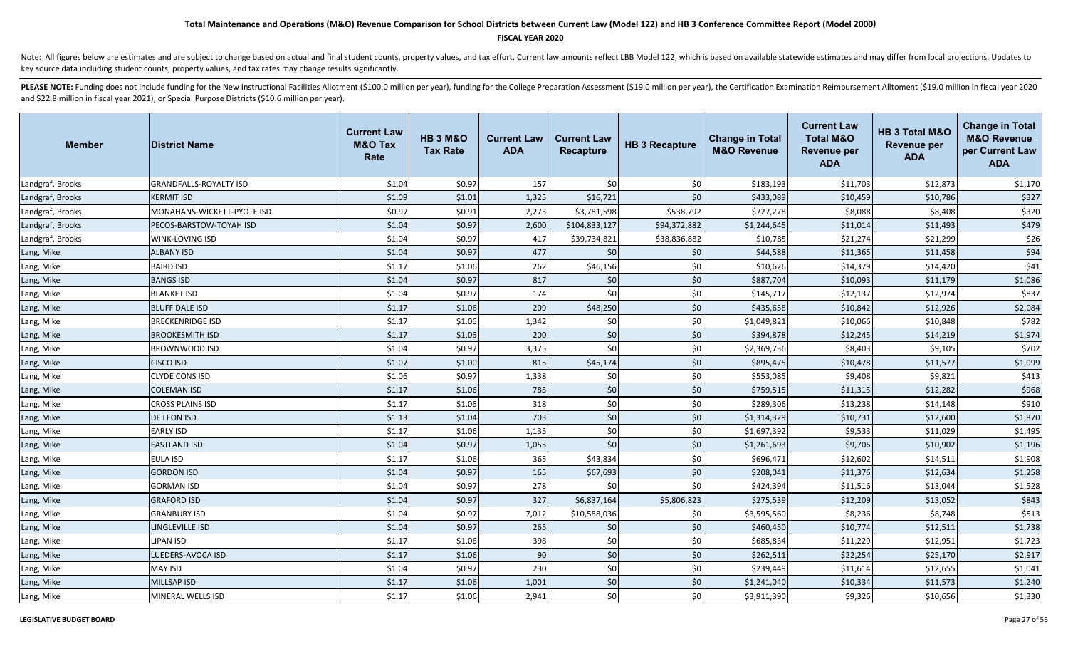# Total Maintenance and Operations (M&O) Revenue Comparison for School Districts between Current Law (Model 122) and HB 3 Conference Committee Report (Model 2000)

**FISCAL YEAR 2020**

Note: All figures below are estimates and are subject to change based on actual and final student counts, property values, and tax effort. Current law amounts reflect LBB Model 122, which is based on available statewide estimates and may differ from local projections. Updates to key source data including student counts, property values, and tax rates may change results significantly.

**PLEASE NOTE:** Funding does not include funding for the New Instructional Facilities Allotment ($100.0 million per year), funding for the College Preparation Assessment ($19.0 million per year), the Certification Examination Reimbursement Alltoment ($19.0 million in fiscal year 2020 and $22.8 million in fiscal year 2021), or Special Purpose Districts ($10.6 million per year).

| Member | District Name | Current Law M&O Tax Rate | HB 3 M&O Tax Rate | Current Law ADA | Current Law Recapture | HB 3 Recapture | Change in Total M&O Revenue | Current Law Total M&O Revenue per ADA | HB 3 Total M&O Revenue per ADA | Change in Total M&O Revenue per Current Law ADA |
|---|---|---|---|---|---|---|---|---|---|---|
| Landgraf, Brooks | GRANDFALLS-ROYALTY ISD | $1.04 | $0.97 | 157 | $0 | $0 | $183,193 | $11,703 | $12,873 | $1,170 |
| Landgraf, Brooks | KERMIT ISD | $1.09 | $1.01 | 1,325 | $16,721 | $0 | $433,089 | $10,459 | $10,786 | $327 |
| Landgraf, Brooks | MONAHANS-WICKETT-PYOTE ISD | $0.97 | $0.91 | 2,273 | $3,781,598 | $538,792 | $727,278 | $8,088 | $8,408 | $320 |
| Landgraf, Brooks | PECOS-BARSTOW-TOYAH ISD | $1.04 | $0.97 | 2,600 | $104,833,127 | $94,372,882 | $1,244,645 | $11,014 | $11,493 | $479 |
| Landgraf, Brooks | WINK-LOVING ISD | $1.04 | $0.97 | 417 | $39,734,821 | $38,836,882 | $10,785 | $21,274 | $21,299 | $26 |
| Lang, Mike | ALBANY ISD | $1.04 | $0.97 | 477 | $0 | $0 | $44,588 | $11,365 | $11,458 | $94 |
| Lang, Mike | BAIRD ISD | $1.17 | $1.06 | 262 | $46,156 | $0 | $10,626 | $14,379 | $14,420 | $41 |
| Lang, Mike | BANGS ISD | $1.04 | $0.97 | 817 | $0 | $0 | $887,704 | $10,093 | $11,179 | $1,086 |
| Lang, Mike | BLANKET ISD | $1.04 | $0.97 | 174 | $0 | $0 | $145,717 | $12,137 | $12,974 | $837 |
| Lang, Mike | BLUFF DALE ISD | $1.17 | $1.06 | 209 | $48,250 | $0 | $435,658 | $10,842 | $12,926 | $2,084 |
| Lang, Mike | BRECKENRIDGE ISD | $1.17 | $1.06 | 1,342 | $0 | $0 | $1,049,821 | $10,066 | $10,848 | $782 |
| Lang, Mike | BROOKESMITH ISD | $1.17 | $1.06 | 200 | $0 | $0 | $394,878 | $12,245 | $14,219 | $1,974 |
| Lang, Mike | BROWNWOOD ISD | $1.04 | $0.97 | 3,375 | $0 | $0 | $2,369,736 | $8,403 | $9,105 | $702 |
| Lang, Mike | CISCO ISD | $1.07 | $1.00 | 815 | $45,174 | $0 | $895,475 | $10,478 | $11,577 | $1,099 |
| Lang, Mike | CLYDE CONS ISD | $1.06 | $0.97 | 1,338 | $0 | $0 | $553,085 | $9,408 | $9,821 | $413 |
| Lang, Mike | COLEMAN ISD | $1.17 | $1.06 | 785 | $0 | $0 | $759,515 | $11,315 | $12,282 | $968 |
| Lang, Mike | CROSS PLAINS ISD | $1.17 | $1.06 | 318 | $0 | $0 | $289,306 | $13,238 | $14,148 | $910 |
| Lang, Mike | DE LEON ISD | $1.13 | $1.04 | 703 | $0 | $0 | $1,314,329 | $10,731 | $12,600 | $1,870 |
| Lang, Mike | EARLY ISD | $1.17 | $1.06 | 1,135 | $0 | $0 | $1,697,392 | $9,533 | $11,029 | $1,495 |
| Lang, Mike | EASTLAND ISD | $1.04 | $0.97 | 1,055 | $0 | $0 | $1,261,693 | $9,706 | $10,902 | $1,196 |
| Lang, Mike | EULA ISD | $1.17 | $1.06 | 365 | $43,834 | $0 | $696,471 | $12,602 | $14,511 | $1,908 |
| Lang, Mike | GORDON ISD | $1.04 | $0.97 | 165 | $67,693 | $0 | $208,041 | $11,376 | $12,634 | $1,258 |
| Lang, Mike | GORMAN ISD | $1.04 | $0.97 | 278 | $0 | $0 | $424,394 | $11,516 | $13,044 | $1,528 |
| Lang, Mike | GRAFORD ISD | $1.04 | $0.97 | 327 | $6,837,164 | $5,806,823 | $275,539 | $12,209 | $13,052 | $843 |
| Lang, Mike | GRANBURY ISD | $1.04 | $0.97 | 7,012 | $10,588,036 | $0 | $3,595,560 | $8,236 | $8,748 | $513 |
| Lang, Mike | LINGLEVILLE ISD | $1.04 | $0.97 | 265 | $0 | $0 | $460,450 | $10,774 | $12,511 | $1,738 |
| Lang, Mike | LIPAN ISD | $1.17 | $1.06 | 398 | $0 | $0 | $685,834 | $11,229 | $12,951 | $1,723 |
| Lang, Mike | LUEDERS-AVOCA ISD | $1.17 | $1.06 | 90 | $0 | $0 | $262,511 | $22,254 | $25,170 | $2,917 |
| Lang, Mike | MAY ISD | $1.04 | $0.97 | 230 | $0 | $0 | $239,449 | $11,614 | $12,655 | $1,041 |
| Lang, Mike | MILLSAP ISD | $1.17 | $1.06 | 1,001 | $0 | $0 | $1,241,040 | $10,334 | $11,573 | $1,240 |
| Lang, Mike | MINERAL WELLS ISD | $1.17 | $1.06 | 2,941 | $0 | $0 | $3,911,390 | $9,326 | $10,656 | $1,330 |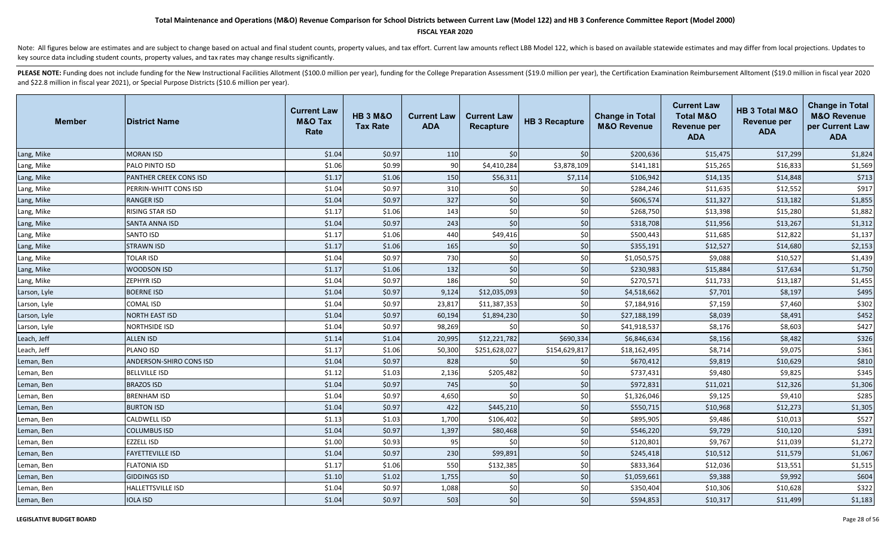# Total Maintenance and Operations (M&O) Revenue Comparison for School Districts between Current Law (Model 122) and HB 3 Conference Committee Report (Model 2000)

**FISCAL YEAR 2020**

Note: All figures below are estimates and are subject to change based on actual and final student counts, property values, and tax effort. Current law amounts reflect LBB Model 122, which is based on available statewide estimates and may differ from local projections. Updates to key source data including student counts, property values, and tax rates may change results significantly.

**PLEASE NOTE:** Funding does not include funding for the New Instructional Facilities Allotment ($100.0 million per year), funding for the College Preparation Assessment ($19.0 million per year), the Certification Examination Reimbursement Alltoment ($19.0 million in fiscal year 2020 and $22.8 million in fiscal year 2021), or Special Purpose Districts ($10.6 million per year).

| Member | District Name | Current Law M&O Tax Rate | HB 3 M&O Tax Rate | Current Law ADA | Current Law Recapture | HB 3 Recapture | Change in Total M&O Revenue | Current Law Total M&O Revenue per ADA | HB 3 Total M&O Revenue per ADA | Change in Total M&O Revenue per Current Law ADA |
|---|---|---|---|---|---|---|---|---|---|---|
| Lang, Mike | MORAN ISD | $1.04 | $0.97 | 110 | $0 | $0 | $200,636 | $15,475 | $17,299 | $1,824 |
| Lang, Mike | PALO PINTO ISD | $1.06 | $0.99 | 90 | $4,410,284 | $3,878,109 | $141,181 | $15,265 | $16,833 | $1,569 |
| Lang, Mike | PANTHER CREEK CONS ISD | $1.17 | $1.06 | 150 | $56,311 | $7,114 | $106,942 | $14,135 | $14,848 | $713 |
| Lang, Mike | PERRIN-WHITT CONS ISD | $1.04 | $0.97 | 310 | $0 | $0 | $284,246 | $11,635 | $12,552 | $917 |
| Lang, Mike | RANGER ISD | $1.04 | $0.97 | 327 | $0 | $0 | $606,574 | $11,327 | $13,182 | $1,855 |
| Lang, Mike | RISING STAR ISD | $1.17 | $1.06 | 143 | $0 | $0 | $268,750 | $13,398 | $15,280 | $1,882 |
| Lang, Mike | SANTA ANNA ISD | $1.04 | $0.97 | 243 | $0 | $0 | $318,708 | $11,956 | $13,267 | $1,312 |
| Lang, Mike | SANTO ISD | $1.17 | $1.06 | 440 | $49,416 | $0 | $500,443 | $11,685 | $12,822 | $1,137 |
| Lang, Mike | STRAWN ISD | $1.17 | $1.06 | 165 | $0 | $0 | $355,191 | $12,527 | $14,680 | $2,153 |
| Lang, Mike | TOLAR ISD | $1.04 | $0.97 | 730 | $0 | $0 | $1,050,575 | $9,088 | $10,527 | $1,439 |
| Lang, Mike | WOODSON ISD | $1.17 | $1.06 | 132 | $0 | $0 | $230,983 | $15,884 | $17,634 | $1,750 |
| Lang, Mike | ZEPHYR ISD | $1.04 | $0.97 | 186 | $0 | $0 | $270,571 | $11,733 | $13,187 | $1,455 |
| Larson, Lyle | BOERNE ISD | $1.04 | $0.97 | 9,124 | $12,035,093 | $0 | $4,518,662 | $7,701 | $8,197 | $495 |
| Larson, Lyle | COMAL ISD | $1.04 | $0.97 | 23,817 | $11,387,353 | $0 | $7,184,916 | $7,159 | $7,460 | $302 |
| Larson, Lyle | NORTH EAST ISD | $1.04 | $0.97 | 60,194 | $1,894,230 | $0 | $27,188,199 | $8,039 | $8,491 | $452 |
| Larson, Lyle | NORTHSIDE ISD | $1.04 | $0.97 | 98,269 | $0 | $0 | $41,918,537 | $8,176 | $8,603 | $427 |
| Leach, Jeff | ALLEN ISD | $1.14 | $1.04 | 20,995 | $12,221,782 | $690,334 | $6,846,634 | $8,156 | $8,482 | $326 |
| Leach, Jeff | PLANO ISD | $1.17 | $1.06 | 50,300 | $251,628,027 | $154,629,817 | $18,162,495 | $8,714 | $9,075 | $361 |
| Leman, Ben | ANDERSON-SHIRO CONS ISD | $1.04 | $0.97 | 828 | $0 | $0 | $670,412 | $9,819 | $10,629 | $810 |
| Leman, Ben | BELLVILLE ISD | $1.12 | $1.03 | 2,136 | $205,482 | $0 | $737,431 | $9,480 | $9,825 | $345 |
| Leman, Ben | BRAZOS ISD | $1.04 | $0.97 | 745 | $0 | $0 | $972,831 | $11,021 | $12,326 | $1,306 |
| Leman, Ben | BRENHAM ISD | $1.04 | $0.97 | 4,650 | $0 | $0 | $1,326,046 | $9,125 | $9,410 | $285 |
| Leman, Ben | BURTON ISD | $1.04 | $0.97 | 422 | $445,210 | $0 | $550,715 | $10,968 | $12,273 | $1,305 |
| Leman, Ben | CALDWELL ISD | $1.13 | $1.03 | 1,700 | $106,402 | $0 | $895,905 | $9,486 | $10,013 | $527 |
| Leman, Ben | COLUMBUS ISD | $1.04 | $0.97 | 1,397 | $80,468 | $0 | $546,220 | $9,729 | $10,120 | $391 |
| Leman, Ben | EZZELL ISD | $1.00 | $0.93 | 95 | $0 | $0 | $120,801 | $9,767 | $11,039 | $1,272 |
| Leman, Ben | FAYETTEVILLE ISD | $1.04 | $0.97 | 230 | $99,891 | $0 | $245,418 | $10,512 | $11,579 | $1,067 |
| Leman, Ben | FLATONIA ISD | $1.17 | $1.06 | 550 | $132,385 | $0 | $833,364 | $12,036 | $13,551 | $1,515 |
| Leman, Ben | GIDDINGS ISD | $1.10 | $1.02 | 1,755 | $0 | $0 | $1,059,661 | $9,388 | $9,992 | $604 |
| Leman, Ben | HALLETTSVILLE ISD | $1.04 | $0.97 | 1,088 | $0 | $0 | $350,404 | $10,306 | $10,628 | $322 |
| Leman, Ben | IOLA ISD | $1.04 | $0.97 | 503 | $0 | $0 | $594,853 | $10,317 | $11,499 | $1,183 |

**LEGISLATIVE BUDGET BOARD**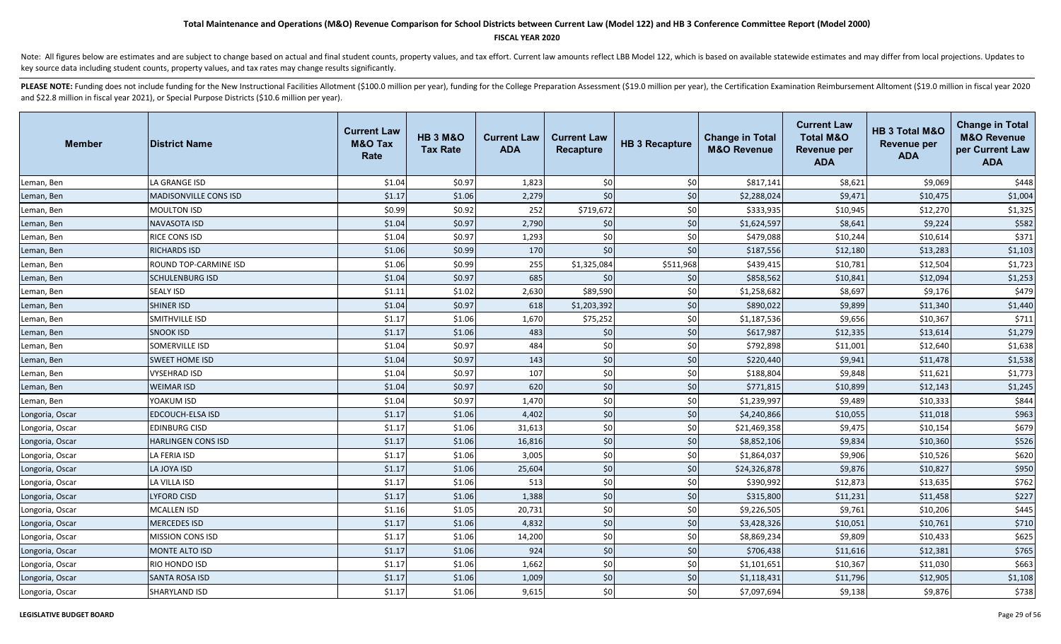# Total Maintenance and Operations (M&O) Revenue Comparison for School Districts between Current Law (Model 122) and HB 3 Conference Committee Report (Model 2000)

**FISCAL YEAR 2020**

Note: All figures below are estimates and are subject to change based on actual and final student counts, property values, and tax effort. Current law amounts reflect LBB Model 122, which is based on available statewide estimates and may differ from local projections. Updates to key source data including student counts, property values, and tax rates may change results significantly.

**PLEASE NOTE:** Funding does not include funding for the New Instructional Facilities Allotment ($100.0 million per year), funding for the College Preparation Assessment ($19.0 million per year), the Certification Examination Reimbursement Alltoment ($19.0 million in fiscal year 2020 and $22.8 million in fiscal year 2021), or Special Purpose Districts ($10.6 million per year).

| Member | District Name | Current Law M&O Tax Rate | HB 3 M&O Tax Rate | Current Law ADA | Current Law Recapture | HB 3 Recapture | Change in Total M&O Revenue | Current Law Total M&O Revenue per ADA | HB 3 Total M&O Revenue per ADA | Change in Total M&O Revenue per Current Law ADA |
|---|---|---|---|---|---|---|---|---|---|---|
| Leman, Ben | LA GRANGE ISD | $1.04 | $0.97 | 1,823 | $0 | $0 | $817,141 | $8,621 | $9,069 | $448 |
| Leman, Ben | MADISONVILLE CONS ISD | $1.17 | $1.06 | 2,279 | $0 | $0 | $2,288,024 | $9,471 | $10,475 | $1,004 |
| Leman, Ben | MOULTON ISD | $0.99 | $0.92 | 252 | $719,672 | $0 | $333,935 | $10,945 | $12,270 | $1,325 |
| Leman, Ben | NAVASOTA ISD | $1.04 | $0.97 | 2,790 | $0 | $0 | $1,624,597 | $8,641 | $9,224 | $582 |
| Leman, Ben | RICE CONS ISD | $1.04 | $0.97 | 1,293 | $0 | $0 | $479,088 | $10,244 | $10,614 | $371 |
| Leman, Ben | RICHARDS ISD | $1.06 | $0.99 | 170 | $0 | $0 | $187,556 | $12,180 | $13,283 | $1,103 |
| Leman, Ben | ROUND TOP-CARMINE ISD | $1.06 | $0.99 | 255 | $1,325,084 | $511,968 | $439,415 | $10,781 | $12,504 | $1,723 |
| Leman, Ben | SCHULENBURG ISD | $1.04 | $0.97 | 685 | $0 | $0 | $858,562 | $10,841 | $12,094 | $1,253 |
| Leman, Ben | SEALY ISD | $1.11 | $1.02 | 2,630 | $89,590 | $0 | $1,258,682 | $8,697 | $9,176 | $479 |
| Leman, Ben | SHINER ISD | $1.04 | $0.97 | 618 | $1,203,392 | $0 | $890,022 | $9,899 | $11,340 | $1,440 |
| Leman, Ben | SMITHVILLE ISD | $1.17 | $1.06 | 1,670 | $75,252 | $0 | $1,187,536 | $9,656 | $10,367 | $711 |
| Leman, Ben | SNOOK ISD | $1.17 | $1.06 | 483 | $0 | $0 | $617,987 | $12,335 | $13,614 | $1,279 |
| Leman, Ben | SOMERVILLE ISD | $1.04 | $0.97 | 484 | $0 | $0 | $792,898 | $11,001 | $12,640 | $1,638 |
| Leman, Ben | SWEET HOME ISD | $1.04 | $0.97 | 143 | $0 | $0 | $220,440 | $9,941 | $11,478 | $1,538 |
| Leman, Ben | VYSEHRAD ISD | $1.04 | $0.97 | 107 | $0 | $0 | $188,804 | $9,848 | $11,621 | $1,773 |
| Leman, Ben | WEIMAR ISD | $1.04 | $0.97 | 620 | $0 | $0 | $771,815 | $10,899 | $12,143 | $1,245 |
| Leman, Ben | YOAKUM ISD | $1.04 | $0.97 | 1,470 | $0 | $0 | $1,239,997 | $9,489 | $10,333 | $844 |
| Longoria, Oscar | EDCOUCH-ELSA ISD | $1.17 | $1.06 | 4,402 | $0 | $0 | $4,240,866 | $10,055 | $11,018 | $963 |
| Longoria, Oscar | EDINBURG CISD | $1.17 | $1.06 | 31,613 | $0 | $0 | $21,469,358 | $9,475 | $10,154 | $679 |
| Longoria, Oscar | HARLINGEN CONS ISD | $1.17 | $1.06 | 16,816 | $0 | $0 | $8,852,106 | $9,834 | $10,360 | $526 |
| Longoria, Oscar | LA FERIA ISD | $1.17 | $1.06 | 3,005 | $0 | $0 | $1,864,037 | $9,906 | $10,526 | $620 |
| Longoria, Oscar | LA JOYA ISD | $1.17 | $1.06 | 25,604 | $0 | $0 | $24,326,878 | $9,876 | $10,827 | $950 |
| Longoria, Oscar | LA VILLA ISD | $1.17 | $1.06 | 513 | $0 | $0 | $390,992 | $12,873 | $13,635 | $762 |
| Longoria, Oscar | LYFORD CISD | $1.17 | $1.06 | 1,388 | $0 | $0 | $315,800 | $11,231 | $11,458 | $227 |
| Longoria, Oscar | MCALLEN ISD | $1.16 | $1.05 | 20,731 | $0 | $0 | $9,226,505 | $9,761 | $10,206 | $445 |
| Longoria, Oscar | MERCEDES ISD | $1.17 | $1.06 | 4,832 | $0 | $0 | $3,428,326 | $10,051 | $10,761 | $710 |
| Longoria, Oscar | MISSION CONS ISD | $1.17 | $1.06 | 14,200 | $0 | $0 | $8,869,234 | $9,809 | $10,433 | $625 |
| Longoria, Oscar | MONTE ALTO ISD | $1.17 | $1.06 | 924 | $0 | $0 | $706,438 | $11,616 | $12,381 | $765 |
| Longoria, Oscar | RIO HONDO ISD | $1.17 | $1.06 | 1,662 | $0 | $0 | $1,101,651 | $10,367 | $11,030 | $663 |
| Longoria, Oscar | SANTA ROSA ISD | $1.17 | $1.06 | 1,009 | $0 | $0 | $1,118,431 | $11,796 | $12,905 | $1,108 |
| Longoria, Oscar | SHARYLAND ISD | $1.17 | $1.06 | 9,615 | $0 | $0 | $7,097,694 | $9,138 | $9,876 | $738 |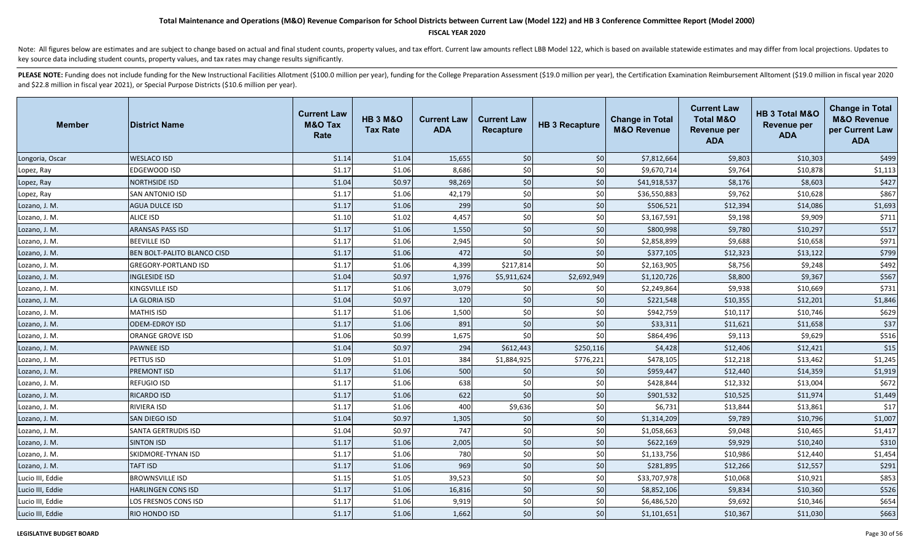# Total Maintenance and Operations (M&O) Revenue Comparison for School Districts between Current Law (Model 122) and HB 3 Conference Committee Report (Model 2000)

**FISCAL YEAR 2020**

Note: All figures below are estimates and are subject to change based on actual and final student counts, property values, and tax effort. Current law amounts reflect LBB Model 122, which is based on available statewide estimates and may differ from local projections. Updates to key source data including student counts, property values, and tax rates may change results significantly.

**PLEASE NOTE:** Funding does not include funding for the New Instructional Facilities Allotment ($100.0 million per year), funding for the College Preparation Assessment ($19.0 million per year), the Certification Examination Reimbursement Allotment ($19.0 million in fiscal year 2020 and $22.8 million in fiscal year 2021), or Special Purpose Districts ($10.6 million per year).

| Member | District Name | Current Law M&O Tax Rate | HB 3 M&O Tax Rate | Current Law ADA | Current Law Recapture | HB 3 Recapture | Change in Total M&O Revenue | Current Law Total M&O Revenue per ADA | HB 3 Total M&O Revenue per ADA | Change in Total M&O Revenue per Current Law ADA |
|---|---|---|---|---|---|---|---|---|---|---|
| Longoria, Oscar | WESLACO ISD | $1.14 | $1.04 | 15,655 | $0 | $0 | $7,812,664 | $9,803 | $10,303 | $499 |
| Lopez, Ray | EDGEWOOD ISD | $1.17 | $1.06 | 8,686 | $0 | $0 | $9,670,714 | $9,764 | $10,878 | $1,113 |
| Lopez, Ray | NORTHSIDE ISD | $1.04 | $0.97 | 98,269 | $0 | $0 | $41,918,537 | $8,176 | $8,603 | $427 |
| Lopez, Ray | SAN ANTONIO ISD | $1.17 | $1.06 | 42,179 | $0 | $0 | $36,550,883 | $9,762 | $10,628 | $867 |
| Lozano, J. M. | AGUA DULCE ISD | $1.17 | $1.06 | 299 | $0 | $0 | $506,521 | $12,394 | $14,086 | $1,693 |
| Lozano, J. M. | ALICE ISD | $1.10 | $1.02 | 4,457 | $0 | $0 | $3,167,591 | $9,198 | $9,909 | $711 |
| Lozano, J. M. | ARANSAS PASS ISD | $1.17 | $1.06 | 1,550 | $0 | $0 | $800,998 | $9,780 | $10,297 | $517 |
| Lozano, J. M. | BEEVILLE ISD | $1.17 | $1.06 | 2,945 | $0 | $0 | $2,858,899 | $9,688 | $10,658 | $971 |
| Lozano, J. M. | BEN BOLT-PALITO BLANCO CISD | $1.17 | $1.06 | 472 | $0 | $0 | $377,105 | $12,323 | $13,122 | $799 |
| Lozano, J. M. | GREGORY-PORTLAND ISD | $1.17 | $1.06 | 4,399 | $217,814 | $0 | $2,163,905 | $8,756 | $9,248 | $492 |
| Lozano, J. M. | INGLESIDE ISD | $1.04 | $0.97 | 1,976 | $5,911,624 | $2,692,949 | $1,120,726 | $8,800 | $9,367 | $567 |
| Lozano, J. M. | KINGSVILLE ISD | $1.17 | $1.06 | 3,079 | $0 | $0 | $2,249,864 | $9,938 | $10,669 | $731 |
| Lozano, J. M. | LA GLORIA ISD | $1.04 | $0.97 | 120 | $0 | $0 | $221,548 | $10,355 | $12,201 | $1,846 |
| Lozano, J. M. | MATHIS ISD | $1.17 | $1.06 | 1,500 | $0 | $0 | $942,759 | $10,117 | $10,746 | $629 |
| Lozano, J. M. | ODEM-EDROY ISD | $1.17 | $1.06 | 891 | $0 | $0 | $33,311 | $11,621 | $11,658 | $37 |
| Lozano, J. M. | ORANGE GROVE ISD | $1.06 | $0.99 | 1,675 | $0 | $0 | $864,496 | $9,113 | $9,629 | $516 |
| Lozano, J. M. | PAWNEE ISD | $1.04 | $0.97 | 294 | $612,443 | $250,116 | $4,428 | $12,406 | $12,421 | $15 |
| Lozano, J. M. | PETTUS ISD | $1.09 | $1.01 | 384 | $1,884,925 | $776,221 | $478,105 | $12,218 | $13,462 | $1,245 |
| Lozano, J. M. | PREMONT ISD | $1.17 | $1.06 | 500 | $0 | $0 | $959,447 | $12,440 | $14,359 | $1,919 |
| Lozano, J. M. | REFUGIO ISD | $1.17 | $1.06 | 638 | $0 | $0 | $428,844 | $12,332 | $13,004 | $672 |
| Lozano, J. M. | RICARDO ISD | $1.17 | $1.06 | 622 | $0 | $0 | $901,532 | $10,525 | $11,974 | $1,449 |
| Lozano, J. M. | RIVIERA ISD | $1.17 | $1.06 | 400 | $9,636 | $0 | $6,731 | $13,844 | $13,861 | $17 |
| Lozano, J. M. | SAN DIEGO ISD | $1.04 | $0.97 | 1,305 | $0 | $0 | $1,314,209 | $9,789 | $10,796 | $1,007 |
| Lozano, J. M. | SANTA GERTRUDIS ISD | $1.04 | $0.97 | 747 | $0 | $0 | $1,058,663 | $9,048 | $10,465 | $1,417 |
| Lozano, J. M. | SINTON ISD | $1.17 | $1.06 | 2,005 | $0 | $0 | $622,169 | $9,929 | $10,240 | $310 |
| Lozano, J. M. | SKIDMORE-TYNAN ISD | $1.17 | $1.06 | 780 | $0 | $0 | $1,133,756 | $10,986 | $12,440 | $1,454 |
| Lozano, J. M. | TAFT ISD | $1.17 | $1.06 | 969 | $0 | $0 | $281,895 | $12,266 | $12,557 | $291 |
| Lucio III, Eddie | BROWNSVILLE ISD | $1.15 | $1.05 | 39,523 | $0 | $0 | $33,707,978 | $10,068 | $10,921 | $853 |
| Lucio III, Eddie | HARLINGEN CONS ISD | $1.17 | $1.06 | 16,816 | $0 | $0 | $8,852,106 | $9,834 | $10,360 | $526 |
| Lucio III, Eddie | LOS FRESNOS CONS ISD | $1.17 | $1.06 | 9,919 | $0 | $0 | $6,486,520 | $9,692 | $10,346 | $654 |
| Lucio III, Eddie | RIO HONDO ISD | $1.17 | $1.06 | 1,662 | $0 | $0 | $1,101,651 | $10,367 | $11,030 | $663 |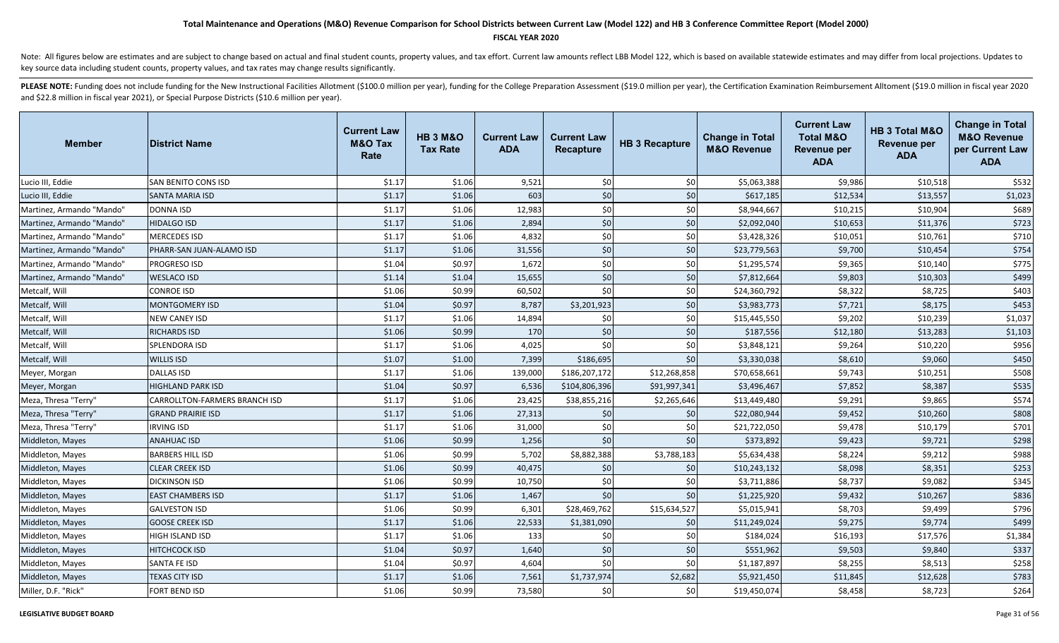# Total Maintenance and Operations (M&O) Revenue Comparison for School Districts between Current Law (Model 122) and HB 3 Conference Committee Report (Model 2000)

**FISCAL YEAR 2020**

Note: All figures below are estimates and are subject to change based on actual and final student counts, property values, and tax effort. Current law amounts reflect LBB Model 122, which is based on available statewide estimates and may differ from local projections. Updates to key source data including student counts, property values, and tax rates may change results significantly.

**PLEASE NOTE:** Funding does not include funding for the New Instructional Facilities Allotment ($100.0 million per year), funding for the College Preparation Assessment ($19.0 million per year), the Certification Examination Reimbursement Allotment ($19.0 million in fiscal year 2020 and $22.8 million in fiscal year 2021), or Special Purpose Districts ($10.6 million per year).

| Member | District Name | Current Law M&O Tax Rate | HB 3 M&O Tax Rate | Current Law ADA | Current Law Recapture | HB 3 Recapture | Change in Total M&O Revenue | Current Law Total M&O Revenue per ADA | HB 3 Total M&O Revenue per ADA | Change in Total M&O Revenue per Current Law ADA |
|---|---|---|---|---|---|---|---|---|---|---|
| Lucio III, Eddie | SAN BENITO CONS ISD | $1.17 | $1.06 | 9,521 | $0 | $0 | $5,063,388 | $9,986 | $10,518 | $532 |
| Lucio III, Eddie | SANTA MARIA ISD | $1.17 | $1.06 | 603 | $0 | $0 | $617,185 | $12,534 | $13,557 | $1,023 |
| Martinez, Armando "Mando" | DONNA ISD | $1.17 | $1.06 | 12,983 | $0 | $0 | $8,944,667 | $10,215 | $10,904 | $689 |
| Martinez, Armando "Mando" | HIDALGO ISD | $1.17 | $1.06 | 2,894 | $0 | $0 | $2,092,040 | $10,653 | $11,376 | $723 |
| Martinez, Armando "Mando" | MERCEDES ISD | $1.17 | $1.06 | 4,832 | $0 | $0 | $3,428,326 | $10,051 | $10,761 | $710 |
| Martinez, Armando "Mando" | PHARR-SAN JUAN-ALAMO ISD | $1.17 | $1.06 | 31,556 | $0 | $0 | $23,779,563 | $9,700 | $10,454 | $754 |
| Martinez, Armando "Mando" | PROGRESO ISD | $1.04 | $0.97 | 1,672 | $0 | $0 | $1,295,574 | $9,365 | $10,140 | $775 |
| Martinez, Armando "Mando" | WESLACO ISD | $1.14 | $1.04 | 15,655 | $0 | $0 | $7,812,664 | $9,803 | $10,303 | $499 |
| Metcalf, Will | CONROE ISD | $1.06 | $0.99 | 60,502 | $0 | $0 | $24,360,792 | $8,322 | $8,725 | $403 |
| Metcalf, Will | MONTGOMERY ISD | $1.04 | $0.97 | 8,787 | $3,201,923 | $0 | $3,983,773 | $7,721 | $8,175 | $453 |
| Metcalf, Will | NEW CANEY ISD | $1.17 | $1.06 | 14,894 | $0 | $0 | $15,445,550 | $9,202 | $10,239 | $1,037 |
| Metcalf, Will | RICHARDS ISD | $1.06 | $0.99 | 170 | $0 | $0 | $187,556 | $12,180 | $13,283 | $1,103 |
| Metcalf, Will | SPLENDORA ISD | $1.17 | $1.06 | 4,025 | $0 | $0 | $3,848,121 | $9,264 | $10,220 | $956 |
| Metcalf, Will | WILLIS ISD | $1.07 | $1.00 | 7,399 | $186,695 | $0 | $3,330,038 | $8,610 | $9,060 | $450 |
| Meyer, Morgan | DALLAS ISD | $1.17 | $1.06 | 139,000 | $186,207,172 | $12,268,858 | $70,658,661 | $9,743 | $10,251 | $508 |
| Meyer, Morgan | HIGHLAND PARK ISD | $1.04 | $0.97 | 6,536 | $104,806,396 | $91,997,341 | $3,496,467 | $7,852 | $8,387 | $535 |
| Meza, Thresa "Terry" | CARROLLTON-FARMERS BRANCH ISD | $1.17 | $1.06 | 23,425 | $38,855,216 | $2,265,646 | $13,449,480 | $9,291 | $9,865 | $574 |
| Meza, Thresa "Terry" | GRAND PRAIRIE ISD | $1.17 | $1.06 | 27,313 | $0 | $0 | $22,080,944 | $9,452 | $10,260 | $808 |
| Meza, Thresa "Terry" | IRVING ISD | $1.17 | $1.06 | 31,000 | $0 | $0 | $21,722,050 | $9,478 | $10,179 | $701 |
| Middleton, Mayes | ANAHUAC ISD | $1.06 | $0.99 | 1,256 | $0 | $0 | $373,892 | $9,423 | $9,721 | $298 |
| Middleton, Mayes | BARBERS HILL ISD | $1.06 | $0.99 | 5,702 | $8,882,388 | $3,788,183 | $5,634,438 | $8,224 | $9,212 | $988 |
| Middleton, Mayes | CLEAR CREEK ISD | $1.06 | $0.99 | 40,475 | $0 | $0 | $10,243,132 | $8,098 | $8,351 | $253 |
| Middleton, Mayes | DICKINSON ISD | $1.06 | $0.99 | 10,750 | $0 | $0 | $3,711,886 | $8,737 | $9,082 | $345 |
| Middleton, Mayes | EAST CHAMBERS ISD | $1.17 | $1.06 | 1,467 | $0 | $0 | $1,225,920 | $9,432 | $10,267 | $836 |
| Middleton, Mayes | GALVESTON ISD | $1.06 | $0.99 | 6,301 | $28,469,762 | $15,634,527 | $5,015,941 | $8,703 | $9,499 | $796 |
| Middleton, Mayes | GOOSE CREEK ISD | $1.17 | $1.06 | 22,533 | $1,381,090 | $0 | $11,249,024 | $9,275 | $9,774 | $499 |
| Middleton, Mayes | HIGH ISLAND ISD | $1.17 | $1.06 | 133 | $0 | $0 | $184,024 | $16,193 | $17,576 | $1,384 |
| Middleton, Mayes | HITCHCOCK ISD | $1.04 | $0.97 | 1,640 | $0 | $0 | $551,962 | $9,503 | $9,840 | $337 |
| Middleton, Mayes | SANTA FE ISD | $1.04 | $0.97 | 4,604 | $0 | $0 | $1,187,897 | $8,255 | $8,513 | $258 |
| Middleton, Mayes | TEXAS CITY ISD | $1.17 | $1.06 | 7,561 | $1,737,974 | $2,682 | $5,921,450 | $11,845 | $12,628 | $783 |
| Miller, D.F. "Rick" | FORT BEND ISD | $1.06 | $0.99 | 73,580 | $0 | $0 | $19,450,074 | $8,458 | $8,723 | $264 |

**LEGISLATIVE BUDGET BOARD**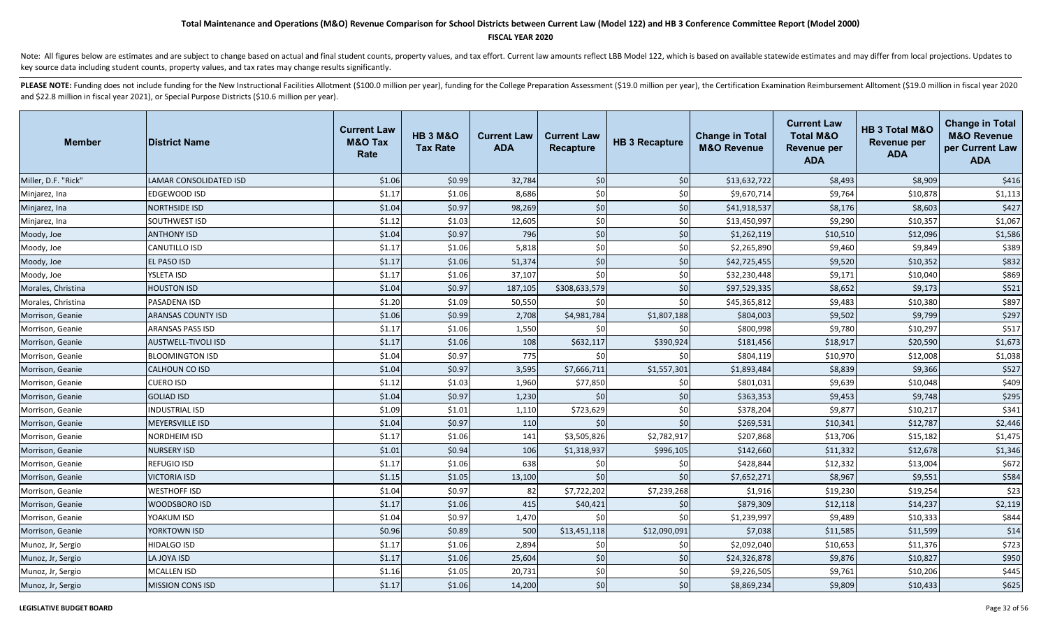# Total Maintenance and Operations (M&O) Revenue Comparison for School Districts between Current Law (Model 122) and HB 3 Conference Committee Report (Model 2000)

**FISCAL YEAR 2020**

Note: All figures below are estimates and are subject to change based on actual and final student counts, property values, and tax effort. Current law amounts reflect LBB Model 122, which is based on available statewide estimates and may differ from local projections. Updates to key source data including student counts, property values, and tax rates may change results significantly.

**PLEASE NOTE:** Funding does not include funding for the New Instructional Facilities Allotment ($100.0 million per year), funding for the College Preparation Assessment ($19.0 million per year), the Certification Examination Reimbursement Allotment ($19.0 million in fiscal year 2020 and $22.8 million in fiscal year 2021), or Special Purpose Districts ($10.6 million per year).

| Member | District Name | Current Law M&O Tax Rate | HB 3 M&O Tax Rate | Current Law ADA | Current Law Recapture | HB 3 Recapture | Change in Total M&O Revenue | Current Law Total M&O Revenue per ADA | HB 3 Total M&O Revenue per ADA | Change in Total M&O Revenue per Current Law ADA |
|---|---|---|---|---|---|---|---|---|---|---|
| Miller, D.F. "Rick" | LAMAR CONSOLIDATED ISD | $1.06 | $0.99 | 32,784 | $0 | $0 | $13,632,722 | $8,493 | $8,909 | $416 |
| Minjarez, Ina | EDGEWOOD ISD | $1.17 | $1.06 | 8,686 | $0 | $0 | $9,670,714 | $9,764 | $10,878 | $1,113 |
| Minjarez, Ina | NORTHSIDE ISD | $1.04 | $0.97 | 98,269 | $0 | $0 | $41,918,537 | $8,176 | $8,603 | $427 |
| Minjarez, Ina | SOUTHWEST ISD | $1.12 | $1.03 | 12,605 | $0 | $0 | $13,450,997 | $9,290 | $10,357 | $1,067 |
| Moody, Joe | ANTHONY ISD | $1.04 | $0.97 | 796 | $0 | $0 | $1,262,119 | $10,510 | $12,096 | $1,586 |
| Moody, Joe | CANUTILLO ISD | $1.17 | $1.06 | 5,818 | $0 | $0 | $2,265,890 | $9,460 | $9,849 | $389 |
| Moody, Joe | EL PASO ISD | $1.17 | $1.06 | 51,374 | $0 | $0 | $42,725,455 | $9,520 | $10,352 | $832 |
| Moody, Joe | YSLETA ISD | $1.17 | $1.06 | 37,107 | $0 | $0 | $32,230,448 | $9,171 | $10,040 | $869 |
| Morales, Christina | HOUSTON ISD | $1.04 | $0.97 | 187,105 | $308,633,579 | $0 | $97,529,335 | $8,652 | $9,173 | $521 |
| Morales, Christina | PASADENA ISD | $1.20 | $1.09 | 50,550 | $0 | $0 | $45,365,812 | $9,483 | $10,380 | $897 |
| Morrison, Geanie | ARANSAS COUNTY ISD | $1.06 | $0.99 | 2,708 | $4,981,784 | $1,807,188 | $804,003 | $9,502 | $9,799 | $297 |
| Morrison, Geanie | ARANSAS PASS ISD | $1.17 | $1.06 | 1,550 | $0 | $0 | $800,998 | $9,780 | $10,297 | $517 |
| Morrison, Geanie | AUSTWELL-TIVOLI ISD | $1.17 | $1.06 | 108 | $632,117 | $390,924 | $181,456 | $18,917 | $20,590 | $1,673 |
| Morrison, Geanie | BLOOMINGTON ISD | $1.04 | $0.97 | 775 | $0 | $0 | $804,119 | $10,970 | $12,008 | $1,038 |
| Morrison, Geanie | CALHOUN CO ISD | $1.04 | $0.97 | 3,595 | $7,666,711 | $1,557,301 | $1,893,484 | $8,839 | $9,366 | $527 |
| Morrison, Geanie | CUERO ISD | $1.12 | $1.03 | 1,960 | $77,850 | $0 | $801,031 | $9,639 | $10,048 | $409 |
| Morrison, Geanie | GOLIAD ISD | $1.04 | $0.97 | 1,230 | $0 | $0 | $363,353 | $9,453 | $9,748 | $295 |
| Morrison, Geanie | INDUSTRIAL ISD | $1.09 | $1.01 | 1,110 | $723,629 | $0 | $378,204 | $9,877 | $10,217 | $341 |
| Morrison, Geanie | MEYERSVILLE ISD | $1.04 | $0.97 | 110 | $0 | $0 | $269,531 | $10,341 | $12,787 | $2,446 |
| Morrison, Geanie | NORDHEIM ISD | $1.17 | $1.06 | 141 | $3,505,826 | $2,782,917 | $207,868 | $13,706 | $15,182 | $1,475 |
| Morrison, Geanie | NURSERY ISD | $1.01 | $0.94 | 106 | $1,318,937 | $996,105 | $142,660 | $11,332 | $12,678 | $1,346 |
| Morrison, Geanie | REFUGIO ISD | $1.17 | $1.06 | 638 | $0 | $0 | $428,844 | $12,332 | $13,004 | $672 |
| Morrison, Geanie | VICTORIA ISD | $1.15 | $1.05 | 13,100 | $0 | $0 | $7,652,271 | $8,967 | $9,551 | $584 |
| Morrison, Geanie | WESTHOFF ISD | $1.04 | $0.97 | 82 | $7,722,202 | $7,239,268 | $1,916 | $19,230 | $19,254 | $23 |
| Morrison, Geanie | WOODSBORO ISD | $1.17 | $1.06 | 415 | $40,421 | $0 | $879,309 | $12,118 | $14,237 | $2,119 |
| Morrison, Geanie | YOAKUM ISD | $1.04 | $0.97 | 1,470 | $0 | $0 | $1,239,997 | $9,489 | $10,333 | $844 |
| Morrison, Geanie | YORKTOWN ISD | $0.96 | $0.89 | 500 | $13,451,118 | $12,090,091 | $7,038 | $11,585 | $11,599 | $14 |
| Munoz, Jr, Sergio | HIDALGO ISD | $1.17 | $1.06 | 2,894 | $0 | $0 | $2,092,040 | $10,653 | $11,376 | $723 |
| Munoz, Jr, Sergio | LA JOYA ISD | $1.17 | $1.06 | 25,604 | $0 | $0 | $24,326,878 | $9,876 | $10,827 | $950 |
| Munoz, Jr, Sergio | MCALLEN ISD | $1.16 | $1.05 | 20,731 | $0 | $0 | $9,226,505 | $9,761 | $10,206 | $445 |
| Munoz, Jr, Sergio | MISSION CONS ISD | $1.17 | $1.06 | 14,200 | $0 | $0 | $8,869,234 | $9,809 | $10,433 | $625 |

**LEGISLATIVE BUDGET BOARD**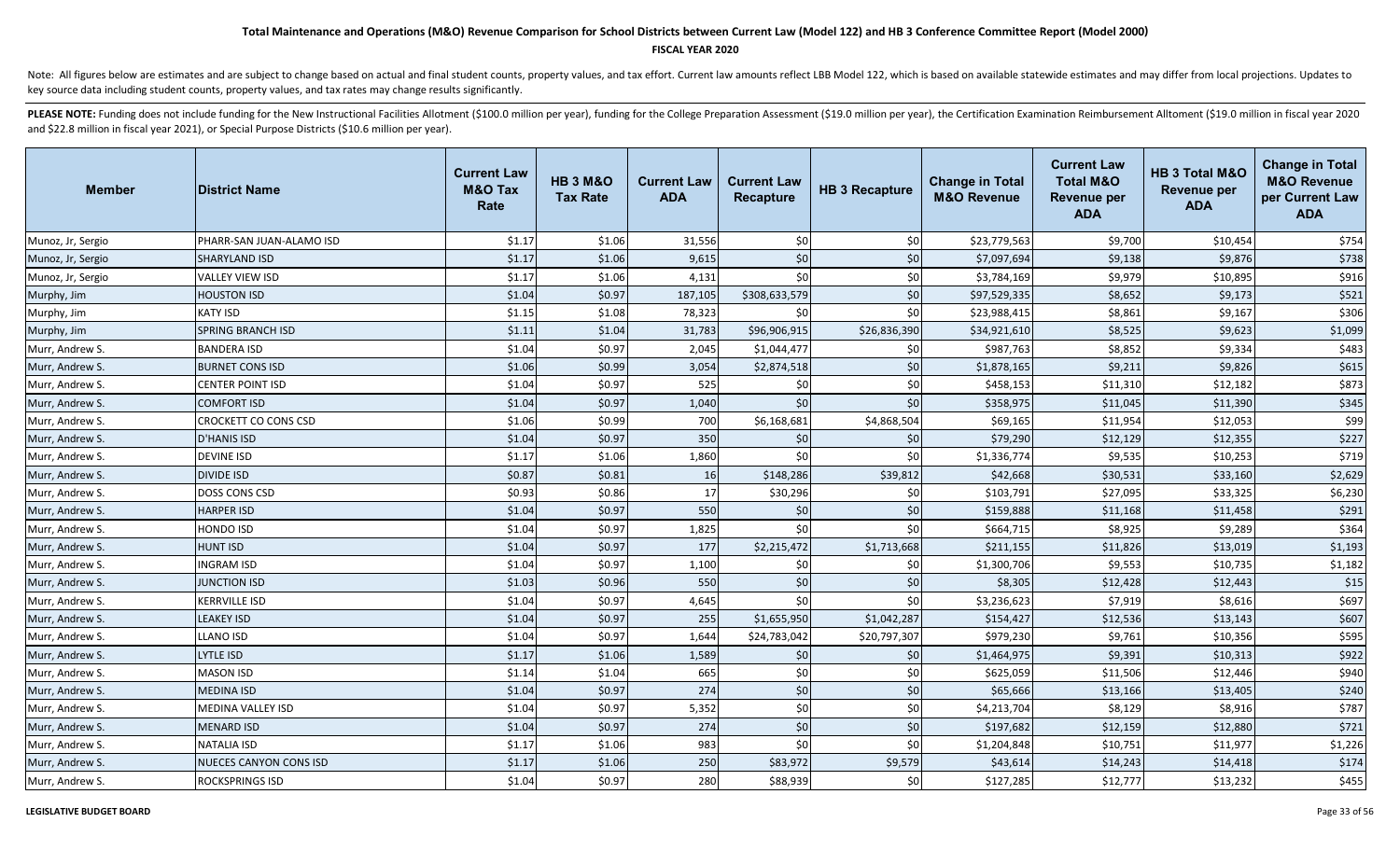# Total Maintenance and Operations (M&O) Revenue Comparison for School Districts between Current Law (Model 122) and HB 3 Conference Committee Report (Model 2000)

**FISCAL YEAR 2020**

Note: All figures below are estimates and are subject to change based on actual and final student counts, property values, and tax effort. Current law amounts reflect LBB Model 122, which is based on available statewide estimates and may differ from local projections. Updates to key source data including student counts, property values, and tax rates may change results significantly.

**PLEASE NOTE:** Funding does not include funding for the New Instructional Facilities Allotment ($100.0 million per year), funding for the College Preparation Assessment ($19.0 million per year), the Certification Examination Reimbursement Allotment ($19.0 million in fiscal year 2020 and $22.8 million in fiscal year 2021), or Special Purpose Districts ($10.6 million per year).

| Member | District Name | Current Law M&O Tax Rate | HB 3 M&O Tax Rate | Current Law ADA | Current Law Recapture | HB 3 Recapture | Change in Total M&O Revenue | Current Law Total M&O Revenue per ADA | HB 3 Total M&O Revenue per ADA | Change in Total M&O Revenue per Current Law ADA |
|---|---|---|---|---|---|---|---|---|---|---|
| Munoz, Jr, Sergio | PHARR-SAN JUAN-ALAMO ISD | $1.17 | $1.06 | 31,556 | $0 | $0 | $23,779,563 | $9,700 | $10,454 | $754 |
| Munoz, Jr, Sergio | SHARYLAND ISD | $1.17 | $1.06 | 9,615 | $0 | $0 | $7,097,694 | $9,138 | $9,876 | $738 |
| Munoz, Jr, Sergio | VALLEY VIEW ISD | $1.17 | $1.06 | 4,131 | $0 | $0 | $3,784,169 | $9,979 | $10,895 | $916 |
| Murphy, Jim | HOUSTON ISD | $1.04 | $0.97 | 187,105 | $308,633,579 | $0 | $97,529,335 | $8,652 | $9,173 | $521 |
| Murphy, Jim | KATY ISD | $1.15 | $1.08 | 78,323 | $0 | $0 | $23,988,415 | $8,861 | $9,167 | $306 |
| Murphy, Jim | SPRING BRANCH ISD | $1.11 | $1.04 | 31,783 | $96,906,915 | $26,836,390 | $34,921,610 | $8,525 | $9,623 | $1,099 |
| Murr, Andrew S. | BANDERA ISD | $1.04 | $0.97 | 2,045 | $1,044,477 | $0 | $987,763 | $8,852 | $9,334 | $483 |
| Murr, Andrew S. | BURNET CONS ISD | $1.06 | $0.99 | 3,054 | $2,874,518 | $0 | $1,878,165 | $9,211 | $9,826 | $615 |
| Murr, Andrew S. | CENTER POINT ISD | $1.04 | $0.97 | 525 | $0 | $0 | $458,153 | $11,310 | $12,182 | $873 |
| Murr, Andrew S. | COMFORT ISD | $1.04 | $0.97 | 1,040 | $0 | $0 | $358,975 | $11,045 | $11,390 | $345 |
| Murr, Andrew S. | CROCKETT CO CONS CSD | $1.06 | $0.99 | 700 | $6,168,681 | $4,868,504 | $69,165 | $11,954 | $12,053 | $99 |
| Murr, Andrew S. | D'HANIS ISD | $1.04 | $0.97 | 350 | $0 | $0 | $79,290 | $12,129 | $12,355 | $227 |
| Murr, Andrew S. | DEVINE ISD | $1.17 | $1.06 | 1,860 | $0 | $0 | $1,336,774 | $9,535 | $10,253 | $719 |
| Murr, Andrew S. | DIVIDE ISD | $0.87 | $0.81 | 16 | $148,286 | $39,812 | $42,668 | $30,531 | $33,160 | $2,629 |
| Murr, Andrew S. | DOSS CONS CSD | $0.93 | $0.86 | 17 | $30,296 | $0 | $103,791 | $27,095 | $33,325 | $6,230 |
| Murr, Andrew S. | HARPER ISD | $1.04 | $0.97 | 550 | $0 | $0 | $159,888 | $11,168 | $11,458 | $291 |
| Murr, Andrew S. | HONDO ISD | $1.04 | $0.97 | 1,825 | $0 | $0 | $664,715 | $8,925 | $9,289 | $364 |
| Murr, Andrew S. | HUNT ISD | $1.04 | $0.97 | 177 | $2,215,472 | $1,713,668 | $211,155 | $11,826 | $13,019 | $1,193 |
| Murr, Andrew S. | INGRAM ISD | $1.04 | $0.97 | 1,100 | $0 | $0 | $1,300,706 | $9,553 | $10,735 | $1,182 |
| Murr, Andrew S. | JUNCTION ISD | $1.03 | $0.96 | 550 | $0 | $0 | $8,305 | $12,428 | $12,443 | $15 |
| Murr, Andrew S. | KERRVILLE ISD | $1.04 | $0.97 | 4,645 | $0 | $0 | $3,236,623 | $7,919 | $8,616 | $697 |
| Murr, Andrew S. | LEAKEY ISD | $1.04 | $0.97 | 255 | $1,655,950 | $1,042,287 | $154,427 | $12,536 | $13,143 | $607 |
| Murr, Andrew S. | LLANO ISD | $1.04 | $0.97 | 1,644 | $24,783,042 | $20,797,307 | $979,230 | $9,761 | $10,356 | $595 |
| Murr, Andrew S. | LYTLE ISD | $1.17 | $1.06 | 1,589 | $0 | $0 | $1,464,975 | $9,391 | $10,313 | $922 |
| Murr, Andrew S. | MASON ISD | $1.14 | $1.04 | 665 | $0 | $0 | $625,059 | $11,506 | $12,446 | $940 |
| Murr, Andrew S. | MEDINA ISD | $1.04 | $0.97 | 274 | $0 | $0 | $65,666 | $13,166 | $13,405 | $240 |
| Murr, Andrew S. | MEDINA VALLEY ISD | $1.04 | $0.97 | 5,352 | $0 | $0 | $4,213,704 | $8,129 | $8,916 | $787 |
| Murr, Andrew S. | MENARD ISD | $1.04 | $0.97 | 274 | $0 | $0 | $197,682 | $12,159 | $12,880 | $721 |
| Murr, Andrew S. | NATALIA ISD | $1.17 | $1.06 | 983 | $0 | $0 | $1,204,848 | $10,751 | $11,977 | $1,226 |
| Murr, Andrew S. | NUECES CANYON CONS ISD | $1.17 | $1.06 | 250 | $83,972 | $9,579 | $43,614 | $14,243 | $14,418 | $174 |
| Murr, Andrew S. | ROCKSPRINGS ISD | $1.04 | $0.97 | 280 | $88,939 | $0 | $127,285 | $12,777 | $13,232 | $455 |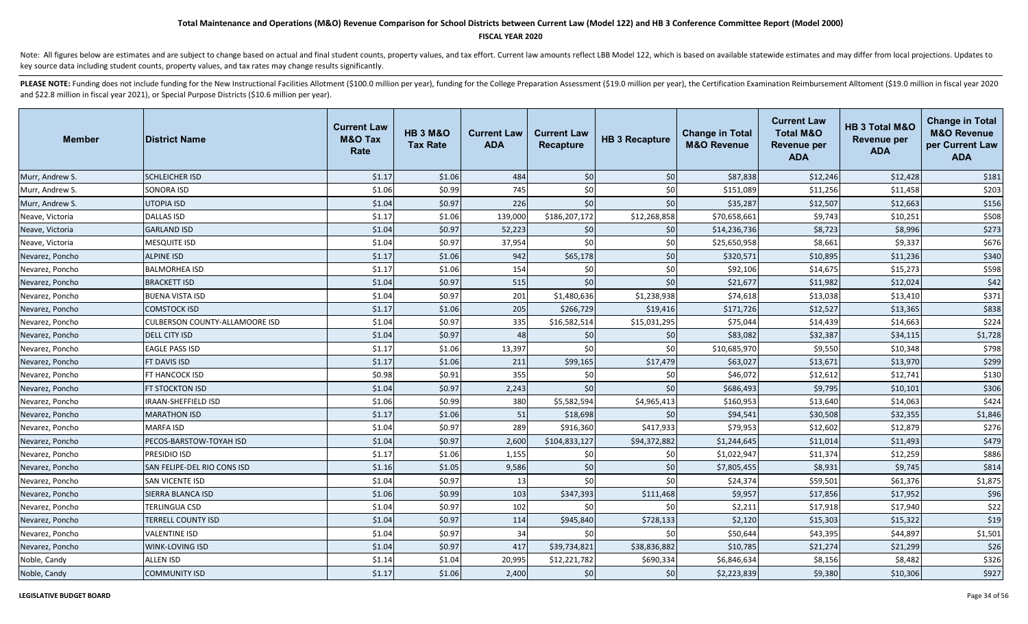# Total Maintenance and Operations (M&O) Revenue Comparison for School Districts between Current Law (Model 122) and HB 3 Conference Committee Report (Model 2000)

**FISCAL YEAR 2020**

Note: All figures below are estimates and are subject to change based on actual and final student counts, property values, and tax effort. Current law amounts reflect LBB Model 122, which is based on available statewide estimates and may differ from local projections. Updates to key source data including student counts, property values, and tax rates may change results significantly.

PLEASE NOTE: Funding does not include funding for the New Instructional Facilities Allotment ($100.0 million per year), funding for the College Preparation Assessment ($19.0 million per year), the Certification Examination Reimbursement Allotment ($19.0 million in fiscal year 2020 and $22.8 million in fiscal year 2021), or Special Purpose Districts ($10.6 million per year).

| Member | District Name | Current Law M&O Tax Rate | HB 3 M&O Tax Rate | Current Law ADA | Current Law Recapture | HB 3 Recapture | Change in Total M&O Revenue | Current Law Total M&O Revenue per ADA | HB 3 Total M&O Revenue per ADA | Change in Total M&O Revenue per Current Law ADA |
|---|---|---|---|---|---|---|---|---|---|---|
| Murr, Andrew S. | SCHLEICHER ISD | $1.17 | $1.06 | 484 | $0 | $0 | $87,838 | $12,246 | $12,428 | $181 |
| Murr, Andrew S. | SONORA ISD | $1.06 | $0.99 | 745 | $0 | $0 | $151,089 | $11,256 | $11,458 | $203 |
| Murr, Andrew S. | UTOPIA ISD | $1.04 | $0.97 | 226 | $0 | $0 | $35,287 | $12,507 | $12,663 | $156 |
| Neave, Victoria | DALLAS ISD | $1.17 | $1.06 | 139,000 | $186,207,172 | $12,268,858 | $70,658,661 | $9,743 | $10,251 | $508 |
| Neave, Victoria | GARLAND ISD | $1.04 | $0.97 | 52,223 | $0 | $0 | $14,236,736 | $8,723 | $8,996 | $273 |
| Neave, Victoria | MESQUITE ISD | $1.04 | $0.97 | 37,954 | $0 | $0 | $25,650,958 | $8,661 | $9,337 | $676 |
| Nevarez, Poncho | ALPINE ISD | $1.17 | $1.06 | 942 | $65,178 | $0 | $320,571 | $10,895 | $11,236 | $340 |
| Nevarez, Poncho | BALMORHEA ISD | $1.17 | $1.06 | 154 | $0 | $0 | $92,106 | $14,675 | $15,273 | $598 |
| Nevarez, Poncho | BRACKETT ISD | $1.04 | $0.97 | 515 | $0 | $0 | $21,677 | $11,982 | $12,024 | $42 |
| Nevarez, Poncho | BUENA VISTA ISD | $1.04 | $0.97 | 201 | $1,480,636 | $1,238,938 | $74,618 | $13,038 | $13,410 | $371 |
| Nevarez, Poncho | COMSTOCK ISD | $1.17 | $1.06 | 205 | $266,729 | $19,416 | $171,726 | $12,527 | $13,365 | $838 |
| Nevarez, Poncho | CULBERSON COUNTY-ALLAMOORE ISD | $1.04 | $0.97 | 335 | $16,582,514 | $15,031,295 | $75,044 | $14,439 | $14,663 | $224 |
| Nevarez, Poncho | DELL CITY ISD | $1.04 | $0.97 | 48 | $0 | $0 | $83,082 | $32,387 | $34,115 | $1,728 |
| Nevarez, Poncho | EAGLE PASS ISD | $1.17 | $1.06 | 13,397 | $0 | $0 | $10,685,970 | $9,550 | $10,348 | $798 |
| Nevarez, Poncho | FT DAVIS ISD | $1.17 | $1.06 | 211 | $99,165 | $17,479 | $63,027 | $13,671 | $13,970 | $299 |
| Nevarez, Poncho | FT HANCOCK ISD | $0.98 | $0.91 | 355 | $0 | $0 | $46,072 | $12,612 | $12,741 | $130 |
| Nevarez, Poncho | FT STOCKTON ISD | $1.04 | $0.97 | 2,243 | $0 | $0 | $686,493 | $9,795 | $10,101 | $306 |
| Nevarez, Poncho | IRAAN-SHEFFIELD ISD | $1.06 | $0.99 | 380 | $5,582,594 | $4,965,413 | $160,953 | $13,640 | $14,063 | $424 |
| Nevarez, Poncho | MARATHON ISD | $1.17 | $1.06 | 51 | $18,698 | $0 | $94,541 | $30,508 | $32,355 | $1,846 |
| Nevarez, Poncho | MARFA ISD | $1.04 | $0.97 | 289 | $916,360 | $417,933 | $79,953 | $12,602 | $12,879 | $276 |
| Nevarez, Poncho | PECOS-BARSTOW-TOYAH ISD | $1.04 | $0.97 | 2,600 | $104,833,127 | $94,372,882 | $1,244,645 | $11,014 | $11,493 | $479 |
| Nevarez, Poncho | PRESIDIO ISD | $1.17 | $1.06 | 1,155 | $0 | $0 | $1,022,947 | $11,374 | $12,259 | $886 |
| Nevarez, Poncho | SAN FELIPE-DEL RIO CONS ISD | $1.16 | $1.05 | 9,586 | $0 | $0 | $7,805,455 | $8,931 | $9,745 | $814 |
| Nevarez, Poncho | SAN VICENTE ISD | $1.04 | $0.97 | 13 | $0 | $0 | $24,374 | $59,501 | $61,376 | $1,875 |
| Nevarez, Poncho | SIERRA BLANCA ISD | $1.06 | $0.99 | 103 | $347,393 | $111,468 | $9,957 | $17,856 | $17,952 | $96 |
| Nevarez, Poncho | TERLINGUA CSD | $1.04 | $0.97 | 102 | $0 | $0 | $2,211 | $17,918 | $17,940 | $22 |
| Nevarez, Poncho | TERRELL COUNTY ISD | $1.04 | $0.97 | 114 | $945,840 | $728,133 | $2,120 | $15,303 | $15,322 | $19 |
| Nevarez, Poncho | VALENTINE ISD | $1.04 | $0.97 | 34 | $0 | $0 | $50,644 | $43,395 | $44,897 | $1,501 |
| Nevarez, Poncho | WINK-LOVING ISD | $1.04 | $0.97 | 417 | $39,734,821 | $38,836,882 | $10,785 | $21,274 | $21,299 | $26 |
| Noble, Candy | ALLEN ISD | $1.14 | $1.04 | 20,995 | $12,221,782 | $690,334 | $6,846,634 | $8,156 | $8,482 | $326 |
| Noble, Candy | COMMUNITY ISD | $1.17 | $1.06 | 2,400 | $0 | $0 | $2,223,839 | $9,380 | $10,306 | $927 |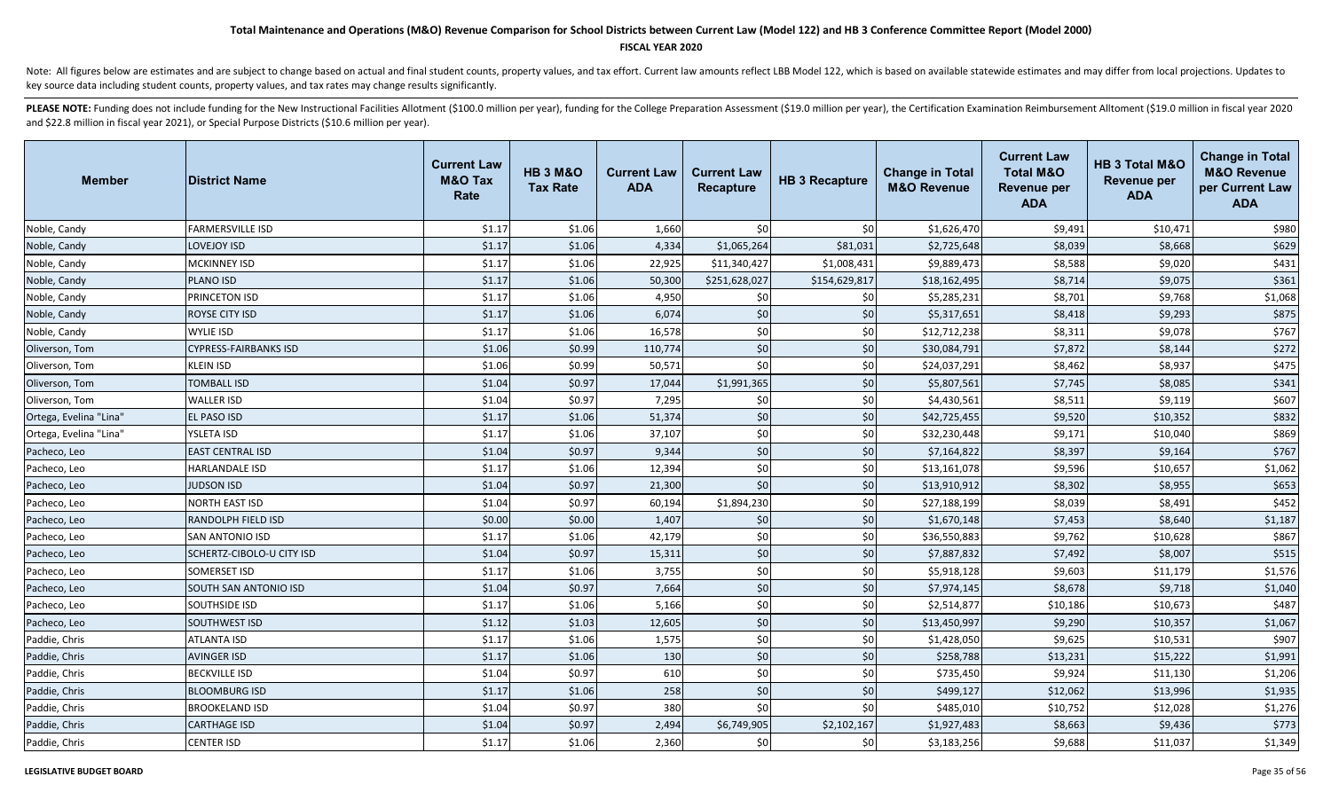# Total Maintenance and Operations (M&O) Revenue Comparison for School Districts between Current Law (Model 122) and HB 3 Conference Committee Report (Model 2000)

**FISCAL YEAR 2020**

Note: All figures below are estimates and are subject to change based on actual and final student counts, property values, and tax effort. Current law amounts reflect LBB Model 122, which is based on available statewide estimates and may differ from local projections. Updates to key source data including student counts, property values, and tax rates may change results significantly.

**PLEASE NOTE:** Funding does not include funding for the New Instructional Facilities Allotment ($100.0 million per year), funding for the College Preparation Assessment ($19.0 million per year), the Certification Examination Reimbursement Allotment ($19.0 million in fiscal year 2020 and $22.8 million in fiscal year 2021), or Special Purpose Districts ($10.6 million per year).

| Member | District Name | Current Law M&O Tax Rate | HB 3 M&O Tax Rate | Current Law ADA | Current Law Recapture | HB 3 Recapture | Change in Total M&O Revenue | Current Law Total M&O Revenue per ADA | HB 3 Total M&O Revenue per ADA | Change in Total M&O Revenue per Current Law ADA |
|---|---|---|---|---|---|---|---|---|---|---|
| Noble, Candy | FARMERSVILLE ISD | $1.17 | $1.06 | 1,660 | $0 | $0 | $1,626,470 | $9,491 | $10,471 | $980 |
| Noble, Candy | LOVEJOY ISD | $1.17 | $1.06 | 4,334 | $1,065,264 | $81,031 | $2,725,648 | $8,039 | $8,668 | $629 |
| Noble, Candy | MCKINNEY ISD | $1.17 | $1.06 | 22,925 | $11,340,427 | $1,008,431 | $9,889,473 | $8,588 | $9,020 | $431 |
| Noble, Candy | PLANO ISD | $1.17 | $1.06 | 50,300 | $251,628,027 | $154,629,817 | $18,162,495 | $8,714 | $9,075 | $361 |
| Noble, Candy | PRINCETON ISD | $1.17 | $1.06 | 4,950 | $0 | $0 | $5,285,231 | $8,701 | $9,768 | $1,068 |
| Noble, Candy | ROYSE CITY ISD | $1.17 | $1.06 | 6,074 | $0 | $0 | $5,317,651 | $8,418 | $9,293 | $875 |
| Noble, Candy | WYLIE ISD | $1.17 | $1.06 | 16,578 | $0 | $0 | $12,712,238 | $8,311 | $9,078 | $767 |
| Oliverson, Tom | CYPRESS-FAIRBANKS ISD | $1.06 | $0.99 | 110,774 | $0 | $0 | $30,084,791 | $7,872 | $8,144 | $272 |
| Oliverson, Tom | KLEIN ISD | $1.06 | $0.99 | 50,571 | $0 | $0 | $24,037,291 | $8,462 | $8,937 | $475 |
| Oliverson, Tom | TOMBALL ISD | $1.04 | $0.97 | 17,044 | $1,991,365 | $0 | $5,807,561 | $7,745 | $8,085 | $341 |
| Oliverson, Tom | WALLER ISD | $1.04 | $0.97 | 7,295 | $0 | $0 | $4,430,561 | $8,511 | $9,119 | $607 |
| Ortega, Evelina "Lina" | EL PASO ISD | $1.17 | $1.06 | 51,374 | $0 | $0 | $42,725,455 | $9,520 | $10,352 | $832 |
| Ortega, Evelina "Lina" | YSLETA ISD | $1.17 | $1.06 | 37,107 | $0 | $0 | $32,230,448 | $9,171 | $10,040 | $869 |
| Pacheco, Leo | EAST CENTRAL ISD | $1.04 | $0.97 | 9,344 | $0 | $0 | $7,164,822 | $8,397 | $9,164 | $767 |
| Pacheco, Leo | HARLANDALE ISD | $1.17 | $1.06 | 12,394 | $0 | $0 | $13,161,078 | $9,596 | $10,657 | $1,062 |
| Pacheco, Leo | JUDSON ISD | $1.04 | $0.97 | 21,300 | $0 | $0 | $13,910,912 | $8,302 | $8,955 | $653 |
| Pacheco, Leo | NORTH EAST ISD | $1.04 | $0.97 | 60,194 | $1,894,230 | $0 | $27,188,199 | $8,039 | $8,491 | $452 |
| Pacheco, Leo | RANDOLPH FIELD ISD | $0.00 | $0.00 | 1,407 | $0 | $0 | $1,670,148 | $7,453 | $8,640 | $1,187 |
| Pacheco, Leo | SAN ANTONIO ISD | $1.17 | $1.06 | 42,179 | $0 | $0 | $36,550,883 | $9,762 | $10,628 | $867 |
| Pacheco, Leo | SCHERTZ-CIBOLO-U CITY ISD | $1.04 | $0.97 | 15,311 | $0 | $0 | $7,887,832 | $7,492 | $8,007 | $515 |
| Pacheco, Leo | SOMERSET ISD | $1.17 | $1.06 | 3,755 | $0 | $0 | $5,918,128 | $9,603 | $11,179 | $1,576 |
| Pacheco, Leo | SOUTH SAN ANTONIO ISD | $1.04 | $0.97 | 7,664 | $0 | $0 | $7,974,145 | $8,678 | $9,718 | $1,040 |
| Pacheco, Leo | SOUTHSIDE ISD | $1.17 | $1.06 | 5,166 | $0 | $0 | $2,514,877 | $10,186 | $10,673 | $487 |
| Pacheco, Leo | SOUTHWEST ISD | $1.12 | $1.03 | 12,605 | $0 | $0 | $13,450,997 | $9,290 | $10,357 | $1,067 |
| Paddie, Chris | ATLANTA ISD | $1.17 | $1.06 | 1,575 | $0 | $0 | $1,428,050 | $9,625 | $10,531 | $907 |
| Paddie, Chris | AVINGER ISD | $1.17 | $1.06 | 130 | $0 | $0 | $258,788 | $13,231 | $15,222 | $1,991 |
| Paddie, Chris | BECKVILLE ISD | $1.04 | $0.97 | 610 | $0 | $0 | $735,450 | $9,924 | $11,130 | $1,206 |
| Paddie, Chris | BLOOMBURG ISD | $1.17 | $1.06 | 258 | $0 | $0 | $499,127 | $12,062 | $13,996 | $1,935 |
| Paddie, Chris | BROOKELAND ISD | $1.04 | $0.97 | 380 | $0 | $0 | $485,010 | $10,752 | $12,028 | $1,276 |
| Paddie, Chris | CARTHAGE ISD | $1.04 | $0.97 | 2,494 | $6,749,905 | $2,102,167 | $1,927,483 | $8,663 | $9,436 | $773 |
| Paddie, Chris | CENTER ISD | $1.17 | $1.06 | 2,360 | $0 | $0 | $3,183,256 | $9,688 | $11,037 | $1,349 |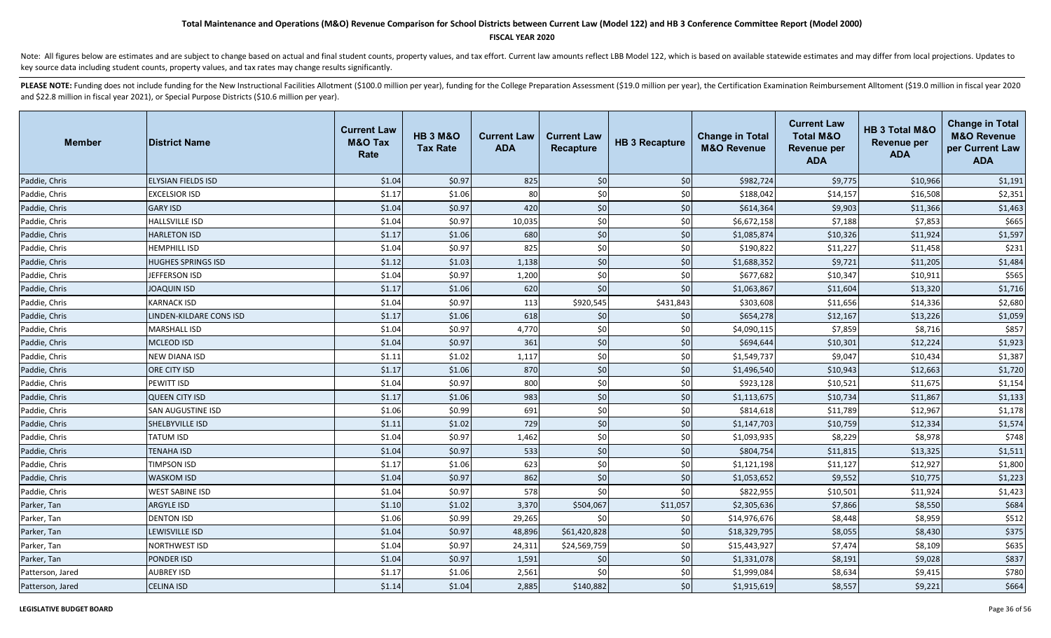# Total Maintenance and Operations (M&O) Revenue Comparison for School Districts between Current Law (Model 122) and HB 3 Conference Committee Report (Model 2000)

**FISCAL YEAR 2020**

Note: All figures below are estimates and are subject to change based on actual and final student counts, property values, and tax effort. Current law amounts reflect LBB Model 122, which is based on available statewide estimates and may differ from local projections. Updates to key source data including student counts, property values, and tax rates may change results significantly.

**PLEASE NOTE:** Funding does not include funding for the New Instructional Facilities Allotment ($100.0 million per year), funding for the College Preparation Assessment ($19.0 million per year), the Certification Examination Reimbursement Alltoment ($19.0 million in fiscal year 2020 and $22.8 million in fiscal year 2021), or Special Purpose Districts ($10.6 million per year).

| Member | District Name | Current Law M&O Tax Rate | HB 3 M&O Tax Rate | Current Law ADA | Current Law Recapture | HB 3 Recapture | Change in Total M&O Revenue | Current Law Total M&O Revenue per ADA | HB 3 Total M&O Revenue per ADA | Change in Total M&O Revenue per Current Law ADA |
|---|---|---|---|---|---|---|---|---|---|---|
| Paddie, Chris | ELYSIAN FIELDS ISD | $1.04 | $0.97 | 825 | $0 | $0 | $982,724 | $9,775 | $10,966 | $1,191 |
| Paddie, Chris | EXCELSIOR ISD | $1.17 | $1.06 | 80 | $0 | $0 | $188,042 | $14,157 | $16,508 | $2,351 |
| Paddie, Chris | GARY ISD | $1.04 | $0.97 | 420 | $0 | $0 | $614,364 | $9,903 | $11,366 | $1,463 |
| Paddie, Chris | HALLSVILLE ISD | $1.04 | $0.97 | 10,035 | $0 | $0 | $6,672,158 | $7,188 | $7,853 | $665 |
| Paddie, Chris | HARLETON ISD | $1.17 | $1.06 | 680 | $0 | $0 | $1,085,874 | $10,326 | $11,924 | $1,597 |
| Paddie, Chris | HEMPHILL ISD | $1.04 | $0.97 | 825 | $0 | $0 | $190,822 | $11,227 | $11,458 | $231 |
| Paddie, Chris | HUGHES SPRINGS ISD | $1.12 | $1.03 | 1,138 | $0 | $0 | $1,688,352 | $9,721 | $11,205 | $1,484 |
| Paddie, Chris | JEFFERSON ISD | $1.04 | $0.97 | 1,200 | $0 | $0 | $677,682 | $10,347 | $10,911 | $565 |
| Paddie, Chris | JOAQUIN ISD | $1.17 | $1.06 | 620 | $0 | $0 | $1,063,867 | $11,604 | $13,320 | $1,716 |
| Paddie, Chris | KARNACK ISD | $1.04 | $0.97 | 113 | $920,545 | $431,843 | $303,608 | $11,656 | $14,336 | $2,680 |
| Paddie, Chris | LINDEN-KILDARE CONS ISD | $1.17 | $1.06 | 618 | $0 | $0 | $654,278 | $12,167 | $13,226 | $1,059 |
| Paddie, Chris | MARSHALL ISD | $1.04 | $0.97 | 4,770 | $0 | $0 | $4,090,115 | $7,859 | $8,716 | $857 |
| Paddie, Chris | MCLEOD ISD | $1.04 | $0.97 | 361 | $0 | $0 | $694,644 | $10,301 | $12,224 | $1,923 |
| Paddie, Chris | NEW DIANA ISD | $1.11 | $1.02 | 1,117 | $0 | $0 | $1,549,737 | $9,047 | $10,434 | $1,387 |
| Paddie, Chris | ORE CITY ISD | $1.17 | $1.06 | 870 | $0 | $0 | $1,496,540 | $10,943 | $12,663 | $1,720 |
| Paddie, Chris | PEWITT ISD | $1.04 | $0.97 | 800 | $0 | $0 | $923,128 | $10,521 | $11,675 | $1,154 |
| Paddie, Chris | QUEEN CITY ISD | $1.17 | $1.06 | 983 | $0 | $0 | $1,113,675 | $10,734 | $11,867 | $1,133 |
| Paddie, Chris | SAN AUGUSTINE ISD | $1.06 | $0.99 | 691 | $0 | $0 | $814,618 | $11,789 | $12,967 | $1,178 |
| Paddie, Chris | SHELBYVILLE ISD | $1.11 | $1.02 | 729 | $0 | $0 | $1,147,703 | $10,759 | $12,334 | $1,574 |
| Paddie, Chris | TATUM ISD | $1.04 | $0.97 | 1,462 | $0 | $0 | $1,093,935 | $8,229 | $8,978 | $748 |
| Paddie, Chris | TENAHA ISD | $1.04 | $0.97 | 533 | $0 | $0 | $804,754 | $11,815 | $13,325 | $1,511 |
| Paddie, Chris | TIMPSON ISD | $1.17 | $1.06 | 623 | $0 | $0 | $1,121,198 | $11,127 | $12,927 | $1,800 |
| Paddie, Chris | WASKOM ISD | $1.04 | $0.97 | 862 | $0 | $0 | $1,053,652 | $9,552 | $10,775 | $1,223 |
| Paddie, Chris | WEST SABINE ISD | $1.04 | $0.97 | 578 | $0 | $0 | $822,955 | $10,501 | $11,924 | $1,423 |
| Parker, Tan | ARGYLE ISD | $1.10 | $1.02 | 3,370 | $504,067 | $11,057 | $2,305,636 | $7,866 | $8,550 | $684 |
| Parker, Tan | DENTON ISD | $1.06 | $0.99 | 29,265 | $0 | $0 | $14,976,676 | $8,448 | $8,959 | $512 |
| Parker, Tan | LEWISVILLE ISD | $1.04 | $0.97 | 48,896 | $61,420,828 | $0 | $18,329,795 | $8,055 | $8,430 | $375 |
| Parker, Tan | NORTHWEST ISD | $1.04 | $0.97 | 24,311 | $24,569,759 | $0 | $15,443,927 | $7,474 | $8,109 | $635 |
| Parker, Tan | PONDER ISD | $1.04 | $0.97 | 1,591 | $0 | $0 | $1,331,078 | $8,191 | $9,028 | $837 |
| Patterson, Jared | AUBREY ISD | $1.17 | $1.06 | 2,561 | $0 | $0 | $1,999,084 | $8,634 | $9,415 | $780 |
| Patterson, Jared | CELINA ISD | $1.14 | $1.04 | 2,885 | $140,882 | $0 | $1,915,619 | $8,557 | $9,221 | $664 |

LEGISLATIVE BUDGET BOARD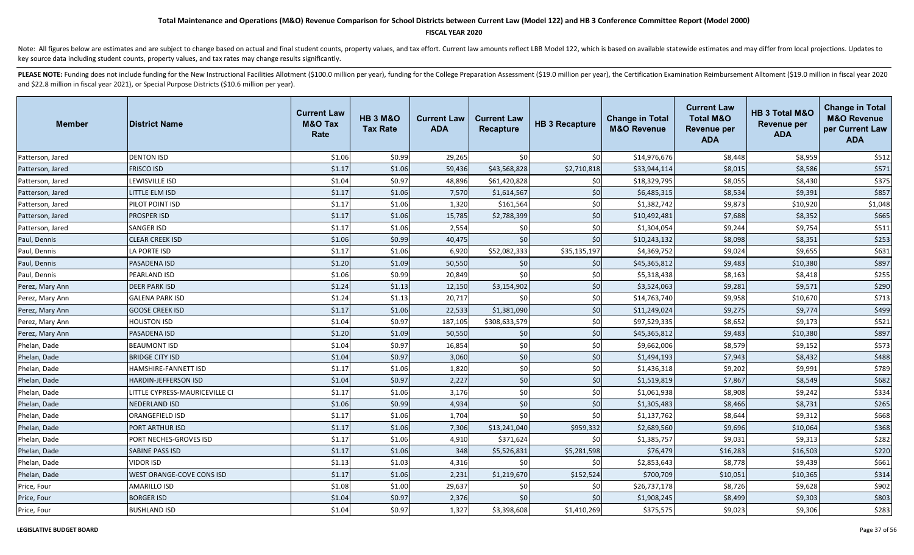# Total Maintenance and Operations (M&O) Revenue Comparison for School Districts between Current Law (Model 122) and HB 3 Conference Committee Report (Model 2000)

**FISCAL YEAR 2020**

Note: All figures below are estimates and are subject to change based on actual and final student counts, property values, and tax effort. Current law amounts reflect LBB Model 122, which is based on available statewide estimates and may differ from local projections. Updates to key source data including student counts, property values, and tax rates may change results significantly.

**PLEASE NOTE:** Funding does not include funding for the New Instructional Facilities Allotment ($100.0 million per year), funding for the College Preparation Assessment ($19.0 million per year), the Certification Examination Reimbursement Allotment ($19.0 million in fiscal year 2020 and $22.8 million in fiscal year 2021), or Special Purpose Districts ($10.6 million per year).

| Member | District Name | Current Law M&O Tax Rate | HB 3 M&O Tax Rate | Current Law ADA | Current Law Recapture | HB 3 Recapture | Change in Total M&O Revenue | Current Law Total M&O Revenue per ADA | HB 3 Total M&O Revenue per ADA | Change in Total M&O Revenue per Current Law ADA |
|---|---|---|---|---|---|---|---|---|---|---|
| Patterson, Jared | DENTON ISD | $1.06 | $0.99 | 29,265 | $0 | $0 | $14,976,676 | $8,448 | $8,959 | $512 |
| Patterson, Jared | FRISCO ISD | $1.17 | $1.06 | 59,436 | $43,568,828 | $2,710,818 | $33,944,114 | $8,015 | $8,586 | $571 |
| Patterson, Jared | LEWISVILLE ISD | $1.04 | $0.97 | 48,896 | $61,420,828 | $0 | $18,329,795 | $8,055 | $8,430 | $375 |
| Patterson, Jared | LITTLE ELM ISD | $1.17 | $1.06 | 7,570 | $1,614,567 | $0 | $6,485,315 | $8,534 | $9,391 | $857 |
| Patterson, Jared | PILOT POINT ISD | $1.17 | $1.06 | 1,320 | $161,564 | $0 | $1,382,742 | $9,873 | $10,920 | $1,048 |
| Patterson, Jared | PROSPER ISD | $1.17 | $1.06 | 15,785 | $2,788,399 | $0 | $10,492,481 | $7,688 | $8,352 | $665 |
| Patterson, Jared | SANGER ISD | $1.17 | $1.06 | 2,554 | $0 | $0 | $1,304,054 | $9,244 | $9,754 | $511 |
| Paul, Dennis | CLEAR CREEK ISD | $1.06 | $0.99 | 40,475 | $0 | $0 | $10,243,132 | $8,098 | $8,351 | $253 |
| Paul, Dennis | LA PORTE ISD | $1.17 | $1.06 | 6,920 | $52,082,333 | $35,135,197 | $4,369,752 | $9,024 | $9,655 | $631 |
| Paul, Dennis | PASADENA ISD | $1.20 | $1.09 | 50,550 | $0 | $0 | $45,365,812 | $9,483 | $10,380 | $897 |
| Paul, Dennis | PEARLAND ISD | $1.06 | $0.99 | 20,849 | $0 | $0 | $5,318,438 | $8,163 | $8,418 | $255 |
| Perez, Mary Ann | DEER PARK ISD | $1.24 | $1.13 | 12,150 | $3,154,902 | $0 | $3,524,063 | $9,281 | $9,571 | $290 |
| Perez, Mary Ann | GALENA PARK ISD | $1.24 | $1.13 | 20,717 | $0 | $0 | $14,763,740 | $9,958 | $10,670 | $713 |
| Perez, Mary Ann | GOOSE CREEK ISD | $1.17 | $1.06 | 22,533 | $1,381,090 | $0 | $11,249,024 | $9,275 | $9,774 | $499 |
| Perez, Mary Ann | HOUSTON ISD | $1.04 | $0.97 | 187,105 | $308,633,579 | $0 | $97,529,335 | $8,652 | $9,173 | $521 |
| Perez, Mary Ann | PASADENA ISD | $1.20 | $1.09 | 50,550 | $0 | $0 | $45,365,812 | $9,483 | $10,380 | $897 |
| Phelan, Dade | BEAUMONT ISD | $1.04 | $0.97 | 16,854 | $0 | $0 | $9,662,006 | $8,579 | $9,152 | $573 |
| Phelan, Dade | BRIDGE CITY ISD | $1.04 | $0.97 | 3,060 | $0 | $0 | $1,494,193 | $7,943 | $8,432 | $488 |
| Phelan, Dade | HAMSHIRE-FANNETT ISD | $1.17 | $1.06 | 1,820 | $0 | $0 | $1,436,318 | $9,202 | $9,991 | $789 |
| Phelan, Dade | HARDIN-JEFFERSON ISD | $1.04 | $0.97 | 2,227 | $0 | $0 | $1,519,819 | $7,867 | $8,549 | $682 |
| Phelan, Dade | LITTLE CYPRESS-MAURICEVILLE CI | $1.17 | $1.06 | 3,176 | $0 | $0 | $1,061,938 | $8,908 | $9,242 | $334 |
| Phelan, Dade | NEDERLAND ISD | $1.06 | $0.99 | 4,934 | $0 | $0 | $1,305,483 | $8,466 | $8,731 | $265 |
| Phelan, Dade | ORANGEFIELD ISD | $1.17 | $1.06 | 1,704 | $0 | $0 | $1,137,762 | $8,644 | $9,312 | $668 |
| Phelan, Dade | PORT ARTHUR ISD | $1.17 | $1.06 | 7,306 | $13,241,040 | $959,332 | $2,689,560 | $9,696 | $10,064 | $368 |
| Phelan, Dade | PORT NECHES-GROVES ISD | $1.17 | $1.06 | 4,910 | $371,624 | $0 | $1,385,757 | $9,031 | $9,313 | $282 |
| Phelan, Dade | SABINE PASS ISD | $1.17 | $1.06 | 348 | $5,526,831 | $5,281,598 | $76,479 | $16,283 | $16,503 | $220 |
| Phelan, Dade | VIDOR ISD | $1.13 | $1.03 | 4,316 | $0 | $0 | $2,853,643 | $8,778 | $9,439 | $661 |
| Phelan, Dade | WEST ORANGE-COVE CONS ISD | $1.17 | $1.06 | 2,231 | $1,219,670 | $152,524 | $700,709 | $10,051 | $10,365 | $314 |
| Price, Four | AMARILLO ISD | $1.08 | $1.00 | 29,637 | $0 | $0 | $26,737,178 | $8,726 | $9,628 | $902 |
| Price, Four | BORGER ISD | $1.04 | $0.97 | 2,376 | $0 | $0 | $1,908,245 | $8,499 | $9,303 | $803 |
| Price, Four | BUSHLAND ISD | $1.04 | $0.97 | 1,327 | $3,398,608 | $1,410,269 | $375,575 | $9,023 | $9,306 | $283 |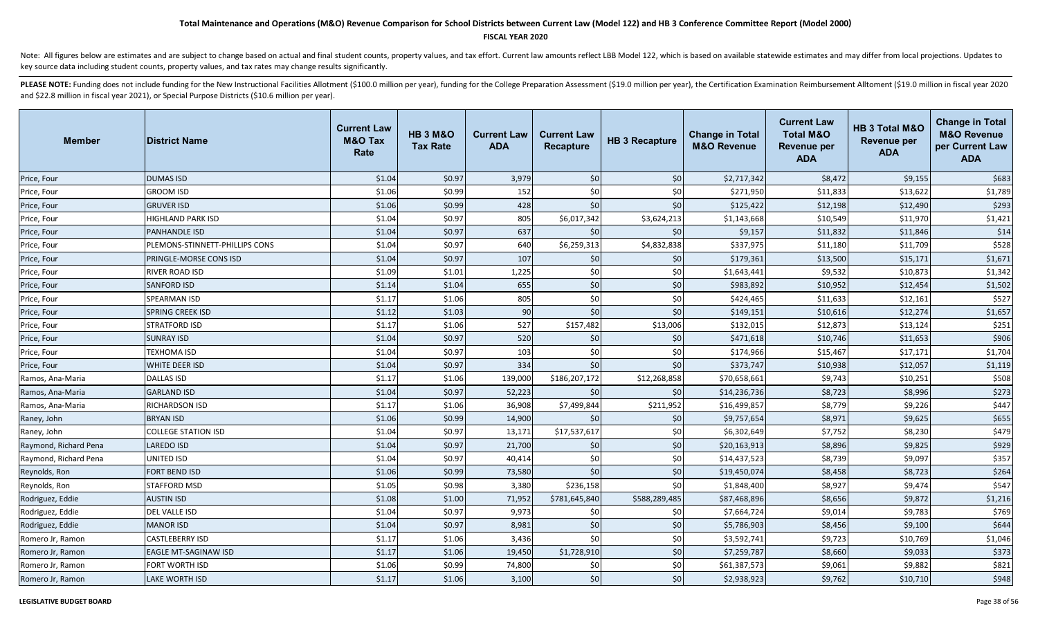# Total Maintenance and Operations (M&O) Revenue Comparison for School Districts between Current Law (Model 122) and HB 3 Conference Committee Report (Model 2000)

**FISCAL YEAR 2020**

Note: All figures below are estimates and are subject to change based on actual and final student counts, property values, and tax effort. Current law amounts reflect LBB Model 122, which is based on available statewide estimates and may differ from local projections. Updates to key source data including student counts, property values, and tax rates may change results significantly.

**PLEASE NOTE:** Funding does not include funding for the New Instructional Facilities Allotment ($100.0 million per year), funding for the College Preparation Assessment ($19.0 million per year), the Certification Examination Reimbursement Alltoment ($19.0 million in fiscal year 2020 and $22.8 million in fiscal year 2021), or Special Purpose Districts ($10.6 million per year).

| Member | District Name | Current Law M&O Tax Rate | HB 3 M&O Tax Rate | Current Law ADA | Current Law Recapture | HB 3 Recapture | Change in Total M&O Revenue | Current Law Total M&O Revenue per ADA | HB 3 Total M&O Revenue per ADA | Change in Total M&O Revenue per Current Law ADA |
|---|---|---|---|---|---|---|---|---|---|---|
| Price, Four | DUMAS ISD | $1.04 | $0.97 | 3,979 | $0 | $0 | $2,717,342 | $8,472 | $9,155 | $683 |
| Price, Four | GROOM ISD | $1.06 | $0.99 | 152 | $0 | $0 | $271,950 | $11,833 | $13,622 | $1,789 |
| Price, Four | GRUVER ISD | $1.06 | $0.99 | 428 | $0 | $0 | $125,422 | $12,198 | $12,490 | $293 |
| Price, Four | HIGHLAND PARK ISD | $1.04 | $0.97 | 805 | $6,017,342 | $3,624,213 | $1,143,668 | $10,549 | $11,970 | $1,421 |
| Price, Four | PANHANDLE ISD | $1.04 | $0.97 | 637 | $0 | $0 | $9,157 | $11,832 | $11,846 | $14 |
| Price, Four | PLEMONS-STINNETT-PHILLIPS CONS | $1.04 | $0.97 | 640 | $6,259,313 | $4,832,838 | $337,975 | $11,180 | $11,709 | $528 |
| Price, Four | PRINGLE-MORSE CONS ISD | $1.04 | $0.97 | 107 | $0 | $0 | $179,361 | $13,500 | $15,171 | $1,671 |
| Price, Four | RIVER ROAD ISD | $1.09 | $1.01 | 1,225 | $0 | $0 | $1,643,441 | $9,532 | $10,873 | $1,342 |
| Price, Four | SANFORD ISD | $1.14 | $1.04 | 655 | $0 | $0 | $983,892 | $10,952 | $12,454 | $1,502 |
| Price, Four | SPEARMAN ISD | $1.17 | $1.06 | 805 | $0 | $0 | $424,465 | $11,633 | $12,161 | $527 |
| Price, Four | SPRING CREEK ISD | $1.12 | $1.03 | 90 | $0 | $0 | $149,151 | $10,616 | $12,274 | $1,657 |
| Price, Four | STRATFORD ISD | $1.17 | $1.06 | 527 | $157,482 | $13,006 | $132,015 | $12,873 | $13,124 | $251 |
| Price, Four | SUNRAY ISD | $1.04 | $0.97 | 520 | $0 | $0 | $471,618 | $10,746 | $11,653 | $906 |
| Price, Four | TEXHOMA ISD | $1.04 | $0.97 | 103 | $0 | $0 | $174,966 | $15,467 | $17,171 | $1,704 |
| Price, Four | WHITE DEER ISD | $1.04 | $0.97 | 334 | $0 | $0 | $373,747 | $10,938 | $12,057 | $1,119 |
| Ramos, Ana-Maria | DALLAS ISD | $1.17 | $1.06 | 139,000 | $186,207,172 | $12,268,858 | $70,658,661 | $9,743 | $10,251 | $508 |
| Ramos, Ana-Maria | GARLAND ISD | $1.04 | $0.97 | 52,223 | $0 | $0 | $14,236,736 | $8,723 | $8,996 | $273 |
| Ramos, Ana-Maria | RICHARDSON ISD | $1.17 | $1.06 | 36,908 | $7,499,844 | $211,952 | $16,499,857 | $8,779 | $9,226 | $447 |
| Raney, John | BRYAN ISD | $1.06 | $0.99 | 14,900 | $0 | $0 | $9,757,654 | $8,971 | $9,625 | $655 |
| Raney, John | COLLEGE STATION ISD | $1.04 | $0.97 | 13,171 | $17,537,617 | $0 | $6,302,649 | $7,752 | $8,230 | $479 |
| Raymond, Richard Pena | LAREDO ISD | $1.04 | $0.97 | 21,700 | $0 | $0 | $20,163,913 | $8,896 | $9,825 | $929 |
| Raymond, Richard Pena | UNITED ISD | $1.04 | $0.97 | 40,414 | $0 | $0 | $14,437,523 | $8,739 | $9,097 | $357 |
| Reynolds, Ron | FORT BEND ISD | $1.06 | $0.99 | 73,580 | $0 | $0 | $19,450,074 | $8,458 | $8,723 | $264 |
| Reynolds, Ron | STAFFORD MSD | $1.05 | $0.98 | 3,380 | $236,158 | $0 | $1,848,400 | $8,927 | $9,474 | $547 |
| Rodriguez, Eddie | AUSTIN ISD | $1.08 | $1.00 | 71,952 | $781,645,840 | $588,289,485 | $87,468,896 | $8,656 | $9,872 | $1,216 |
| Rodriguez, Eddie | DEL VALLE ISD | $1.04 | $0.97 | 9,973 | $0 | $0 | $7,664,724 | $9,014 | $9,783 | $769 |
| Rodriguez, Eddie | MANOR ISD | $1.04 | $0.97 | 8,981 | $0 | $0 | $5,786,903 | $8,456 | $9,100 | $644 |
| Romero Jr, Ramon | CASTLEBERRY ISD | $1.17 | $1.06 | 3,436 | $0 | $0 | $3,592,741 | $9,723 | $10,769 | $1,046 |
| Romero Jr, Ramon | EAGLE MT-SAGINAW ISD | $1.17 | $1.06 | 19,450 | $1,728,910 | $0 | $7,259,787 | $8,660 | $9,033 | $373 |
| Romero Jr, Ramon | FORT WORTH ISD | $1.06 | $0.99 | 74,800 | $0 | $0 | $61,387,573 | $9,061 | $9,882 | $821 |
| Romero Jr, Ramon | LAKE WORTH ISD | $1.17 | $1.06 | 3,100 | $0 | $0 | $2,938,923 | $9,762 | $10,710 | $948 |

**LEGISLATIVE BUDGET BOARD**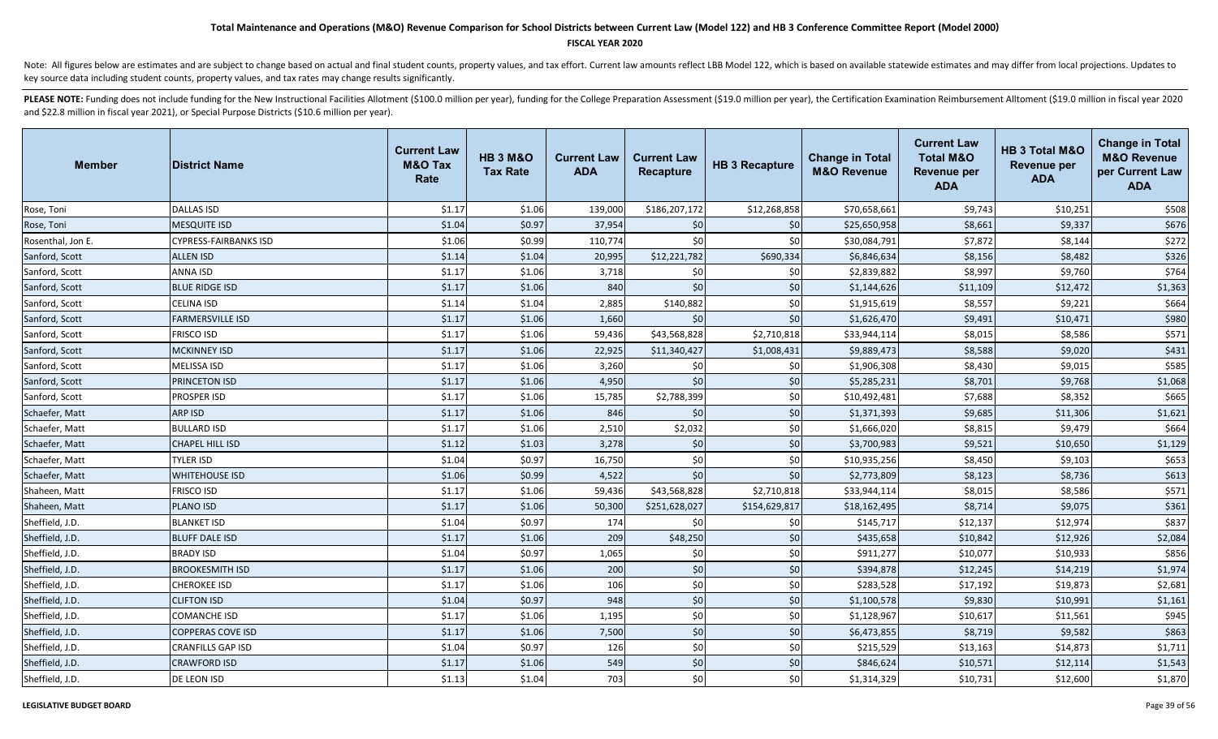# Total Maintenance and Operations (M&O) Revenue Comparison for School Districts between Current Law (Model 122) and HB 3 Conference Committee Report (Model 2000)

**FISCAL YEAR 2020**

Note: All figures below are estimates and are subject to change based on actual and final student counts, property values, and tax effort. Current law amounts reflect LBB Model 122, which is based on available statewide estimates and may differ from local projections. Updates to key source data including student counts, property values, and tax rates may change results significantly.

**PLEASE NOTE:** Funding does not include funding for the New Instructional Facilities Allotment ($100.0 million per year), funding for the College Preparation Assessment ($19.0 million per year), the Certification Examination Reimbursement Alltoment ($19.0 million in fiscal year 2020 and $22.8 million in fiscal year 2021), or Special Purpose Districts ($10.6 million per year).

| Member | District Name | Current Law M&O Tax Rate | HB 3 M&O Tax Rate | Current Law ADA | Current Law Recapture | HB 3 Recapture | Change in Total M&O Revenue | Current Law Total M&O Revenue per ADA | HB 3 Total M&O Revenue per ADA | Change in Total M&O Revenue per Current Law ADA |
|---|---|---|---|---|---|---|---|---|---|---|
| Rose, Toni | DALLAS ISD | $1.17 | $1.06 | 139,000 | $186,207,172 | $12,268,858 | $70,658,661 | $9,743 | $10,251 | $508 |
| Rose, Toni | MESQUITE ISD | $1.04 | $0.97 | 37,954 | $0 | $0 | $25,650,958 | $8,661 | $9,337 | $676 |
| Rosenthal, Jon E. | CYPRESS-FAIRBANKS ISD | $1.06 | $0.99 | 110,774 | $0 | $0 | $30,084,791 | $7,872 | $8,144 | $272 |
| Sanford, Scott | ALLEN ISD | $1.14 | $1.04 | 20,995 | $12,221,782 | $690,334 | $6,846,634 | $8,156 | $8,482 | $326 |
| Sanford, Scott | ANNA ISD | $1.17 | $1.06 | 3,718 | $0 | $0 | $2,839,882 | $8,997 | $9,760 | $764 |
| Sanford, Scott | BLUE RIDGE ISD | $1.17 | $1.06 | 840 | $0 | $0 | $1,144,626 | $11,109 | $12,472 | $1,363 |
| Sanford, Scott | CELINA ISD | $1.14 | $1.04 | 2,885 | $140,882 | $0 | $1,915,619 | $8,557 | $9,221 | $664 |
| Sanford, Scott | FARMERSVILLE ISD | $1.17 | $1.06 | 1,660 | $0 | $0 | $1,626,470 | $9,491 | $10,471 | $980 |
| Sanford, Scott | FRISCO ISD | $1.17 | $1.06 | 59,436 | $43,568,828 | $2,710,818 | $33,944,114 | $8,015 | $8,586 | $571 |
| Sanford, Scott | MCKINNEY ISD | $1.17 | $1.06 | 22,925 | $11,340,427 | $1,008,431 | $9,889,473 | $8,588 | $9,020 | $431 |
| Sanford, Scott | MELISSA ISD | $1.17 | $1.06 | 3,260 | $0 | $0 | $1,906,308 | $8,430 | $9,015 | $585 |
| Sanford, Scott | PRINCETON ISD | $1.17 | $1.06 | 4,950 | $0 | $0 | $5,285,231 | $8,701 | $9,768 | $1,068 |
| Sanford, Scott | PROSPER ISD | $1.17 | $1.06 | 15,785 | $2,788,399 | $0 | $10,492,481 | $7,688 | $8,352 | $665 |
| Schaefer, Matt | ARP ISD | $1.17 | $1.06 | 846 | $0 | $0 | $1,371,393 | $9,685 | $11,306 | $1,621 |
| Schaefer, Matt | BULLARD ISD | $1.17 | $1.06 | 2,510 | $2,032 | $0 | $1,666,020 | $8,815 | $9,479 | $664 |
| Schaefer, Matt | CHAPEL HILL ISD | $1.12 | $1.03 | 3,278 | $0 | $0 | $3,700,983 | $9,521 | $10,650 | $1,129 |
| Schaefer, Matt | TYLER ISD | $1.04 | $0.97 | 16,750 | $0 | $0 | $10,935,256 | $8,450 | $9,103 | $653 |
| Schaefer, Matt | WHITEHOUSE ISD | $1.06 | $0.99 | 4,522 | $0 | $0 | $2,773,809 | $8,123 | $8,736 | $613 |
| Shaheen, Matt | FRISCO ISD | $1.17 | $1.06 | 59,436 | $43,568,828 | $2,710,818 | $33,944,114 | $8,015 | $8,586 | $571 |
| Shaheen, Matt | PLANO ISD | $1.17 | $1.06 | 50,300 | $251,628,027 | $154,629,817 | $18,162,495 | $8,714 | $9,075 | $361 |
| Sheffield, J.D. | BLANKET ISD | $1.04 | $0.97 | 174 | $0 | $0 | $145,717 | $12,137 | $12,974 | $837 |
| Sheffield, J.D. | BLUFF DALE ISD | $1.17 | $1.06 | 209 | $48,250 | $0 | $435,658 | $10,842 | $12,926 | $2,084 |
| Sheffield, J.D. | BRADY ISD | $1.04 | $0.97 | 1,065 | $0 | $0 | $911,277 | $10,077 | $10,933 | $856 |
| Sheffield, J.D. | BROOKESMITH ISD | $1.17 | $1.06 | 200 | $0 | $0 | $394,878 | $12,245 | $14,219 | $1,974 |
| Sheffield, J.D. | CHEROKEE ISD | $1.17 | $1.06 | 106 | $0 | $0 | $283,528 | $17,192 | $19,873 | $2,681 |
| Sheffield, J.D. | CLIFTON ISD | $1.04 | $0.97 | 948 | $0 | $0 | $1,100,578 | $9,830 | $10,991 | $1,161 |
| Sheffield, J.D. | COMANCHE ISD | $1.17 | $1.06 | 1,195 | $0 | $0 | $1,128,967 | $10,617 | $11,561 | $945 |
| Sheffield, J.D. | COPPERAS COVE ISD | $1.17 | $1.06 | 7,500 | $0 | $0 | $6,473,855 | $8,719 | $9,582 | $863 |
| Sheffield, J.D. | CRANFILLS GAP ISD | $1.04 | $0.97 | 126 | $0 | $0 | $215,529 | $13,163 | $14,873 | $1,711 |
| Sheffield, J.D. | CRAWFORD ISD | $1.17 | $1.06 | 549 | $0 | $0 | $846,624 | $10,571 | $12,114 | $1,543 |
| Sheffield, J.D. | DE LEON ISD | $1.13 | $1.04 | 703 | $0 | $0 | $1,314,329 | $10,731 | $12,600 | $1,870 |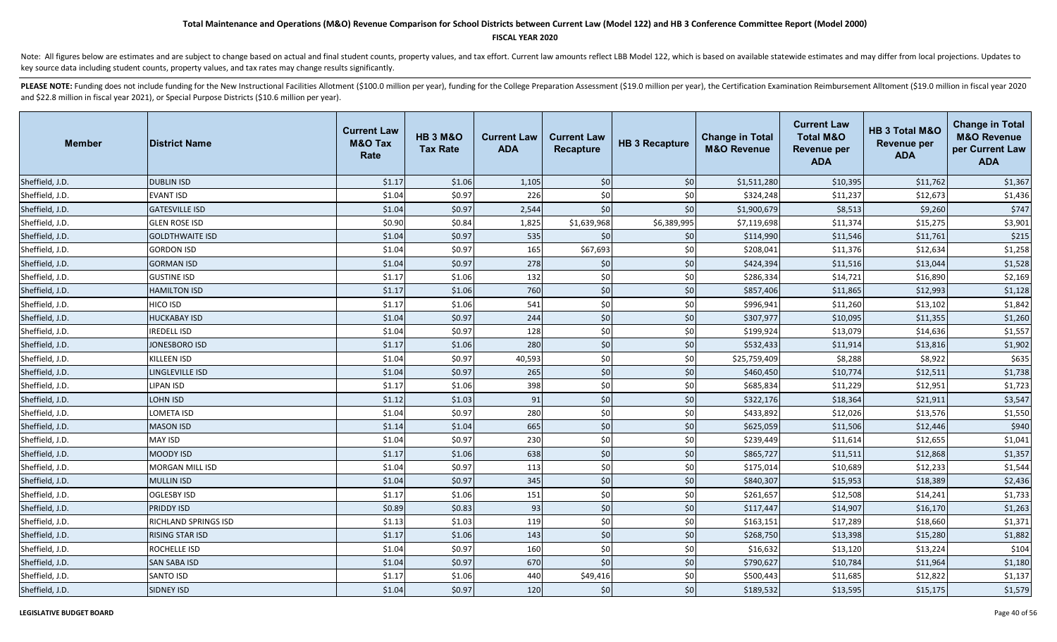# Total Maintenance and Operations (M&O) Revenue Comparison for School Districts between Current Law (Model 122) and HB 3 Conference Committee Report (Model 2000)

**FISCAL YEAR 2020**

Note: All figures below are estimates and are subject to change based on actual and final student counts, property values, and tax effort. Current law amounts reflect LBB Model 122, which is based on available statewide estimates and may differ from local projections. Updates to key source data including student counts, property values, and tax rates may change results significantly.

**PLEASE NOTE:** Funding does not include funding for the New Instructional Facilities Allotment ($100.0 million per year), funding for the College Preparation Assessment ($19.0 million per year), the Certification Examination Reimbursement Alltoment ($19.0 million in fiscal year 2020 and $22.8 million in fiscal year 2021), or Special Purpose Districts ($10.6 million per year).

| Member | District Name | Current Law M&O Tax Rate | HB 3 M&O Tax Rate | Current Law ADA | Current Law Recapture | HB 3 Recapture | Change in Total M&O Revenue | Current Law Total M&O Revenue per ADA | HB 3 Total M&O Revenue per ADA | Change in Total M&O Revenue per Current Law ADA |
|---|---|---|---|---|---|---|---|---|---|---|
| Sheffield, J.D. | DUBLIN ISD | $1.17 | $1.06 | 1,105 | $0 | $0 | $1,511,280 | $10,395 | $11,762 | $1,367 |
| Sheffield, J.D. | EVANT ISD | $1.04 | $0.97 | 226 | $0 | $0 | $324,248 | $11,237 | $12,673 | $1,436 |
| Sheffield, J.D. | GATESVILLE ISD | $1.04 | $0.97 | 2,544 | $0 | $0 | $1,900,679 | $8,513 | $9,260 | $747 |
| Sheffield, J.D. | GLEN ROSE ISD | $0.90 | $0.84 | 1,825 | $1,639,968 | $6,389,995 | $7,119,698 | $11,374 | $15,275 | $3,901 |
| Sheffield, J.D. | GOLDTHWAITE ISD | $1.04 | $0.97 | 535 | $0 | $0 | $114,990 | $11,546 | $11,761 | $215 |
| Sheffield, J.D. | GORDON ISD | $1.04 | $0.97 | 165 | $67,693 | $0 | $208,041 | $11,376 | $12,634 | $1,258 |
| Sheffield, J.D. | GORMAN ISD | $1.04 | $0.97 | 278 | $0 | $0 | $424,394 | $11,516 | $13,044 | $1,528 |
| Sheffield, J.D. | GUSTINE ISD | $1.17 | $1.06 | 132 | $0 | $0 | $286,334 | $14,721 | $16,890 | $2,169 |
| Sheffield, J.D. | HAMILTON ISD | $1.17 | $1.06 | 760 | $0 | $0 | $857,406 | $11,865 | $12,993 | $1,128 |
| Sheffield, J.D. | HICO ISD | $1.17 | $1.06 | 541 | $0 | $0 | $996,941 | $11,260 | $13,102 | $1,842 |
| Sheffield, J.D. | HUCKABAY ISD | $1.04 | $0.97 | 244 | $0 | $0 | $307,977 | $10,095 | $11,355 | $1,260 |
| Sheffield, J.D. | IREDELL ISD | $1.04 | $0.97 | 128 | $0 | $0 | $199,924 | $13,079 | $14,636 | $1,557 |
| Sheffield, J.D. | JONESBORO ISD | $1.17 | $1.06 | 280 | $0 | $0 | $532,433 | $11,914 | $13,816 | $1,902 |
| Sheffield, J.D. | KILLEEN ISD | $1.04 | $0.97 | 40,593 | $0 | $0 | $25,759,409 | $8,288 | $8,922 | $635 |
| Sheffield, J.D. | LINGLEVILLE ISD | $1.04 | $0.97 | 265 | $0 | $0 | $460,450 | $10,774 | $12,511 | $1,738 |
| Sheffield, J.D. | LIPAN ISD | $1.17 | $1.06 | 398 | $0 | $0 | $685,834 | $11,229 | $12,951 | $1,723 |
| Sheffield, J.D. | LOHN ISD | $1.12 | $1.03 | 91 | $0 | $0 | $322,176 | $18,364 | $21,911 | $3,547 |
| Sheffield, J.D. | LOMETA ISD | $1.04 | $0.97 | 280 | $0 | $0 | $433,892 | $12,026 | $13,576 | $1,550 |
| Sheffield, J.D. | MASON ISD | $1.14 | $1.04 | 665 | $0 | $0 | $625,059 | $11,506 | $12,446 | $940 |
| Sheffield, J.D. | MAY ISD | $1.04 | $0.97 | 230 | $0 | $0 | $239,449 | $11,614 | $12,655 | $1,041 |
| Sheffield, J.D. | MOODY ISD | $1.17 | $1.06 | 638 | $0 | $0 | $865,727 | $11,511 | $12,868 | $1,357 |
| Sheffield, J.D. | MORGAN MILL ISD | $1.04 | $0.97 | 113 | $0 | $0 | $175,014 | $10,689 | $12,233 | $1,544 |
| Sheffield, J.D. | MULLIN ISD | $1.04 | $0.97 | 345 | $0 | $0 | $840,307 | $15,953 | $18,389 | $2,436 |
| Sheffield, J.D. | OGLESBY ISD | $1.17 | $1.06 | 151 | $0 | $0 | $261,657 | $12,508 | $14,241 | $1,733 |
| Sheffield, J.D. | PRIDDY ISD | $0.89 | $0.83 | 93 | $0 | $0 | $117,447 | $14,907 | $16,170 | $1,263 |
| Sheffield, J.D. | RICHLAND SPRINGS ISD | $1.13 | $1.03 | 119 | $0 | $0 | $163,151 | $17,289 | $18,660 | $1,371 |
| Sheffield, J.D. | RISING STAR ISD | $1.17 | $1.06 | 143 | $0 | $0 | $268,750 | $13,398 | $15,280 | $1,882 |
| Sheffield, J.D. | ROCHELLE ISD | $1.04 | $0.97 | 160 | $0 | $0 | $16,632 | $13,120 | $13,224 | $104 |
| Sheffield, J.D. | SAN SABA ISD | $1.04 | $0.97 | 670 | $0 | $0 | $790,627 | $10,784 | $11,964 | $1,180 |
| Sheffield, J.D. | SANTO ISD | $1.17 | $1.06 | 440 | $49,416 | $0 | $500,443 | $11,685 | $12,822 | $1,137 |
| Sheffield, J.D. | SIDNEY ISD | $1.04 | $0.97 | 120 | $0 | $0 | $189,532 | $13,595 | $15,175 | $1,579 |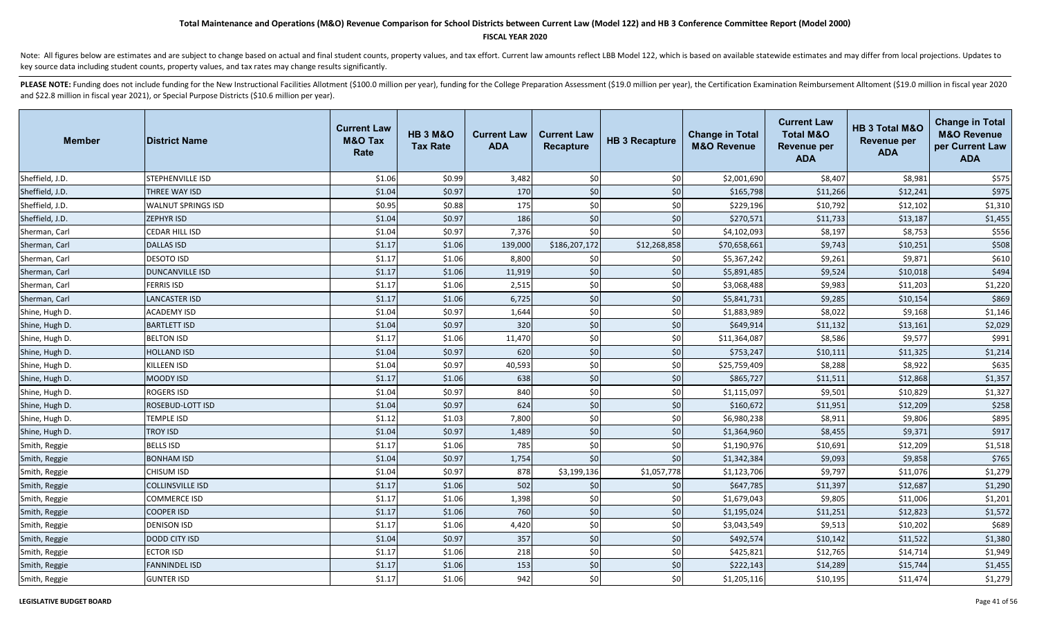# Total Maintenance and Operations (M&O) Revenue Comparison for School Districts between Current Law (Model 122) and HB 3 Conference Committee Report (Model 2000)

**FISCAL YEAR 2020**

Note: All figures below are estimates and are subject to change based on actual and final student counts, property values, and tax effort. Current law amounts reflect LBB Model 122, which is based on available statewide estimates and may differ from local projections. Updates to key source data including student counts, property values, and tax rates may change results significantly.

**PLEASE NOTE:** Funding does not include funding for the New Instructional Facilities Allotment ($100.0 million per year), funding for the College Preparation Assessment ($19.0 million per year), the Certification Examination Reimbursement Alltoment ($19.0 million in fiscal year 2020 and $22.8 million in fiscal year 2021), or Special Purpose Districts ($10.6 million per year).

| Member | District Name | Current Law M&O Tax Rate | HB 3 M&O Tax Rate | Current Law ADA | Current Law Recapture | HB 3 Recapture | Change in Total M&O Revenue | Current Law Total M&O Revenue per ADA | HB 3 Total M&O Revenue per ADA | Change in Total M&O Revenue per Current Law ADA |
|---|---|---|---|---|---|---|---|---|---|---|
| Sheffield, J.D. | STEPHENVILLE ISD | $1.06 | $0.99 | 3,482 | $0 | $0 | $2,001,690 | $8,407 | $8,981 | $575 |
| Sheffield, J.D. | THREE WAY ISD | $1.04 | $0.97 | 170 | $0 | $0 | $165,798 | $11,266 | $12,241 | $975 |
| Sheffield, J.D. | WALNUT SPRINGS ISD | $0.95 | $0.88 | 175 | $0 | $0 | $229,196 | $10,792 | $12,102 | $1,310 |
| Sheffield, J.D. | ZEPHYR ISD | $1.04 | $0.97 | 186 | $0 | $0 | $270,571 | $11,733 | $13,187 | $1,455 |
| Sherman, Carl | CEDAR HILL ISD | $1.04 | $0.97 | 7,376 | $0 | $0 | $4,102,093 | $8,197 | $8,753 | $556 |
| Sherman, Carl | DALLAS ISD | $1.17 | $1.06 | 139,000 | $186,207,172 | $12,268,858 | $70,658,661 | $9,743 | $10,251 | $508 |
| Sherman, Carl | DESOTO ISD | $1.17 | $1.06 | 8,800 | $0 | $0 | $5,367,242 | $9,261 | $9,871 | $610 |
| Sherman, Carl | DUNCANVILLE ISD | $1.17 | $1.06 | 11,919 | $0 | $0 | $5,891,485 | $9,524 | $10,018 | $494 |
| Sherman, Carl | FERRIS ISD | $1.17 | $1.06 | 2,515 | $0 | $0 | $3,068,488 | $9,983 | $11,203 | $1,220 |
| Sherman, Carl | LANCASTER ISD | $1.17 | $1.06 | 6,725 | $0 | $0 | $5,841,731 | $9,285 | $10,154 | $869 |
| Shine, Hugh D. | ACADEMY ISD | $1.04 | $0.97 | 1,644 | $0 | $0 | $1,883,989 | $8,022 | $9,168 | $1,146 |
| Shine, Hugh D. | BARTLETT ISD | $1.04 | $0.97 | 320 | $0 | $0 | $649,914 | $11,132 | $13,161 | $2,029 |
| Shine, Hugh D. | BELTON ISD | $1.17 | $1.06 | 11,470 | $0 | $0 | $11,364,087 | $8,586 | $9,577 | $991 |
| Shine, Hugh D. | HOLLAND ISD | $1.04 | $0.97 | 620 | $0 | $0 | $753,247 | $10,111 | $11,325 | $1,214 |
| Shine, Hugh D. | KILLEEN ISD | $1.04 | $0.97 | 40,593 | $0 | $0 | $25,759,409 | $8,288 | $8,922 | $635 |
| Shine, Hugh D. | MOODY ISD | $1.17 | $1.06 | 638 | $0 | $0 | $865,727 | $11,511 | $12,868 | $1,357 |
| Shine, Hugh D. | ROGERS ISD | $1.04 | $0.97 | 840 | $0 | $0 | $1,115,097 | $9,501 | $10,829 | $1,327 |
| Shine, Hugh D. | ROSEBUD-LOTT ISD | $1.04 | $0.97 | 624 | $0 | $0 | $160,672 | $11,951 | $12,209 | $258 |
| Shine, Hugh D. | TEMPLE ISD | $1.12 | $1.03 | 7,800 | $0 | $0 | $6,980,238 | $8,911 | $9,806 | $895 |
| Shine, Hugh D. | TROY ISD | $1.04 | $0.97 | 1,489 | $0 | $0 | $1,364,960 | $8,455 | $9,371 | $917 |
| Smith, Reggie | BELLS ISD | $1.17 | $1.06 | 785 | $0 | $0 | $1,190,976 | $10,691 | $12,209 | $1,518 |
| Smith, Reggie | BONHAM ISD | $1.04 | $0.97 | 1,754 | $0 | $0 | $1,342,384 | $9,093 | $9,858 | $765 |
| Smith, Reggie | CHISUM ISD | $1.04 | $0.97 | 878 | $3,199,136 | $1,057,778 | $1,123,706 | $9,797 | $11,076 | $1,279 |
| Smith, Reggie | COLLINSVILLE ISD | $1.17 | $1.06 | 502 | $0 | $0 | $647,785 | $11,397 | $12,687 | $1,290 |
| Smith, Reggie | COMMERCE ISD | $1.17 | $1.06 | 1,398 | $0 | $0 | $1,679,043 | $9,805 | $11,006 | $1,201 |
| Smith, Reggie | COOPER ISD | $1.17 | $1.06 | 760 | $0 | $0 | $1,195,024 | $11,251 | $12,823 | $1,572 |
| Smith, Reggie | DENISON ISD | $1.17 | $1.06 | 4,420 | $0 | $0 | $3,043,549 | $9,513 | $10,202 | $689 |
| Smith, Reggie | DODD CITY ISD | $1.04 | $0.97 | 357 | $0 | $0 | $492,574 | $10,142 | $11,522 | $1,380 |
| Smith, Reggie | ECTOR ISD | $1.17 | $1.06 | 218 | $0 | $0 | $425,821 | $12,765 | $14,714 | $1,949 |
| Smith, Reggie | FANNINDEL ISD | $1.17 | $1.06 | 153 | $0 | $0 | $222,143 | $14,289 | $15,744 | $1,455 |
| Smith, Reggie | GUNTER ISD | $1.17 | $1.06 | 942 | $0 | $0 | $1,205,116 | $10,195 | $11,474 | $1,279 |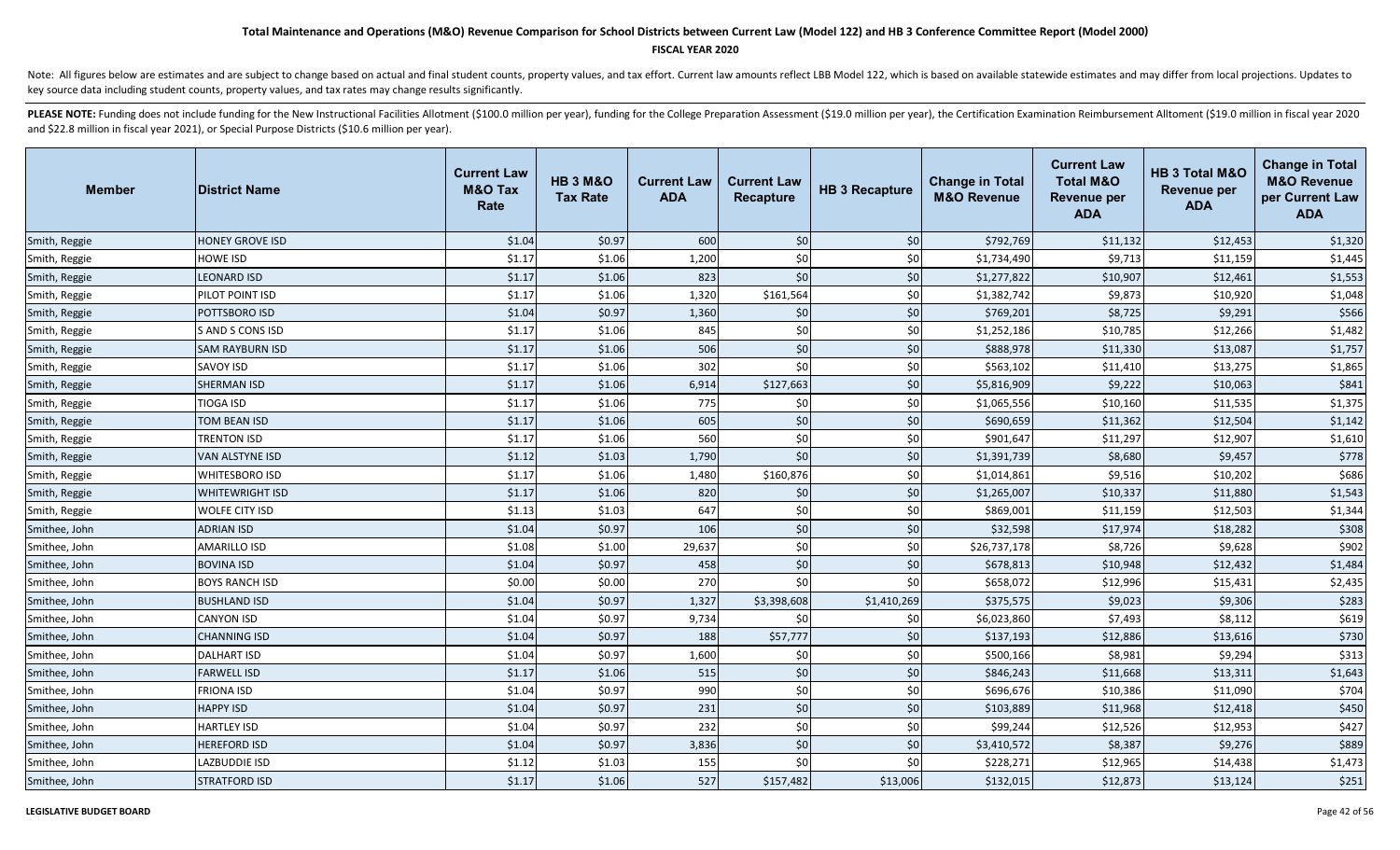# Total Maintenance and Operations (M&O) Revenue Comparison for School Districts between Current Law (Model 122) and HB 3 Conference Committee Report (Model 2000)

**FISCAL YEAR 2020**

Note: All figures below are estimates and are subject to change based on actual and final student counts, property values, and tax effort. Current law amounts reflect LBB Model 122, which is based on available statewide estimates and may differ from local projections. Updates to key source data including student counts, property values, and tax rates may change results significantly.

**PLEASE NOTE:** Funding does not include funding for the New Instructional Facilities Allotment ($100.0 million per year), funding for the College Preparation Assessment ($19.0 million per year), the Certification Examination Reimbursement Alltoment ($19.0 million in fiscal year 2020 and $22.8 million in fiscal year 2021), or Special Purpose Districts ($10.6 million per year).

| Member | District Name | Current Law M&O Tax Rate | HB 3 M&O Tax Rate | Current Law ADA | Current Law Recapture | HB 3 Recapture | Change in Total M&O Revenue | Current Law Total M&O Revenue per ADA | HB 3 Total M&O Revenue per ADA | Change in Total M&O Revenue per Current Law ADA |
|---|---|---|---|---|---|---|---|---|---|---|
| Smith, Reggie | HONEY GROVE ISD | $1.04 | $0.97 | 600 | $0 | $0 | $792,769 | $11,132 | $12,453 | $1,320 |
| Smith, Reggie | HOWE ISD | $1.17 | $1.06 | 1,200 | $0 | $0 | $1,734,490 | $9,713 | $11,159 | $1,445 |
| Smith, Reggie | LEONARD ISD | $1.17 | $1.06 | 823 | $0 | $0 | $1,277,822 | $10,907 | $12,461 | $1,553 |
| Smith, Reggie | PILOT POINT ISD | $1.17 | $1.06 | 1,320 | $161,564 | $0 | $1,382,742 | $9,873 | $10,920 | $1,048 |
| Smith, Reggie | POTTSBORO ISD | $1.04 | $0.97 | 1,360 | $0 | $0 | $769,201 | $8,725 | $9,291 | $566 |
| Smith, Reggie | S AND S CONS ISD | $1.17 | $1.06 | 845 | $0 | $0 | $1,252,186 | $10,785 | $12,266 | $1,482 |
| Smith, Reggie | SAM RAYBURN ISD | $1.17 | $1.06 | 506 | $0 | $0 | $888,978 | $11,330 | $13,087 | $1,757 |
| Smith, Reggie | SAVOY ISD | $1.17 | $1.06 | 302 | $0 | $0 | $563,102 | $11,410 | $13,275 | $1,865 |
| Smith, Reggie | SHERMAN ISD | $1.17 | $1.06 | 6,914 | $127,663 | $0 | $5,816,909 | $9,222 | $10,063 | $841 |
| Smith, Reggie | TIOGA ISD | $1.17 | $1.06 | 775 | $0 | $0 | $1,065,556 | $10,160 | $11,535 | $1,375 |
| Smith, Reggie | TOM BEAN ISD | $1.17 | $1.06 | 605 | $0 | $0 | $690,659 | $11,362 | $12,504 | $1,142 |
| Smith, Reggie | TRENTON ISD | $1.17 | $1.06 | 560 | $0 | $0 | $901,647 | $11,297 | $12,907 | $1,610 |
| Smith, Reggie | VAN ALSTYNE ISD | $1.12 | $1.03 | 1,790 | $0 | $0 | $1,391,739 | $8,680 | $9,457 | $778 |
| Smith, Reggie | WHITESBORO ISD | $1.17 | $1.06 | 1,480 | $160,876 | $0 | $1,014,861 | $9,516 | $10,202 | $686 |
| Smith, Reggie | WHITEWRIGHT ISD | $1.17 | $1.06 | 820 | $0 | $0 | $1,265,007 | $10,337 | $11,880 | $1,543 |
| Smith, Reggie | WOLFE CITY ISD | $1.13 | $1.03 | 647 | $0 | $0 | $869,001 | $11,159 | $12,503 | $1,344 |
| Smithee, John | ADRIAN ISD | $1.04 | $0.97 | 106 | $0 | $0 | $32,598 | $17,974 | $18,282 | $308 |
| Smithee, John | AMARILLO ISD | $1.08 | $1.00 | 29,637 | $0 | $0 | $26,737,178 | $8,726 | $9,628 | $902 |
| Smithee, John | BOVINA ISD | $1.04 | $0.97 | 458 | $0 | $0 | $678,813 | $10,948 | $12,432 | $1,484 |
| Smithee, John | BOYS RANCH ISD | $0.00 | $0.00 | 270 | $0 | $0 | $658,072 | $12,996 | $15,431 | $2,435 |
| Smithee, John | BUSHLAND ISD | $1.04 | $0.97 | 1,327 | $3,398,608 | $1,410,269 | $375,575 | $9,023 | $9,306 | $283 |
| Smithee, John | CANYON ISD | $1.04 | $0.97 | 9,734 | $0 | $0 | $6,023,860 | $7,493 | $8,112 | $619 |
| Smithee, John | CHANNING ISD | $1.04 | $0.97 | 188 | $57,777 | $0 | $137,193 | $12,886 | $13,616 | $730 |
| Smithee, John | DALHART ISD | $1.04 | $0.97 | 1,600 | $0 | $0 | $500,166 | $8,981 | $9,294 | $313 |
| Smithee, John | FARWELL ISD | $1.17 | $1.06 | 515 | $0 | $0 | $846,243 | $11,668 | $13,311 | $1,643 |
| Smithee, John | FRIONA ISD | $1.04 | $0.97 | 990 | $0 | $0 | $696,676 | $10,386 | $11,090 | $704 |
| Smithee, John | HAPPY ISD | $1.04 | $0.97 | 231 | $0 | $0 | $103,889 | $11,968 | $12,418 | $450 |
| Smithee, John | HARTLEY ISD | $1.04 | $0.97 | 232 | $0 | $0 | $99,244 | $12,526 | $12,953 | $427 |
| Smithee, John | HEREFORD ISD | $1.04 | $0.97 | 3,836 | $0 | $0 | $3,410,572 | $8,387 | $9,276 | $889 |
| Smithee, John | LAZBUDDIE ISD | $1.12 | $1.03 | 155 | $0 | $0 | $228,271 | $12,965 | $14,438 | $1,473 |
| Smithee, John | STRATFORD ISD | $1.17 | $1.06 | 527 | $157,482 | $13,006 | $132,015 | $12,873 | $13,124 | $251 |

**LEGISLATIVE BUDGET BOARD**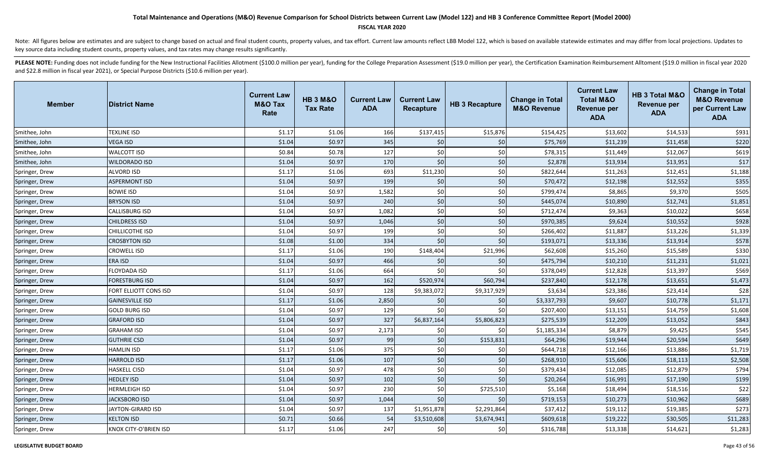## Total Maintenance and Operations (M&O) Revenue Comparison for School Districts between Current Law (Model 122) and HB 3 Conference Committee Report (Model 2000)

**FISCAL YEAR 2020**

Note: All figures below are estimates and are subject to change based on actual and final student counts, property values, and tax effort. Current law amounts reflect LBB Model 122, which is based on available statewide estimates and may differ from local projections. Updates to key source data including student counts, property values, and tax rates may change results significantly.

**PLEASE NOTE:** Funding does not include funding for the New Instructional Facilities Allotment ($100.0 million per year), funding for the College Preparation Assessment ($19.0 million per year), the Certification Examination Reimbursement Allotment ($19.0 million in fiscal year 2020 and $22.8 million in fiscal year 2021), or Special Purpose Districts ($10.6 million per year).

| Member | District Name | Current Law M&O Tax Rate | HB 3 M&O Tax Rate | Current Law ADA | Current Law Recapture | HB 3 Recapture | Change in Total M&O Revenue | Current Law Total M&O Revenue per ADA | HB 3 Total M&O Revenue per ADA | Change in Total M&O Revenue per Current Law ADA |
|---|---|---|---|---|---|---|---|---|---|---|
| Smithee, John | TEXLINE ISD | $1.17 | $1.06 | 166 | $137,415 | $15,876 | $154,425 | $13,602 | $14,533 | $931 |
| Smithee, John | VEGA ISD | $1.04 | $0.97 | 345 | $0 | $0 | $75,769 | $11,239 | $11,458 | $220 |
| Smithee, John | WALCOTT ISD | $0.84 | $0.78 | 127 | $0 | $0 | $78,315 | $11,449 | $12,067 | $619 |
| Smithee, John | WILDORADO ISD | $1.04 | $0.97 | 170 | $0 | $0 | $2,878 | $13,934 | $13,951 | $17 |
| Springer, Drew | ALVORD ISD | $1.17 | $1.06 | 693 | $11,230 | $0 | $822,644 | $11,263 | $12,451 | $1,188 |
| Springer, Drew | ASPERMONT ISD | $1.04 | $0.97 | 199 | $0 | $0 | $70,472 | $12,198 | $12,552 | $355 |
| Springer, Drew | BOWIE ISD | $1.04 | $0.97 | 1,582 | $0 | $0 | $799,474 | $8,865 | $9,370 | $505 |
| Springer, Drew | BRYSON ISD | $1.04 | $0.97 | 240 | $0 | $0 | $445,074 | $10,890 | $12,741 | $1,851 |
| Springer, Drew | CALLISBURG ISD | $1.04 | $0.97 | 1,082 | $0 | $0 | $712,474 | $9,363 | $10,022 | $658 |
| Springer, Drew | CHILDRESS ISD | $1.04 | $0.97 | 1,046 | $0 | $0 | $970,385 | $9,624 | $10,552 | $928 |
| Springer, Drew | CHILLICOTHE ISD | $1.04 | $0.97 | 199 | $0 | $0 | $266,402 | $11,887 | $13,226 | $1,339 |
| Springer, Drew | CROSBYTON ISD | $1.08 | $1.00 | 334 | $0 | $0 | $193,071 | $13,336 | $13,914 | $578 |
| Springer, Drew | CROWELL ISD | $1.17 | $1.06 | 190 | $148,404 | $21,996 | $62,608 | $15,260 | $15,589 | $330 |
| Springer, Drew | ERA ISD | $1.04 | $0.97 | 466 | $0 | $0 | $475,794 | $10,210 | $11,231 | $1,021 |
| Springer, Drew | FLOYDADA ISD | $1.17 | $1.06 | 664 | $0 | $0 | $378,049 | $12,828 | $13,397 | $569 |
| Springer, Drew | FORESTBURG ISD | $1.04 | $0.97 | 162 | $520,974 | $60,794 | $237,840 | $12,178 | $13,651 | $1,473 |
| Springer, Drew | FORT ELLIOTT CONS ISD | $1.04 | $0.97 | 128 | $9,383,072 | $9,317,929 | $3,634 | $23,386 | $23,414 | $28 |
| Springer, Drew | GAINESVILLE ISD | $1.17 | $1.06 | 2,850 | $0 | $0 | $3,337,793 | $9,607 | $10,778 | $1,171 |
| Springer, Drew | GOLD BURG ISD | $1.04 | $0.97 | 129 | $0 | $0 | $207,400 | $13,151 | $14,759 | $1,608 |
| Springer, Drew | GRAFORD ISD | $1.04 | $0.97 | 327 | $6,837,164 | $5,806,823 | $275,539 | $12,209 | $13,052 | $843 |
| Springer, Drew | GRAHAM ISD | $1.04 | $0.97 | 2,173 | $0 | $0 | $1,185,334 | $8,879 | $9,425 | $545 |
| Springer, Drew | GUTHRIE CSD | $1.04 | $0.97 | 99 | $0 | $153,831 | $64,296 | $19,944 | $20,594 | $649 |
| Springer, Drew | HAMLIN ISD | $1.17 | $1.06 | 375 | $0 | $0 | $644,718 | $12,166 | $13,886 | $1,719 |
| Springer, Drew | HARROLD ISD | $1.17 | $1.06 | 107 | $0 | $0 | $268,910 | $15,606 | $18,113 | $2,508 |
| Springer, Drew | HASKELL CISD | $1.04 | $0.97 | 478 | $0 | $0 | $379,434 | $12,085 | $12,879 | $794 |
| Springer, Drew | HEDLEY ISD | $1.04 | $0.97 | 102 | $0 | $0 | $20,264 | $16,991 | $17,190 | $199 |
| Springer, Drew | HERMLEIGH ISD | $1.04 | $0.97 | 230 | $0 | $725,510 | $5,168 | $18,494 | $18,516 | $22 |
| Springer, Drew | JACKSBORO ISD | $1.04 | $0.97 | 1,044 | $0 | $0 | $719,153 | $10,273 | $10,962 | $689 |
| Springer, Drew | JAYTON-GIRARD ISD | $1.04 | $0.97 | 137 | $1,951,878 | $2,291,864 | $37,412 | $19,112 | $19,385 | $273 |
| Springer, Drew | KELTON ISD | $0.71 | $0.66 | 54 | $3,510,608 | $3,674,941 | $609,618 | $19,222 | $30,505 | $11,283 |
| Springer, Drew | KNOX CITY-O'BRIEN ISD | $1.17 | $1.06 | 247 | $0 | $0 | $316,788 | $13,338 | $14,621 | $1,283 |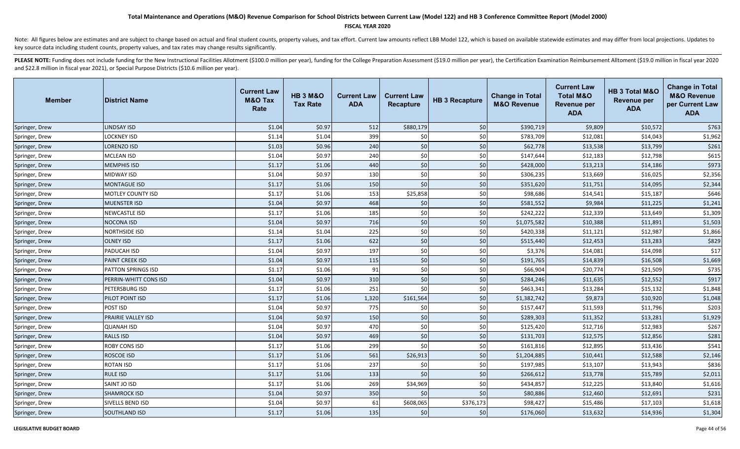# Total Maintenance and Operations (M&O) Revenue Comparison for School Districts between Current Law (Model 122) and HB 3 Conference Committee Report (Model 2000)

**FISCAL YEAR 2020**

Note: All figures below are estimates and are subject to change based on actual and final student counts, property values, and tax effort. Current law amounts reflect LBB Model 122, which is based on available statewide estimates and may differ from local projections. Updates to key source data including student counts, property values, and tax rates may change results significantly.

**PLEASE NOTE:** Funding does not include funding for the New Instructional Facilities Allotment ($100.0 million per year), funding for the College Preparation Assessment ($19.0 million per year), the Certification Examination Reimbursement Alltoment ($19.0 million in fiscal year 2020 and $22.8 million in fiscal year 2021), or Special Purpose Districts ($10.6 million per year).

| Member | District Name | Current Law M&O Tax Rate | HB 3 M&O Tax Rate | Current Law ADA | Current Law Recapture | HB 3 Recapture | Change in Total M&O Revenue | Current Law Total M&O Revenue per ADA | HB 3 Total M&O Revenue per ADA | Change in Total M&O Revenue per Current Law ADA |
|---|---|---|---|---|---|---|---|---|---|---|
| Springer, Drew | LINDSAY ISD | $1.04 | $0.97 | 512 | $880,179 | $0 | $390,719 | $9,809 | $10,572 | $763 |
| Springer, Drew | LOCKNEY ISD | $1.14 | $1.04 | 399 | $0 | $0 | $783,709 | $12,081 | $14,043 | $1,962 |
| Springer, Drew | LORENZO ISD | $1.03 | $0.96 | 240 | $0 | $0 | $62,778 | $13,538 | $13,799 | $261 |
| Springer, Drew | MCLEAN ISD | $1.04 | $0.97 | 240 | $0 | $0 | $147,644 | $12,183 | $12,798 | $615 |
| Springer, Drew | MEMPHIS ISD | $1.17 | $1.06 | 440 | $0 | $0 | $428,000 | $13,213 | $14,186 | $973 |
| Springer, Drew | MIDWAY ISD | $1.04 | $0.97 | 130 | $0 | $0 | $306,235 | $13,669 | $16,025 | $2,356 |
| Springer, Drew | MONTAGUE ISD | $1.17 | $1.06 | 150 | $0 | $0 | $351,620 | $11,751 | $14,095 | $2,344 |
| Springer, Drew | MOTLEY COUNTY ISD | $1.17 | $1.06 | 153 | $25,858 | $0 | $98,686 | $14,541 | $15,187 | $646 |
| Springer, Drew | MUENSTER ISD | $1.04 | $0.97 | 468 | $0 | $0 | $581,552 | $9,984 | $11,225 | $1,241 |
| Springer, Drew | NEWCASTLE ISD | $1.17 | $1.06 | 185 | $0 | $0 | $242,222 | $12,339 | $13,649 | $1,309 |
| Springer, Drew | NOCONA ISD | $1.04 | $0.97 | 716 | $0 | $0 | $1,075,582 | $10,388 | $11,891 | $1,503 |
| Springer, Drew | NORTHSIDE ISD | $1.14 | $1.04 | 225 | $0 | $0 | $420,338 | $11,121 | $12,987 | $1,866 |
| Springer, Drew | OLNEY ISD | $1.17 | $1.06 | 622 | $0 | $0 | $515,440 | $12,453 | $13,283 | $829 |
| Springer, Drew | PADUCAH ISD | $1.04 | $0.97 | 197 | $0 | $0 | $3,376 | $14,081 | $14,098 | $17 |
| Springer, Drew | PAINT CREEK ISD | $1.04 | $0.97 | 115 | $0 | $0 | $191,765 | $14,839 | $16,508 | $1,669 |
| Springer, Drew | PATTON SPRINGS ISD | $1.17 | $1.06 | 91 | $0 | $0 | $66,904 | $20,774 | $21,509 | $735 |
| Springer, Drew | PERRIN-WHITT CONS ISD | $1.04 | $0.97 | 310 | $0 | $0 | $284,246 | $11,635 | $12,552 | $917 |
| Springer, Drew | PETERSBURG ISD | $1.17 | $1.06 | 251 | $0 | $0 | $463,341 | $13,284 | $15,132 | $1,848 |
| Springer, Drew | PILOT POINT ISD | $1.17 | $1.06 | 1,320 | $161,564 | $0 | $1,382,742 | $9,873 | $10,920 | $1,048 |
| Springer, Drew | POST ISD | $1.04 | $0.97 | 775 | $0 | $0 | $157,447 | $11,593 | $11,796 | $203 |
| Springer, Drew | PRAIRIE VALLEY ISD | $1.04 | $0.97 | 150 | $0 | $0 | $289,303 | $11,352 | $13,281 | $1,929 |
| Springer, Drew | QUANAH ISD | $1.04 | $0.97 | 470 | $0 | $0 | $125,420 | $12,716 | $12,983 | $267 |
| Springer, Drew | RALLS ISD | $1.04 | $0.97 | 469 | $0 | $0 | $131,703 | $12,575 | $12,856 | $281 |
| Springer, Drew | ROBY CONS ISD | $1.17 | $1.06 | 299 | $0 | $0 | $161,816 | $12,895 | $13,436 | $541 |
| Springer, Drew | ROSCOE ISD | $1.17 | $1.06 | 561 | $26,913 | $0 | $1,204,885 | $10,441 | $12,588 | $2,146 |
| Springer, Drew | ROTAN ISD | $1.17 | $1.06 | 237 | $0 | $0 | $197,985 | $13,107 | $13,943 | $836 |
| Springer, Drew | RULE ISD | $1.17 | $1.06 | 133 | $0 | $0 | $266,612 | $13,778 | $15,789 | $2,011 |
| Springer, Drew | SAINT JO ISD | $1.17 | $1.06 | 269 | $34,969 | $0 | $434,857 | $12,225 | $13,840 | $1,616 |
| Springer, Drew | SHAMROCK ISD | $1.04 | $0.97 | 350 | $0 | $0 | $80,886 | $12,460 | $12,691 | $231 |
| Springer, Drew | SIVELLS BEND ISD | $1.04 | $0.97 | 61 | $608,065 | $376,173 | $98,427 | $15,486 | $17,103 | $1,618 |
| Springer, Drew | SOUTHLAND ISD | $1.17 | $1.06 | 135 | $0 | $0 | $176,060 | $13,632 | $14,936 | $1,304 |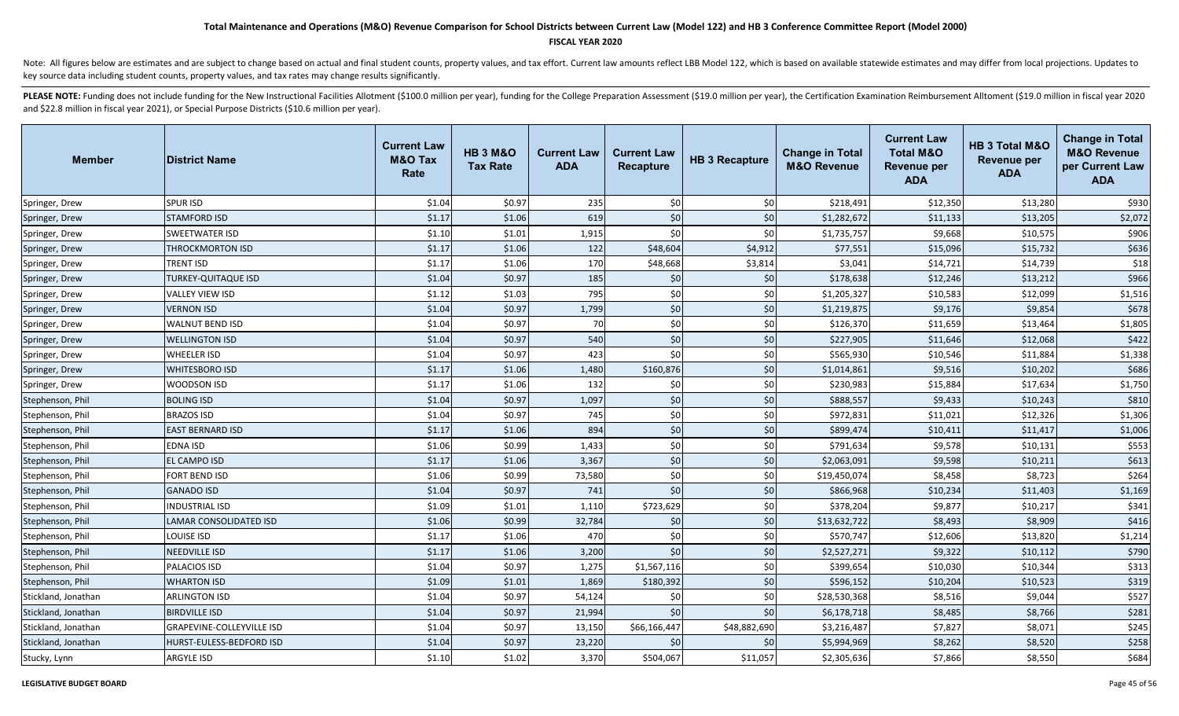# Total Maintenance and Operations (M&O) Revenue Comparison for School Districts between Current Law (Model 122) and HB 3 Conference Committee Report (Model 2000)

**FISCAL YEAR 2020**

Note: All figures below are estimates and are subject to change based on actual and final student counts, property values, and tax effort. Current law amounts reflect LBB Model 122, which is based on available statewide estimates and may differ from local projections. Updates to key source data including student counts, property values, and tax rates may change results significantly.

**PLEASE NOTE:** Funding does not include funding for the New Instructional Facilities Allotment ($100.0 million per year), funding for the College Preparation Assessment ($19.0 million per year), the Certification Examination Reimbursement Alltoment ($19.0 million in fiscal year 2020 and $22.8 million in fiscal year 2021), or Special Purpose Districts ($10.6 million per year).

| Member | District Name | Current Law M&O Tax Rate | HB 3 M&O Tax Rate | Current Law ADA | Current Law Recapture | HB 3 Recapture | Change in Total M&O Revenue | Current Law Total M&O Revenue per ADA | HB 3 Total M&O Revenue per ADA | Change in Total M&O Revenue per Current Law ADA |
|---|---|---|---|---|---|---|---|---|---|---|
| Springer, Drew | SPUR ISD | $1.04 | $0.97 | 235 | $0 | $0 | $218,491 | $12,350 | $13,280 | $930 |
| Springer, Drew | STAMFORD ISD | $1.17 | $1.06 | 619 | $0 | $0 | $1,282,672 | $11,133 | $13,205 | $2,072 |
| Springer, Drew | SWEETWATER ISD | $1.10 | $1.01 | 1,915 | $0 | $0 | $1,735,757 | $9,668 | $10,575 | $906 |
| Springer, Drew | THROCKMORTON ISD | $1.17 | $1.06 | 122 | $48,604 | $4,912 | $77,551 | $15,096 | $15,732 | $636 |
| Springer, Drew | TRENT ISD | $1.17 | $1.06 | 170 | $48,668 | $3,814 | $3,041 | $14,721 | $14,739 | $18 |
| Springer, Drew | TURKEY-QUITAQUE ISD | $1.04 | $0.97 | 185 | $0 | $0 | $178,638 | $12,246 | $13,212 | $966 |
| Springer, Drew | VALLEY VIEW ISD | $1.12 | $1.03 | 795 | $0 | $0 | $1,205,327 | $10,583 | $12,099 | $1,516 |
| Springer, Drew | VERNON ISD | $1.04 | $0.97 | 1,799 | $0 | $0 | $1,219,875 | $9,176 | $9,854 | $678 |
| Springer, Drew | WALNUT BEND ISD | $1.04 | $0.97 | 70 | $0 | $0 | $126,370 | $11,659 | $13,464 | $1,805 |
| Springer, Drew | WELLINGTON ISD | $1.04 | $0.97 | 540 | $0 | $0 | $227,905 | $11,646 | $12,068 | $422 |
| Springer, Drew | WHEELER ISD | $1.04 | $0.97 | 423 | $0 | $0 | $565,930 | $10,546 | $11,884 | $1,338 |
| Springer, Drew | WHITESBORO ISD | $1.17 | $1.06 | 1,480 | $160,876 | $0 | $1,014,861 | $9,516 | $10,202 | $686 |
| Springer, Drew | WOODSON ISD | $1.17 | $1.06 | 132 | $0 | $0 | $230,983 | $15,884 | $17,634 | $1,750 |
| Stephenson, Phil | BOLING ISD | $1.04 | $0.97 | 1,097 | $0 | $0 | $888,557 | $9,433 | $10,243 | $810 |
| Stephenson, Phil | BRAZOS ISD | $1.04 | $0.97 | 745 | $0 | $0 | $972,831 | $11,021 | $12,326 | $1,306 |
| Stephenson, Phil | EAST BERNARD ISD | $1.17 | $1.06 | 894 | $0 | $0 | $899,474 | $10,411 | $11,417 | $1,006 |
| Stephenson, Phil | EDNA ISD | $1.06 | $0.99 | 1,433 | $0 | $0 | $791,634 | $9,578 | $10,131 | $553 |
| Stephenson, Phil | EL CAMPO ISD | $1.17 | $1.06 | 3,367 | $0 | $0 | $2,063,091 | $9,598 | $10,211 | $613 |
| Stephenson, Phil | FORT BEND ISD | $1.06 | $0.99 | 73,580 | $0 | $0 | $19,450,074 | $8,458 | $8,723 | $264 |
| Stephenson, Phil | GANADO ISD | $1.04 | $0.97 | 741 | $0 | $0 | $866,968 | $10,234 | $11,403 | $1,169 |
| Stephenson, Phil | INDUSTRIAL ISD | $1.09 | $1.01 | 1,110 | $723,629 | $0 | $378,204 | $9,877 | $10,217 | $341 |
| Stephenson, Phil | LAMAR CONSOLIDATED ISD | $1.06 | $0.99 | 32,784 | $0 | $0 | $13,632,722 | $8,493 | $8,909 | $416 |
| Stephenson, Phil | LOUISE ISD | $1.17 | $1.06 | 470 | $0 | $0 | $570,747 | $12,606 | $13,820 | $1,214 |
| Stephenson, Phil | NEEDVILLE ISD | $1.17 | $1.06 | 3,200 | $0 | $0 | $2,527,271 | $9,322 | $10,112 | $790 |
| Stephenson, Phil | PALACIOS ISD | $1.04 | $0.97 | 1,275 | $1,567,116 | $0 | $399,654 | $10,030 | $10,344 | $313 |
| Stephenson, Phil | WHARTON ISD | $1.09 | $1.01 | 1,869 | $180,392 | $0 | $596,152 | $10,204 | $10,523 | $319 |
| Stickland, Jonathan | ARLINGTON ISD | $1.04 | $0.97 | 54,124 | $0 | $0 | $28,530,368 | $8,516 | $9,044 | $527 |
| Stickland, Jonathan | BIRDVILLE ISD | $1.04 | $0.97 | 21,994 | $0 | $0 | $6,178,718 | $8,485 | $8,766 | $281 |
| Stickland, Jonathan | GRAPEVINE-COLLEYVILLE ISD | $1.04 | $0.97 | 13,150 | $66,166,447 | $48,882,690 | $3,216,487 | $7,827 | $8,071 | $245 |
| Stickland, Jonathan | HURST-EULESS-BEDFORD ISD | $1.04 | $0.97 | 23,220 | $0 | $0 | $5,994,969 | $8,262 | $8,520 | $258 |
| Stucky, Lynn | ARGYLE ISD | $1.10 | $1.02 | 3,370 | $504,067 | $11,057 | $2,305,636 | $7,866 | $8,550 | $684 |

LEGISLATIVE BUDGET BOARD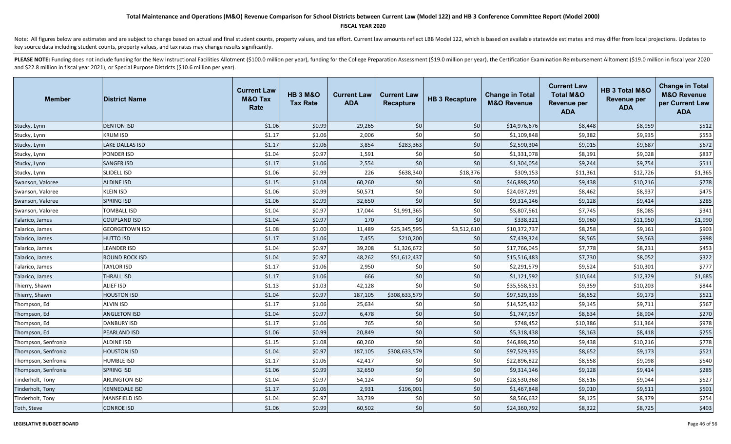# Total Maintenance and Operations (M&O) Revenue Comparison for School Districts between Current Law (Model 122) and HB 3 Conference Committee Report (Model 2000)

**FISCAL YEAR 2020**

Note: All figures below are estimates and are subject to change based on actual and final student counts, property values, and tax effort. Current law amounts reflect LBB Model 122, which is based on available statewide estimates and may differ from local projections. Updates to key source data including student counts, property values, and tax rates may change results significantly.

**PLEASE NOTE:** Funding does not include funding for the New Instructional Facilities Allotment ($100.0 million per year), funding for the College Preparation Assessment ($19.0 million per year), the Certification Examination Reimbursement Alltoment ($19.0 million in fiscal year 2020 and $22.8 million in fiscal year 2021), or Special Purpose Districts ($10.6 million per year).

| Member | District Name | Current Law M&O Tax Rate | HB 3 M&O Tax Rate | Current Law ADA | Current Law Recapture | HB 3 Recapture | Change in Total M&O Revenue | Current Law Total M&O Revenue per ADA | HB 3 Total M&O Revenue per ADA | Change in Total M&O Revenue per Current Law ADA |
|---|---|---|---|---|---|---|---|---|---|---|
| Stucky, Lynn | DENTON ISD | $1.06 | $0.99 | 29,265 | $0 | $0 | $14,976,676 | $8,448 | $8,959 | $512 |
| Stucky, Lynn | KRUM ISD | $1.17 | $1.06 | 2,006 | $0 | $0 | $1,109,848 | $9,382 | $9,935 | $553 |
| Stucky, Lynn | LAKE DALLAS ISD | $1.17 | $1.06 | 3,854 | $283,363 | $0 | $2,590,304 | $9,015 | $9,687 | $672 |
| Stucky, Lynn | PONDER ISD | $1.04 | $0.97 | 1,591 | $0 | $0 | $1,331,078 | $8,191 | $9,028 | $837 |
| Stucky, Lynn | SANGER ISD | $1.17 | $1.06 | 2,554 | $0 | $0 | $1,304,054 | $9,244 | $9,754 | $511 |
| Stucky, Lynn | SLIDELL ISD | $1.06 | $0.99 | 226 | $638,340 | $18,376 | $309,153 | $11,361 | $12,726 | $1,365 |
| Swanson, Valoree | ALDINE ISD | $1.15 | $1.08 | 60,260 | $0 | $0 | $46,898,250 | $9,438 | $10,216 | $778 |
| Swanson, Valoree | KLEIN ISD | $1.06 | $0.99 | 50,571 | $0 | $0 | $24,037,291 | $8,462 | $8,937 | $475 |
| Swanson, Valoree | SPRING ISD | $1.06 | $0.99 | 32,650 | $0 | $0 | $9,314,146 | $9,128 | $9,414 | $285 |
| Swanson, Valoree | TOMBALL ISD | $1.04 | $0.97 | 17,044 | $1,991,365 | $0 | $5,807,561 | $7,745 | $8,085 | $341 |
| Talarico, James | COUPLAND ISD | $1.04 | $0.97 | 170 | $0 | $0 | $338,321 | $9,960 | $11,950 | $1,990 |
| Talarico, James | GEORGETOWN ISD | $1.08 | $1.00 | 11,489 | $25,345,595 | $3,512,610 | $10,372,737 | $8,258 | $9,161 | $903 |
| Talarico, James | HUTTO ISD | $1.17 | $1.06 | 7,455 | $210,200 | $0 | $7,439,324 | $8,565 | $9,563 | $998 |
| Talarico, James | LEANDER ISD | $1.04 | $0.97 | 39,208 | $1,326,672 | $0 | $17,766,045 | $7,778 | $8,231 | $453 |
| Talarico, James | ROUND ROCK ISD | $1.04 | $0.97 | 48,262 | $51,612,437 | $0 | $15,516,483 | $7,730 | $8,052 | $322 |
| Talarico, James | TAYLOR ISD | $1.17 | $1.06 | 2,950 | $0 | $0 | $2,291,579 | $9,524 | $10,301 | $777 |
| Talarico, James | THRALL ISD | $1.17 | $1.06 | 666 | $0 | $0 | $1,121,592 | $10,644 | $12,329 | $1,685 |
| Thierry, Shawn | ALIEF ISD | $1.13 | $1.03 | 42,128 | $0 | $0 | $35,558,531 | $9,359 | $10,203 | $844 |
| Thierry, Shawn | HOUSTON ISD | $1.04 | $0.97 | 187,105 | $308,633,579 | $0 | $97,529,335 | $8,652 | $9,173 | $521 |
| Thompson, Ed | ALVIN ISD | $1.17 | $1.06 | 25,634 | $0 | $0 | $14,525,432 | $9,145 | $9,711 | $567 |
| Thompson, Ed | ANGLETON ISD | $1.04 | $0.97 | 6,478 | $0 | $0 | $1,747,957 | $8,634 | $8,904 | $270 |
| Thompson, Ed | DANBURY ISD | $1.17 | $1.06 | 765 | $0 | $0 | $748,452 | $10,386 | $11,364 | $978 |
| Thompson, Ed | PEARLAND ISD | $1.06 | $0.99 | 20,849 | $0 | $0 | $5,318,438 | $8,163 | $8,418 | $255 |
| Thompson, Senfronia | ALDINE ISD | $1.15 | $1.08 | 60,260 | $0 | $0 | $46,898,250 | $9,438 | $10,216 | $778 |
| Thompson, Senfronia | HOUSTON ISD | $1.04 | $0.97 | 187,105 | $308,633,579 | $0 | $97,529,335 | $8,652 | $9,173 | $521 |
| Thompson, Senfronia | HUMBLE ISD | $1.17 | $1.06 | 42,417 | $0 | $0 | $22,896,822 | $8,558 | $9,098 | $540 |
| Thompson, Senfronia | SPRING ISD | $1.06 | $0.99 | 32,650 | $0 | $0 | $9,314,146 | $9,128 | $9,414 | $285 |
| Tinderholt, Tony | ARLINGTON ISD | $1.04 | $0.97 | 54,124 | $0 | $0 | $28,530,368 | $8,516 | $9,044 | $527 |
| Tinderholt, Tony | KENNEDALE ISD | $1.17 | $1.06 | 2,931 | $196,001 | $0 | $1,467,848 | $9,010 | $9,511 | $501 |
| Tinderholt, Tony | MANSFIELD ISD | $1.04 | $0.97 | 33,739 | $0 | $0 | $8,566,632 | $8,125 | $8,379 | $254 |
| Toth, Steve | CONROE ISD | $1.06 | $0.99 | 60,502 | $0 | $0 | $24,360,792 | $8,322 | $8,725 | $403 |

**LEGISLATIVE BUDGET BOARD**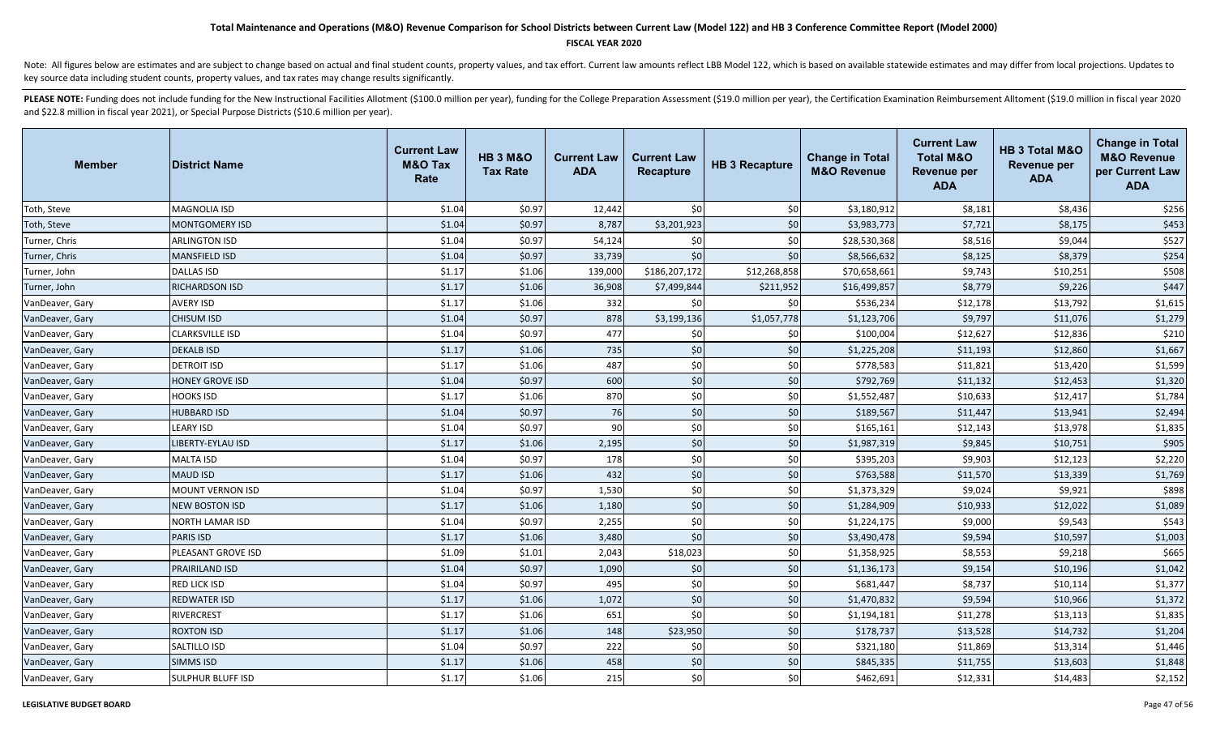# Total Maintenance and Operations (M&O) Revenue Comparison for School Districts between Current Law (Model 122) and HB 3 Conference Committee Report (Model 2000)

**FISCAL YEAR 2020**

Note: All figures below are estimates and are subject to change based on actual and final student counts, property values, and tax effort. Current law amounts reflect LBB Model 122, which is based on available statewide estimates and may differ from local projections. Updates to key source data including student counts, property values, and tax rates may change results significantly.

PLEASE NOTE: Funding does not include funding for the New Instructional Facilities Allotment ($100.0 million per year), funding for the College Preparation Assessment ($19.0 million per year), the Certification Examination Reimbursement Allotment ($19.0 million in fiscal year 2020 and $22.8 million in fiscal year 2021), or Special Purpose Districts ($10.6 million per year).

| Member | District Name | Current Law M&O Tax Rate | HB 3 M&O Tax Rate | Current Law ADA | Current Law Recapture | HB 3 Recapture | Change in Total M&O Revenue | Current Law Total M&O Revenue per ADA | HB 3 Total M&O Revenue per ADA | Change in Total M&O Revenue per Current Law ADA |
|---|---|---|---|---|---|---|---|---|---|---|
| Toth, Steve | MAGNOLIA ISD | $1.04 | $0.97 | 12,442 | $0 | $0 | $3,180,912 | $8,181 | $8,436 | $256 |
| Toth, Steve | MONTGOMERY ISD | $1.04 | $0.97 | 8,787 | $3,201,923 | $0 | $3,983,773 | $7,721 | $8,175 | $453 |
| Turner, Chris | ARLINGTON ISD | $1.04 | $0.97 | 54,124 | $0 | $0 | $28,530,368 | $8,516 | $9,044 | $527 |
| Turner, Chris | MANSFIELD ISD | $1.04 | $0.97 | 33,739 | $0 | $0 | $8,566,632 | $8,125 | $8,379 | $254 |
| Turner, John | DALLAS ISD | $1.17 | $1.06 | 139,000 | $186,207,172 | $12,268,858 | $70,658,661 | $9,743 | $10,251 | $508 |
| Turner, John | RICHARDSON ISD | $1.17 | $1.06 | 36,908 | $7,499,844 | $211,952 | $16,499,857 | $8,779 | $9,226 | $447 |
| VanDeaver, Gary | AVERY ISD | $1.17 | $1.06 | 332 | $0 | $0 | $536,234 | $12,178 | $13,792 | $1,615 |
| VanDeaver, Gary | CHISUM ISD | $1.04 | $0.97 | 878 | $3,199,136 | $1,057,778 | $1,123,706 | $9,797 | $11,076 | $1,279 |
| VanDeaver, Gary | CLARKSVILLE ISD | $1.04 | $0.97 | 477 | $0 | $0 | $100,004 | $12,627 | $12,836 | $210 |
| VanDeaver, Gary | DEKALB ISD | $1.17 | $1.06 | 735 | $0 | $0 | $1,225,208 | $11,193 | $12,860 | $1,667 |
| VanDeaver, Gary | DETROIT ISD | $1.17 | $1.06 | 487 | $0 | $0 | $778,583 | $11,821 | $13,420 | $1,599 |
| VanDeaver, Gary | HONEY GROVE ISD | $1.04 | $0.97 | 600 | $0 | $0 | $792,769 | $11,132 | $12,453 | $1,320 |
| VanDeaver, Gary | HOOKS ISD | $1.17 | $1.06 | 870 | $0 | $0 | $1,552,487 | $10,633 | $12,417 | $1,784 |
| VanDeaver, Gary | HUBBARD ISD | $1.04 | $0.97 | 76 | $0 | $0 | $189,567 | $11,447 | $13,941 | $2,494 |
| VanDeaver, Gary | LEARY ISD | $1.04 | $0.97 | 90 | $0 | $0 | $165,161 | $12,143 | $13,978 | $1,835 |
| VanDeaver, Gary | LIBERTY-EYLAU ISD | $1.17 | $1.06 | 2,195 | $0 | $0 | $1,987,319 | $9,845 | $10,751 | $905 |
| VanDeaver, Gary | MALTA ISD | $1.04 | $0.97 | 178 | $0 | $0 | $395,203 | $9,903 | $12,123 | $2,220 |
| VanDeaver, Gary | MAUD ISD | $1.17 | $1.06 | 432 | $0 | $0 | $763,588 | $11,570 | $13,339 | $1,769 |
| VanDeaver, Gary | MOUNT VERNON ISD | $1.04 | $0.97 | 1,530 | $0 | $0 | $1,373,329 | $9,024 | $9,921 | $898 |
| VanDeaver, Gary | NEW BOSTON ISD | $1.17 | $1.06 | 1,180 | $0 | $0 | $1,284,909 | $10,933 | $12,022 | $1,089 |
| VanDeaver, Gary | NORTH LAMAR ISD | $1.04 | $0.97 | 2,255 | $0 | $0 | $1,224,175 | $9,000 | $9,543 | $543 |
| VanDeaver, Gary | PARIS ISD | $1.17 | $1.06 | 3,480 | $0 | $0 | $3,490,478 | $9,594 | $10,597 | $1,003 |
| VanDeaver, Gary | PLEASANT GROVE ISD | $1.09 | $1.01 | 2,043 | $18,023 | $0 | $1,358,925 | $8,553 | $9,218 | $665 |
| VanDeaver, Gary | PRAIRILAND ISD | $1.04 | $0.97 | 1,090 | $0 | $0 | $1,136,173 | $9,154 | $10,196 | $1,042 |
| VanDeaver, Gary | RED LICK ISD | $1.04 | $0.97 | 495 | $0 | $0 | $681,447 | $8,737 | $10,114 | $1,377 |
| VanDeaver, Gary | REDWATER ISD | $1.17 | $1.06 | 1,072 | $0 | $0 | $1,470,832 | $9,594 | $10,966 | $1,372 |
| VanDeaver, Gary | RIVERCREST | $1.17 | $1.06 | 651 | $0 | $0 | $1,194,181 | $11,278 | $13,113 | $1,835 |
| VanDeaver, Gary | ROXTON ISD | $1.17 | $1.06 | 148 | $23,950 | $0 | $178,737 | $13,528 | $14,732 | $1,204 |
| VanDeaver, Gary | SALTILLO ISD | $1.04 | $0.97 | 222 | $0 | $0 | $321,180 | $11,869 | $13,314 | $1,446 |
| VanDeaver, Gary | SIMMS ISD | $1.17 | $1.06 | 458 | $0 | $0 | $845,335 | $11,755 | $13,603 | $1,848 |
| VanDeaver, Gary | SULPHUR BLUFF ISD | $1.17 | $1.06 | 215 | $0 | $0 | $462,691 | $12,331 | $14,483 | $2,152 |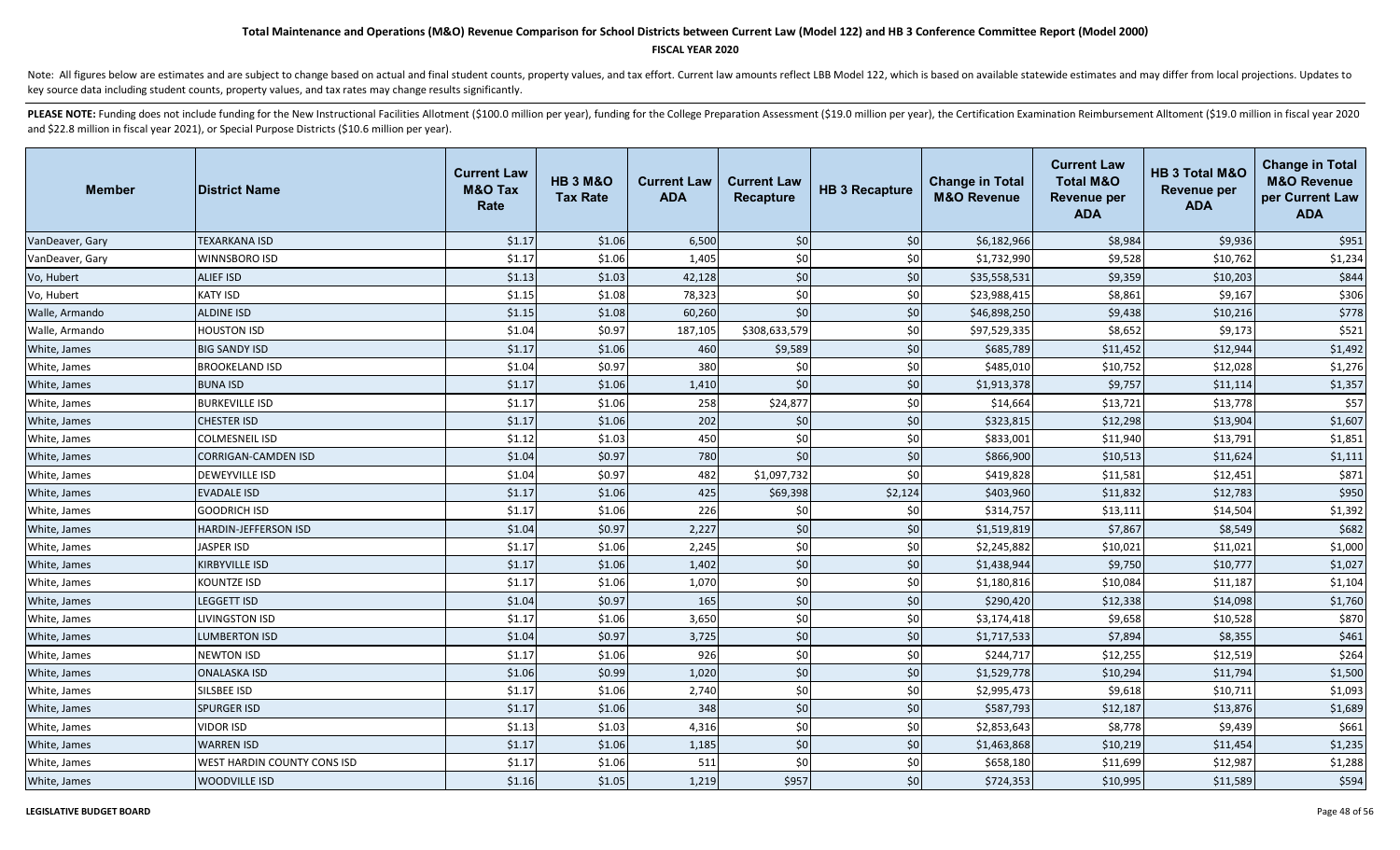# Total Maintenance and Operations (M&O) Revenue Comparison for School Districts between Current Law (Model 122) and HB 3 Conference Committee Report (Model 2000)

**FISCAL YEAR 2020**

Note: All figures below are estimates and are subject to change based on actual and final student counts, property values, and tax effort. Current law amounts reflect LBB Model 122, which is based on available statewide estimates and may differ from local projections. Updates to key source data including student counts, property values, and tax rates may change results significantly.

**PLEASE NOTE:** Funding does not include funding for the New Instructional Facilities Allotment ($100.0 million per year), funding for the College Preparation Assessment ($19.0 million per year), the Certification Examination Reimbursement Allotment ($19.0 million in fiscal year 2020 and $22.8 million in fiscal year 2021), or Special Purpose Districts ($10.6 million per year).

| Member | District Name | Current Law M&O Tax Rate | HB 3 M&O Tax Rate | Current Law ADA | Current Law Recapture | HB 3 Recapture | Change in Total M&O Revenue | Current Law Total M&O Revenue per ADA | HB 3 Total M&O Revenue per ADA | Change in Total M&O Revenue per Current Law ADA |
|---|---|---|---|---|---|---|---|---|---|---|
| VanDeaver, Gary | TEXARKANA ISD | $1.17 | $1.06 | 6,500 | $0 | $0 | $6,182,966 | $8,984 | $9,936 | $951 |
| VanDeaver, Gary | WINNSBORO ISD | $1.17 | $1.06 | 1,405 | $0 | $0 | $1,732,990 | $9,528 | $10,762 | $1,234 |
| Vo, Hubert | ALIEF ISD | $1.13 | $1.03 | 42,128 | $0 | $0 | $35,558,531 | $9,359 | $10,203 | $844 |
| Vo, Hubert | KATY ISD | $1.15 | $1.08 | 78,323 | $0 | $0 | $23,988,415 | $8,861 | $9,167 | $306 |
| Walle, Armando | ALDINE ISD | $1.15 | $1.08 | 60,260 | $0 | $0 | $46,898,250 | $9,438 | $10,216 | $778 |
| Walle, Armando | HOUSTON ISD | $1.04 | $0.97 | 187,105 | $308,633,579 | $0 | $97,529,335 | $8,652 | $9,173 | $521 |
| White, James | BIG SANDY ISD | $1.17 | $1.06 | 460 | $9,589 | $0 | $685,789 | $11,452 | $12,944 | $1,492 |
| White, James | BROOKELAND ISD | $1.04 | $0.97 | 380 | $0 | $0 | $485,010 | $10,752 | $12,028 | $1,276 |
| White, James | BUNA ISD | $1.17 | $1.06 | 1,410 | $0 | $0 | $1,913,378 | $9,757 | $11,114 | $1,357 |
| White, James | BURKEVILLE ISD | $1.17 | $1.06 | 258 | $24,877 | $0 | $14,664 | $13,721 | $13,778 | $57 |
| White, James | CHESTER ISD | $1.17 | $1.06 | 202 | $0 | $0 | $323,815 | $12,298 | $13,904 | $1,607 |
| White, James | COLMESNEIL ISD | $1.12 | $1.03 | 450 | $0 | $0 | $833,001 | $11,940 | $13,791 | $1,851 |
| White, James | CORRIGAN-CAMDEN ISD | $1.04 | $0.97 | 780 | $0 | $0 | $866,900 | $10,513 | $11,624 | $1,111 |
| White, James | DEWEYVILLE ISD | $1.04 | $0.97 | 482 | $1,097,732 | $0 | $419,828 | $11,581 | $12,451 | $871 |
| White, James | EVADALE ISD | $1.17 | $1.06 | 425 | $69,398 | $2,124 | $403,960 | $11,832 | $12,783 | $950 |
| White, James | GOODRICH ISD | $1.17 | $1.06 | 226 | $0 | $0 | $314,757 | $13,111 | $14,504 | $1,392 |
| White, James | HARDIN-JEFFERSON ISD | $1.04 | $0.97 | 2,227 | $0 | $0 | $1,519,819 | $7,867 | $8,549 | $682 |
| White, James | JASPER ISD | $1.17 | $1.06 | 2,245 | $0 | $0 | $2,245,882 | $10,021 | $11,021 | $1,000 |
| White, James | KIRBYVILLE ISD | $1.17 | $1.06 | 1,402 | $0 | $0 | $1,438,944 | $9,750 | $10,777 | $1,027 |
| White, James | KOUNTZE ISD | $1.17 | $1.06 | 1,070 | $0 | $0 | $1,180,816 | $10,084 | $11,187 | $1,104 |
| White, James | LEGGETT ISD | $1.04 | $0.97 | 165 | $0 | $0 | $290,420 | $12,338 | $14,098 | $1,760 |
| White, James | LIVINGSTON ISD | $1.17 | $1.06 | 3,650 | $0 | $0 | $3,174,418 | $9,658 | $10,528 | $870 |
| White, James | LUMBERTON ISD | $1.04 | $0.97 | 3,725 | $0 | $0 | $1,717,533 | $7,894 | $8,355 | $461 |
| White, James | NEWTON ISD | $1.17 | $1.06 | 926 | $0 | $0 | $244,717 | $12,255 | $12,519 | $264 |
| White, James | ONALASKA ISD | $1.06 | $0.99 | 1,020 | $0 | $0 | $1,529,778 | $10,294 | $11,794 | $1,500 |
| White, James | SILSBEE ISD | $1.17 | $1.06 | 2,740 | $0 | $0 | $2,995,473 | $9,618 | $10,711 | $1,093 |
| White, James | SPURGER ISD | $1.17 | $1.06 | 348 | $0 | $0 | $587,793 | $12,187 | $13,876 | $1,689 |
| White, James | VIDOR ISD | $1.13 | $1.03 | 4,316 | $0 | $0 | $2,853,643 | $8,778 | $9,439 | $661 |
| White, James | WARREN ISD | $1.17 | $1.06 | 1,185 | $0 | $0 | $1,463,868 | $10,219 | $11,454 | $1,235 |
| White, James | WEST HARDIN COUNTY CONS ISD | $1.17 | $1.06 | 511 | $0 | $0 | $658,180 | $11,699 | $12,987 | $1,288 |
| White, James | WOODVILLE ISD | $1.16 | $1.05 | 1,219 | $957 | $0 | $724,353 | $10,995 | $11,589 | $594 |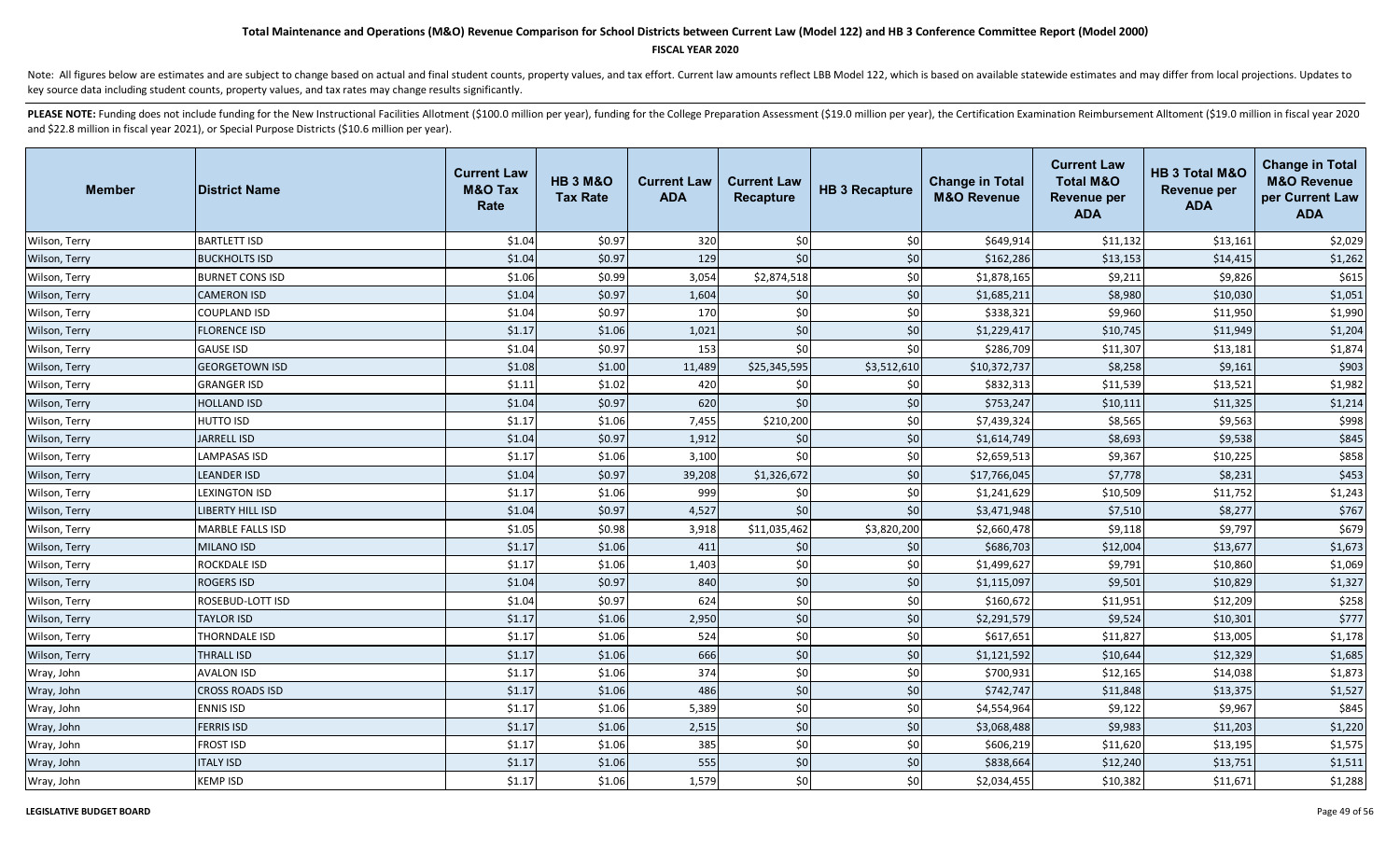# Total Maintenance and Operations (M&O) Revenue Comparison for School Districts between Current Law (Model 122) and HB 3 Conference Committee Report (Model 2000)

**FISCAL YEAR 2020**

Note: All figures below are estimates and are subject to change based on actual and final student counts, property values, and tax effort. Current law amounts reflect LBB Model 122, which is based on available statewide estimates and may differ from local projections. Updates to key source data including student counts, property values, and tax rates may change results significantly.

**PLEASE NOTE:** Funding does not include funding for the New Instructional Facilities Allotment ($100.0 million per year), funding for the College Preparation Assessment ($19.0 million per year), the Certification Examination Reimbursement Alltoment ($19.0 million in fiscal year 2020 and $22.8 million in fiscal year 2021), or Special Purpose Districts ($10.6 million per year).

| Member | District Name | Current Law M&O Tax Rate | HB 3 M&O Tax Rate | Current Law ADA | Current Law Recapture | HB 3 Recapture | Change in Total M&O Revenue | Current Law Total M&O Revenue per ADA | HB 3 Total M&O Revenue per ADA | Change in Total M&O Revenue per Current Law ADA |
|---|---|---|---|---|---|---|---|---|---|---|
| Wilson, Terry | BARTLETT ISD | $1.04 | $0.97 | 320 | $0 | $0 | $649,914 | $11,132 | $13,161 | $2,029 |
| Wilson, Terry | BUCKHOLTS ISD | $1.04 | $0.97 | 129 | $0 | $0 | $162,286 | $13,153 | $14,415 | $1,262 |
| Wilson, Terry | BURNET CONS ISD | $1.06 | $0.99 | 3,054 | $2,874,518 | $0 | $1,878,165 | $9,211 | $9,826 | $615 |
| Wilson, Terry | CAMERON ISD | $1.04 | $0.97 | 1,604 | $0 | $0 | $1,685,211 | $8,980 | $10,030 | $1,051 |
| Wilson, Terry | COUPLAND ISD | $1.04 | $0.97 | 170 | $0 | $0 | $338,321 | $9,960 | $11,950 | $1,990 |
| Wilson, Terry | FLORENCE ISD | $1.17 | $1.06 | 1,021 | $0 | $0 | $1,229,417 | $10,745 | $11,949 | $1,204 |
| Wilson, Terry | GAUSE ISD | $1.04 | $0.97 | 153 | $0 | $0 | $286,709 | $11,307 | $13,181 | $1,874 |
| Wilson, Terry | GEORGETOWN ISD | $1.08 | $1.00 | 11,489 | $25,345,595 | $3,512,610 | $10,372,737 | $8,258 | $9,161 | $903 |
| Wilson, Terry | GRANGER ISD | $1.11 | $1.02 | 420 | $0 | $0 | $832,313 | $11,539 | $13,521 | $1,982 |
| Wilson, Terry | HOLLAND ISD | $1.04 | $0.97 | 620 | $0 | $0 | $753,247 | $10,111 | $11,325 | $1,214 |
| Wilson, Terry | HUTTO ISD | $1.17 | $1.06 | 7,455 | $210,200 | $0 | $7,439,324 | $8,565 | $9,563 | $998 |
| Wilson, Terry | JARRELL ISD | $1.04 | $0.97 | 1,912 | $0 | $0 | $1,614,749 | $8,693 | $9,538 | $845 |
| Wilson, Terry | LAMPASAS ISD | $1.17 | $1.06 | 3,100 | $0 | $0 | $2,659,513 | $9,367 | $10,225 | $858 |
| Wilson, Terry | LEANDER ISD | $1.04 | $0.97 | 39,208 | $1,326,672 | $0 | $17,766,045 | $7,778 | $8,231 | $453 |
| Wilson, Terry | LEXINGTON ISD | $1.17 | $1.06 | 999 | $0 | $0 | $1,241,629 | $10,509 | $11,752 | $1,243 |
| Wilson, Terry | LIBERTY HILL ISD | $1.04 | $0.97 | 4,527 | $0 | $0 | $3,471,948 | $7,510 | $8,277 | $767 |
| Wilson, Terry | MARBLE FALLS ISD | $1.05 | $0.98 | 3,918 | $11,035,462 | $3,820,200 | $2,660,478 | $9,118 | $9,797 | $679 |
| Wilson, Terry | MILANO ISD | $1.17 | $1.06 | 411 | $0 | $0 | $686,703 | $12,004 | $13,677 | $1,673 |
| Wilson, Terry | ROCKDALE ISD | $1.17 | $1.06 | 1,403 | $0 | $0 | $1,499,627 | $9,791 | $10,860 | $1,069 |
| Wilson, Terry | ROGERS ISD | $1.04 | $0.97 | 840 | $0 | $0 | $1,115,097 | $9,501 | $10,829 | $1,327 |
| Wilson, Terry | ROSEBUD-LOTT ISD | $1.04 | $0.97 | 624 | $0 | $0 | $160,672 | $11,951 | $12,209 | $258 |
| Wilson, Terry | TAYLOR ISD | $1.17 | $1.06 | 2,950 | $0 | $0 | $2,291,579 | $9,524 | $10,301 | $777 |
| Wilson, Terry | THORNDALE ISD | $1.17 | $1.06 | 524 | $0 | $0 | $617,651 | $11,827 | $13,005 | $1,178 |
| Wilson, Terry | THRALL ISD | $1.17 | $1.06 | 666 | $0 | $0 | $1,121,592 | $10,644 | $12,329 | $1,685 |
| Wray, John | AVALON ISD | $1.17 | $1.06 | 374 | $0 | $0 | $700,931 | $12,165 | $14,038 | $1,873 |
| Wray, John | CROSS ROADS ISD | $1.17 | $1.06 | 486 | $0 | $0 | $742,747 | $11,848 | $13,375 | $1,527 |
| Wray, John | ENNIS ISD | $1.17 | $1.06 | 5,389 | $0 | $0 | $4,554,964 | $9,122 | $9,967 | $845 |
| Wray, John | FERRIS ISD | $1.17 | $1.06 | 2,515 | $0 | $0 | $3,068,488 | $9,983 | $11,203 | $1,220 |
| Wray, John | FROST ISD | $1.17 | $1.06 | 385 | $0 | $0 | $606,219 | $11,620 | $13,195 | $1,575 |
| Wray, John | ITALY ISD | $1.17 | $1.06 | 555 | $0 | $0 | $838,664 | $12,240 | $13,751 | $1,511 |
| Wray, John | KEMP ISD | $1.17 | $1.06 | 1,579 | $0 | $0 | $2,034,455 | $10,382 | $11,671 | $1,288 |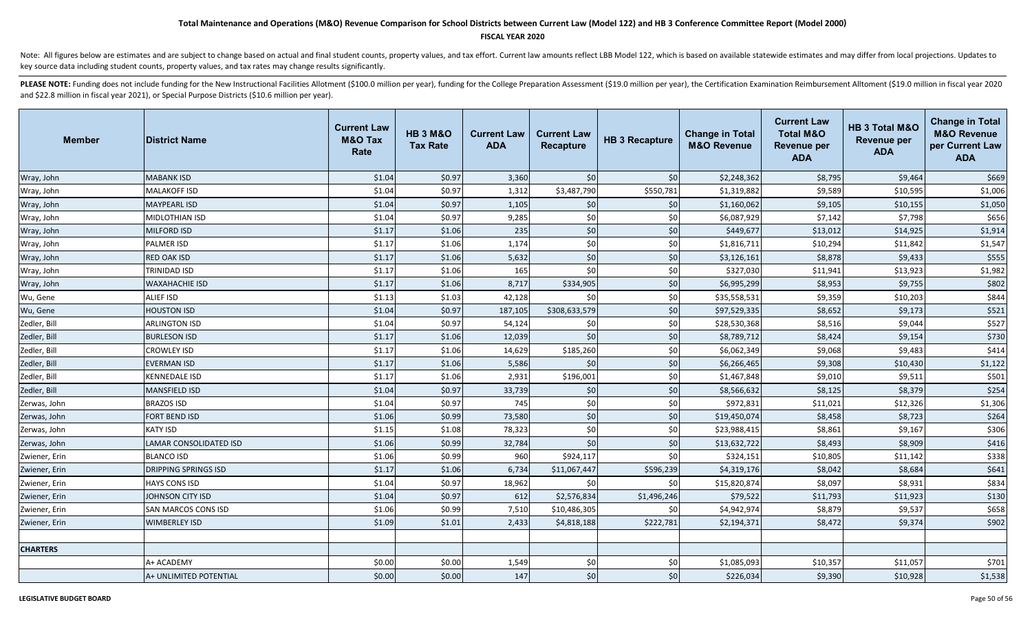# Total Maintenance and Operations (M&O) Revenue Comparison for School Districts between Current Law (Model 122) and HB 3 Conference Committee Report (Model 2000)

**FISCAL YEAR 2020**

Note: All figures below are estimates and are subject to change based on actual and final student counts, property values, and tax effort. Current law amounts reflect LBB Model 122, which is based on available statewide estimates and may differ from local projections. Updates to key source data including student counts, property values, and tax rates may change results significantly.

**PLEASE NOTE:** Funding does not include funding for the New Instructional Facilities Allotment ($100.0 million per year), funding for the College Preparation Assessment ($19.0 million per year), the Certification Examination Reimbursement Alltoment ($19.0 million in fiscal year 2020 and $22.8 million in fiscal year 2021), or Special Purpose Districts ($10.6 million per year).

| Member | District Name | Current Law M&O Tax Rate | HB 3 M&O Tax Rate | Current Law ADA | Current Law Recapture | HB 3 Recapture | Change in Total M&O Revenue | Current Law Total M&O Revenue per ADA | HB 3 Total M&O Revenue per ADA | Change in Total M&O Revenue per Current Law ADA |
|---|---|---|---|---|---|---|---|---|---|---|
| Wray, John | MABANK ISD | $1.04 | $0.97 | 3,360 | $0 | $0 | $2,248,362 | $8,795 | $9,464 | $669 |
| Wray, John | MALAKOFF ISD | $1.04 | $0.97 | 1,312 | $3,487,790 | $550,781 | $1,319,882 | $9,589 | $10,595 | $1,006 |
| Wray, John | MAYPEARL ISD | $1.04 | $0.97 | 1,105 | $0 | $0 | $1,160,062 | $9,105 | $10,155 | $1,050 |
| Wray, John | MIDLOTHIAN ISD | $1.04 | $0.97 | 9,285 | $0 | $0 | $6,087,929 | $7,142 | $7,798 | $656 |
| Wray, John | MILFORD ISD | $1.17 | $1.06 | 235 | $0 | $0 | $449,677 | $13,012 | $14,925 | $1,914 |
| Wray, John | PALMER ISD | $1.17 | $1.06 | 1,174 | $0 | $0 | $1,816,711 | $10,294 | $11,842 | $1,547 |
| Wray, John | RED OAK ISD | $1.17 | $1.06 | 5,632 | $0 | $0 | $3,126,161 | $8,878 | $9,433 | $555 |
| Wray, John | TRINIDAD ISD | $1.17 | $1.06 | 165 | $0 | $0 | $327,030 | $11,941 | $13,923 | $1,982 |
| Wray, John | WAXAHACHIE ISD | $1.17 | $1.06 | 8,717 | $334,905 | $0 | $6,995,299 | $8,953 | $9,755 | $802 |
| Wu, Gene | ALIEF ISD | $1.13 | $1.03 | 42,128 | $0 | $0 | $35,558,531 | $9,359 | $10,203 | $844 |
| Wu, Gene | HOUSTON ISD | $1.04 | $0.97 | 187,105 | $308,633,579 | $0 | $97,529,335 | $8,652 | $9,173 | $521 |
| Zedler, Bill | ARLINGTON ISD | $1.04 | $0.97 | 54,124 | $0 | $0 | $28,530,368 | $8,516 | $9,044 | $527 |
| Zedler, Bill | BURLESON ISD | $1.17 | $1.06 | 12,039 | $0 | $0 | $8,789,712 | $8,424 | $9,154 | $730 |
| Zedler, Bill | CROWLEY ISD | $1.17 | $1.06 | 14,629 | $185,260 | $0 | $6,062,349 | $9,068 | $9,483 | $414 |
| Zedler, Bill | EVERMAN ISD | $1.17 | $1.06 | 5,586 | $0 | $0 | $6,266,465 | $9,308 | $10,430 | $1,122 |
| Zedler, Bill | KENNEDALE ISD | $1.17 | $1.06 | 2,931 | $196,001 | $0 | $1,467,848 | $9,010 | $9,511 | $501 |
| Zedler, Bill | MANSFIELD ISD | $1.04 | $0.97 | 33,739 | $0 | $0 | $8,566,632 | $8,125 | $8,379 | $254 |
| Zerwas, John | BRAZOS ISD | $1.04 | $0.97 | 745 | $0 | $0 | $972,831 | $11,021 | $12,326 | $1,306 |
| Zerwas, John | FORT BEND ISD | $1.06 | $0.99 | 73,580 | $0 | $0 | $19,450,074 | $8,458 | $8,723 | $264 |
| Zerwas, John | KATY ISD | $1.15 | $1.08 | 78,323 | $0 | $0 | $23,988,415 | $8,861 | $9,167 | $306 |
| Zerwas, John | LAMAR CONSOLIDATED ISD | $1.06 | $0.99 | 32,784 | $0 | $0 | $13,632,722 | $8,493 | $8,909 | $416 |
| Zwiener, Erin | BLANCO ISD | $1.06 | $0.99 | 960 | $924,117 | $0 | $324,151 | $10,805 | $11,142 | $338 |
| Zwiener, Erin | DRIPPING SPRINGS ISD | $1.17 | $1.06 | 6,734 | $11,067,447 | $596,239 | $4,319,176 | $8,042 | $8,684 | $641 |
| Zwiener, Erin | HAYS CONS ISD | $1.04 | $0.97 | 18,962 | $0 | $0 | $15,820,874 | $8,097 | $8,931 | $834 |
| Zwiener, Erin | JOHNSON CITY ISD | $1.04 | $0.97 | 612 | $2,576,834 | $1,496,246 | $79,522 | $11,793 | $11,923 | $130 |
| Zwiener, Erin | SAN MARCOS CONS ISD | $1.06 | $0.99 | 7,510 | $10,486,305 | $0 | $4,942,974 | $8,879 | $9,537 | $658 |
| Zwiener, Erin | WIMBERLEY ISD | $1.09 | $1.01 | 2,433 | $4,818,188 | $222,781 | $2,194,371 | $8,472 | $9,374 | $902 |
| | | | | | | | | | | |
| **CHARTERS** | | | | | | | | | | |
| | A+ ACADEMY | $0.00 | $0.00 | 1,549 | $0 | $0 | $1,085,093 | $10,357 | $11,057 | $701 |
| | A+ UNLIMITED POTENTIAL | $0.00 | $0.00 | 147 | $0 | $0 | $226,034 | $9,390 | $10,928 | $1,538 |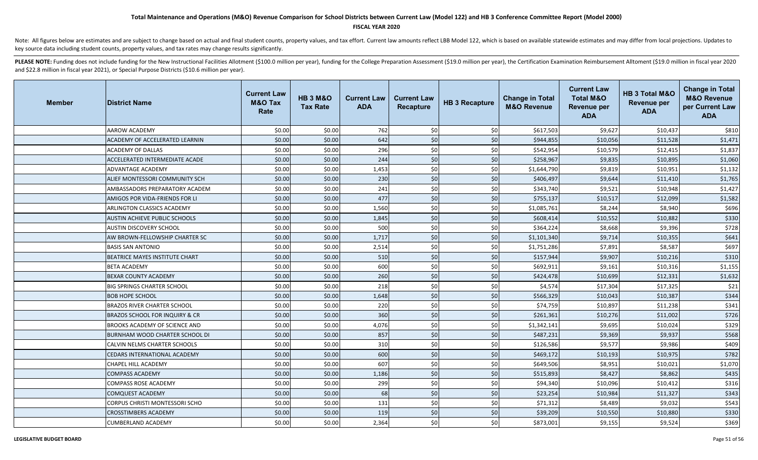# Total Maintenance and Operations (M&O) Revenue Comparison for School Districts between Current Law (Model 122) and HB 3 Conference Committee Report (Model 2000)

**FISCAL YEAR 2020**

Note: All figures below are estimates and are subject to change based on actual and final student counts, property values, and tax effort. Current law amounts reflect LBB Model 122, which is based on available statewide estimates and may differ from local projections. Updates to key source data including student counts, property values, and tax rates may change results significantly.

**PLEASE NOTE:** Funding does not include funding for the New Instructional Facilities Allotment ($100.0 million per year), funding for the College Preparation Assessment ($19.0 million per year), the Certification Examination Reimbursement Allotment ($19.0 million in fiscal year 2020 and $22.8 million in fiscal year 2021), or Special Purpose Districts ($10.6 million per year).

| Member | District Name | Current Law M&O Tax Rate | HB 3 M&O Tax Rate | Current Law ADA | Current Law Recapture | HB 3 Recapture | Change in Total M&O Revenue | Current Law Total M&O Revenue per ADA | HB 3 Total M&O Revenue per ADA | Change in Total M&O Revenue per Current Law ADA |
|---|---|---|---|---|---|---|---|---|---|---|
| | AAROW ACADEMY | $0.00 | $0.00 | 762 | $0 | $0 | $617,503 | $9,627 | $10,437 | $810 |
| | ACADEMY OF ACCELERATED LEARNIN | $0.00 | $0.00 | 642 | $0 | $0 | $944,855 | $10,056 | $11,528 | $1,471 |
| | ACADEMY OF DALLAS | $0.00 | $0.00 | 296 | $0 | $0 | $542,954 | $10,579 | $12,415 | $1,837 |
| | ACCELERATED INTERMEDIATE ACADE | $0.00 | $0.00 | 244 | $0 | $0 | $258,967 | $9,835 | $10,895 | $1,060 |
| | ADVANTAGE ACADEMY | $0.00 | $0.00 | 1,453 | $0 | $0 | $1,644,790 | $9,819 | $10,951 | $1,132 |
| | ALIEF MONTESSORI COMMUNITY SCH | $0.00 | $0.00 | 230 | $0 | $0 | $406,497 | $9,644 | $11,410 | $1,765 |
| | AMBASSADORS PREPARATORY ACADEM | $0.00 | $0.00 | 241 | $0 | $0 | $343,740 | $9,521 | $10,948 | $1,427 |
| | AMIGOS POR VIDA-FRIENDS FOR LI | $0.00 | $0.00 | 477 | $0 | $0 | $755,137 | $10,517 | $12,099 | $1,582 |
| | ARLINGTON CLASSICS ACADEMY | $0.00 | $0.00 | 1,560 | $0 | $0 | $1,085,761 | $8,244 | $8,940 | $696 |
| | AUSTIN ACHIEVE PUBLIC SCHOOLS | $0.00 | $0.00 | 1,845 | $0 | $0 | $608,414 | $10,552 | $10,882 | $330 |
| | AUSTIN DISCOVERY SCHOOL | $0.00 | $0.00 | 500 | $0 | $0 | $364,224 | $8,668 | $9,396 | $728 |
| | AW BROWN-FELLOWSHIP CHARTER SC | $0.00 | $0.00 | 1,717 | $0 | $0 | $1,101,340 | $9,714 | $10,355 | $641 |
| | BASIS SAN ANTONIO | $0.00 | $0.00 | 2,514 | $0 | $0 | $1,751,286 | $7,891 | $8,587 | $697 |
| | BEATRICE MAYES INSTITUTE CHART | $0.00 | $0.00 | 510 | $0 | $0 | $157,944 | $9,907 | $10,216 | $310 |
| | BETA ACADEMY | $0.00 | $0.00 | 600 | $0 | $0 | $692,911 | $9,161 | $10,316 | $1,155 |
| | BEXAR COUNTY ACADEMY | $0.00 | $0.00 | 260 | $0 | $0 | $424,478 | $10,699 | $12,331 | $1,632 |
| | BIG SPRINGS CHARTER SCHOOL | $0.00 | $0.00 | 218 | $0 | $0 | $4,574 | $17,304 | $17,325 | $21 |
| | BOB HOPE SCHOOL | $0.00 | $0.00 | 1,648 | $0 | $0 | $566,329 | $10,043 | $10,387 | $344 |
| | BRAZOS RIVER CHARTER SCHOOL | $0.00 | $0.00 | 220 | $0 | $0 | $74,759 | $10,897 | $11,238 | $341 |
| | BRAZOS SCHOOL FOR INQUIRY & CR | $0.00 | $0.00 | 360 | $0 | $0 | $261,361 | $10,276 | $11,002 | $726 |
| | BROOKS ACADEMY OF SCIENCE AND | $0.00 | $0.00 | 4,076 | $0 | $0 | $1,342,141 | $9,695 | $10,024 | $329 |
| | BURNHAM WOOD CHARTER SCHOOL DI | $0.00 | $0.00 | 857 | $0 | $0 | $487,231 | $9,369 | $9,937 | $568 |
| | CALVIN NELMS CHARTER SCHOOLS | $0.00 | $0.00 | 310 | $0 | $0 | $126,586 | $9,577 | $9,986 | $409 |
| | CEDARS INTERNATIONAL ACADEMY | $0.00 | $0.00 | 600 | $0 | $0 | $469,172 | $10,193 | $10,975 | $782 |
| | CHAPEL HILL ACADEMY | $0.00 | $0.00 | 607 | $0 | $0 | $649,506 | $8,951 | $10,021 | $1,070 |
| | COMPASS ACADEMY | $0.00 | $0.00 | 1,186 | $0 | $0 | $515,893 | $8,427 | $8,862 | $435 |
| | COMPASS ROSE ACADEMY | $0.00 | $0.00 | 299 | $0 | $0 | $94,340 | $10,096 | $10,412 | $316 |
| | COMQUEST ACADEMY | $0.00 | $0.00 | 68 | $0 | $0 | $23,254 | $10,984 | $11,327 | $343 |
| | CORPUS CHRISTI MONTESSORI SCHO | $0.00 | $0.00 | 131 | $0 | $0 | $71,312 | $8,489 | $9,032 | $543 |
| | CROSSTIMBERS ACADEMY | $0.00 | $0.00 | 119 | $0 | $0 | $39,209 | $10,550 | $10,880 | $330 |
| | CUMBERLAND ACADEMY | $0.00 | $0.00 | 2,364 | $0 | $0 | $873,001 | $9,155 | $9,524 | $369 |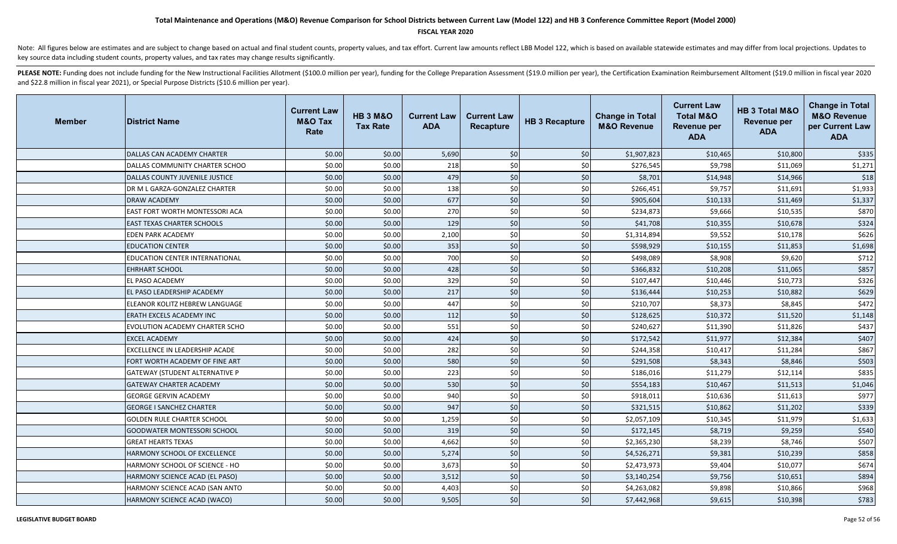# Total Maintenance and Operations (M&O) Revenue Comparison for School Districts between Current Law (Model 122) and HB 3 Conference Committee Report (Model 2000)

**FISCAL YEAR 2020**

Note: All figures below are estimates and are subject to change based on actual and final student counts, property values, and tax effort. Current law amounts reflect LBB Model 122, which is based on available statewide estimates and may differ from local projections. Updates to key source data including student counts, property values, and tax rates may change results significantly.

**PLEASE NOTE:** Funding does not include funding for the New Instructional Facilities Allotment ($100.0 million per year), funding for the College Preparation Assessment ($19.0 million per year), the Certification Examination Reimbursement Alltoment ($19.0 million in fiscal year 2020 and $22.8 million in fiscal year 2021), or Special Purpose Districts ($10.6 million per year).

| Member | District Name | Current Law M&O Tax Rate | HB 3 M&O Tax Rate | Current Law ADA | Current Law Recapture | HB 3 Recapture | Change in Total M&O Revenue | Current Law Total M&O Revenue per ADA | HB 3 Total M&O Revenue per ADA | Change in Total M&O Revenue per Current Law ADA |
|---|---|---|---|---|---|---|---|---|---|---|
| | DALLAS CAN ACADEMY CHARTER | $0.00 | $0.00 | 5,690 | $0 | $0 | $1,907,823 | $10,465 | $10,800 | $335 |
| | DALLAS COMMUNITY CHARTER SCHOO | $0.00 | $0.00 | 218 | $0 | $0 | $276,545 | $9,798 | $11,069 | $1,271 |
| | DALLAS COUNTY JUVENILE JUSTICE | $0.00 | $0.00 | 479 | $0 | $0 | $8,701 | $14,948 | $14,966 | $18 |
| | DR M L GARZA-GONZALEZ CHARTER | $0.00 | $0.00 | 138 | $0 | $0 | $266,451 | $9,757 | $11,691 | $1,933 |
| | DRAW ACADEMY | $0.00 | $0.00 | 677 | $0 | $0 | $905,604 | $10,133 | $11,469 | $1,337 |
| | EAST FORT WORTH MONTESSORI ACA | $0.00 | $0.00 | 270 | $0 | $0 | $234,873 | $9,666 | $10,535 | $870 |
| | EAST TEXAS CHARTER SCHOOLS | $0.00 | $0.00 | 129 | $0 | $0 | $41,708 | $10,355 | $10,678 | $324 |
| | EDEN PARK ACADEMY | $0.00 | $0.00 | 2,100 | $0 | $0 | $1,314,894 | $9,552 | $10,178 | $626 |
| | EDUCATION CENTER | $0.00 | $0.00 | 353 | $0 | $0 | $598,929 | $10,155 | $11,853 | $1,698 |
| | EDUCATION CENTER INTERNATIONAL | $0.00 | $0.00 | 700 | $0 | $0 | $498,089 | $8,908 | $9,620 | $712 |
| | EHRHART SCHOOL | $0.00 | $0.00 | 428 | $0 | $0 | $366,832 | $10,208 | $11,065 | $857 |
| | EL PASO ACADEMY | $0.00 | $0.00 | 329 | $0 | $0 | $107,447 | $10,446 | $10,773 | $326 |
| | EL PASO LEADERSHIP ACADEMY | $0.00 | $0.00 | 217 | $0 | $0 | $136,444 | $10,253 | $10,882 | $629 |
| | ELEANOR KOLITZ HEBREW LANGUAGE | $0.00 | $0.00 | 447 | $0 | $0 | $210,707 | $8,373 | $8,845 | $472 |
| | ERATH EXCELS ACADEMY INC | $0.00 | $0.00 | 112 | $0 | $0 | $128,625 | $10,372 | $11,520 | $1,148 |
| | EVOLUTION ACADEMY CHARTER SCHO | $0.00 | $0.00 | 551 | $0 | $0 | $240,627 | $11,390 | $11,826 | $437 |
| | EXCEL ACADEMY | $0.00 | $0.00 | 424 | $0 | $0 | $172,542 | $11,977 | $12,384 | $407 |
| | EXCELLENCE IN LEADERSHIP ACADE | $0.00 | $0.00 | 282 | $0 | $0 | $244,358 | $10,417 | $11,284 | $867 |
| | FORT WORTH ACADEMY OF FINE ART | $0.00 | $0.00 | 580 | $0 | $0 | $291,508 | $8,343 | $8,846 | $503 |
| | GATEWAY (STUDENT ALTERNATIVE P | $0.00 | $0.00 | 223 | $0 | $0 | $186,016 | $11,279 | $12,114 | $835 |
| | GATEWAY CHARTER ACADEMY | $0.00 | $0.00 | 530 | $0 | $0 | $554,183 | $10,467 | $11,513 | $1,046 |
| | GEORGE GERVIN ACADEMY | $0.00 | $0.00 | 940 | $0 | $0 | $918,011 | $10,636 | $11,613 | $977 |
| | GEORGE I SANCHEZ CHARTER | $0.00 | $0.00 | 947 | $0 | $0 | $321,515 | $10,862 | $11,202 | $339 |
| | GOLDEN RULE CHARTER SCHOOL | $0.00 | $0.00 | 1,259 | $0 | $0 | $2,057,109 | $10,345 | $11,979 | $1,633 |
| | GOODWATER MONTESSORI SCHOOL | $0.00 | $0.00 | 319 | $0 | $0 | $172,145 | $8,719 | $9,259 | $540 |
| | GREAT HEARTS TEXAS | $0.00 | $0.00 | 4,662 | $0 | $0 | $2,365,230 | $8,239 | $8,746 | $507 |
| | HARMONY SCHOOL OF EXCELLENCE | $0.00 | $0.00 | 5,274 | $0 | $0 | $4,526,271 | $9,381 | $10,239 | $858 |
| | HARMONY SCHOOL OF SCIENCE - HO | $0.00 | $0.00 | 3,673 | $0 | $0 | $2,473,973 | $9,404 | $10,077 | $674 |
| | HARMONY SCIENCE ACAD (EL PASO) | $0.00 | $0.00 | 3,512 | $0 | $0 | $3,140,254 | $9,756 | $10,651 | $894 |
| | HARMONY SCIENCE ACAD (SAN ANTO | $0.00 | $0.00 | 4,403 | $0 | $0 | $4,263,082 | $9,898 | $10,866 | $968 |
| | HARMONY SCIENCE ACAD (WACO) | $0.00 | $0.00 | 9,505 | $0 | $0 | $7,442,968 | $9,615 | $10,398 | $783 |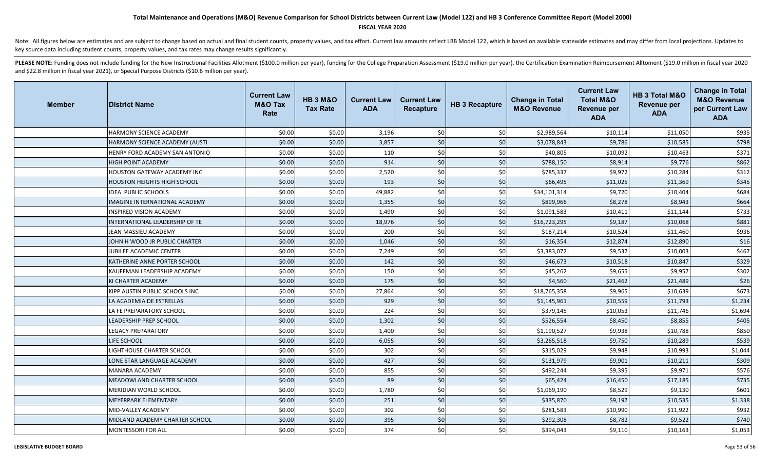**Total Maintenance and Operations (M&O) Revenue Comparison for School Districts between Current Law (Model 122) and HB 3 Conference Committee Report (Model 2000)**

**FISCAL YEAR 2020**

Note: All figures below are estimates and are subject to change based on actual and final student counts, property values, and tax effort. Current law amounts reflect LBB Model 122, which is based on available statewide estimates and may differ from local projections. Updates to key source data including student counts, property values, and tax rates may change results significantly.

**PLEASE NOTE:** Funding does not include funding for the New Instructional Facilities Allotment ($100.0 million per year), funding for the College Preparation Assessment ($19.0 million per year), the Certification Examination Reimbursement Alltoment ($19.0 million in fiscal year 2020 and $22.8 million in fiscal year 2021), or Special Purpose Districts ($10.6 million per year).

| Member | District Name | Current Law M&O Tax Rate | HB 3 M&O Tax Rate | Current Law ADA | Current Law Recapture | HB 3 Recapture | Change in Total M&O Revenue | Current Law Total M&O Revenue per ADA | HB 3 Total M&O Revenue per ADA | Change in Total M&O Revenue per Current Law ADA |
|---|---|---|---|---|---|---|---|---|---|---|
| | HARMONY SCIENCE ACADEMY | $0.00 | $0.00 | 3,196 | $0 | $0 | $2,989,564 | $10,114 | $11,050 | $935 |
| | HARMONY SCIENCE ACADEMY (AUSTI | $0.00 | $0.00 | 3,857 | $0 | $0 | $3,078,843 | $9,786 | $10,585 | $798 |
| | HENRY FORD ACADEMY SAN ANTONIO | $0.00 | $0.00 | 110 | $0 | $0 | $40,805 | $10,092 | $10,463 | $371 |
| | HIGH POINT ACADEMY | $0.00 | $0.00 | 914 | $0 | $0 | $788,150 | $8,914 | $9,776 | $862 |
| | HOUSTON GATEWAY ACADEMY INC | $0.00 | $0.00 | 2,520 | $0 | $0 | $785,337 | $9,972 | $10,284 | $312 |
| | HOUSTON HEIGHTS HIGH SCHOOL | $0.00 | $0.00 | 193 | $0 | $0 | $66,495 | $11,025 | $11,369 | $345 |
| | IDEA PUBLIC SCHOOLS | $0.00 | $0.00 | 49,882 | $0 | $0 | $34,101,314 | $9,720 | $10,404 | $684 |
| | IMAGINE INTERNATIONAL ACADEMY | $0.00 | $0.00 | 1,355 | $0 | $0 | $899,966 | $8,278 | $8,943 | $664 |
| | INSPIRED VISION ACADEMY | $0.00 | $0.00 | 1,490 | $0 | $0 | $1,091,583 | $10,411 | $11,144 | $733 |
| | INTERNATIONAL LEADERSHIP OF TE | $0.00 | $0.00 | 18,976 | $0 | $0 | $16,723,295 | $9,187 | $10,068 | $881 |
| | JEAN MASSIEU ACADEMY | $0.00 | $0.00 | 200 | $0 | $0 | $187,214 | $10,524 | $11,460 | $936 |
| | JOHN H WOOD JR PUBLIC CHARTER | $0.00 | $0.00 | 1,046 | $0 | $0 | $16,354 | $12,874 | $12,890 | $16 |
| | JUBILEE ACADEMIC CENTER | $0.00 | $0.00 | 7,249 | $0 | $0 | $3,383,072 | $9,537 | $10,003 | $467 |
| | KATHERINE ANNE PORTER SCHOOL | $0.00 | $0.00 | 142 | $0 | $0 | $46,673 | $10,518 | $10,847 | $329 |
| | KAUFFMAN LEADERSHIP ACADEMY | $0.00 | $0.00 | 150 | $0 | $0 | $45,262 | $9,655 | $9,957 | $302 |
| | KI CHARTER ACADEMY | $0.00 | $0.00 | 175 | $0 | $0 | $4,560 | $21,462 | $21,489 | $26 |
| | KIPP AUSTIN PUBLIC SCHOOLS INC | $0.00 | $0.00 | 27,864 | $0 | $0 | $18,765,358 | $9,965 | $10,639 | $673 |
| | LA ACADEMIA DE ESTRELLAS | $0.00 | $0.00 | 929 | $0 | $0 | $1,145,961 | $10,559 | $11,793 | $1,234 |
| | LA FE PREPARATORY SCHOOL | $0.00 | $0.00 | 224 | $0 | $0 | $379,145 | $10,053 | $11,746 | $1,694 |
| | LEADERSHIP PREP SCHOOL | $0.00 | $0.00 | 1,302 | $0 | $0 | $526,554 | $8,450 | $8,855 | $405 |
| | LEGACY PREPARATORY | $0.00 | $0.00 | 1,400 | $0 | $0 | $1,190,527 | $9,938 | $10,788 | $850 |
| | LIFE SCHOOL | $0.00 | $0.00 | 6,055 | $0 | $0 | $3,265,518 | $9,750 | $10,289 | $539 |
| | LIGHTHOUSE CHARTER SCHOOL | $0.00 | $0.00 | 302 | $0 | $0 | $315,029 | $9,948 | $10,993 | $1,044 |
| | LONE STAR LANGUAGE ACADEMY | $0.00 | $0.00 | 427 | $0 | $0 | $131,979 | $9,901 | $10,211 | $309 |
| | MANARA ACADEMY | $0.00 | $0.00 | 855 | $0 | $0 | $492,244 | $9,395 | $9,971 | $576 |
| | MEADOWLAND CHARTER SCHOOL | $0.00 | $0.00 | 89 | $0 | $0 | $65,424 | $16,450 | $17,185 | $735 |
| | MERIDIAN WORLD SCHOOL | $0.00 | $0.00 | 1,780 | $0 | $0 | $1,069,190 | $8,529 | $9,130 | $601 |
| | MEYERPARK ELEMENTARY | $0.00 | $0.00 | 251 | $0 | $0 | $335,870 | $9,197 | $10,535 | $1,338 |
| | MID-VALLEY ACADEMY | $0.00 | $0.00 | 302 | $0 | $0 | $281,583 | $10,990 | $11,922 | $932 |
| | MIDLAND ACADEMY CHARTER SCHOOL | $0.00 | $0.00 | 395 | $0 | $0 | $292,308 | $8,782 | $9,522 | $740 |
| | MONTESSORI FOR ALL | $0.00 | $0.00 | 374 | $0 | $0 | $394,043 | $9,110 | $10,163 | $1,053 |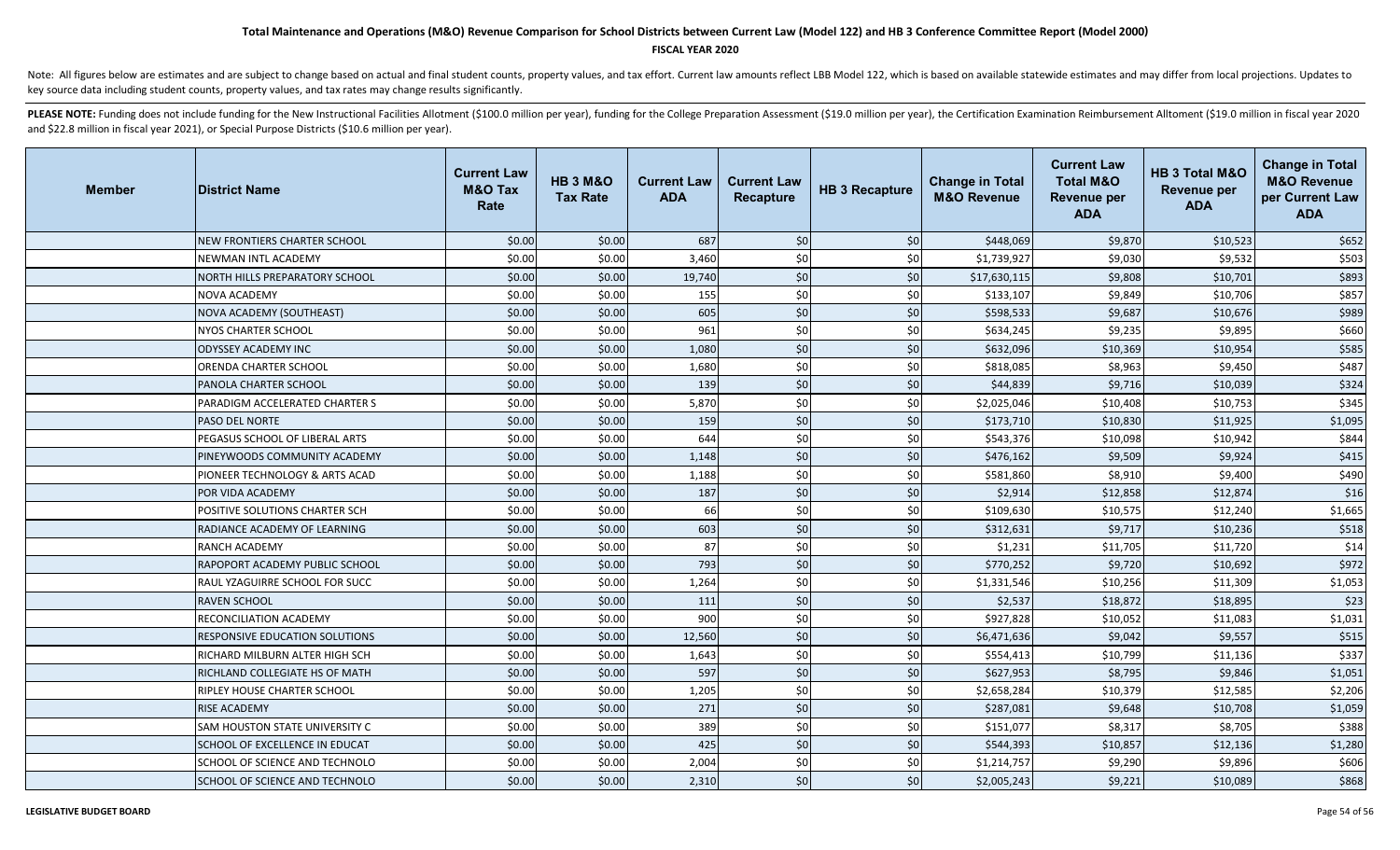# Total Maintenance and Operations (M&O) Revenue Comparison for School Districts between Current Law (Model 122) and HB 3 Conference Committee Report (Model 2000)

**FISCAL YEAR 2020**

Note: All figures below are estimates and are subject to change based on actual and final student counts, property values, and tax effort. Current law amounts reflect LBB Model 122, which is based on available statewide estimates and may differ from local projections. Updates to key source data including student counts, property values, and tax rates may change results significantly.

**PLEASE NOTE:** Funding does not include funding for the New Instructional Facilities Allotment ($100.0 million per year), funding for the College Preparation Assessment ($19.0 million per year), the Certification Examination Reimbursement Alltoment ($19.0 million in fiscal year 2020 and $22.8 million in fiscal year 2021), or Special Purpose Districts ($10.6 million per year).

| Member | District Name | Current Law M&O Tax Rate | HB 3 M&O Tax Rate | Current Law ADA | Current Law Recapture | HB 3 Recapture | Change in Total M&O Revenue | Current Law Total M&O Revenue per ADA | HB 3 Total M&O Revenue per ADA | Change in Total M&O Revenue per Current Law ADA |
|---|---|---|---|---|---|---|---|---|---|---|
| | NEW FRONTIERS CHARTER SCHOOL | $0.00 | $0.00 | 687 | $0 | $0 | $448,069 | $9,870 | $10,523 | $652 |
| | NEWMAN INTL ACADEMY | $0.00 | $0.00 | 3,460 | $0 | $0 | $1,739,927 | $9,030 | $9,532 | $503 |
| | NORTH HILLS PREPARATORY SCHOOL | $0.00 | $0.00 | 19,740 | $0 | $0 | $17,630,115 | $9,808 | $10,701 | $893 |
| | NOVA ACADEMY | $0.00 | $0.00 | 155 | $0 | $0 | $133,107 | $9,849 | $10,706 | $857 |
| | NOVA ACADEMY (SOUTHEAST) | $0.00 | $0.00 | 605 | $0 | $0 | $598,533 | $9,687 | $10,676 | $989 |
| | NYOS CHARTER SCHOOL | $0.00 | $0.00 | 961 | $0 | $0 | $634,245 | $9,235 | $9,895 | $660 |
| | ODYSSEY ACADEMY INC | $0.00 | $0.00 | 1,080 | $0 | $0 | $632,096 | $10,369 | $10,954 | $585 |
| | ORENDA CHARTER SCHOOL | $0.00 | $0.00 | 1,680 | $0 | $0 | $818,085 | $8,963 | $9,450 | $487 |
| | PANOLA CHARTER SCHOOL | $0.00 | $0.00 | 139 | $0 | $0 | $44,839 | $9,716 | $10,039 | $324 |
| | PARADIGM ACCELERATED CHARTER S | $0.00 | $0.00 | 5,870 | $0 | $0 | $2,025,046 | $10,408 | $10,753 | $345 |
| | PASO DEL NORTE | $0.00 | $0.00 | 159 | $0 | $0 | $173,710 | $10,830 | $11,925 | $1,095 |
| | PEGASUS SCHOOL OF LIBERAL ARTS | $0.00 | $0.00 | 644 | $0 | $0 | $543,376 | $10,098 | $10,942 | $844 |
| | PINEYWOODS COMMUNITY ACADEMY | $0.00 | $0.00 | 1,148 | $0 | $0 | $476,162 | $9,509 | $9,924 | $415 |
| | PIONEER TECHNOLOGY & ARTS ACAD | $0.00 | $0.00 | 1,188 | $0 | $0 | $581,860 | $8,910 | $9,400 | $490 |
| | POR VIDA ACADEMY | $0.00 | $0.00 | 187 | $0 | $0 | $2,914 | $12,858 | $12,874 | $16 |
| | POSITIVE SOLUTIONS CHARTER SCH | $0.00 | $0.00 | 66 | $0 | $0 | $109,630 | $10,575 | $12,240 | $1,665 |
| | RADIANCE ACADEMY OF LEARNING | $0.00 | $0.00 | 603 | $0 | $0 | $312,631 | $9,717 | $10,236 | $518 |
| | RANCH ACADEMY | $0.00 | $0.00 | 87 | $0 | $0 | $1,231 | $11,705 | $11,720 | $14 |
| | RAPOPORT ACADEMY PUBLIC SCHOOL | $0.00 | $0.00 | 793 | $0 | $0 | $770,252 | $9,720 | $10,692 | $972 |
| | RAUL YZAGUIRRE SCHOOL FOR SUCC | $0.00 | $0.00 | 1,264 | $0 | $0 | $1,331,546 | $10,256 | $11,309 | $1,053 |
| | RAVEN SCHOOL | $0.00 | $0.00 | 111 | $0 | $0 | $2,537 | $18,872 | $18,895 | $23 |
| | RECONCILIATION ACADEMY | $0.00 | $0.00 | 900 | $0 | $0 | $927,828 | $10,052 | $11,083 | $1,031 |
| | RESPONSIVE EDUCATION SOLUTIONS | $0.00 | $0.00 | 12,560 | $0 | $0 | $6,471,636 | $9,042 | $9,557 | $515 |
| | RICHARD MILBURN ALTER HIGH SCH | $0.00 | $0.00 | 1,643 | $0 | $0 | $554,413 | $10,799 | $11,136 | $337 |
| | RICHLAND COLLEGIATE HS OF MATH | $0.00 | $0.00 | 597 | $0 | $0 | $627,953 | $8,795 | $9,846 | $1,051 |
| | RIPLEY HOUSE CHARTER SCHOOL | $0.00 | $0.00 | 1,205 | $0 | $0 | $2,658,284 | $10,379 | $12,585 | $2,206 |
| | RISE ACADEMY | $0.00 | $0.00 | 271 | $0 | $0 | $287,081 | $9,648 | $10,708 | $1,059 |
| | SAM HOUSTON STATE UNIVERSITY C | $0.00 | $0.00 | 389 | $0 | $0 | $151,077 | $8,317 | $8,705 | $388 |
| | SCHOOL OF EXCELLENCE IN EDUCAT | $0.00 | $0.00 | 425 | $0 | $0 | $544,393 | $10,857 | $12,136 | $1,280 |
| | SCHOOL OF SCIENCE AND TECHNOLO | $0.00 | $0.00 | 2,004 | $0 | $0 | $1,214,757 | $9,290 | $9,896 | $606 |
| | SCHOOL OF SCIENCE AND TECHNOLO | $0.00 | $0.00 | 2,310 | $0 | $0 | $2,005,243 | $9,221 | $10,089 | $868 |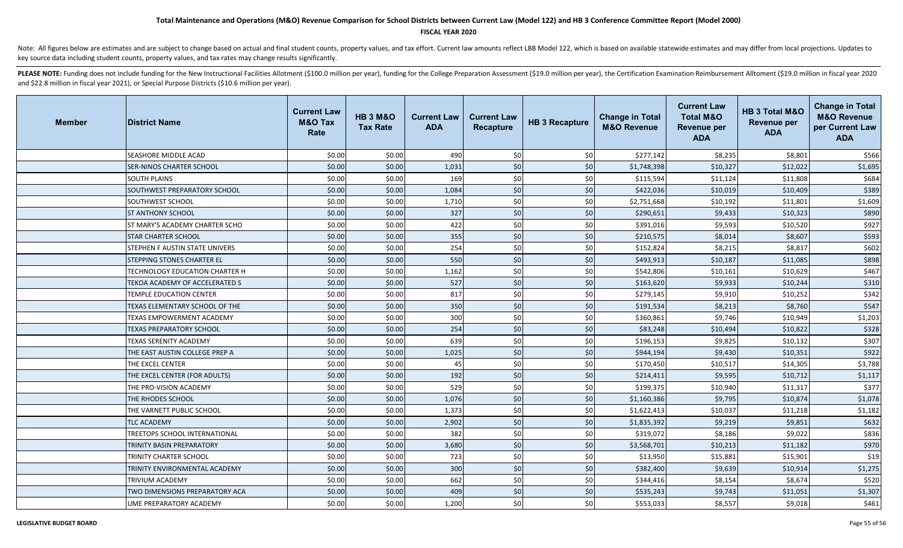# Total Maintenance and Operations (M&O) Revenue Comparison for School Districts between Current Law (Model 122) and HB 3 Conference Committee Report (Model 2000)

**FISCAL YEAR 2020**

Note: All figures below are estimates and are subject to change based on actual and final student counts, property values, and tax effort. Current law amounts reflect LBB Model 122, which is based on available statewide estimates and may differ from local projections. Updates to key source data including student counts, property values, and tax rates may change results significantly.

**PLEASE NOTE:** Funding does not include funding for the New Instructional Facilities Allotment ($100.0 million per year), funding for the College Preparation Assessment ($19.0 million per year), the Certification Examination Reimbursement Alltoment ($19.0 million in fiscal year 2020 and $22.8 million in fiscal year 2021), or Special Purpose Districts ($10.6 million per year).

| Member | District Name | Current Law M&O Tax Rate | HB 3 M&O Tax Rate | Current Law ADA | Current Law Recapture | HB 3 Recapture | Change in Total M&O Revenue | Current Law Total M&O Revenue per ADA | HB 3 Total M&O Revenue per ADA | Change in Total M&O Revenue per Current Law ADA |
|---|---|---|---|---|---|---|---|---|---|---|
| | SEASHORE MIDDLE ACAD | $0.00 | $0.00 | 490 | $0 | $0 | $277,142 | $8,235 | $8,801 | $566 |
| | SER-NINOS CHARTER SCHOOL | $0.00 | $0.00 | 1,031 | $0 | $0 | $1,748,398 | $10,327 | $12,022 | $1,695 |
| | SOUTH PLAINS | $0.00 | $0.00 | 169 | $0 | $0 | $115,594 | $11,124 | $11,808 | $684 |
| | SOUTHWEST PREPARATORY SCHOOL | $0.00 | $0.00 | 1,084 | $0 | $0 | $422,036 | $10,019 | $10,409 | $389 |
| | SOUTHWEST SCHOOL | $0.00 | $0.00 | 1,710 | $0 | $0 | $2,751,668 | $10,192 | $11,801 | $1,609 |
| | ST ANTHONY SCHOOL | $0.00 | $0.00 | 327 | $0 | $0 | $290,651 | $9,433 | $10,323 | $890 |
| | ST MARY'S ACADEMY CHARTER SCHO | $0.00 | $0.00 | 422 | $0 | $0 | $391,016 | $9,593 | $10,520 | $927 |
| | STAR CHARTER SCHOOL | $0.00 | $0.00 | 355 | $0 | $0 | $210,575 | $8,014 | $8,607 | $593 |
| | STEPHEN F AUSTIN STATE UNIVERS | $0.00 | $0.00 | 254 | $0 | $0 | $152,824 | $8,215 | $8,817 | $602 |
| | STEPPING STONES CHARTER EL | $0.00 | $0.00 | 550 | $0 | $0 | $493,913 | $10,187 | $11,085 | $898 |
| | TECHNOLOGY EDUCATION CHARTER H | $0.00 | $0.00 | 1,162 | $0 | $0 | $542,806 | $10,161 | $10,629 | $467 |
| | TEKOA ACADEMY OF ACCELERATED S | $0.00 | $0.00 | 527 | $0 | $0 | $163,620 | $9,933 | $10,244 | $310 |
| | TEMPLE EDUCATION CENTER | $0.00 | $0.00 | 817 | $0 | $0 | $279,145 | $9,910 | $10,252 | $342 |
| | TEXAS ELEMENTARY SCHOOL OF THE | $0.00 | $0.00 | 350 | $0 | $0 | $191,534 | $8,213 | $8,760 | $547 |
| | TEXAS EMPOWERMENT ACADEMY | $0.00 | $0.00 | 300 | $0 | $0 | $360,861 | $9,746 | $10,949 | $1,203 |
| | TEXAS PREPARATORY SCHOOL | $0.00 | $0.00 | 254 | $0 | $0 | $83,248 | $10,494 | $10,822 | $328 |
| | TEXAS SERENITY ACADEMY | $0.00 | $0.00 | 639 | $0 | $0 | $196,153 | $9,825 | $10,132 | $307 |
| | THE EAST AUSTIN COLLEGE PREP A | $0.00 | $0.00 | 1,025 | $0 | $0 | $944,194 | $9,430 | $10,351 | $922 |
| | THE EXCEL CENTER | $0.00 | $0.00 | 45 | $0 | $0 | $170,450 | $10,517 | $14,305 | $3,788 |
| | THE EXCEL CENTER (FOR ADULTS) | $0.00 | $0.00 | 192 | $0 | $0 | $214,411 | $9,595 | $10,712 | $1,117 |
| | THE PRO-VISION ACADEMY | $0.00 | $0.00 | 529 | $0 | $0 | $199,375 | $10,940 | $11,317 | $377 |
| | THE RHODES SCHOOL | $0.00 | $0.00 | 1,076 | $0 | $0 | $1,160,386 | $9,795 | $10,874 | $1,078 |
| | THE VARNETT PUBLIC SCHOOL | $0.00 | $0.00 | 1,373 | $0 | $0 | $1,622,413 | $10,037 | $11,218 | $1,182 |
| | TLC ACADEMY | $0.00 | $0.00 | 2,902 | $0 | $0 | $1,835,392 | $9,219 | $9,851 | $632 |
| | TREETOPS SCHOOL INTERNATIONAL | $0.00 | $0.00 | 382 | $0 | $0 | $319,072 | $8,186 | $9,022 | $836 |
| | TRINITY BASIN PREPARATORY | $0.00 | $0.00 | 3,680 | $0 | $0 | $3,568,701 | $10,213 | $11,182 | $970 |
| | TRINITY CHARTER SCHOOL | $0.00 | $0.00 | 723 | $0 | $0 | $13,950 | $15,881 | $15,901 | $19 |
| | TRINITY ENVIRONMENTAL ACADEMY | $0.00 | $0.00 | 300 | $0 | $0 | $382,400 | $9,639 | $10,914 | $1,275 |
| | TRIVIUM ACADEMY | $0.00 | $0.00 | 662 | $0 | $0 | $344,416 | $8,154 | $8,674 | $520 |
| | TWO DIMENSIONS PREPARATORY ACA | $0.00 | $0.00 | 409 | $0 | $0 | $535,243 | $9,743 | $11,051 | $1,307 |
| | UME PREPARATORY ACADEMY | $0.00 | $0.00 | 1,200 | $0 | $0 | $553,033 | $8,557 | $9,018 | $461 |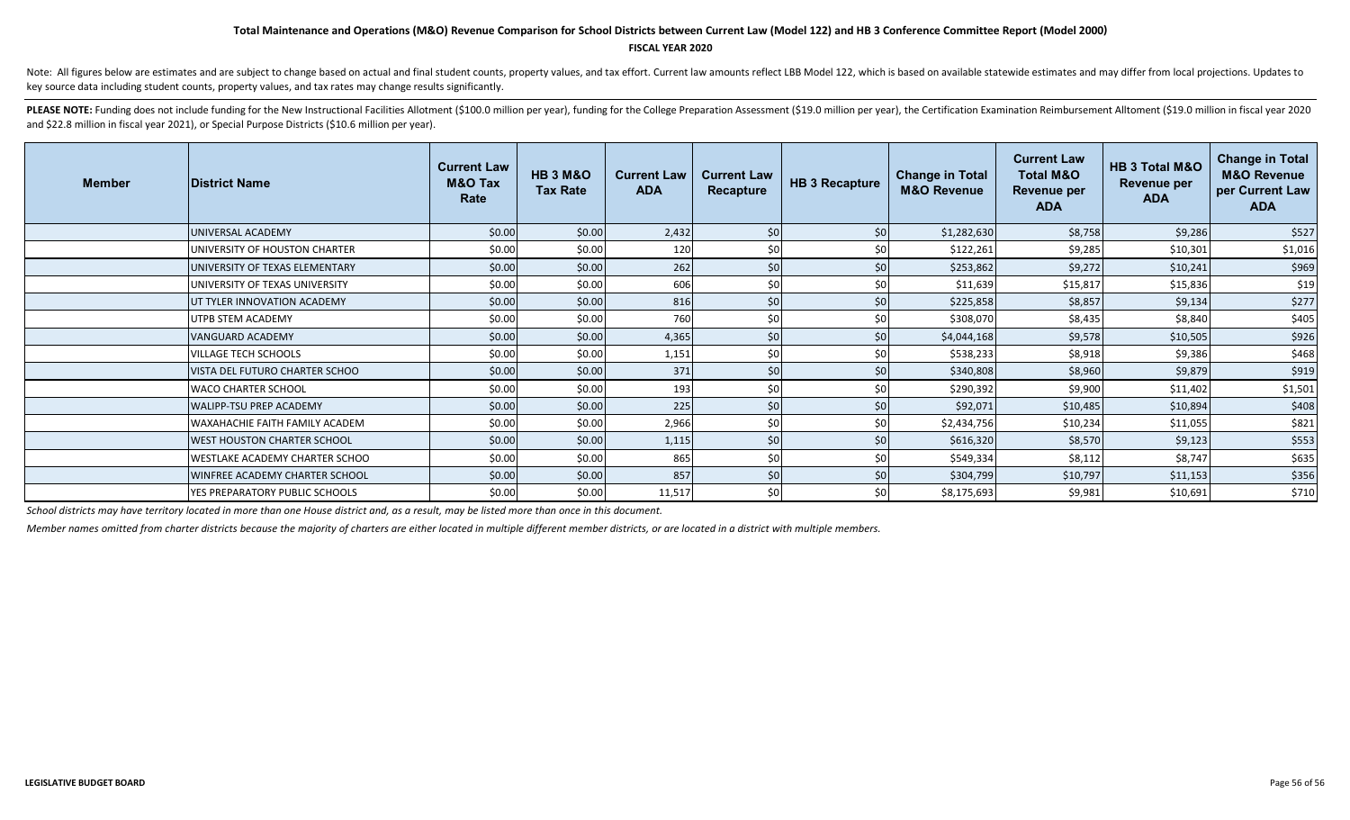**Total Maintenance and Operations (M&O) Revenue Comparison for School Districts between Current Law (Model 122) and HB 3 Conference Committee Report (Model 2000)**

**FISCAL YEAR 2020**

Note: All figures below are estimates and are subject to change based on actual and final student counts, property values, and tax effort. Current law amounts reflect LBB Model 122, which is based on available statewide estimates and may differ from local projections. Updates to key source data including student counts, property values, and tax rates may change results significantly.

**PLEASE NOTE:** Funding does not include funding for the New Instructional Facilities Allotment ($100.0 million per year), funding for the College Preparation Assessment ($19.0 million per year), the Certification Examination Reimbursement Alltoment ($19.0 million in fiscal year 2020 and $22.8 million in fiscal year 2021), or Special Purpose Districts ($10.6 million per year).

| Member | District Name | Current Law M&O Tax Rate | HB 3 M&O Tax Rate | Current Law ADA | Current Law Recapture | HB 3 Recapture | Change in Total M&O Revenue | Current Law Total M&O Revenue per ADA | HB 3 Total M&O Revenue per ADA | Change in Total M&O Revenue per Current Law ADA |
|---|---|---|---|---|---|---|---|---|---|---|
| | UNIVERSAL ACADEMY | $0.00 | $0.00 | 2,432 | $0 | $0 | $1,282,630 | $8,758 | $9,286 | $527 |
| | UNIVERSITY OF HOUSTON CHARTER | $0.00 | $0.00 | 120 | $0 | $0 | $122,261 | $9,285 | $10,301 | $1,016 |
| | UNIVERSITY OF TEXAS ELEMENTARY | $0.00 | $0.00 | 262 | $0 | $0 | $253,862 | $9,272 | $10,241 | $969 |
| | UNIVERSITY OF TEXAS UNIVERSITY | $0.00 | $0.00 | 606 | $0 | $0 | $11,639 | $15,817 | $15,836 | $19 |
| | UT TYLER INNOVATION ACADEMY | $0.00 | $0.00 | 816 | $0 | $0 | $225,858 | $8,857 | $9,134 | $277 |
| | UTPB STEM ACADEMY | $0.00 | $0.00 | 760 | $0 | $0 | $308,070 | $8,435 | $8,840 | $405 |
| | VANGUARD ACADEMY | $0.00 | $0.00 | 4,365 | $0 | $0 | $4,044,168 | $9,578 | $10,505 | $926 |
| | VILLAGE TECH SCHOOLS | $0.00 | $0.00 | 1,151 | $0 | $0 | $538,233 | $8,918 | $9,386 | $468 |
| | VISTA DEL FUTURO CHARTER SCHOO | $0.00 | $0.00 | 371 | $0 | $0 | $340,808 | $8,960 | $9,879 | $919 |
| | WACO CHARTER SCHOOL | $0.00 | $0.00 | 193 | $0 | $0 | $290,392 | $9,900 | $11,402 | $1,501 |
| | WALIPP-TSU PREP ACADEMY | $0.00 | $0.00 | 225 | $0 | $0 | $92,071 | $10,485 | $10,894 | $408 |
| | WAXAHACHIE FAITH FAMILY ACADEM | $0.00 | $0.00 | 2,966 | $0 | $0 | $2,434,756 | $10,234 | $11,055 | $821 |
| | WEST HOUSTON CHARTER SCHOOL | $0.00 | $0.00 | 1,115 | $0 | $0 | $616,320 | $8,570 | $9,123 | $553 |
| | WESTLAKE ACADEMY CHARTER SCHOO | $0.00 | $0.00 | 865 | $0 | $0 | $549,334 | $8,112 | $8,747 | $635 |
| | WINFREE ACADEMY CHARTER SCHOOL | $0.00 | $0.00 | 857 | $0 | $0 | $304,799 | $10,797 | $11,153 | $356 |
| | YES PREPARATORY PUBLIC SCHOOLS | $0.00 | $0.00 | 11,517 | $0 | $0 | $8,175,693 | $9,981 | $10,691 | $710 |

*School districts may have territory located in more than one House district and, as a result, may be listed more than once in this document.*

*Member names omitted from charter districts because the majority of charters are either located in multiple different member districts, or are located in a district with multiple members.*

**LEGISLATIVE BUDGET BOARD**